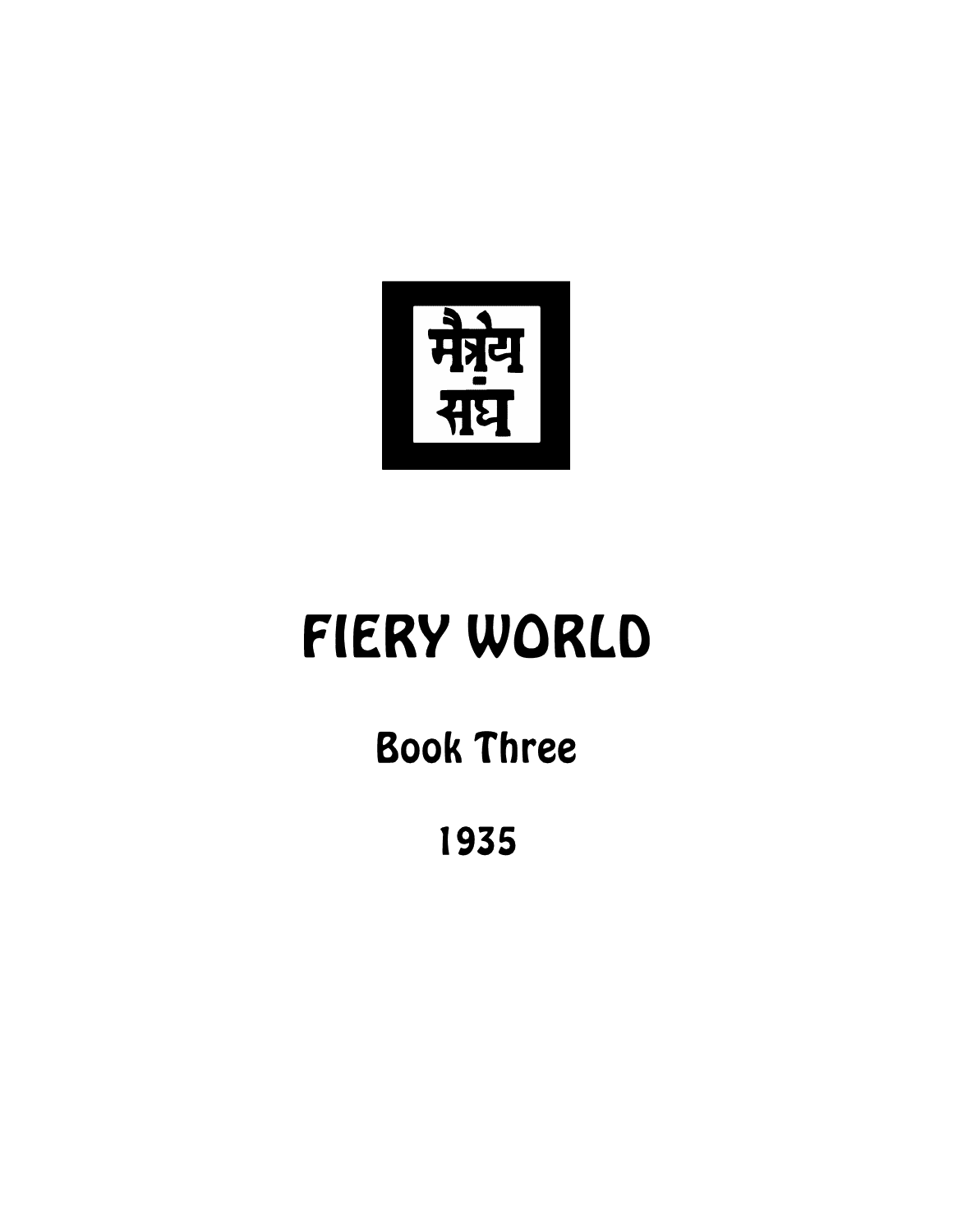मैत्रेय संघ

# FIERY WORLD

## Book Three

1935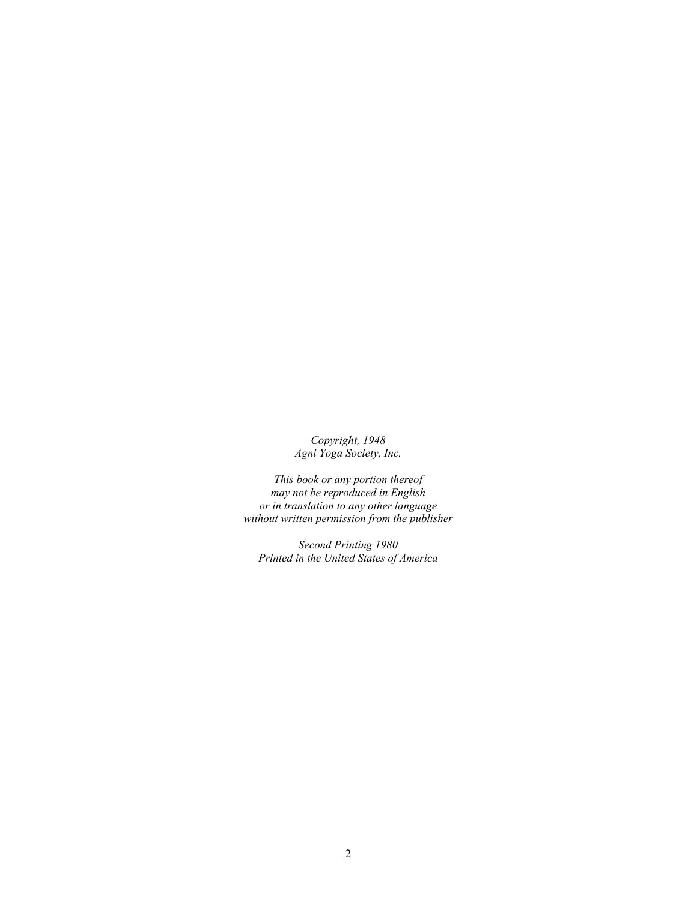*Copyright, 1948*
*Agni Yoga Society, Inc.*

*This book or any portion thereof*
*may not be reproduced in English*
*or in translation to any other language*
*without written permission from the publisher*

*Second Printing 1980*
*Printed in the United States of America*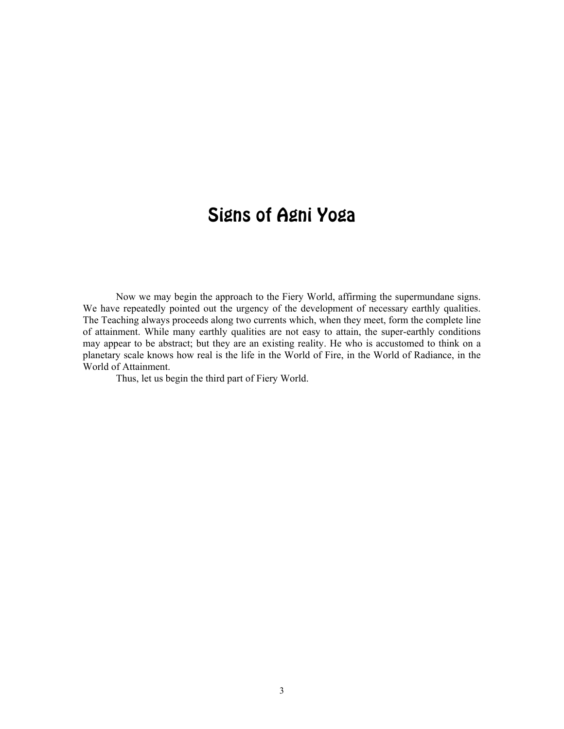# Signs of Agni Yoga

Now we may begin the approach to the Fiery World, affirming the supermundane signs. We have repeatedly pointed out the urgency of the development of necessary earthly qualities. The Teaching always proceeds along two currents which, when they meet, form the complete line of attainment. While many earthly qualities are not easy to attain, the super-earthly conditions may appear to be abstract; but they are an existing reality. He who is accustomed to think on a planetary scale knows how real is the life in the World of Fire, in the World of Radiance, in the World of Attainment.

Thus, let us begin the third part of Fiery World.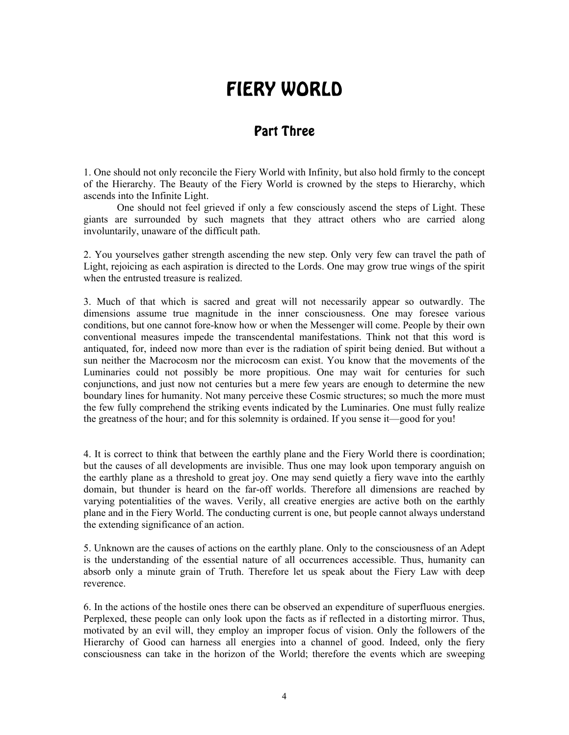# FIERY WORLD

## Part Three

1. One should not only reconcile the Fiery World with Infinity, but also hold firmly to the concept of the Hierarchy. The Beauty of the Fiery World is crowned by the steps to Hierarchy, which ascends into the Infinite Light.

One should not feel grieved if only a few consciously ascend the steps of Light. These giants are surrounded by such magnets that they attract others who are carried along involuntarily, unaware of the difficult path.

2. You yourselves gather strength ascending the new step. Only very few can travel the path of Light, rejoicing as each aspiration is directed to the Lords. One may grow true wings of the spirit when the entrusted treasure is realized.

3. Much of that which is sacred and great will not necessarily appear so outwardly. The dimensions assume true magnitude in the inner consciousness. One may foresee various conditions, but one cannot fore-know how or when the Messenger will come. People by their own conventional measures impede the transcendental manifestations. Think not that this word is antiquated, for, indeed now more than ever is the radiation of spirit being denied. But without a sun neither the Macrocosm nor the microcosm can exist. You know that the movements of the Luminaries could not possibly be more propitious. One may wait for centuries for such conjunctions, and just now not centuries but a mere few years are enough to determine the new boundary lines for humanity. Not many perceive these Cosmic structures; so much the more must the few fully comprehend the striking events indicated by the Luminaries. One must fully realize the greatness of the hour; and for this solemnity is ordained. If you sense it—good for you!

4. It is correct to think that between the earthly plane and the Fiery World there is coordination; but the causes of all developments are invisible. Thus one may look upon temporary anguish on the earthly plane as a threshold to great joy. One may send quietly a fiery wave into the earthly domain, but thunder is heard on the far-off worlds. Therefore all dimensions are reached by varying potentialities of the waves. Verily, all creative energies are active both on the earthly plane and in the Fiery World. The conducting current is one, but people cannot always understand the extending significance of an action.

5. Unknown are the causes of actions on the earthly plane. Only to the consciousness of an Adept is the understanding of the essential nature of all occurrences accessible. Thus, humanity can absorb only a minute grain of Truth. Therefore let us speak about the Fiery Law with deep reverence.

6. In the actions of the hostile ones there can be observed an expenditure of superfluous energies. Perplexed, these people can only look upon the facts as if reflected in a distorting mirror. Thus, motivated by an evil will, they employ an improper focus of vision. Only the followers of the Hierarchy of Good can harness all energies into a channel of good. Indeed, only the fiery consciousness can take in the horizon of the World; therefore the events which are sweeping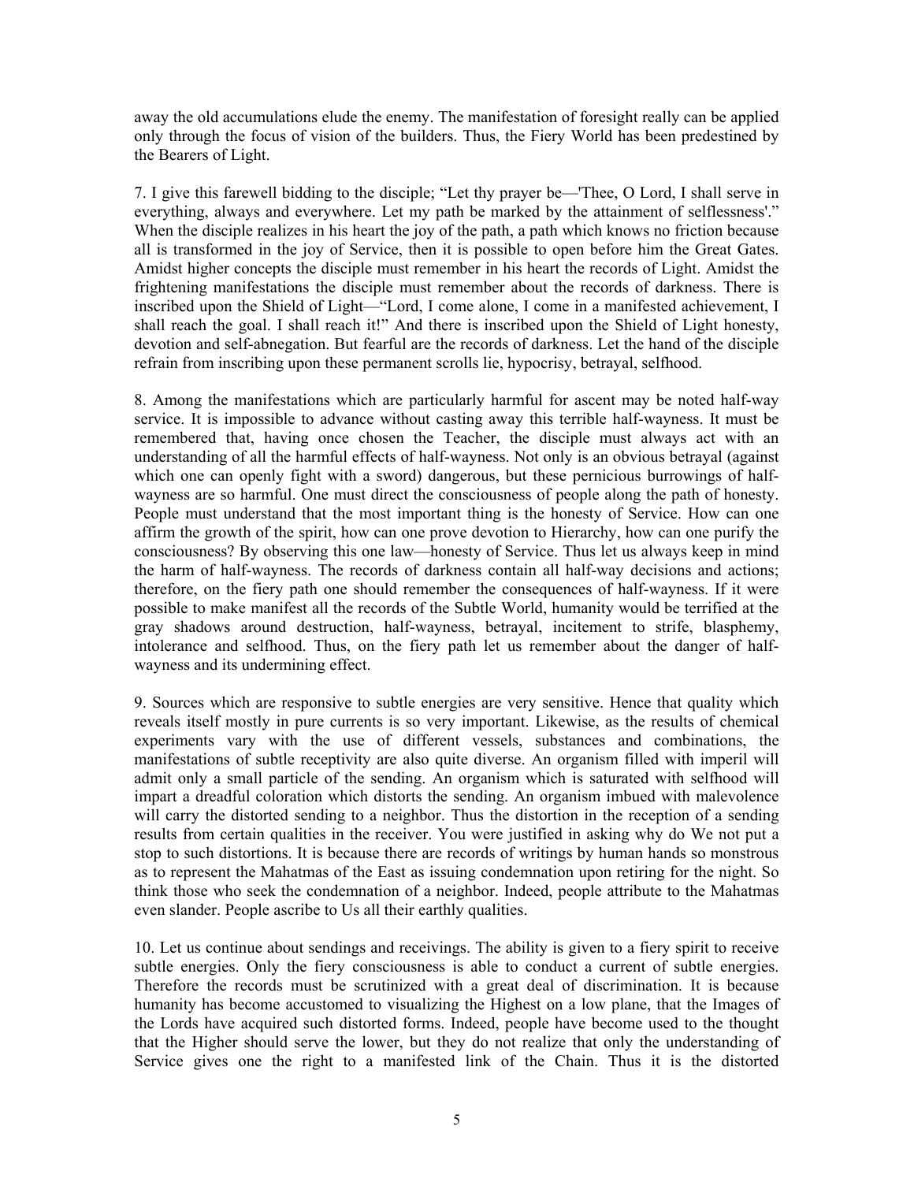away the old accumulations elude the enemy. The manifestation of foresight really can be applied only through the focus of vision of the builders. Thus, the Fiery World has been predestined by the Bearers of Light.

7. I give this farewell bidding to the disciple; "Let thy prayer be—'Thee, O Lord, I shall serve in everything, always and everywhere. Let my path be marked by the attainment of selflessness'." When the disciple realizes in his heart the joy of the path, a path which knows no friction because all is transformed in the joy of Service, then it is possible to open before him the Great Gates. Amidst higher concepts the disciple must remember in his heart the records of Light. Amidst the frightening manifestations the disciple must remember about the records of darkness. There is inscribed upon the Shield of Light—"Lord, I come alone, I come in a manifested achievement, I shall reach the goal. I shall reach it!" And there is inscribed upon the Shield of Light honesty, devotion and self-abnegation. But fearful are the records of darkness. Let the hand of the disciple refrain from inscribing upon these permanent scrolls lie, hypocrisy, betrayal, selfhood.

8. Among the manifestations which are particularly harmful for ascent may be noted half-way service. It is impossible to advance without casting away this terrible half-wayness. It must be remembered that, having once chosen the Teacher, the disciple must always act with an understanding of all the harmful effects of half-wayness. Not only is an obvious betrayal (against which one can openly fight with a sword) dangerous, but these pernicious burrowings of half-wayness are so harmful. One must direct the consciousness of people along the path of honesty. People must understand that the most important thing is the honesty of Service. How can one affirm the growth of the spirit, how can one prove devotion to Hierarchy, how can one purify the consciousness? By observing this one law—honesty of Service. Thus let us always keep in mind the harm of half-wayness. The records of darkness contain all half-way decisions and actions; therefore, on the fiery path one should remember the consequences of half-wayness. If it were possible to make manifest all the records of the Subtle World, humanity would be terrified at the gray shadows around destruction, half-wayness, betrayal, incitement to strife, blasphemy, intolerance and selfhood. Thus, on the fiery path let us remember about the danger of half-wayness and its undermining effect.

9. Sources which are responsive to subtle energies are very sensitive. Hence that quality which reveals itself mostly in pure currents is so very important. Likewise, as the results of chemical experiments vary with the use of different vessels, substances and combinations, the manifestations of subtle receptivity are also quite diverse. An organism filled with imperil will admit only a small particle of the sending. An organism which is saturated with selfhood will impart a dreadful coloration which distorts the sending. An organism imbued with malevolence will carry the distorted sending to a neighbor. Thus the distortion in the reception of a sending results from certain qualities in the receiver. You were justified in asking why do We not put a stop to such distortions. It is because there are records of writings by human hands so monstrous as to represent the Mahatmas of the East as issuing condemnation upon retiring for the night. So think those who seek the condemnation of a neighbor. Indeed, people attribute to the Mahatmas even slander. People ascribe to Us all their earthly qualities.

10. Let us continue about sendings and receivings. The ability is given to a fiery spirit to receive subtle energies. Only the fiery consciousness is able to conduct a current of subtle energies. Therefore the records must be scrutinized with a great deal of discrimination. It is because humanity has become accustomed to visualizing the Highest on a low plane, that the Images of the Lords have acquired such distorted forms. Indeed, people have become used to the thought that the Higher should serve the lower, but they do not realize that only the understanding of Service gives one the right to a manifested link of the Chain. Thus it is the distorted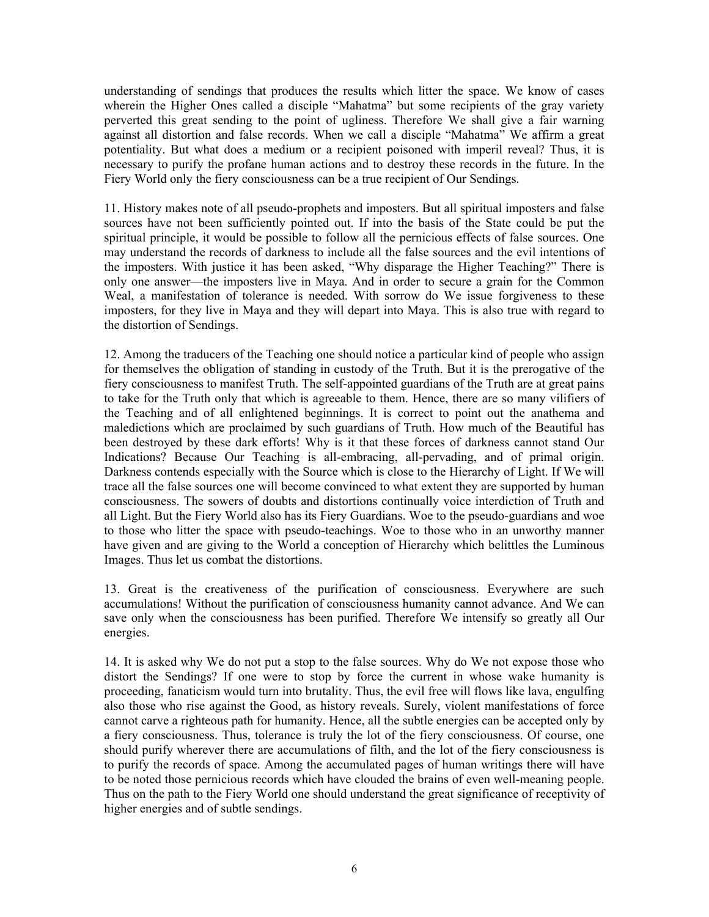understanding of sendings that produces the results which litter the space. We know of cases wherein the Higher Ones called a disciple "Mahatma" but some recipients of the gray variety perverted this great sending to the point of ugliness. Therefore We shall give a fair warning against all distortion and false records. When we call a disciple "Mahatma" We affirm a great potentiality. But what does a medium or a recipient poisoned with imperil reveal? Thus, it is necessary to purify the profane human actions and to destroy these records in the future. In the Fiery World only the fiery consciousness can be a true recipient of Our Sendings.

11. History makes note of all pseudo-prophets and imposters. But all spiritual imposters and false sources have not been sufficiently pointed out. If into the basis of the State could be put the spiritual principle, it would be possible to follow all the pernicious effects of false sources. One may understand the records of darkness to include all the false sources and the evil intentions of the imposters. With justice it has been asked, "Why disparage the Higher Teaching?" There is only one answer—the imposters live in Maya. And in order to secure a grain for the Common Weal, a manifestation of tolerance is needed. With sorrow do We issue forgiveness to these imposters, for they live in Maya and they will depart into Maya. This is also true with regard to the distortion of Sendings.

12. Among the traducers of the Teaching one should notice a particular kind of people who assign for themselves the obligation of standing in custody of the Truth. But it is the prerogative of the fiery consciousness to manifest Truth. The self-appointed guardians of the Truth are at great pains to take for the Truth only that which is agreeable to them. Hence, there are so many vilifiers of the Teaching and of all enlightened beginnings. It is correct to point out the anathema and maledictions which are proclaimed by such guardians of Truth. How much of the Beautiful has been destroyed by these dark efforts! Why is it that these forces of darkness cannot stand Our Indications? Because Our Teaching is all-embracing, all-pervading, and of primal origin. Darkness contends especially with the Source which is close to the Hierarchy of Light. If We will trace all the false sources one will become convinced to what extent they are supported by human consciousness. The sowers of doubts and distortions continually voice interdiction of Truth and all Light. But the Fiery World also has its Fiery Guardians. Woe to the pseudo-guardians and woe to those who litter the space with pseudo-teachings. Woe to those who in an unworthy manner have given and are giving to the World a conception of Hierarchy which belittles the Luminous Images. Thus let us combat the distortions.

13. Great is the creativeness of the purification of consciousness. Everywhere are such accumulations! Without the purification of consciousness humanity cannot advance. And We can save only when the consciousness has been purified. Therefore We intensify so greatly all Our energies.

14. It is asked why We do not put a stop to the false sources. Why do We not expose those who distort the Sendings? If one were to stop by force the current in whose wake humanity is proceeding, fanaticism would turn into brutality. Thus, the evil free will flows like lava, engulfing also those who rise against the Good, as history reveals. Surely, violent manifestations of force cannot carve a righteous path for humanity. Hence, all the subtle energies can be accepted only by a fiery consciousness. Thus, tolerance is truly the lot of the fiery consciousness. Of course, one should purify wherever there are accumulations of filth, and the lot of the fiery consciousness is to purify the records of space. Among the accumulated pages of human writings there will have to be noted those pernicious records which have clouded the brains of even well-meaning people. Thus on the path to the Fiery World one should understand the great significance of receptivity of higher energies and of subtle sendings.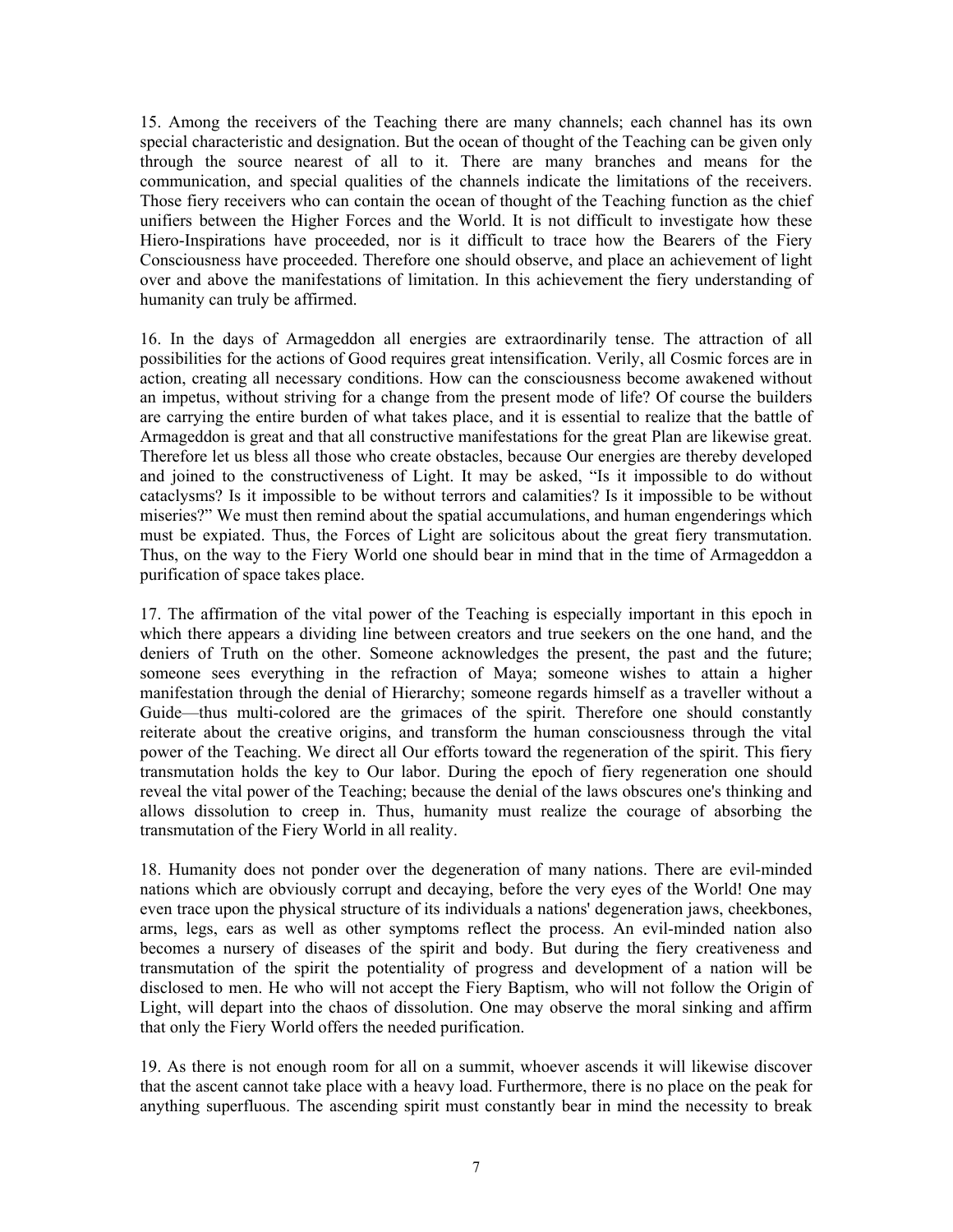15. Among the receivers of the Teaching there are many channels; each channel has its own special characteristic and designation. But the ocean of thought of the Teaching can be given only through the source nearest of all to it. There are many branches and means for the communication, and special qualities of the channels indicate the limitations of the receivers. Those fiery receivers who can contain the ocean of thought of the Teaching function as the chief unifiers between the Higher Forces and the World. It is not difficult to investigate how these Hiero-Inspirations have proceeded, nor is it difficult to trace how the Bearers of the Fiery Consciousness have proceeded. Therefore one should observe, and place an achievement of light over and above the manifestations of limitation. In this achievement the fiery understanding of humanity can truly be affirmed.

16. In the days of Armageddon all energies are extraordinarily tense. The attraction of all possibilities for the actions of Good requires great intensification. Verily, all Cosmic forces are in action, creating all necessary conditions. How can the consciousness become awakened without an impetus, without striving for a change from the present mode of life? Of course the builders are carrying the entire burden of what takes place, and it is essential to realize that the battle of Armageddon is great and that all constructive manifestations for the great Plan are likewise great. Therefore let us bless all those who create obstacles, because Our energies are thereby developed and joined to the constructiveness of Light. It may be asked, "Is it impossible to do without cataclysms? Is it impossible to be without terrors and calamities? Is it impossible to be without miseries?" We must then remind about the spatial accumulations, and human engenderings which must be expiated. Thus, the Forces of Light are solicitous about the great fiery transmutation. Thus, on the way to the Fiery World one should bear in mind that in the time of Armageddon a purification of space takes place.

17. The affirmation of the vital power of the Teaching is especially important in this epoch in which there appears a dividing line between creators and true seekers on the one hand, and the deniers of Truth on the other. Someone acknowledges the present, the past and the future; someone sees everything in the refraction of Maya; someone wishes to attain a higher manifestation through the denial of Hierarchy; someone regards himself as a traveller without a Guide—thus multi-colored are the grimaces of the spirit. Therefore one should constantly reiterate about the creative origins, and transform the human consciousness through the vital power of the Teaching. We direct all Our efforts toward the regeneration of the spirit. This fiery transmutation holds the key to Our labor. During the epoch of fiery regeneration one should reveal the vital power of the Teaching; because the denial of the laws obscures one's thinking and allows dissolution to creep in. Thus, humanity must realize the courage of absorbing the transmutation of the Fiery World in all reality.

18. Humanity does not ponder over the degeneration of many nations. There are evil-minded nations which are obviously corrupt and decaying, before the very eyes of the World! One may even trace upon the physical structure of its individuals a nations' degeneration jaws, cheekbones, arms, legs, ears as well as other symptoms reflect the process. An evil-minded nation also becomes a nursery of diseases of the spirit and body. But during the fiery creativeness and transmutation of the spirit the potentiality of progress and development of a nation will be disclosed to men. He who will not accept the Fiery Baptism, who will not follow the Origin of Light, will depart into the chaos of dissolution. One may observe the moral sinking and affirm that only the Fiery World offers the needed purification.

19. As there is not enough room for all on a summit, whoever ascends it will likewise discover that the ascent cannot take place with a heavy load. Furthermore, there is no place on the peak for anything superfluous. The ascending spirit must constantly bear in mind the necessity to break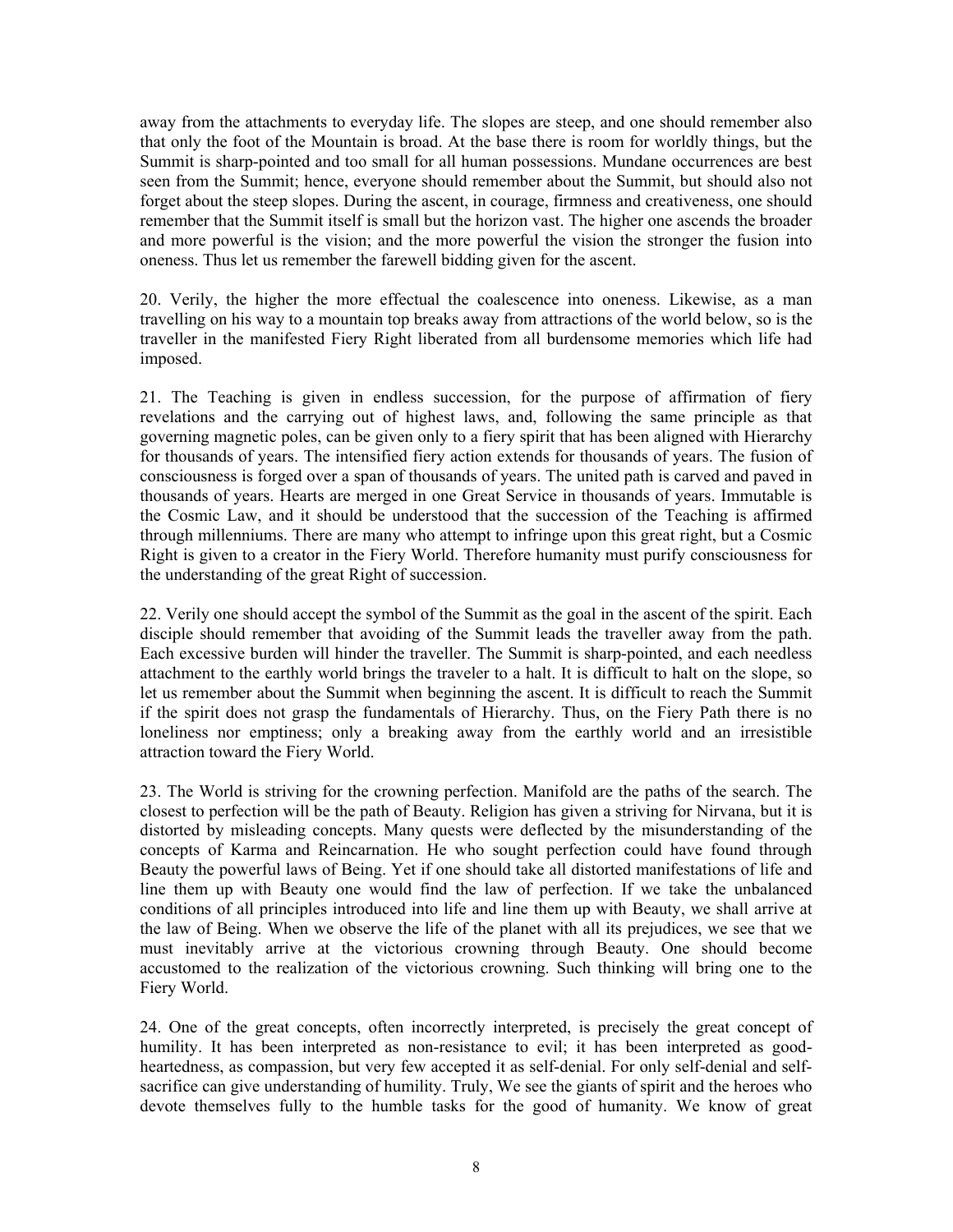away from the attachments to everyday life. The slopes are steep, and one should remember also that only the foot of the Mountain is broad. At the base there is room for worldly things, but the Summit is sharp-pointed and too small for all human possessions. Mundane occurrences are best seen from the Summit; hence, everyone should remember about the Summit, but should also not forget about the steep slopes. During the ascent, in courage, firmness and creativeness, one should remember that the Summit itself is small but the horizon vast. The higher one ascends the broader and more powerful is the vision; and the more powerful the vision the stronger the fusion into oneness. Thus let us remember the farewell bidding given for the ascent.

20. Verily, the higher the more effectual the coalescence into oneness. Likewise, as a man travelling on his way to a mountain top breaks away from attractions of the world below, so is the traveller in the manifested Fiery Right liberated from all burdensome memories which life had imposed.

21. The Teaching is given in endless succession, for the purpose of affirmation of fiery revelations and the carrying out of highest laws, and, following the same principle as that governing magnetic poles, can be given only to a fiery spirit that has been aligned with Hierarchy for thousands of years. The intensified fiery action extends for thousands of years. The fusion of consciousness is forged over a span of thousands of years. The united path is carved and paved in thousands of years. Hearts are merged in one Great Service in thousands of years. Immutable is the Cosmic Law, and it should be understood that the succession of the Teaching is affirmed through millenniums. There are many who attempt to infringe upon this great right, but a Cosmic Right is given to a creator in the Fiery World. Therefore humanity must purify consciousness for the understanding of the great Right of succession.

22. Verily one should accept the symbol of the Summit as the goal in the ascent of the spirit. Each disciple should remember that avoiding of the Summit leads the traveller away from the path. Each excessive burden will hinder the traveller. The Summit is sharp-pointed, and each needless attachment to the earthly world brings the traveler to a halt. It is difficult to halt on the slope, so let us remember about the Summit when beginning the ascent. It is difficult to reach the Summit if the spirit does not grasp the fundamentals of Hierarchy. Thus, on the Fiery Path there is no loneliness nor emptiness; only a breaking away from the earthly world and an irresistible attraction toward the Fiery World.

23. The World is striving for the crowning perfection. Manifold are the paths of the search. The closest to perfection will be the path of Beauty. Religion has given a striving for Nirvana, but it is distorted by misleading concepts. Many quests were deflected by the misunderstanding of the concepts of Karma and Reincarnation. He who sought perfection could have found through Beauty the powerful laws of Being. Yet if one should take all distorted manifestations of life and line them up with Beauty one would find the law of perfection. If we take the unbalanced conditions of all principles introduced into life and line them up with Beauty, we shall arrive at the law of Being. When we observe the life of the planet with all its prejudices, we see that we must inevitably arrive at the victorious crowning through Beauty. One should become accustomed to the realization of the victorious crowning. Such thinking will bring one to the Fiery World.

24. One of the great concepts, often incorrectly interpreted, is precisely the great concept of humility. It has been interpreted as non-resistance to evil; it has been interpreted as good-heartedness, as compassion, but very few accepted it as self-denial. For only self-denial and self-sacrifice can give understanding of humility. Truly, We see the giants of spirit and the heroes who devote themselves fully to the humble tasks for the good of humanity. We know of great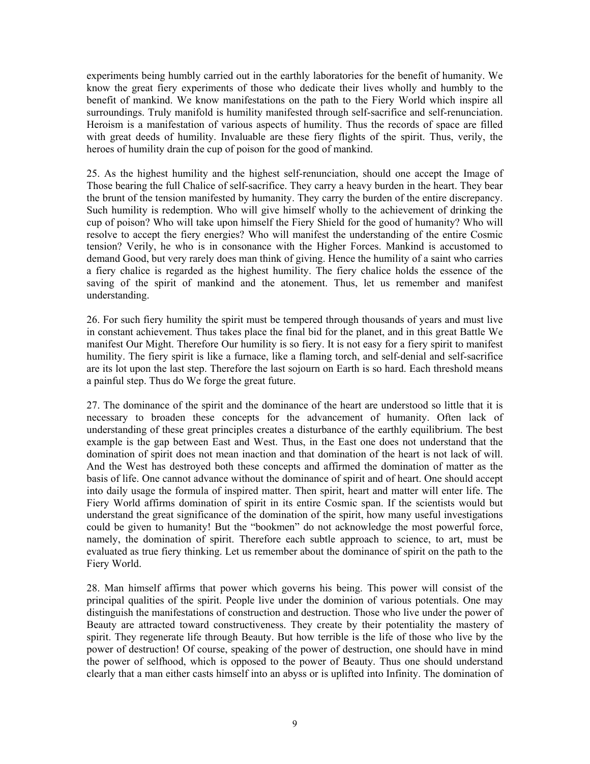experiments being humbly carried out in the earthly laboratories for the benefit of humanity. We know the great fiery experiments of those who dedicate their lives wholly and humbly to the benefit of mankind. We know manifestations on the path to the Fiery World which inspire all surroundings. Truly manifold is humility manifested through self-sacrifice and self-renunciation. Heroism is a manifestation of various aspects of humility. Thus the records of space are filled with great deeds of humility. Invaluable are these fiery flights of the spirit. Thus, verily, the heroes of humility drain the cup of poison for the good of mankind.

25. As the highest humility and the highest self-renunciation, should one accept the Image of Those bearing the full Chalice of self-sacrifice. They carry a heavy burden in the heart. They bear the brunt of the tension manifested by humanity. They carry the burden of the entire discrepancy. Such humility is redemption. Who will give himself wholly to the achievement of drinking the cup of poison? Who will take upon himself the Fiery Shield for the good of humanity? Who will resolve to accept the fiery energies? Who will manifest the understanding of the entire Cosmic tension? Verily, he who is in consonance with the Higher Forces. Mankind is accustomed to demand Good, but very rarely does man think of giving. Hence the humility of a saint who carries a fiery chalice is regarded as the highest humility. The fiery chalice holds the essence of the saving of the spirit of mankind and the atonement. Thus, let us remember and manifest understanding.

26. For such fiery humility the spirit must be tempered through thousands of years and must live in constant achievement. Thus takes place the final bid for the planet, and in this great Battle We manifest Our Might. Therefore Our humility is so fiery. It is not easy for a fiery spirit to manifest humility. The fiery spirit is like a furnace, like a flaming torch, and self-denial and self-sacrifice are its lot upon the last step. Therefore the last sojourn on Earth is so hard. Each threshold means a painful step. Thus do We forge the great future.

27. The dominance of the spirit and the dominance of the heart are understood so little that it is necessary to broaden these concepts for the advancement of humanity. Often lack of understanding of these great principles creates a disturbance of the earthly equilibrium. The best example is the gap between East and West. Thus, in the East one does not understand that the domination of spirit does not mean inaction and that domination of the heart is not lack of will. And the West has destroyed both these concepts and affirmed the domination of matter as the basis of life. One cannot advance without the dominance of spirit and of heart. One should accept into daily usage the formula of inspired matter. Then spirit, heart and matter will enter life. The Fiery World affirms domination of spirit in its entire Cosmic span. If the scientists would but understand the great significance of the domination of the spirit, how many useful investigations could be given to humanity! But the "bookmen" do not acknowledge the most powerful force, namely, the domination of spirit. Therefore each subtle approach to science, to art, must be evaluated as true fiery thinking. Let us remember about the dominance of spirit on the path to the Fiery World.

28. Man himself affirms that power which governs his being. This power will consist of the principal qualities of the spirit. People live under the dominion of various potentials. One may distinguish the manifestations of construction and destruction. Those who live under the power of Beauty are attracted toward constructiveness. They create by their potentiality the mastery of spirit. They regenerate life through Beauty. But how terrible is the life of those who live by the power of destruction! Of course, speaking of the power of destruction, one should have in mind the power of selfhood, which is opposed to the power of Beauty. Thus one should understand clearly that a man either casts himself into an abyss or is uplifted into Infinity. The domination of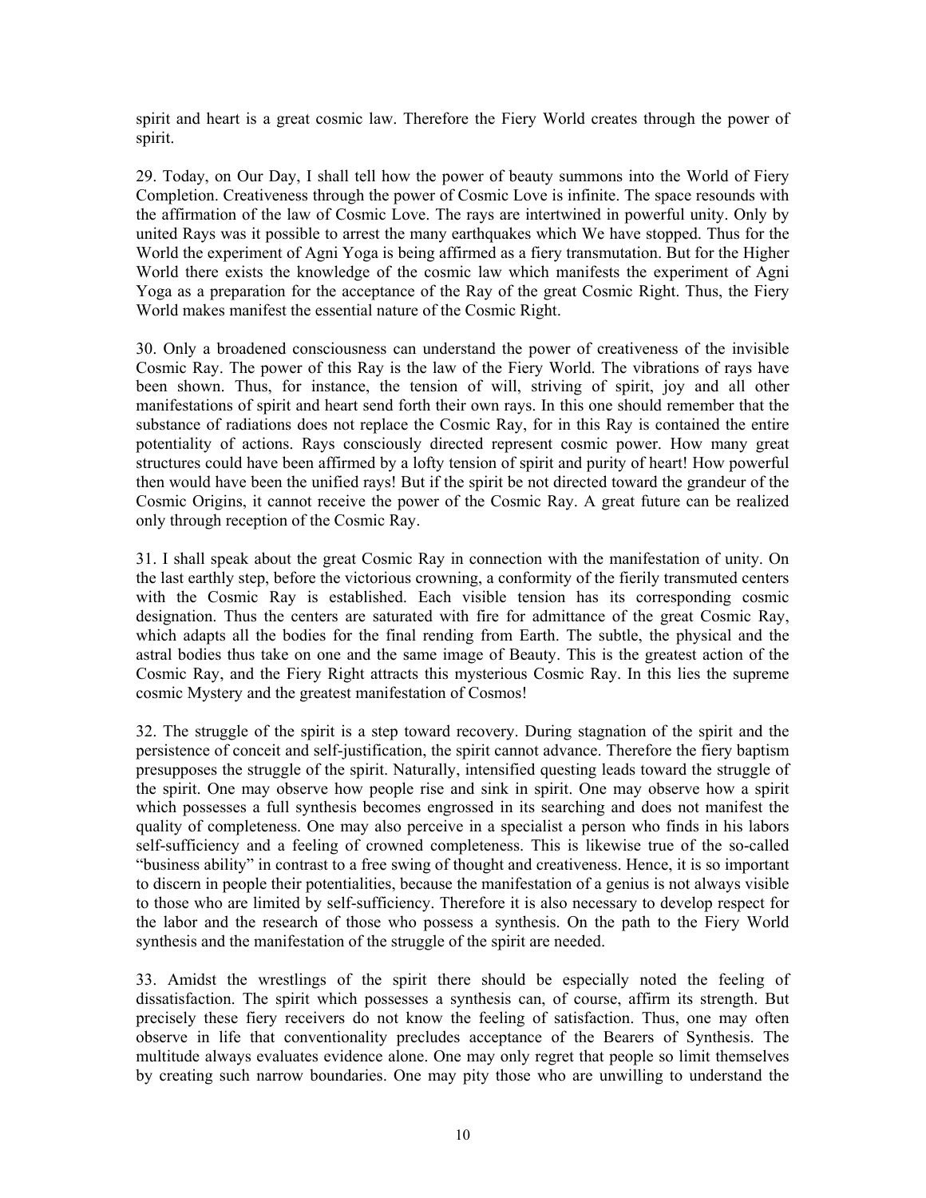spirit and heart is a great cosmic law. Therefore the Fiery World creates through the power of spirit.

29. Today, on Our Day, I shall tell how the power of beauty summons into the World of Fiery Completion. Creativeness through the power of Cosmic Love is infinite. The space resounds with the affirmation of the law of Cosmic Love. The rays are intertwined in powerful unity. Only by united Rays was it possible to arrest the many earthquakes which We have stopped. Thus for the World the experiment of Agni Yoga is being affirmed as a fiery transmutation. But for the Higher World there exists the knowledge of the cosmic law which manifests the experiment of Agni Yoga as a preparation for the acceptance of the Ray of the great Cosmic Right. Thus, the Fiery World makes manifest the essential nature of the Cosmic Right.

30. Only a broadened consciousness can understand the power of creativeness of the invisible Cosmic Ray. The power of this Ray is the law of the Fiery World. The vibrations of rays have been shown. Thus, for instance, the tension of will, striving of spirit, joy and all other manifestations of spirit and heart send forth their own rays. In this one should remember that the substance of radiations does not replace the Cosmic Ray, for in this Ray is contained the entire potentiality of actions. Rays consciously directed represent cosmic power. How many great structures could have been affirmed by a lofty tension of spirit and purity of heart! How powerful then would have been the unified rays! But if the spirit be not directed toward the grandeur of the Cosmic Origins, it cannot receive the power of the Cosmic Ray. A great future can be realized only through reception of the Cosmic Ray.

31. I shall speak about the great Cosmic Ray in connection with the manifestation of unity. On the last earthly step, before the victorious crowning, a conformity of the fierily transmuted centers with the Cosmic Ray is established. Each visible tension has its corresponding cosmic designation. Thus the centers are saturated with fire for admittance of the great Cosmic Ray, which adapts all the bodies for the final rending from Earth. The subtle, the physical and the astral bodies thus take on one and the same image of Beauty. This is the greatest action of the Cosmic Ray, and the Fiery Right attracts this mysterious Cosmic Ray. In this lies the supreme cosmic Mystery and the greatest manifestation of Cosmos!

32. The struggle of the spirit is a step toward recovery. During stagnation of the spirit and the persistence of conceit and self-justification, the spirit cannot advance. Therefore the fiery baptism presupposes the struggle of the spirit. Naturally, intensified questing leads toward the struggle of the spirit. One may observe how people rise and sink in spirit. One may observe how a spirit which possesses a full synthesis becomes engrossed in its searching and does not manifest the quality of completeness. One may also perceive in a specialist a person who finds in his labors self-sufficiency and a feeling of crowned completeness. This is likewise true of the so-called "business ability" in contrast to a free swing of thought and creativeness. Hence, it is so important to discern in people their potentialities, because the manifestation of a genius is not always visible to those who are limited by self-sufficiency. Therefore it is also necessary to develop respect for the labor and the research of those who possess a synthesis. On the path to the Fiery World synthesis and the manifestation of the struggle of the spirit are needed.

33. Amidst the wrestlings of the spirit there should be especially noted the feeling of dissatisfaction. The spirit which possesses a synthesis can, of course, affirm its strength. But precisely these fiery receivers do not know the feeling of satisfaction. Thus, one may often observe in life that conventionality precludes acceptance of the Bearers of Synthesis. The multitude always evaluates evidence alone. One may only regret that people so limit themselves by creating such narrow boundaries. One may pity those who are unwilling to understand the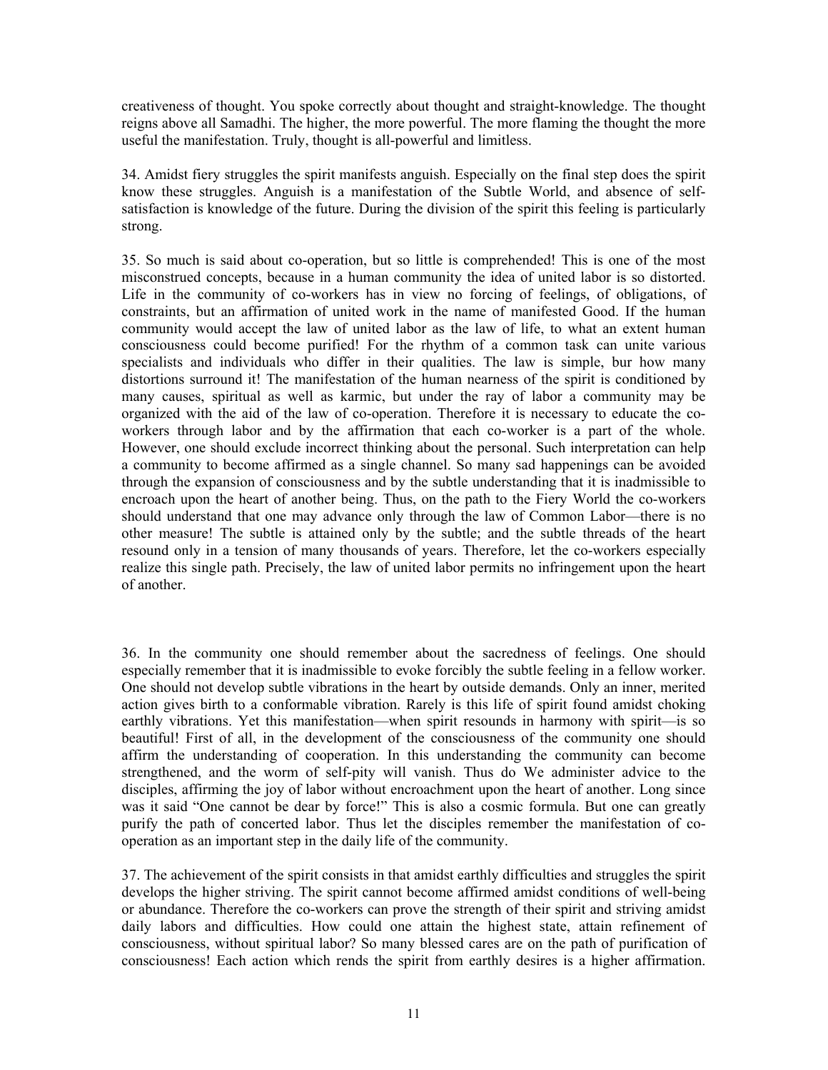creativeness of thought. You spoke correctly about thought and straight-knowledge. The thought reigns above all Samadhi. The higher, the more powerful. The more flaming the thought the more useful the manifestation. Truly, thought is all-powerful and limitless.

34. Amidst fiery struggles the spirit manifests anguish. Especially on the final step does the spirit know these struggles. Anguish is a manifestation of the Subtle World, and absence of self-satisfaction is knowledge of the future. During the division of the spirit this feeling is particularly strong.

35. So much is said about co-operation, but so little is comprehended! This is one of the most misconstrued concepts, because in a human community the idea of united labor is so distorted. Life in the community of co-workers has in view no forcing of feelings, of obligations, of constraints, but an affirmation of united work in the name of manifested Good. If the human community would accept the law of united labor as the law of life, to what an extent human consciousness could become purified! For the rhythm of a common task can unite various specialists and individuals who differ in their qualities. The law is simple, bur how many distortions surround it! The manifestation of the human nearness of the spirit is conditioned by many causes, spiritual as well as karmic, but under the ray of labor a community may be organized with the aid of the law of co-operation. Therefore it is necessary to educate the co-workers through labor and by the affirmation that each co-worker is a part of the whole. However, one should exclude incorrect thinking about the personal. Such interpretation can help a community to become affirmed as a single channel. So many sad happenings can be avoided through the expansion of consciousness and by the subtle understanding that it is inadmissible to encroach upon the heart of another being. Thus, on the path to the Fiery World the co-workers should understand that one may advance only through the law of Common Labor—there is no other measure! The subtle is attained only by the subtle; and the subtle threads of the heart resound only in a tension of many thousands of years. Therefore, let the co-workers especially realize this single path. Precisely, the law of united labor permits no infringement upon the heart of another.

36. In the community one should remember about the sacredness of feelings. One should especially remember that it is inadmissible to evoke forcibly the subtle feeling in a fellow worker. One should not develop subtle vibrations in the heart by outside demands. Only an inner, merited action gives birth to a conformable vibration. Rarely is this life of spirit found amidst choking earthly vibrations. Yet this manifestation—when spirit resounds in harmony with spirit—is so beautiful! First of all, in the development of the consciousness of the community one should affirm the understanding of cooperation. In this understanding the community can become strengthened, and the worm of self-pity will vanish. Thus do We administer advice to the disciples, affirming the joy of labor without encroachment upon the heart of another. Long since was it said "One cannot be dear by force!" This is also a cosmic formula. But one can greatly purify the path of concerted labor. Thus let the disciples remember the manifestation of co-operation as an important step in the daily life of the community.

37. The achievement of the spirit consists in that amidst earthly difficulties and struggles the spirit develops the higher striving. The spirit cannot become affirmed amidst conditions of well-being or abundance. Therefore the co-workers can prove the strength of their spirit and striving amidst daily labors and difficulties. How could one attain the highest state, attain refinement of consciousness, without spiritual labor? So many blessed cares are on the path of purification of consciousness! Each action which rends the spirit from earthly desires is a higher affirmation.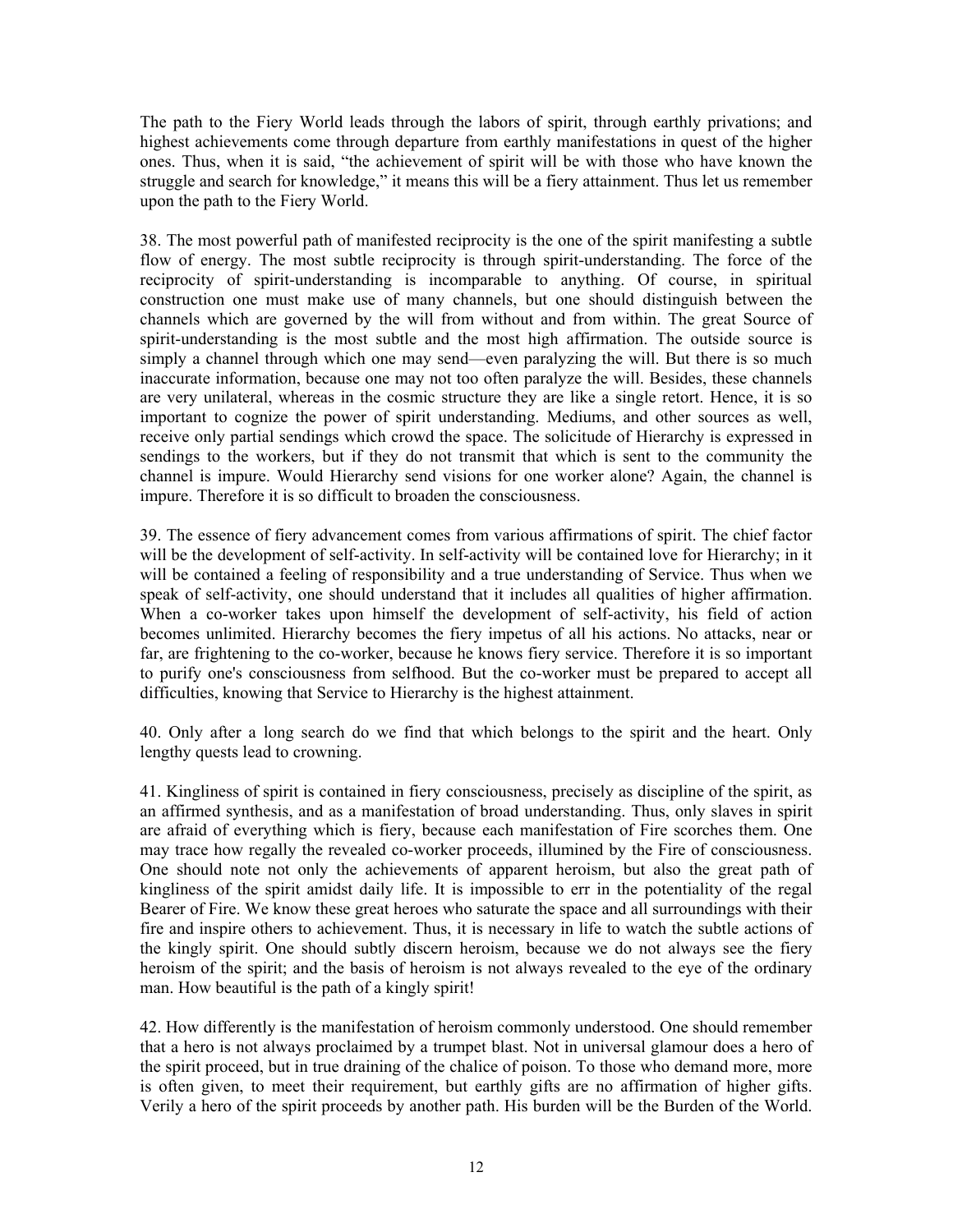The path to the Fiery World leads through the labors of spirit, through earthly privations; and highest achievements come through departure from earthly manifestations in quest of the higher ones. Thus, when it is said, "the achievement of spirit will be with those who have known the struggle and search for knowledge," it means this will be a fiery attainment. Thus let us remember upon the path to the Fiery World.

38. The most powerful path of manifested reciprocity is the one of the spirit manifesting a subtle flow of energy. The most subtle reciprocity is through spirit-understanding. The force of the reciprocity of spirit-understanding is incomparable to anything. Of course, in spiritual construction one must make use of many channels, but one should distinguish between the channels which are governed by the will from without and from within. The great Source of spirit-understanding is the most subtle and the most high affirmation. The outside source is simply a channel through which one may send—even paralyzing the will. But there is so much inaccurate information, because one may not too often paralyze the will. Besides, these channels are very unilateral, whereas in the cosmic structure they are like a single retort. Hence, it is so important to cognize the power of spirit understanding. Mediums, and other sources as well, receive only partial sendings which crowd the space. The solicitude of Hierarchy is expressed in sendings to the workers, but if they do not transmit that which is sent to the community the channel is impure. Would Hierarchy send visions for one worker alone? Again, the channel is impure. Therefore it is so difficult to broaden the consciousness.

39. The essence of fiery advancement comes from various affirmations of spirit. The chief factor will be the development of self-activity. In self-activity will be contained love for Hierarchy; in it will be contained a feeling of responsibility and a true understanding of Service. Thus when we speak of self-activity, one should understand that it includes all qualities of higher affirmation. When a co-worker takes upon himself the development of self-activity, his field of action becomes unlimited. Hierarchy becomes the fiery impetus of all his actions. No attacks, near or far, are frightening to the co-worker, because he knows fiery service. Therefore it is so important to purify one's consciousness from selfhood. But the co-worker must be prepared to accept all difficulties, knowing that Service to Hierarchy is the highest attainment.

40. Only after a long search do we find that which belongs to the spirit and the heart. Only lengthy quests lead to crowning.

41. Kingliness of spirit is contained in fiery consciousness, precisely as discipline of the spirit, as an affirmed synthesis, and as a manifestation of broad understanding. Thus, only slaves in spirit are afraid of everything which is fiery, because each manifestation of Fire scorches them. One may trace how regally the revealed co-worker proceeds, illumined by the Fire of consciousness. One should note not only the achievements of apparent heroism, but also the great path of kingliness of the spirit amidst daily life. It is impossible to err in the potentiality of the regal Bearer of Fire. We know these great heroes who saturate the space and all surroundings with their fire and inspire others to achievement. Thus, it is necessary in life to watch the subtle actions of the kingly spirit. One should subtly discern heroism, because we do not always see the fiery heroism of the spirit; and the basis of heroism is not always revealed to the eye of the ordinary man. How beautiful is the path of a kingly spirit!

42. How differently is the manifestation of heroism commonly understood. One should remember that a hero is not always proclaimed by a trumpet blast. Not in universal glamour does a hero of the spirit proceed, but in true draining of the chalice of poison. To those who demand more, more is often given, to meet their requirement, but earthly gifts are no affirmation of higher gifts. Verily a hero of the spirit proceeds by another path. His burden will be the Burden of the World.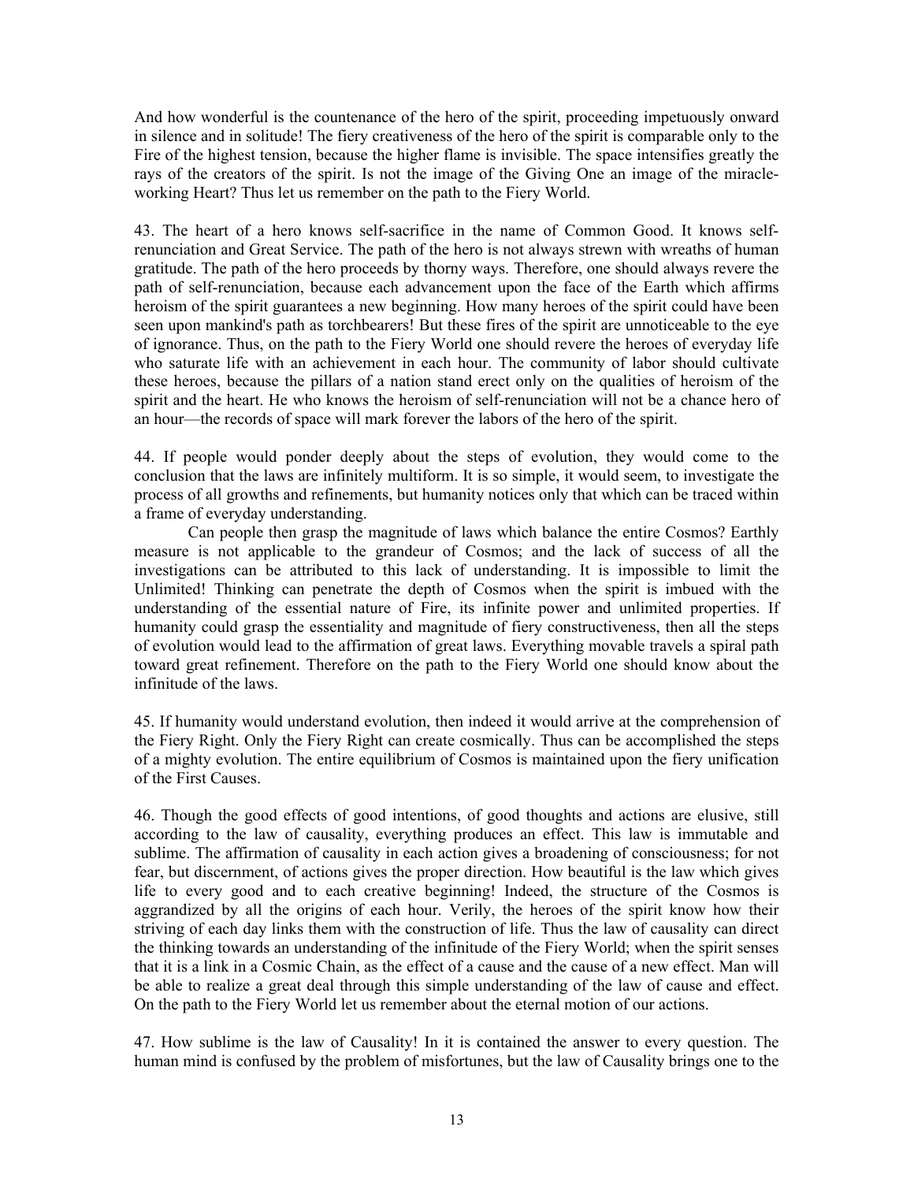And how wonderful is the countenance of the hero of the spirit, proceeding impetuously onward in silence and in solitude! The fiery creativeness of the hero of the spirit is comparable only to the Fire of the highest tension, because the higher flame is invisible. The space intensifies greatly the rays of the creators of the spirit. Is not the image of the Giving One an image of the miracle-working Heart? Thus let us remember on the path to the Fiery World.

43. The heart of a hero knows self-sacrifice in the name of Common Good. It knows self-renunciation and Great Service. The path of the hero is not always strewn with wreaths of human gratitude. The path of the hero proceeds by thorny ways. Therefore, one should always revere the path of self-renunciation, because each advancement upon the face of the Earth which affirms heroism of the spirit guarantees a new beginning. How many heroes of the spirit could have been seen upon mankind's path as torchbearers! But these fires of the spirit are unnoticeable to the eye of ignorance. Thus, on the path to the Fiery World one should revere the heroes of everyday life who saturate life with an achievement in each hour. The community of labor should cultivate these heroes, because the pillars of a nation stand erect only on the qualities of heroism of the spirit and the heart. He who knows the heroism of self-renunciation will not be a chance hero of an hour—the records of space will mark forever the labors of the hero of the spirit.

44. If people would ponder deeply about the steps of evolution, they would come to the conclusion that the laws are infinitely multiform. It is so simple, it would seem, to investigate the process of all growths and refinements, but humanity notices only that which can be traced within a frame of everyday understanding.

Can people then grasp the magnitude of laws which balance the entire Cosmos? Earthly measure is not applicable to the grandeur of Cosmos; and the lack of success of all the investigations can be attributed to this lack of understanding. It is impossible to limit the Unlimited! Thinking can penetrate the depth of Cosmos when the spirit is imbued with the understanding of the essential nature of Fire, its infinite power and unlimited properties. If humanity could grasp the essentiality and magnitude of fiery constructiveness, then all the steps of evolution would lead to the affirmation of great laws. Everything movable travels a spiral path toward great refinement. Therefore on the path to the Fiery World one should know about the infinitude of the laws.

45. If humanity would understand evolution, then indeed it would arrive at the comprehension of the Fiery Right. Only the Fiery Right can create cosmically. Thus can be accomplished the steps of a mighty evolution. The entire equilibrium of Cosmos is maintained upon the fiery unification of the First Causes.

46. Though the good effects of good intentions, of good thoughts and actions are elusive, still according to the law of causality, everything produces an effect. This law is immutable and sublime. The affirmation of causality in each action gives a broadening of consciousness; for not fear, but discernment, of actions gives the proper direction. How beautiful is the law which gives life to every good and to each creative beginning! Indeed, the structure of the Cosmos is aggrandized by all the origins of each hour. Verily, the heroes of the spirit know how their striving of each day links them with the construction of life. Thus the law of causality can direct the thinking towards an understanding of the infinitude of the Fiery World; when the spirit senses that it is a link in a Cosmic Chain, as the effect of a cause and the cause of a new effect. Man will be able to realize a great deal through this simple understanding of the law of cause and effect. On the path to the Fiery World let us remember about the eternal motion of our actions.

47. How sublime is the law of Causality! In it is contained the answer to every question. The human mind is confused by the problem of misfortunes, but the law of Causality brings one to the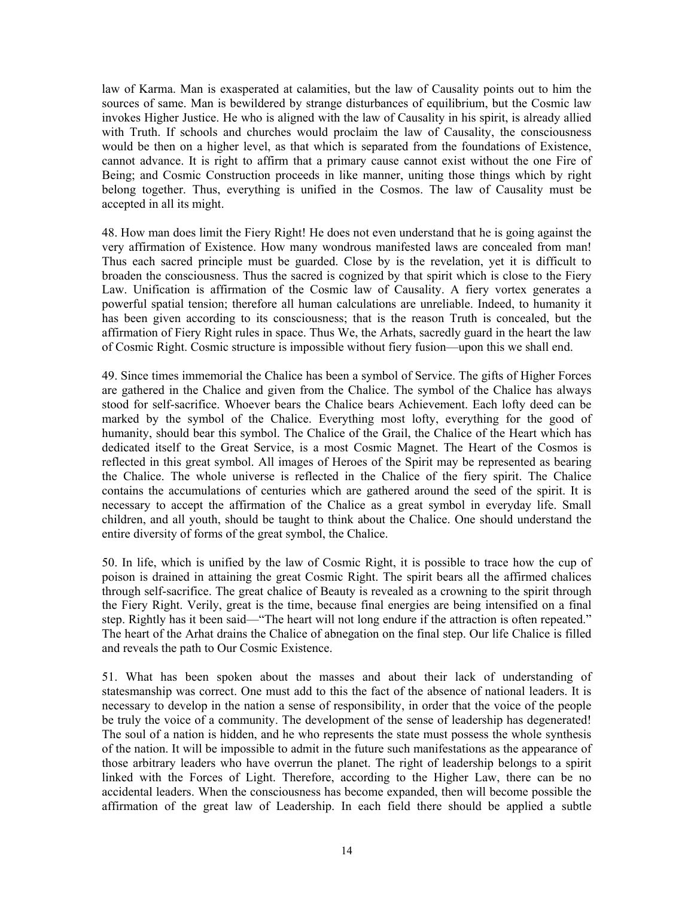law of Karma. Man is exasperated at calamities, but the law of Causality points out to him the sources of same. Man is bewildered by strange disturbances of equilibrium, but the Cosmic law invokes Higher Justice. He who is aligned with the law of Causality in his spirit, is already allied with Truth. If schools and churches would proclaim the law of Causality, the consciousness would be then on a higher level, as that which is separated from the foundations of Existence, cannot advance. It is right to affirm that a primary cause cannot exist without the one Fire of Being; and Cosmic Construction proceeds in like manner, uniting those things which by right belong together. Thus, everything is unified in the Cosmos. The law of Causality must be accepted in all its might.

48. How man does limit the Fiery Right! He does not even understand that he is going against the very affirmation of Existence. How many wondrous manifested laws are concealed from man! Thus each sacred principle must be guarded. Close by is the revelation, yet it is difficult to broaden the consciousness. Thus the sacred is cognized by that spirit which is close to the Fiery Law. Unification is affirmation of the Cosmic law of Causality. A fiery vortex generates a powerful spatial tension; therefore all human calculations are unreliable. Indeed, to humanity it has been given according to its consciousness; that is the reason Truth is concealed, but the affirmation of Fiery Right rules in space. Thus We, the Arhats, sacredly guard in the heart the law of Cosmic Right. Cosmic structure is impossible without fiery fusion—upon this we shall end.

49. Since times immemorial the Chalice has been a symbol of Service. The gifts of Higher Forces are gathered in the Chalice and given from the Chalice. The symbol of the Chalice has always stood for self-sacrifice. Whoever bears the Chalice bears Achievement. Each lofty deed can be marked by the symbol of the Chalice. Everything most lofty, everything for the good of humanity, should bear this symbol. The Chalice of the Grail, the Chalice of the Heart which has dedicated itself to the Great Service, is a most Cosmic Magnet. The Heart of the Cosmos is reflected in this great symbol. All images of Heroes of the Spirit may be represented as bearing the Chalice. The whole universe is reflected in the Chalice of the fiery spirit. The Chalice contains the accumulations of centuries which are gathered around the seed of the spirit. It is necessary to accept the affirmation of the Chalice as a great symbol in everyday life. Small children, and all youth, should be taught to think about the Chalice. One should understand the entire diversity of forms of the great symbol, the Chalice.

50. In life, which is unified by the law of Cosmic Right, it is possible to trace how the cup of poison is drained in attaining the great Cosmic Right. The spirit bears all the affirmed chalices through self-sacrifice. The great chalice of Beauty is revealed as a crowning to the spirit through the Fiery Right. Verily, great is the time, because final energies are being intensified on a final step. Rightly has it been said—"The heart will not long endure if the attraction is often repeated." The heart of the Arhat drains the Chalice of abnegation on the final step. Our life Chalice is filled and reveals the path to Our Cosmic Existence.

51. What has been spoken about the masses and about their lack of understanding of statesmanship was correct. One must add to this the fact of the absence of national leaders. It is necessary to develop in the nation a sense of responsibility, in order that the voice of the people be truly the voice of a community. The development of the sense of leadership has degenerated! The soul of a nation is hidden, and he who represents the state must possess the whole synthesis of the nation. It will be impossible to admit in the future such manifestations as the appearance of those arbitrary leaders who have overrun the planet. The right of leadership belongs to a spirit linked with the Forces of Light. Therefore, according to the Higher Law, there can be no accidental leaders. When the consciousness has become expanded, then will become possible the affirmation of the great law of Leadership. In each field there should be applied a subtle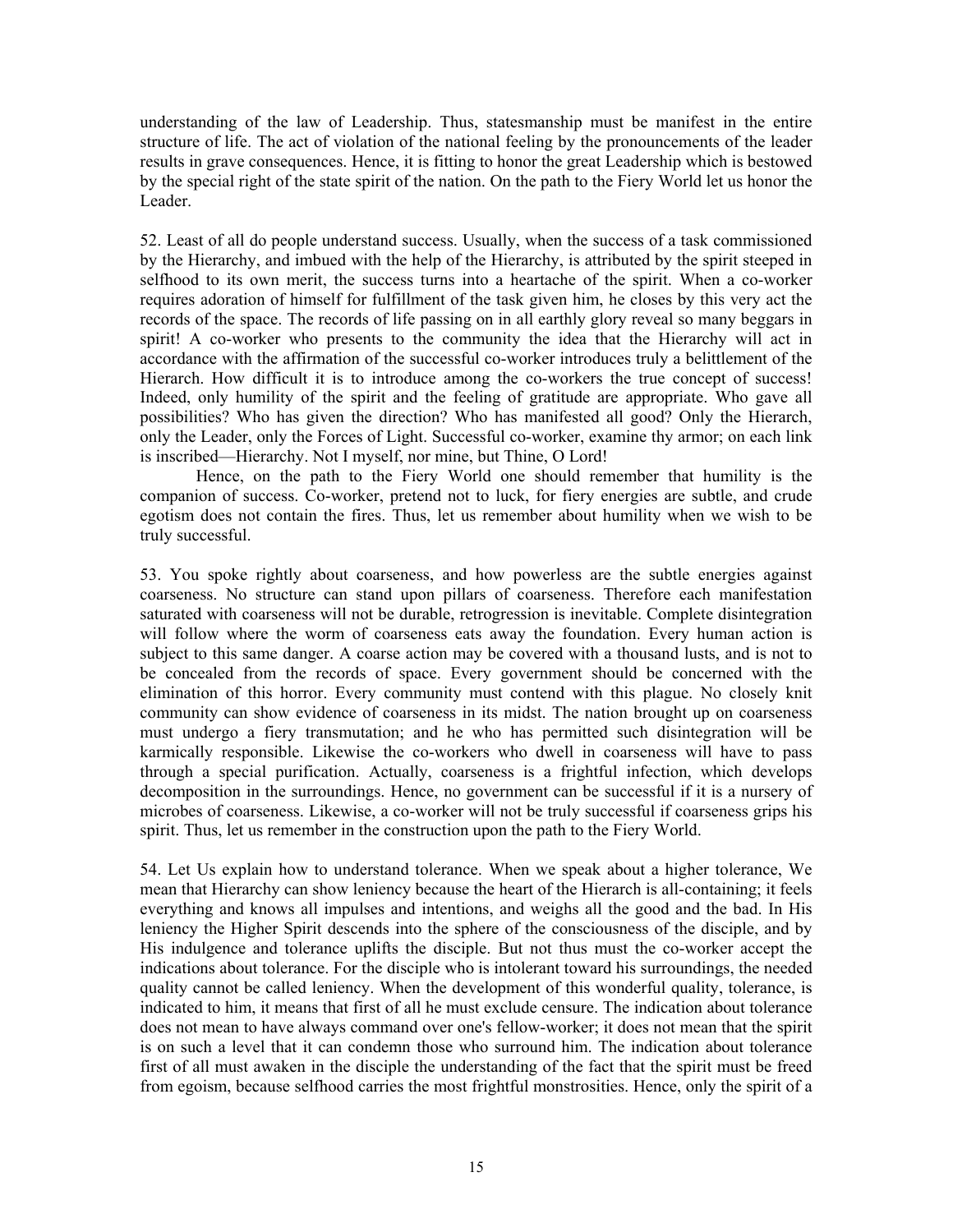understanding of the law of Leadership. Thus, statesmanship must be manifest in the entire structure of life. The act of violation of the national feeling by the pronouncements of the leader results in grave consequences. Hence, it is fitting to honor the great Leadership which is bestowed by the special right of the state spirit of the nation. On the path to the Fiery World let us honor the Leader.

52. Least of all do people understand success. Usually, when the success of a task commissioned by the Hierarchy, and imbued with the help of the Hierarchy, is attributed by the spirit steeped in selfhood to its own merit, the success turns into a heartache of the spirit. When a co-worker requires adoration of himself for fulfillment of the task given him, he closes by this very act the records of the space. The records of life passing on in all earthly glory reveal so many beggars in spirit! A co-worker who presents to the community the idea that the Hierarchy will act in accordance with the affirmation of the successful co-worker introduces truly a belittlement of the Hierarch. How difficult it is to introduce among the co-workers the true concept of success! Indeed, only humility of the spirit and the feeling of gratitude are appropriate. Who gave all possibilities? Who has given the direction? Who has manifested all good? Only the Hierarch, only the Leader, only the Forces of Light. Successful co-worker, examine thy armor; on each link is inscribed—Hierarchy. Not I myself, nor mine, but Thine, O Lord!

Hence, on the path to the Fiery World one should remember that humility is the companion of success. Co-worker, pretend not to luck, for fiery energies are subtle, and crude egotism does not contain the fires. Thus, let us remember about humility when we wish to be truly successful.

53. You spoke rightly about coarseness, and how powerless are the subtle energies against coarseness. No structure can stand upon pillars of coarseness. Therefore each manifestation saturated with coarseness will not be durable, retrogression is inevitable. Complete disintegration will follow where the worm of coarseness eats away the foundation. Every human action is subject to this same danger. A coarse action may be covered with a thousand lusts, and is not to be concealed from the records of space. Every government should be concerned with the elimination of this horror. Every community must contend with this plague. No closely knit community can show evidence of coarseness in its midst. The nation brought up on coarseness must undergo a fiery transmutation; and he who has permitted such disintegration will be karmically responsible. Likewise the co-workers who dwell in coarseness will have to pass through a special purification. Actually, coarseness is a frightful infection, which develops decomposition in the surroundings. Hence, no government can be successful if it is a nursery of microbes of coarseness. Likewise, a co-worker will not be truly successful if coarseness grips his spirit. Thus, let us remember in the construction upon the path to the Fiery World.

54. Let Us explain how to understand tolerance. When we speak about a higher tolerance, We mean that Hierarchy can show leniency because the heart of the Hierarch is all-containing; it feels everything and knows all impulses and intentions, and weighs all the good and the bad. In His leniency the Higher Spirit descends into the sphere of the consciousness of the disciple, and by His indulgence and tolerance uplifts the disciple. But not thus must the co-worker accept the indications about tolerance. For the disciple who is intolerant toward his surroundings, the needed quality cannot be called leniency. When the development of this wonderful quality, tolerance, is indicated to him, it means that first of all he must exclude censure. The indication about tolerance does not mean to have always command over one's fellow-worker; it does not mean that the spirit is on such a level that it can condemn those who surround him. The indication about tolerance first of all must awaken in the disciple the understanding of the fact that the spirit must be freed from egoism, because selfhood carries the most frightful monstrosities. Hence, only the spirit of a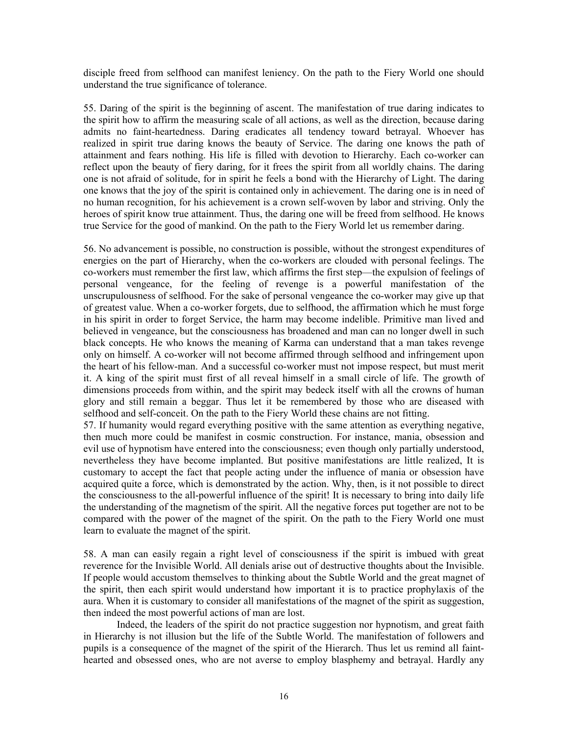disciple freed from selfhood can manifest leniency. On the path to the Fiery World one should understand the true significance of tolerance.

55. Daring of the spirit is the beginning of ascent. The manifestation of true daring indicates to the spirit how to affirm the measuring scale of all actions, as well as the direction, because daring admits no faint-heartedness. Daring eradicates all tendency toward betrayal. Whoever has realized in spirit true daring knows the beauty of Service. The daring one knows the path of attainment and fears nothing. His life is filled with devotion to Hierarchy. Each co-worker can reflect upon the beauty of fiery daring, for it frees the spirit from all worldly chains. The daring one is not afraid of solitude, for in spirit he feels a bond with the Hierarchy of Light. The daring one knows that the joy of the spirit is contained only in achievement. The daring one is in need of no human recognition, for his achievement is a crown self-woven by labor and striving. Only the heroes of spirit know true attainment. Thus, the daring one will be freed from selfhood. He knows true Service for the good of mankind. On the path to the Fiery World let us remember daring.

56. No advancement is possible, no construction is possible, without the strongest expenditures of energies on the part of Hierarchy, when the co-workers are clouded with personal feelings. The co-workers must remember the first law, which affirms the first step—the expulsion of feelings of personal vengeance, for the feeling of revenge is a powerful manifestation of the unscrupulousness of selfhood. For the sake of personal vengeance the co-worker may give up that of greatest value. When a co-worker forgets, due to selfhood, the affirmation which he must forge in his spirit in order to forget Service, the harm may become indelible. Primitive man lived and believed in vengeance, but the consciousness has broadened and man can no longer dwell in such black concepts. He who knows the meaning of Karma can understand that a man takes revenge only on himself. A co-worker will not become affirmed through selfhood and infringement upon the heart of his fellow-man. And a successful co-worker must not impose respect, but must merit it. A king of the spirit must first of all reveal himself in a small circle of life. The growth of dimensions proceeds from within, and the spirit may bedeck itself with all the crowns of human glory and still remain a beggar. Thus let it be remembered by those who are diseased with selfhood and self-conceit. On the path to the Fiery World these chains are not fitting.

57. If humanity would regard everything positive with the same attention as everything negative, then much more could be manifest in cosmic construction. For instance, mania, obsession and evil use of hypnotism have entered into the consciousness; even though only partially understood, nevertheless they have become implanted. But positive manifestations are little realized, It is customary to accept the fact that people acting under the influence of mania or obsession have acquired quite a force, which is demonstrated by the action. Why, then, is it not possible to direct the consciousness to the all-powerful influence of the spirit! It is necessary to bring into daily life the understanding of the magnetism of the spirit. All the negative forces put together are not to be compared with the power of the magnet of the spirit. On the path to the Fiery World one must learn to evaluate the magnet of the spirit.

58. A man can easily regain a right level of consciousness if the spirit is imbued with great reverence for the Invisible World. All denials arise out of destructive thoughts about the Invisible. If people would accustom themselves to thinking about the Subtle World and the great magnet of the spirit, then each spirit would understand how important it is to practice prophylaxis of the aura. When it is customary to consider all manifestations of the magnet of the spirit as suggestion, then indeed the most powerful actions of man are lost.

Indeed, the leaders of the spirit do not practice suggestion nor hypnotism, and great faith in Hierarchy is not illusion but the life of the Subtle World. The manifestation of followers and pupils is a consequence of the magnet of the spirit of the Hierarch. Thus let us remind all faint-hearted and obsessed ones, who are not averse to employ blasphemy and betrayal. Hardly any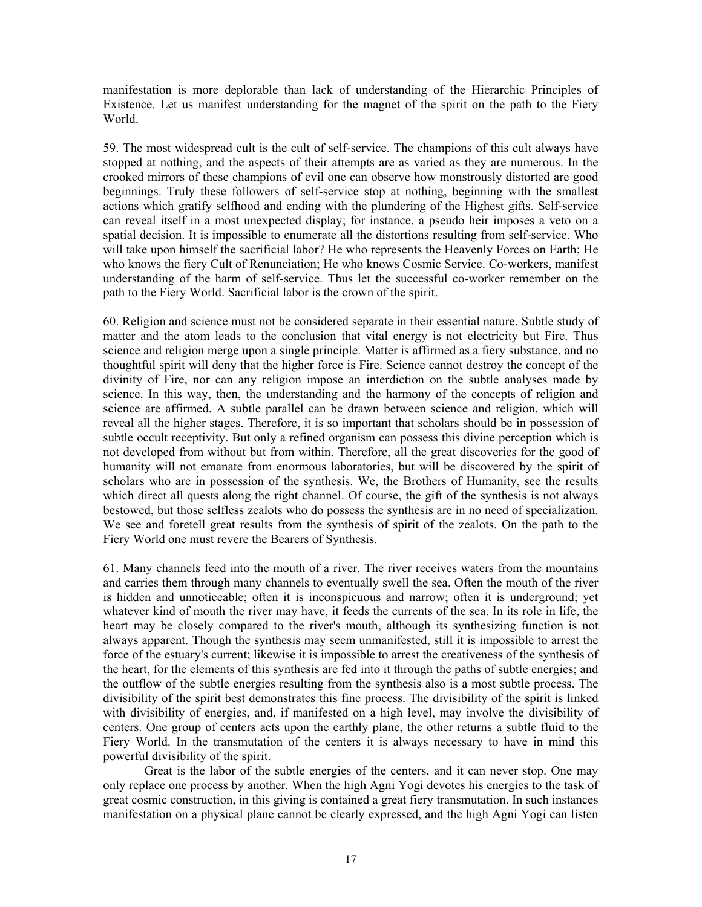manifestation is more deplorable than lack of understanding of the Hierarchic Principles of Existence. Let us manifest understanding for the magnet of the spirit on the path to the Fiery World.

59. The most widespread cult is the cult of self-service. The champions of this cult always have stopped at nothing, and the aspects of their attempts are as varied as they are numerous. In the crooked mirrors of these champions of evil one can observe how monstrously distorted are good beginnings. Truly these followers of self-service stop at nothing, beginning with the smallest actions which gratify selfhood and ending with the plundering of the Highest gifts. Self-service can reveal itself in a most unexpected display; for instance, a pseudo heir imposes a veto on a spatial decision. It is impossible to enumerate all the distortions resulting from self-service. Who will take upon himself the sacrificial labor? He who represents the Heavenly Forces on Earth; He who knows the fiery Cult of Renunciation; He who knows Cosmic Service. Co-workers, manifest understanding of the harm of self-service. Thus let the successful co-worker remember on the path to the Fiery World. Sacrificial labor is the crown of the spirit.

60. Religion and science must not be considered separate in their essential nature. Subtle study of matter and the atom leads to the conclusion that vital energy is not electricity but Fire. Thus science and religion merge upon a single principle. Matter is affirmed as a fiery substance, and no thoughtful spirit will deny that the higher force is Fire. Science cannot destroy the concept of the divinity of Fire, nor can any religion impose an interdiction on the subtle analyses made by science. In this way, then, the understanding and the harmony of the concepts of religion and science are affirmed. A subtle parallel can be drawn between science and religion, which will reveal all the higher stages. Therefore, it is so important that scholars should be in possession of subtle occult receptivity. But only a refined organism can possess this divine perception which is not developed from without but from within. Therefore, all the great discoveries for the good of humanity will not emanate from enormous laboratories, but will be discovered by the spirit of scholars who are in possession of the synthesis. We, the Brothers of Humanity, see the results which direct all quests along the right channel. Of course, the gift of the synthesis is not always bestowed, but those selfless zealots who do possess the synthesis are in no need of specialization. We see and foretell great results from the synthesis of spirit of the zealots. On the path to the Fiery World one must revere the Bearers of Synthesis.

61. Many channels feed into the mouth of a river. The river receives waters from the mountains and carries them through many channels to eventually swell the sea. Often the mouth of the river is hidden and unnoticeable; often it is inconspicuous and narrow; often it is underground; yet whatever kind of mouth the river may have, it feeds the currents of the sea. In its role in life, the heart may be closely compared to the river's mouth, although its synthesizing function is not always apparent. Though the synthesis may seem unmanifested, still it is impossible to arrest the force of the estuary's current; likewise it is impossible to arrest the creativeness of the synthesis of the heart, for the elements of this synthesis are fed into it through the paths of subtle energies; and the outflow of the subtle energies resulting from the synthesis also is a most subtle process. The divisibility of the spirit best demonstrates this fine process. The divisibility of the spirit is linked with divisibility of energies, and, if manifested on a high level, may involve the divisibility of centers. One group of centers acts upon the earthly plane, the other returns a subtle fluid to the Fiery World. In the transmutation of the centers it is always necessary to have in mind this powerful divisibility of the spirit.

Great is the labor of the subtle energies of the centers, and it can never stop. One may only replace one process by another. When the high Agni Yogi devotes his energies to the task of great cosmic construction, in this giving is contained a great fiery transmutation. In such instances manifestation on a physical plane cannot be clearly expressed, and the high Agni Yogi can listen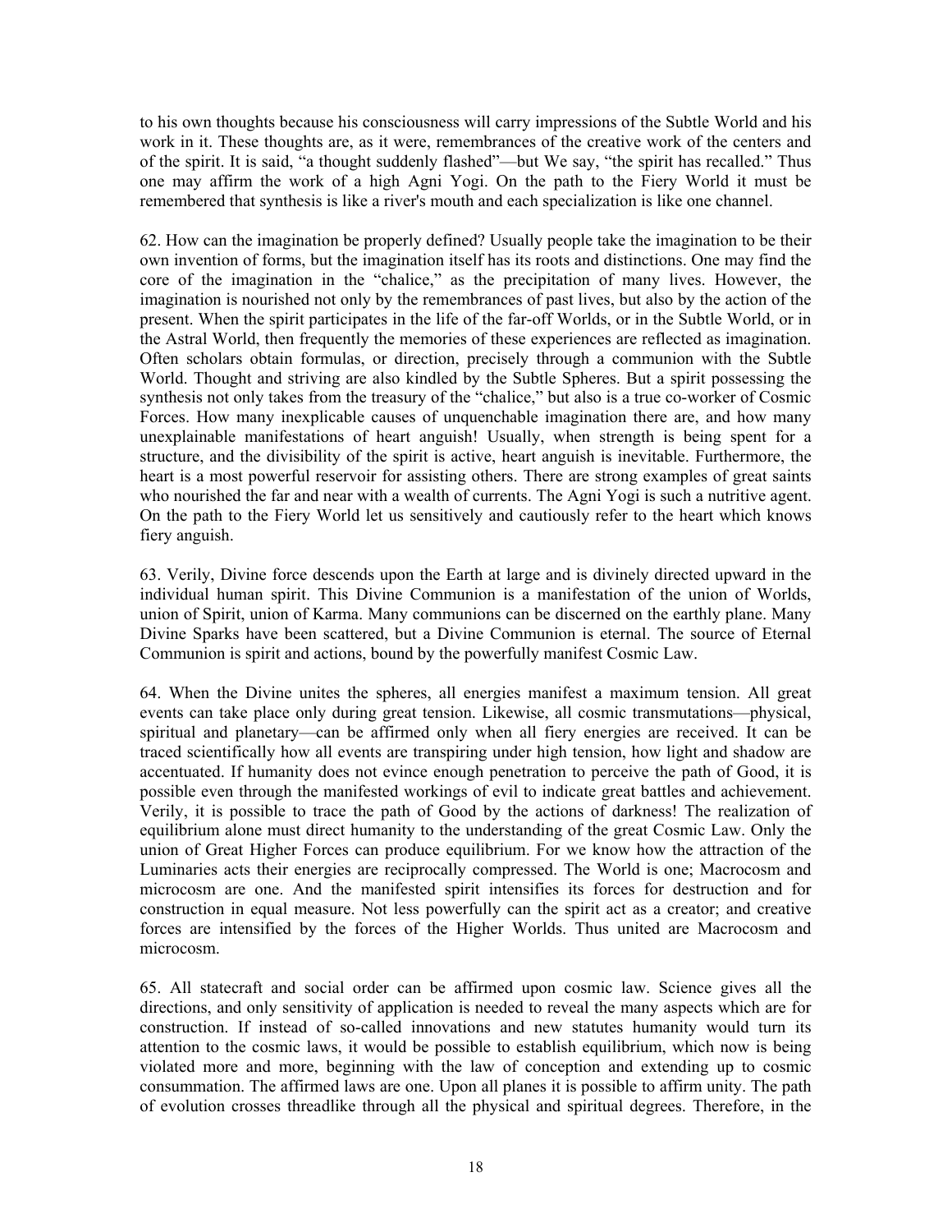to his own thoughts because his consciousness will carry impressions of the Subtle World and his work in it. These thoughts are, as it were, remembrances of the creative work of the centers and of the spirit. It is said, "a thought suddenly flashed"—but We say, "the spirit has recalled." Thus one may affirm the work of a high Agni Yogi. On the path to the Fiery World it must be remembered that synthesis is like a river's mouth and each specialization is like one channel.

62. How can the imagination be properly defined? Usually people take the imagination to be their own invention of forms, but the imagination itself has its roots and distinctions. One may find the core of the imagination in the "chalice," as the precipitation of many lives. However, the imagination is nourished not only by the remembrances of past lives, but also by the action of the present. When the spirit participates in the life of the far-off Worlds, or in the Subtle World, or in the Astral World, then frequently the memories of these experiences are reflected as imagination. Often scholars obtain formulas, or direction, precisely through a communion with the Subtle World. Thought and striving are also kindled by the Subtle Spheres. But a spirit possessing the synthesis not only takes from the treasury of the "chalice," but also is a true co-worker of Cosmic Forces. How many inexplicable causes of unquenchable imagination there are, and how many unexplainable manifestations of heart anguish! Usually, when strength is being spent for a structure, and the divisibility of the spirit is active, heart anguish is inevitable. Furthermore, the heart is a most powerful reservoir for assisting others. There are strong examples of great saints who nourished the far and near with a wealth of currents. The Agni Yogi is such a nutritive agent. On the path to the Fiery World let us sensitively and cautiously refer to the heart which knows fiery anguish.

63. Verily, Divine force descends upon the Earth at large and is divinely directed upward in the individual human spirit. This Divine Communion is a manifestation of the union of Worlds, union of Spirit, union of Karma. Many communions can be discerned on the earthly plane. Many Divine Sparks have been scattered, but a Divine Communion is eternal. The source of Eternal Communion is spirit and actions, bound by the powerfully manifest Cosmic Law.

64. When the Divine unites the spheres, all energies manifest a maximum tension. All great events can take place only during great tension. Likewise, all cosmic transmutations—physical, spiritual and planetary—can be affirmed only when all fiery energies are received. It can be traced scientifically how all events are transpiring under high tension, how light and shadow are accentuated. If humanity does not evince enough penetration to perceive the path of Good, it is possible even through the manifested workings of evil to indicate great battles and achievement. Verily, it is possible to trace the path of Good by the actions of darkness! The realization of equilibrium alone must direct humanity to the understanding of the great Cosmic Law. Only the union of Great Higher Forces can produce equilibrium. For we know how the attraction of the Luminaries acts their energies are reciprocally compressed. The World is one; Macrocosm and microcosm are one. And the manifested spirit intensifies its forces for destruction and for construction in equal measure. Not less powerfully can the spirit act as a creator; and creative forces are intensified by the forces of the Higher Worlds. Thus united are Macrocosm and microcosm.

65. All statecraft and social order can be affirmed upon cosmic law. Science gives all the directions, and only sensitivity of application is needed to reveal the many aspects which are for construction. If instead of so-called innovations and new statutes humanity would turn its attention to the cosmic laws, it would be possible to establish equilibrium, which now is being violated more and more, beginning with the law of conception and extending up to cosmic consummation. The affirmed laws are one. Upon all planes it is possible to affirm unity. The path of evolution crosses threadlike through all the physical and spiritual degrees. Therefore, in the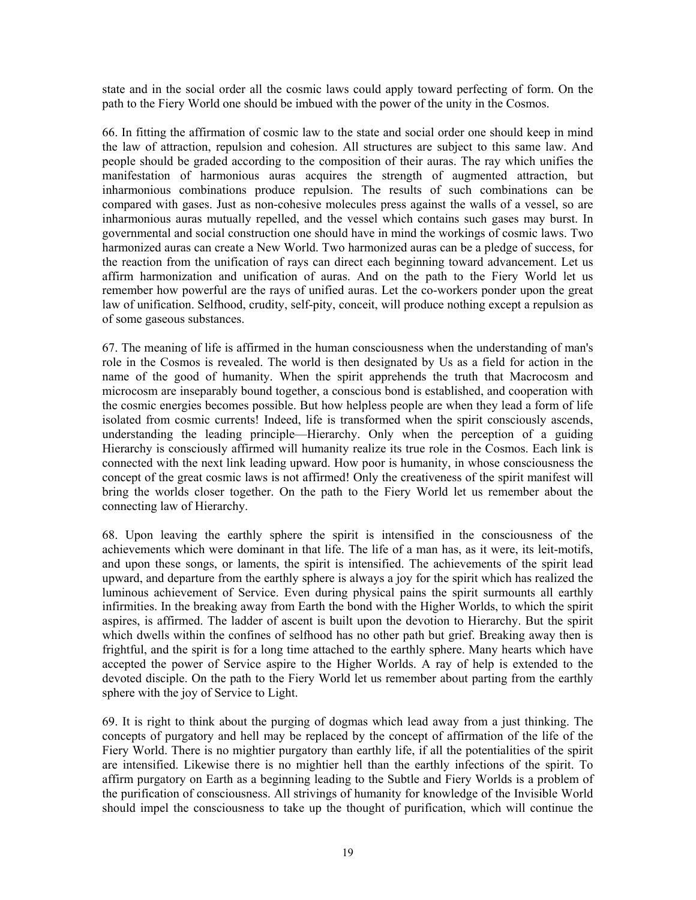state and in the social order all the cosmic laws could apply toward perfecting of form. On the path to the Fiery World one should be imbued with the power of the unity in the Cosmos.

66. In fitting the affirmation of cosmic law to the state and social order one should keep in mind the law of attraction, repulsion and cohesion. All structures are subject to this same law. And people should be graded according to the composition of their auras. The ray which unifies the manifestation of harmonious auras acquires the strength of augmented attraction, but inharmonious combinations produce repulsion. The results of such combinations can be compared with gases. Just as non-cohesive molecules press against the walls of a vessel, so are inharmonious auras mutually repelled, and the vessel which contains such gases may burst. In governmental and social construction one should have in mind the workings of cosmic laws. Two harmonized auras can create a New World. Two harmonized auras can be a pledge of success, for the reaction from the unification of rays can direct each beginning toward advancement. Let us affirm harmonization and unification of auras. And on the path to the Fiery World let us remember how powerful are the rays of unified auras. Let the co-workers ponder upon the great law of unification. Selfhood, crudity, self-pity, conceit, will produce nothing except a repulsion as of some gaseous substances.

67. The meaning of life is affirmed in the human consciousness when the understanding of man's role in the Cosmos is revealed. The world is then designated by Us as a field for action in the name of the good of humanity. When the spirit apprehends the truth that Macrocosm and microcosm are inseparably bound together, a conscious bond is established, and cooperation with the cosmic energies becomes possible. But how helpless people are when they lead a form of life isolated from cosmic currents! Indeed, life is transformed when the spirit consciously ascends, understanding the leading principle—Hierarchy. Only when the perception of a guiding Hierarchy is consciously affirmed will humanity realize its true role in the Cosmos. Each link is connected with the next link leading upward. How poor is humanity, in whose consciousness the concept of the great cosmic laws is not affirmed! Only the creativeness of the spirit manifest will bring the worlds closer together. On the path to the Fiery World let us remember about the connecting law of Hierarchy.

68. Upon leaving the earthly sphere the spirit is intensified in the consciousness of the achievements which were dominant in that life. The life of a man has, as it were, its leit-motifs, and upon these songs, or laments, the spirit is intensified. The achievements of the spirit lead upward, and departure from the earthly sphere is always a joy for the spirit which has realized the luminous achievement of Service. Even during physical pains the spirit surmounts all earthly infirmities. In the breaking away from Earth the bond with the Higher Worlds, to which the spirit aspires, is affirmed. The ladder of ascent is built upon the devotion to Hierarchy. But the spirit which dwells within the confines of selfhood has no other path but grief. Breaking away then is frightful, and the spirit is for a long time attached to the earthly sphere. Many hearts which have accepted the power of Service aspire to the Higher Worlds. A ray of help is extended to the devoted disciple. On the path to the Fiery World let us remember about parting from the earthly sphere with the joy of Service to Light.

69. It is right to think about the purging of dogmas which lead away from a just thinking. The concepts of purgatory and hell may be replaced by the concept of affirmation of the life of the Fiery World. There is no mightier purgatory than earthly life, if all the potentialities of the spirit are intensified. Likewise there is no mightier hell than the earthly infections of the spirit. To affirm purgatory on Earth as a beginning leading to the Subtle and Fiery Worlds is a problem of the purification of consciousness. All strivings of humanity for knowledge of the Invisible World should impel the consciousness to take up the thought of purification, which will continue the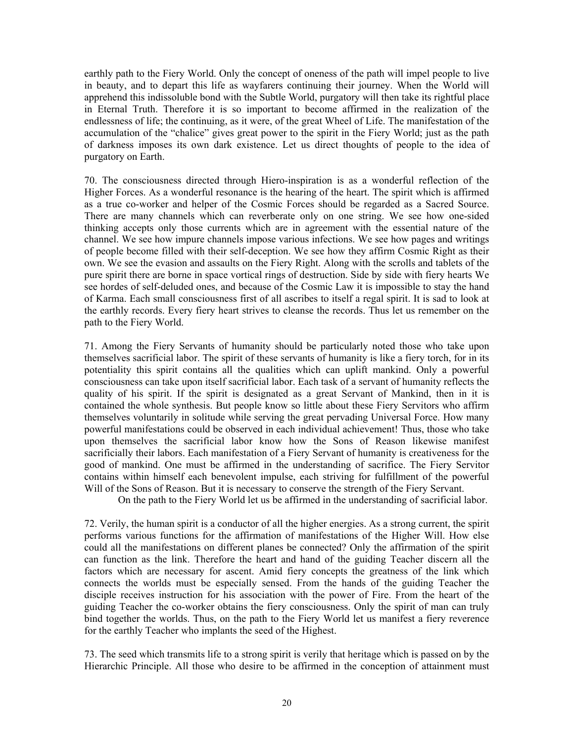earthly path to the Fiery World. Only the concept of oneness of the path will impel people to live in beauty, and to depart this life as wayfarers continuing their journey. When the World will apprehend this indissoluble bond with the Subtle World, purgatory will then take its rightful place in Eternal Truth. Therefore it is so important to become affirmed in the realization of the endlessness of life; the continuing, as it were, of the great Wheel of Life. The manifestation of the accumulation of the "chalice" gives great power to the spirit in the Fiery World; just as the path of darkness imposes its own dark existence. Let us direct thoughts of people to the idea of purgatory on Earth.

70. The consciousness directed through Hiero-inspiration is as a wonderful reflection of the Higher Forces. As a wonderful resonance is the hearing of the heart. The spirit which is affirmed as a true co-worker and helper of the Cosmic Forces should be regarded as a Sacred Source. There are many channels which can reverberate only on one string. We see how one-sided thinking accepts only those currents which are in agreement with the essential nature of the channel. We see how impure channels impose various infections. We see how pages and writings of people become filled with their self-deception. We see how they affirm Cosmic Right as their own. We see the evasion and assaults on the Fiery Right. Along with the scrolls and tablets of the pure spirit there are borne in space vortical rings of destruction. Side by side with fiery hearts We see hordes of self-deluded ones, and because of the Cosmic Law it is impossible to stay the hand of Karma. Each small consciousness first of all ascribes to itself a regal spirit. It is sad to look at the earthly records. Every fiery heart strives to cleanse the records. Thus let us remember on the path to the Fiery World.

71. Among the Fiery Servants of humanity should be particularly noted those who take upon themselves sacrificial labor. The spirit of these servants of humanity is like a fiery torch, for in its potentiality this spirit contains all the qualities which can uplift mankind. Only a powerful consciousness can take upon itself sacrificial labor. Each task of a servant of humanity reflects the quality of his spirit. If the spirit is designated as a great Servant of Mankind, then in it is contained the whole synthesis. But people know so little about these Fiery Servitors who affirm themselves voluntarily in solitude while serving the great pervading Universal Force. How many powerful manifestations could be observed in each individual achievement! Thus, those who take upon themselves the sacrificial labor know how the Sons of Reason likewise manifest sacrificially their labors. Each manifestation of a Fiery Servant of humanity is creativeness for the good of mankind. One must be affirmed in the understanding of sacrifice. The Fiery Servitor contains within himself each benevolent impulse, each striving for fulfillment of the powerful Will of the Sons of Reason. But it is necessary to conserve the strength of the Fiery Servant.

On the path to the Fiery World let us be affirmed in the understanding of sacrificial labor.

72. Verily, the human spirit is a conductor of all the higher energies. As a strong current, the spirit performs various functions for the affirmation of manifestations of the Higher Will. How else could all the manifestations on different planes be connected? Only the affirmation of the spirit can function as the link. Therefore the heart and hand of the guiding Teacher discern all the factors which are necessary for ascent. Amid fiery concepts the greatness of the link which connects the worlds must be especially sensed. From the hands of the guiding Teacher the disciple receives instruction for his association with the power of Fire. From the heart of the guiding Teacher the co-worker obtains the fiery consciousness. Only the spirit of man can truly bind together the worlds. Thus, on the path to the Fiery World let us manifest a fiery reverence for the earthly Teacher who implants the seed of the Highest.

73. The seed which transmits life to a strong spirit is verily that heritage which is passed on by the Hierarchic Principle. All those who desire to be affirmed in the conception of attainment must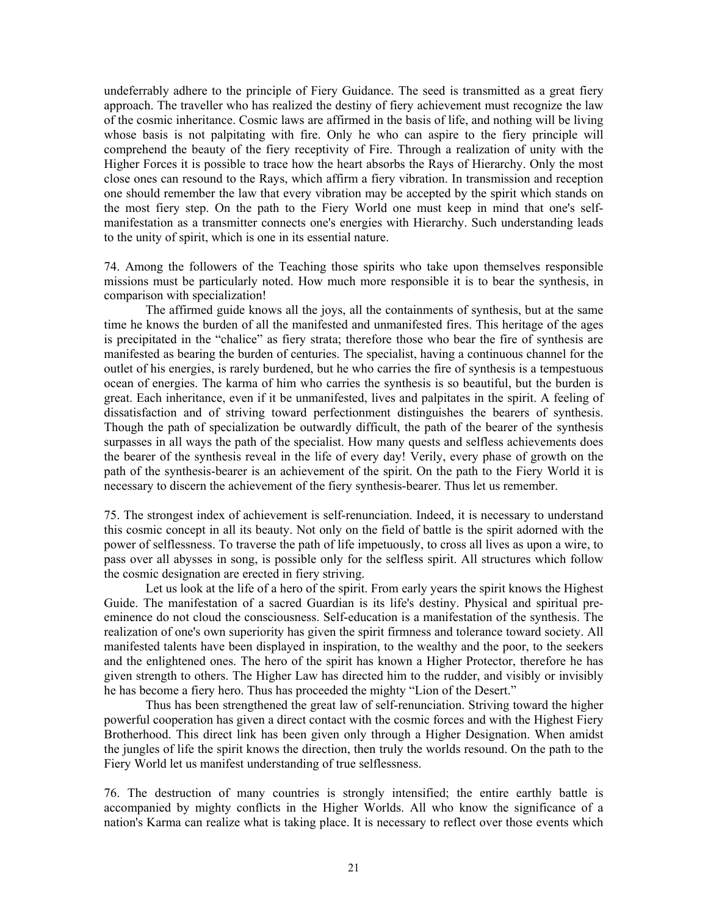undeferrably adhere to the principle of Fiery Guidance. The seed is transmitted as a great fiery approach. The traveller who has realized the destiny of fiery achievement must recognize the law of the cosmic inheritance. Cosmic laws are affirmed in the basis of life, and nothing will be living whose basis is not palpitating with fire. Only he who can aspire to the fiery principle will comprehend the beauty of the fiery receptivity of Fire. Through a realization of unity with the Higher Forces it is possible to trace how the heart absorbs the Rays of Hierarchy. Only the most close ones can resound to the Rays, which affirm a fiery vibration. In transmission and reception one should remember the law that every vibration may be accepted by the spirit which stands on the most fiery step. On the path to the Fiery World one must keep in mind that one's self-manifestation as a transmitter connects one's energies with Hierarchy. Such understanding leads to the unity of spirit, which is one in its essential nature.

74. Among the followers of the Teaching those spirits who take upon themselves responsible missions must be particularly noted. How much more responsible it is to bear the synthesis, in comparison with specialization!

The affirmed guide knows all the joys, all the containments of synthesis, but at the same time he knows the burden of all the manifested and unmanifested fires. This heritage of the ages is precipitated in the "chalice" as fiery strata; therefore those who bear the fire of synthesis are manifested as bearing the burden of centuries. The specialist, having a continuous channel for the outlet of his energies, is rarely burdened, but he who carries the fire of synthesis is a tempestuous ocean of energies. The karma of him who carries the synthesis is so beautiful, but the burden is great. Each inheritance, even if it be unmanifested, lives and palpitates in the spirit. A feeling of dissatisfaction and of striving toward perfectionment distinguishes the bearers of synthesis. Though the path of specialization be outwardly difficult, the path of the bearer of the synthesis surpasses in all ways the path of the specialist. How many quests and selfless achievements does the bearer of the synthesis reveal in the life of every day! Verily, every phase of growth on the path of the synthesis-bearer is an achievement of the spirit. On the path to the Fiery World it is necessary to discern the achievement of the fiery synthesis-bearer. Thus let us remember.

75. The strongest index of achievement is self-renunciation. Indeed, it is necessary to understand this cosmic concept in all its beauty. Not only on the field of battle is the spirit adorned with the power of selflessness. To traverse the path of life impetuously, to cross all lives as upon a wire, to pass over all abysses in song, is possible only for the selfless spirit. All structures which follow the cosmic designation are erected in fiery striving.

Let us look at the life of a hero of the spirit. From early years the spirit knows the Highest Guide. The manifestation of a sacred Guardian is its life's destiny. Physical and spiritual pre-eminence do not cloud the consciousness. Self-education is a manifestation of the synthesis. The realization of one's own superiority has given the spirit firmness and tolerance toward society. All manifested talents have been displayed in inspiration, to the wealthy and the poor, to the seekers and the enlightened ones. The hero of the spirit has known a Higher Protector, therefore he has given strength to others. The Higher Law has directed him to the rudder, and visibly or invisibly he has become a fiery hero. Thus has proceeded the mighty "Lion of the Desert."

Thus has been strengthened the great law of self-renunciation. Striving toward the higher powerful cooperation has given a direct contact with the cosmic forces and with the Highest Fiery Brotherhood. This direct link has been given only through a Higher Designation. When amidst the jungles of life the spirit knows the direction, then truly the worlds resound. On the path to the Fiery World let us manifest understanding of true selflessness.

76. The destruction of many countries is strongly intensified; the entire earthly battle is accompanied by mighty conflicts in the Higher Worlds. All who know the significance of a nation's Karma can realize what is taking place. It is necessary to reflect over those events which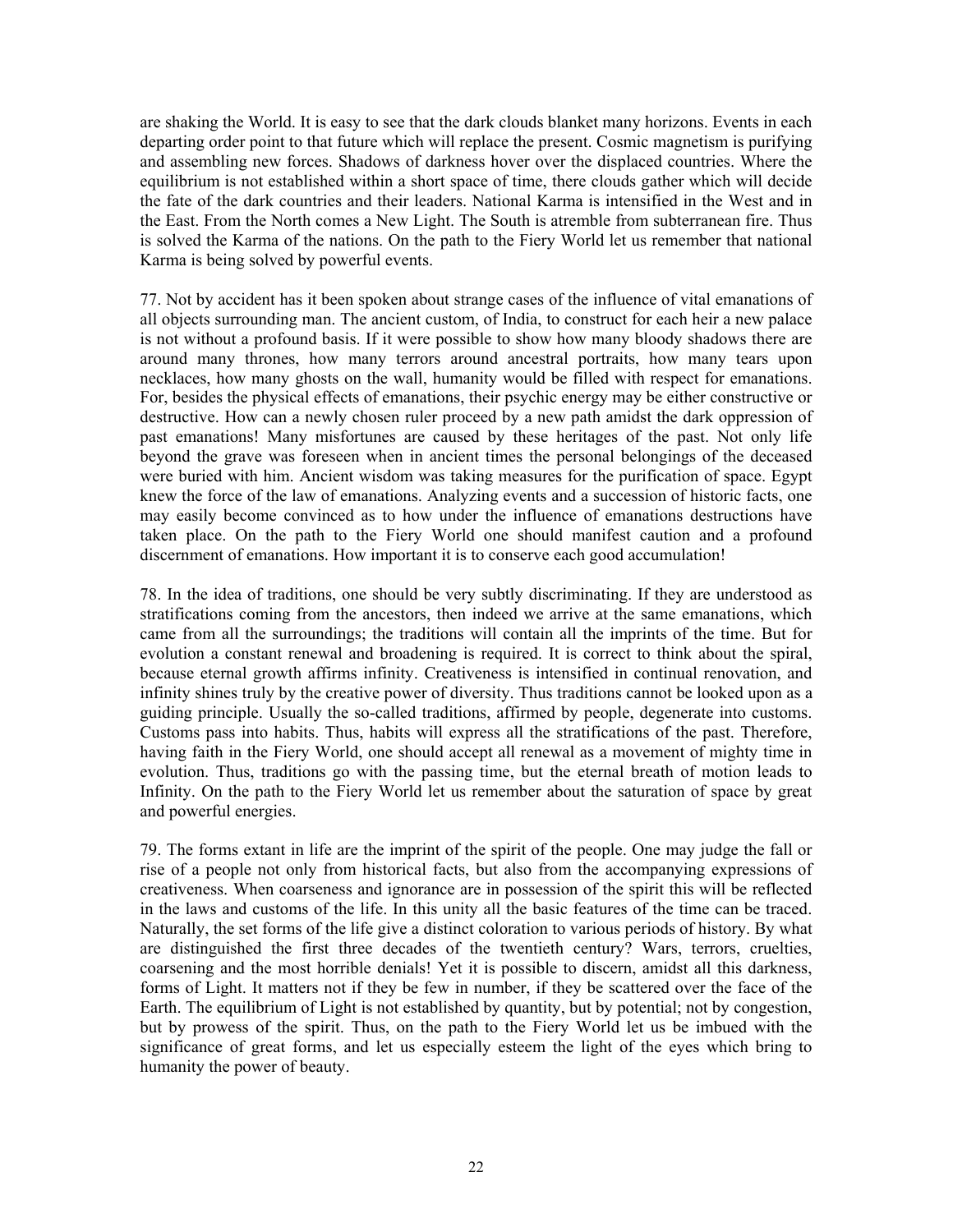are shaking the World. It is easy to see that the dark clouds blanket many horizons. Events in each departing order point to that future which will replace the present. Cosmic magnetism is purifying and assembling new forces. Shadows of darkness hover over the displaced countries. Where the equilibrium is not established within a short space of time, there clouds gather which will decide the fate of the dark countries and their leaders. National Karma is intensified in the West and in the East. From the North comes a New Light. The South is atremble from subterranean fire. Thus is solved the Karma of the nations. On the path to the Fiery World let us remember that national Karma is being solved by powerful events.

77. Not by accident has it been spoken about strange cases of the influence of vital emanations of all objects surrounding man. The ancient custom, of India, to construct for each heir a new palace is not without a profound basis. If it were possible to show how many bloody shadows there are around many thrones, how many terrors around ancestral portraits, how many tears upon necklaces, how many ghosts on the wall, humanity would be filled with respect for emanations. For, besides the physical effects of emanations, their psychic energy may be either constructive or destructive. How can a newly chosen ruler proceed by a new path amidst the dark oppression of past emanations! Many misfortunes are caused by these heritages of the past. Not only life beyond the grave was foreseen when in ancient times the personal belongings of the deceased were buried with him. Ancient wisdom was taking measures for the purification of space. Egypt knew the force of the law of emanations. Analyzing events and a succession of historic facts, one may easily become convinced as to how under the influence of emanations destructions have taken place. On the path to the Fiery World one should manifest caution and a profound discernment of emanations. How important it is to conserve each good accumulation!

78. In the idea of traditions, one should be very subtly discriminating. If they are understood as stratifications coming from the ancestors, then indeed we arrive at the same emanations, which came from all the surroundings; the traditions will contain all the imprints of the time. But for evolution a constant renewal and broadening is required. It is correct to think about the spiral, because eternal growth affirms infinity. Creativeness is intensified in continual renovation, and infinity shines truly by the creative power of diversity. Thus traditions cannot be looked upon as a guiding principle. Usually the so-called traditions, affirmed by people, degenerate into customs. Customs pass into habits. Thus, habits will express all the stratifications of the past. Therefore, having faith in the Fiery World, one should accept all renewal as a movement of mighty time in evolution. Thus, traditions go with the passing time, but the eternal breath of motion leads to Infinity. On the path to the Fiery World let us remember about the saturation of space by great and powerful energies.

79. The forms extant in life are the imprint of the spirit of the people. One may judge the fall or rise of a people not only from historical facts, but also from the accompanying expressions of creativeness. When coarseness and ignorance are in possession of the spirit this will be reflected in the laws and customs of the life. In this unity all the basic features of the time can be traced. Naturally, the set forms of the life give a distinct coloration to various periods of history. By what are distinguished the first three decades of the twentieth century? Wars, terrors, cruelties, coarsening and the most horrible denials! Yet it is possible to discern, amidst all this darkness, forms of Light. It matters not if they be few in number, if they be scattered over the face of the Earth. The equilibrium of Light is not established by quantity, but by potential; not by congestion, but by prowess of the spirit. Thus, on the path to the Fiery World let us be imbued with the significance of great forms, and let us especially esteem the light of the eyes which bring to humanity the power of beauty.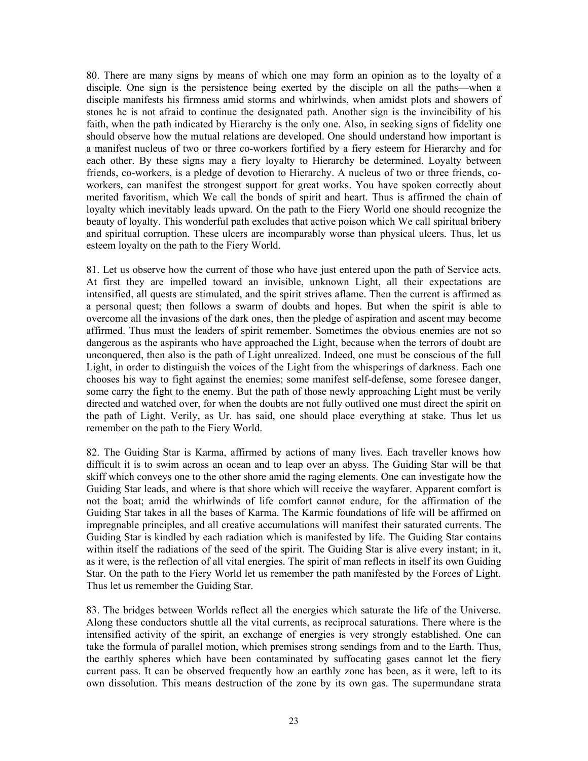80. There are many signs by means of which one may form an opinion as to the loyalty of a disciple. One sign is the persistence being exerted by the disciple on all the paths—when a disciple manifests his firmness amid storms and whirlwinds, when amidst plots and showers of stones he is not afraid to continue the designated path. Another sign is the invincibility of his faith, when the path indicated by Hierarchy is the only one. Also, in seeking signs of fidelity one should observe how the mutual relations are developed. One should understand how important is a manifest nucleus of two or three co-workers fortified by a fiery esteem for Hierarchy and for each other. By these signs may a fiery loyalty to Hierarchy be determined. Loyalty between friends, co-workers, is a pledge of devotion to Hierarchy. A nucleus of two or three friends, co-workers, can manifest the strongest support for great works. You have spoken correctly about merited favoritism, which We call the bonds of spirit and heart. Thus is affirmed the chain of loyalty which inevitably leads upward. On the path to the Fiery World one should recognize the beauty of loyalty. This wonderful path excludes that active poison which We call spiritual bribery and spiritual corruption. These ulcers are incomparably worse than physical ulcers. Thus, let us esteem loyalty on the path to the Fiery World.

81. Let us observe how the current of those who have just entered upon the path of Service acts. At first they are impelled toward an invisible, unknown Light, all their expectations are intensified, all quests are stimulated, and the spirit strives aflame. Then the current is affirmed as a personal quest; then follows a swarm of doubts and hopes. But when the spirit is able to overcome all the invasions of the dark ones, then the pledge of aspiration and ascent may become affirmed. Thus must the leaders of spirit remember. Sometimes the obvious enemies are not so dangerous as the aspirants who have approached the Light, because when the terrors of doubt are unconquered, then also is the path of Light unrealized. Indeed, one must be conscious of the full Light, in order to distinguish the voices of the Light from the whisperings of darkness. Each one chooses his way to fight against the enemies; some manifest self-defense, some foresee danger, some carry the fight to the enemy. But the path of those newly approaching Light must be verily directed and watched over, for when the doubts are not fully outlived one must direct the spirit on the path of Light. Verily, as Ur. has said, one should place everything at stake. Thus let us remember on the path to the Fiery World.

82. The Guiding Star is Karma, affirmed by actions of many lives. Each traveller knows how difficult it is to swim across an ocean and to leap over an abyss. The Guiding Star will be that skiff which conveys one to the other shore amid the raging elements. One can investigate how the Guiding Star leads, and where is that shore which will receive the wayfarer. Apparent comfort is not the boat; amid the whirlwinds of life comfort cannot endure, for the affirmation of the Guiding Star takes in all the bases of Karma. The Karmic foundations of life will be affirmed on impregnable principles, and all creative accumulations will manifest their saturated currents. The Guiding Star is kindled by each radiation which is manifested by life. The Guiding Star contains within itself the radiations of the seed of the spirit. The Guiding Star is alive every instant; in it, as it were, is the reflection of all vital energies. The spirit of man reflects in itself its own Guiding Star. On the path to the Fiery World let us remember the path manifested by the Forces of Light. Thus let us remember the Guiding Star.

83. The bridges between Worlds reflect all the energies which saturate the life of the Universe. Along these conductors shuttle all the vital currents, as reciprocal saturations. There where is the intensified activity of the spirit, an exchange of energies is very strongly established. One can take the formula of parallel motion, which premises strong sendings from and to the Earth. Thus, the earthly spheres which have been contaminated by suffocating gases cannot let the fiery current pass. It can be observed frequently how an earthly zone has been, as it were, left to its own dissolution. This means destruction of the zone by its own gas. The supermundane strata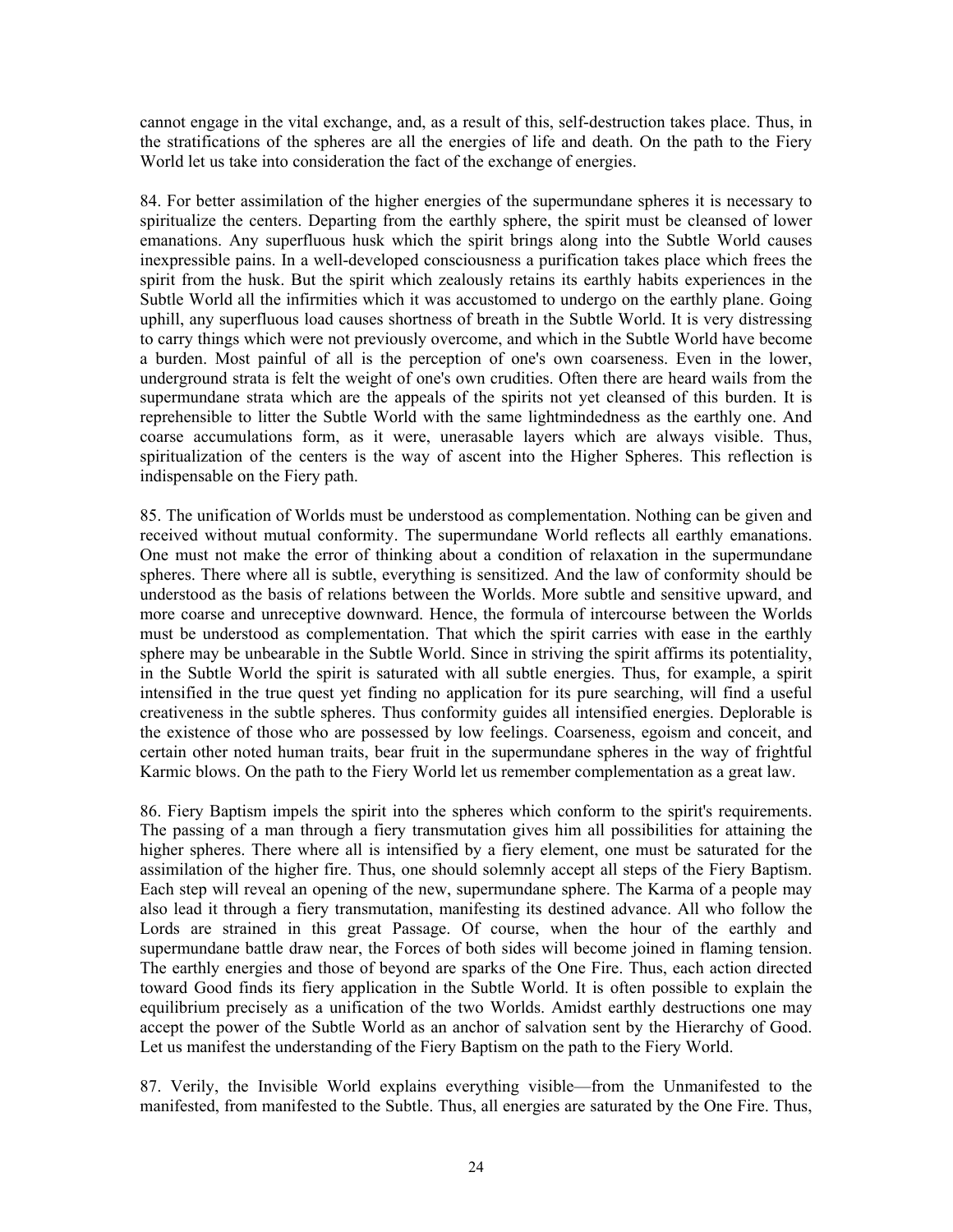cannot engage in the vital exchange, and, as a result of this, self-destruction takes place. Thus, in the stratifications of the spheres are all the energies of life and death. On the path to the Fiery World let us take into consideration the fact of the exchange of energies.

84. For better assimilation of the higher energies of the supermundane spheres it is necessary to spiritualize the centers. Departing from the earthly sphere, the spirit must be cleansed of lower emanations. Any superfluous husk which the spirit brings along into the Subtle World causes inexpressible pains. In a well-developed consciousness a purification takes place which frees the spirit from the husk. But the spirit which zealously retains its earthly habits experiences in the Subtle World all the infirmities which it was accustomed to undergo on the earthly plane. Going uphill, any superfluous load causes shortness of breath in the Subtle World. It is very distressing to carry things which were not previously overcome, and which in the Subtle World have become a burden. Most painful of all is the perception of one's own coarseness. Even in the lower, underground strata is felt the weight of one's own crudities. Often there are heard wails from the supermundane strata which are the appeals of the spirits not yet cleansed of this burden. It is reprehensible to litter the Subtle World with the same lightmindedness as the earthly one. And coarse accumulations form, as it were, unerasable layers which are always visible. Thus, spiritualization of the centers is the way of ascent into the Higher Spheres. This reflection is indispensable on the Fiery path.

85. The unification of Worlds must be understood as complementation. Nothing can be given and received without mutual conformity. The supermundane World reflects all earthly emanations. One must not make the error of thinking about a condition of relaxation in the supermundane spheres. There where all is subtle, everything is sensitized. And the law of conformity should be understood as the basis of relations between the Worlds. More subtle and sensitive upward, and more coarse and unreceptive downward. Hence, the formula of intercourse between the Worlds must be understood as complementation. That which the spirit carries with ease in the earthly sphere may be unbearable in the Subtle World. Since in striving the spirit affirms its potentiality, in the Subtle World the spirit is saturated with all subtle energies. Thus, for example, a spirit intensified in the true quest yet finding no application for its pure searching, will find a useful creativeness in the subtle spheres. Thus conformity guides all intensified energies. Deplorable is the existence of those who are possessed by low feelings. Coarseness, egoism and conceit, and certain other noted human traits, bear fruit in the supermundane spheres in the way of frightful Karmic blows. On the path to the Fiery World let us remember complementation as a great law.

86. Fiery Baptism impels the spirit into the spheres which conform to the spirit's requirements. The passing of a man through a fiery transmutation gives him all possibilities for attaining the higher spheres. There where all is intensified by a fiery element, one must be saturated for the assimilation of the higher fire. Thus, one should solemnly accept all steps of the Fiery Baptism. Each step will reveal an opening of the new, supermundane sphere. The Karma of a people may also lead it through a fiery transmutation, manifesting its destined advance. All who follow the Lords are strained in this great Passage. Of course, when the hour of the earthly and supermundane battle draw near, the Forces of both sides will become joined in flaming tension. The earthly energies and those of beyond are sparks of the One Fire. Thus, each action directed toward Good finds its fiery application in the Subtle World. It is often possible to explain the equilibrium precisely as a unification of the two Worlds. Amidst earthly destructions one may accept the power of the Subtle World as an anchor of salvation sent by the Hierarchy of Good. Let us manifest the understanding of the Fiery Baptism on the path to the Fiery World.

87. Verily, the Invisible World explains everything visible—from the Unmanifested to the manifested, from manifested to the Subtle. Thus, all energies are saturated by the One Fire. Thus,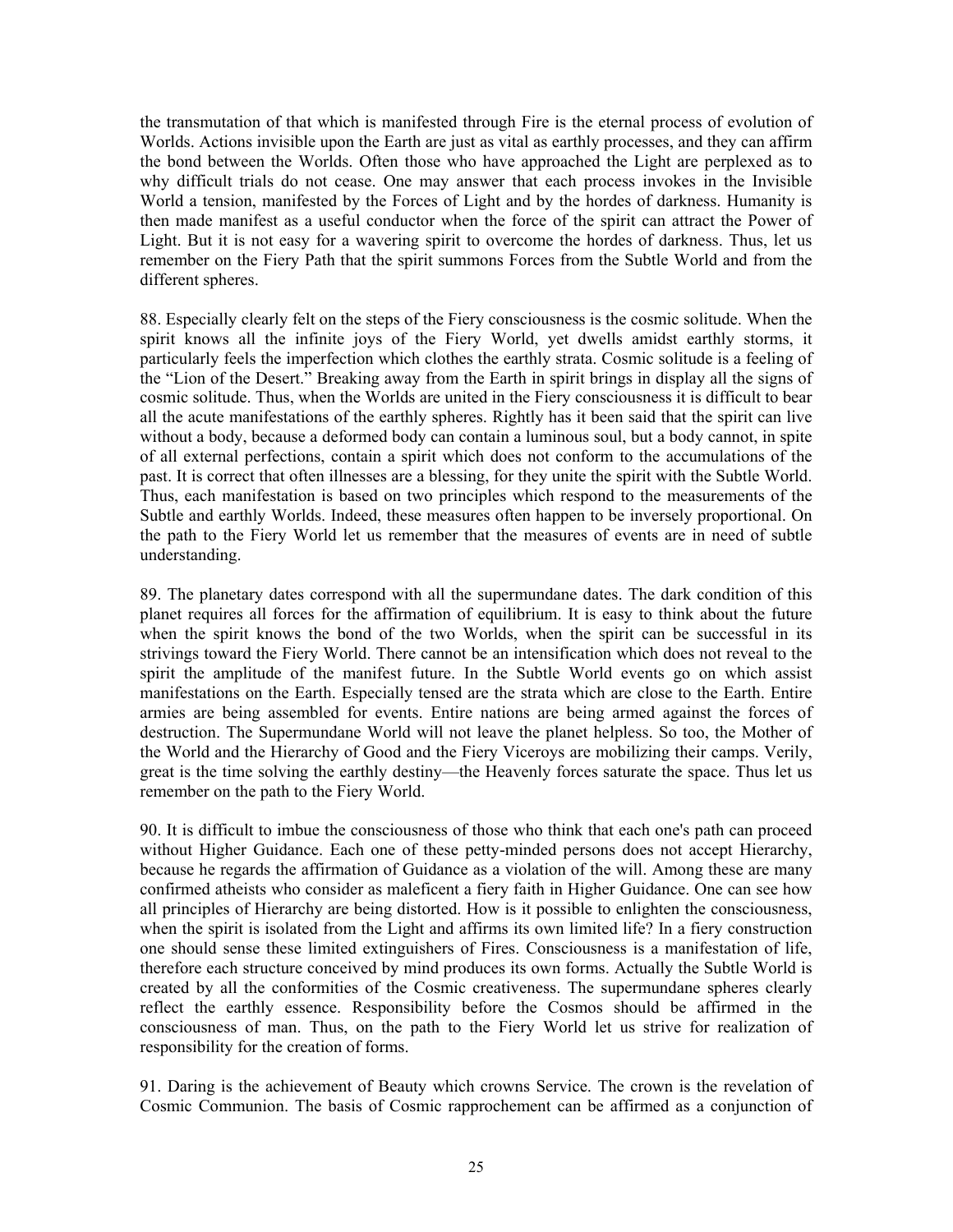the transmutation of that which is manifested through Fire is the eternal process of evolution of Worlds. Actions invisible upon the Earth are just as vital as earthly processes, and they can affirm the bond between the Worlds. Often those who have approached the Light are perplexed as to why difficult trials do not cease. One may answer that each process invokes in the Invisible World a tension, manifested by the Forces of Light and by the hordes of darkness. Humanity is then made manifest as a useful conductor when the force of the spirit can attract the Power of Light. But it is not easy for a wavering spirit to overcome the hordes of darkness. Thus, let us remember on the Fiery Path that the spirit summons Forces from the Subtle World and from the different spheres.

88. Especially clearly felt on the steps of the Fiery consciousness is the cosmic solitude. When the spirit knows all the infinite joys of the Fiery World, yet dwells amidst earthly storms, it particularly feels the imperfection which clothes the earthly strata. Cosmic solitude is a feeling of the "Lion of the Desert." Breaking away from the Earth in spirit brings in display all the signs of cosmic solitude. Thus, when the Worlds are united in the Fiery consciousness it is difficult to bear all the acute manifestations of the earthly spheres. Rightly has it been said that the spirit can live without a body, because a deformed body can contain a luminous soul, but a body cannot, in spite of all external perfections, contain a spirit which does not conform to the accumulations of the past. It is correct that often illnesses are a blessing, for they unite the spirit with the Subtle World. Thus, each manifestation is based on two principles which respond to the measurements of the Subtle and earthly Worlds. Indeed, these measures often happen to be inversely proportional. On the path to the Fiery World let us remember that the measures of events are in need of subtle understanding.

89. The planetary dates correspond with all the supermundane dates. The dark condition of this planet requires all forces for the affirmation of equilibrium. It is easy to think about the future when the spirit knows the bond of the two Worlds, when the spirit can be successful in its strivings toward the Fiery World. There cannot be an intensification which does not reveal to the spirit the amplitude of the manifest future. In the Subtle World events go on which assist manifestations on the Earth. Especially tensed are the strata which are close to the Earth. Entire armies are being assembled for events. Entire nations are being armed against the forces of destruction. The Supermundane World will not leave the planet helpless. So too, the Mother of the World and the Hierarchy of Good and the Fiery Viceroys are mobilizing their camps. Verily, great is the time solving the earthly destiny—the Heavenly forces saturate the space. Thus let us remember on the path to the Fiery World.

90. It is difficult to imbue the consciousness of those who think that each one's path can proceed without Higher Guidance. Each one of these petty-minded persons does not accept Hierarchy, because he regards the affirmation of Guidance as a violation of the will. Among these are many confirmed atheists who consider as maleficent a fiery faith in Higher Guidance. One can see how all principles of Hierarchy are being distorted. How is it possible to enlighten the consciousness, when the spirit is isolated from the Light and affirms its own limited life? In a fiery construction one should sense these limited extinguishers of Fires. Consciousness is a manifestation of life, therefore each structure conceived by mind produces its own forms. Actually the Subtle World is created by all the conformities of the Cosmic creativeness. The supermundane spheres clearly reflect the earthly essence. Responsibility before the Cosmos should be affirmed in the consciousness of man. Thus, on the path to the Fiery World let us strive for realization of responsibility for the creation of forms.

91. Daring is the achievement of Beauty which crowns Service. The crown is the revelation of Cosmic Communion. The basis of Cosmic rapprochement can be affirmed as a conjunction of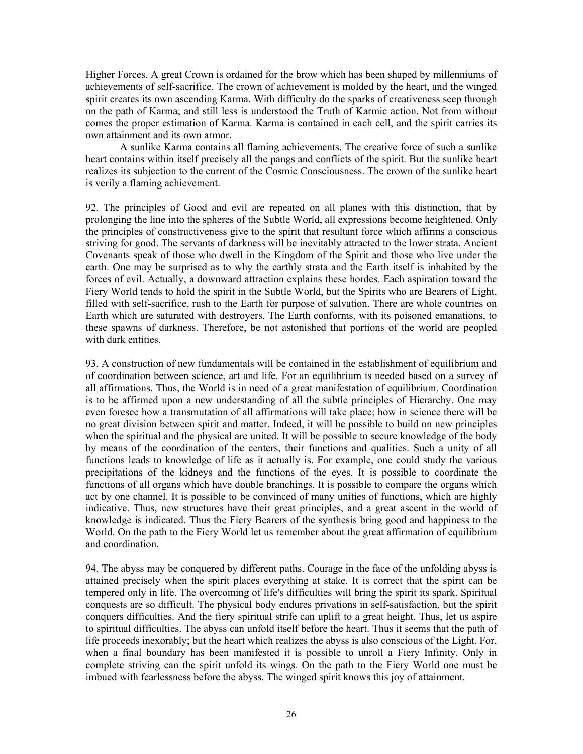Higher Forces. A great Crown is ordained for the brow which has been shaped by millenniums of achievements of self-sacrifice. The crown of achievement is molded by the heart, and the winged spirit creates its own ascending Karma. With difficulty do the sparks of creativeness seep through on the path of Karma; and still less is understood the Truth of Karmic action. Not from without comes the proper estimation of Karma. Karma is contained in each cell, and the spirit carries its own attainment and its own armor.

A sunlike Karma contains all flaming achievements. The creative force of such a sunlike heart contains within itself precisely all the pangs and conflicts of the spirit. But the sunlike heart realizes its subjection to the current of the Cosmic Consciousness. The crown of the sunlike heart is verily a flaming achievement.

92. The principles of Good and evil are repeated on all planes with this distinction, that by prolonging the line into the spheres of the Subtle World, all expressions become heightened. Only the principles of constructiveness give to the spirit that resultant force which affirms a conscious striving for good. The servants of darkness will be inevitably attracted to the lower strata. Ancient Covenants speak of those who dwell in the Kingdom of the Spirit and those who live under the earth. One may be surprised as to why the earthly strata and the Earth itself is inhabited by the forces of evil. Actually, a downward attraction explains these hordes. Each aspiration toward the Fiery World tends to hold the spirit in the Subtle World, but the Spirits who are Bearers of Light, filled with self-sacrifice, rush to the Earth for purpose of salvation. There are whole countries on Earth which are saturated with destroyers. The Earth conforms, with its poisoned emanations, to these spawns of darkness. Therefore, be not astonished that portions of the world are peopled with dark entities.

93. A construction of new fundamentals will be contained in the establishment of equilibrium and of coordination between science, art and life. For an equilibrium is needed based on a survey of all affirmations. Thus, the World is in need of a great manifestation of equilibrium. Coordination is to be affirmed upon a new understanding of all the subtle principles of Hierarchy. One may even foresee how a transmutation of all affirmations will take place; how in science there will be no great division between spirit and matter. Indeed, it will be possible to build on new principles when the spiritual and the physical are united. It will be possible to secure knowledge of the body by means of the coordination of the centers, their functions and qualities. Such a unity of all functions leads to knowledge of life as it actually is. For example, one could study the various precipitations of the kidneys and the functions of the eyes. It is possible to coordinate the functions of all organs which have double branchings. It is possible to compare the organs which act by one channel. It is possible to be convinced of many unities of functions, which are highly indicative. Thus, new structures have their great principles, and a great ascent in the world of knowledge is indicated. Thus the Fiery Bearers of the synthesis bring good and happiness to the World. On the path to the Fiery World let us remember about the great affirmation of equilibrium and coordination.

94. The abyss may be conquered by different paths. Courage in the face of the unfolding abyss is attained precisely when the spirit places everything at stake. It is correct that the spirit can be tempered only in life. The overcoming of life's difficulties will bring the spirit its spark. Spiritual conquests are so difficult. The physical body endures privations in self-satisfaction, but the spirit conquers difficulties. And the fiery spiritual strife can uplift to a great height. Thus, let us aspire to spiritual difficulties. The abyss can unfold itself before the heart. Thus it seems that the path of life proceeds inexorably; but the heart which realizes the abyss is also conscious of the Light. For, when a final boundary has been manifested it is possible to unroll a Fiery Infinity. Only in complete striving can the spirit unfold its wings. On the path to the Fiery World one must be imbued with fearlessness before the abyss. The winged spirit knows this joy of attainment.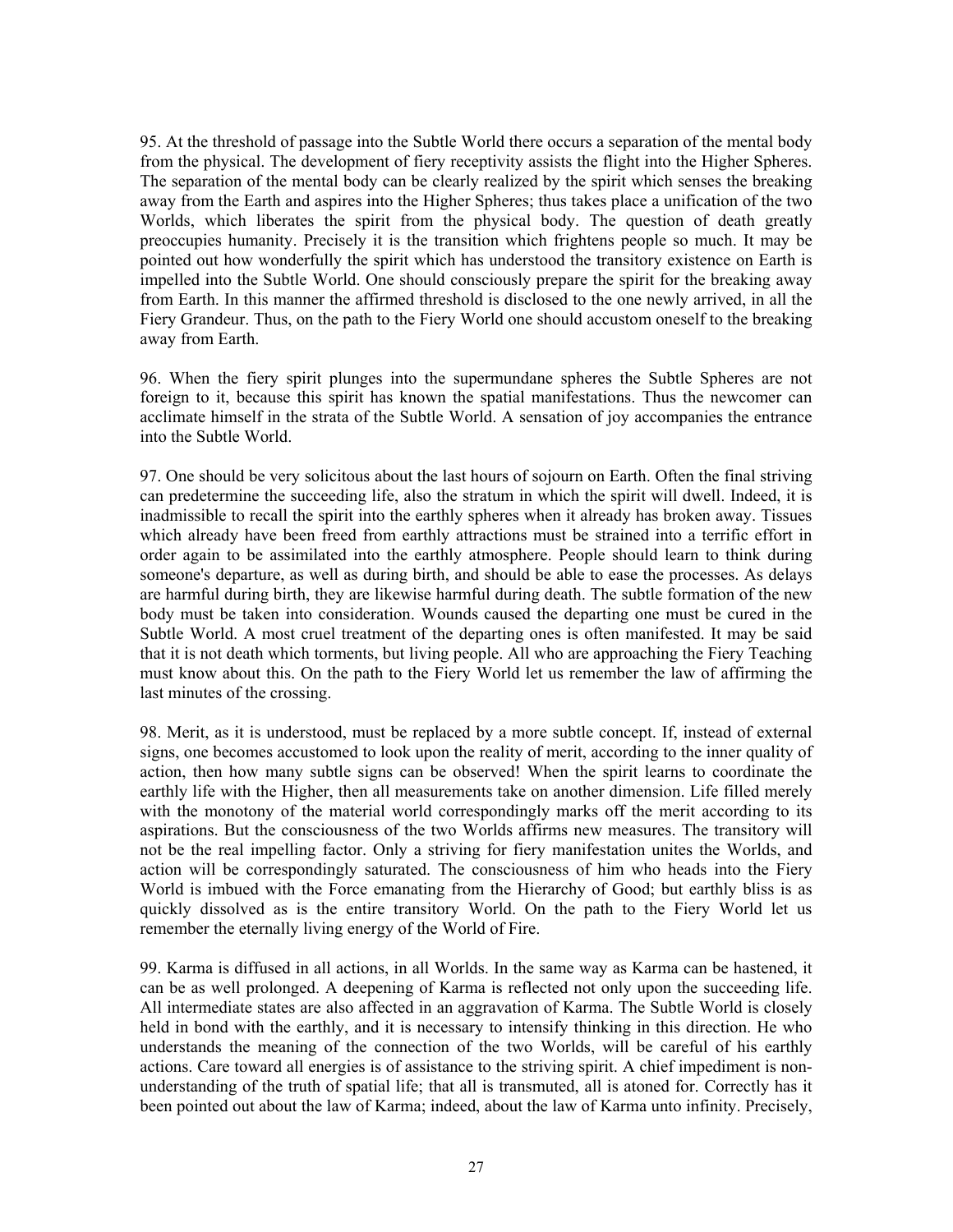95. At the threshold of passage into the Subtle World there occurs a separation of the mental body from the physical. The development of fiery receptivity assists the flight into the Higher Spheres. The separation of the mental body can be clearly realized by the spirit which senses the breaking away from the Earth and aspires into the Higher Spheres; thus takes place a unification of the two Worlds, which liberates the spirit from the physical body. The question of death greatly preoccupies humanity. Precisely it is the transition which frightens people so much. It may be pointed out how wonderfully the spirit which has understood the transitory existence on Earth is impelled into the Subtle World. One should consciously prepare the spirit for the breaking away from Earth. In this manner the affirmed threshold is disclosed to the one newly arrived, in all the Fiery Grandeur. Thus, on the path to the Fiery World one should accustom oneself to the breaking away from Earth.

96. When the fiery spirit plunges into the supermundane spheres the Subtle Spheres are not foreign to it, because this spirit has known the spatial manifestations. Thus the newcomer can acclimate himself in the strata of the Subtle World. A sensation of joy accompanies the entrance into the Subtle World.

97. One should be very solicitous about the last hours of sojourn on Earth. Often the final striving can predetermine the succeeding life, also the stratum in which the spirit will dwell. Indeed, it is inadmissible to recall the spirit into the earthly spheres when it already has broken away. Tissues which already have been freed from earthly attractions must be strained into a terrific effort in order again to be assimilated into the earthly atmosphere. People should learn to think during someone's departure, as well as during birth, and should be able to ease the processes. As delays are harmful during birth, they are likewise harmful during death. The subtle formation of the new body must be taken into consideration. Wounds caused the departing one must be cured in the Subtle World. A most cruel treatment of the departing ones is often manifested. It may be said that it is not death which torments, but living people. All who are approaching the Fiery Teaching must know about this. On the path to the Fiery World let us remember the law of affirming the last minutes of the crossing.

98. Merit, as it is understood, must be replaced by a more subtle concept. If, instead of external signs, one becomes accustomed to look upon the reality of merit, according to the inner quality of action, then how many subtle signs can be observed! When the spirit learns to coordinate the earthly life with the Higher, then all measurements take on another dimension. Life filled merely with the monotony of the material world correspondingly marks off the merit according to its aspirations. But the consciousness of the two Worlds affirms new measures. The transitory will not be the real impelling factor. Only a striving for fiery manifestation unites the Worlds, and action will be correspondingly saturated. The consciousness of him who heads into the Fiery World is imbued with the Force emanating from the Hierarchy of Good; but earthly bliss is as quickly dissolved as is the entire transitory World. On the path to the Fiery World let us remember the eternally living energy of the World of Fire.

99. Karma is diffused in all actions, in all Worlds. In the same way as Karma can be hastened, it can be as well prolonged. A deepening of Karma is reflected not only upon the succeeding life. All intermediate states are also affected in an aggravation of Karma. The Subtle World is closely held in bond with the earthly, and it is necessary to intensify thinking in this direction. He who understands the meaning of the connection of the two Worlds, will be careful of his earthly actions. Care toward all energies is of assistance to the striving spirit. A chief impediment is non-understanding of the truth of spatial life; that all is transmuted, all is atoned for. Correctly has it been pointed out about the law of Karma; indeed, about the law of Karma unto infinity. Precisely,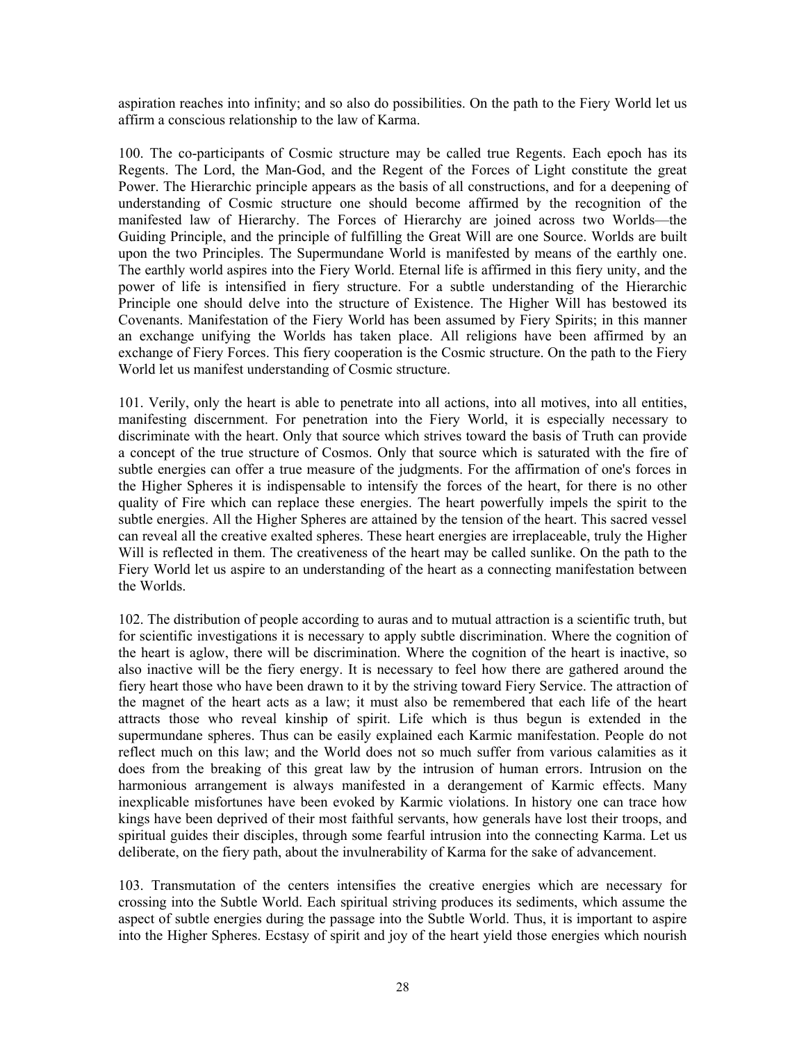aspiration reaches into infinity; and so also do possibilities. On the path to the Fiery World let us affirm a conscious relationship to the law of Karma.

100. The co-participants of Cosmic structure may be called true Regents. Each epoch has its Regents. The Lord, the Man-God, and the Regent of the Forces of Light constitute the great Power. The Hierarchic principle appears as the basis of all constructions, and for a deepening of understanding of Cosmic structure one should become affirmed by the recognition of the manifested law of Hierarchy. The Forces of Hierarchy are joined across two Worlds—the Guiding Principle, and the principle of fulfilling the Great Will are one Source. Worlds are built upon the two Principles. The Supermundane World is manifested by means of the earthly one. The earthly world aspires into the Fiery World. Eternal life is affirmed in this fiery unity, and the power of life is intensified in fiery structure. For a subtle understanding of the Hierarchic Principle one should delve into the structure of Existence. The Higher Will has bestowed its Covenants. Manifestation of the Fiery World has been assumed by Fiery Spirits; in this manner an exchange unifying the Worlds has taken place. All religions have been affirmed by an exchange of Fiery Forces. This fiery cooperation is the Cosmic structure. On the path to the Fiery World let us manifest understanding of Cosmic structure.

101. Verily, only the heart is able to penetrate into all actions, into all motives, into all entities, manifesting discernment. For penetration into the Fiery World, it is especially necessary to discriminate with the heart. Only that source which strives toward the basis of Truth can provide a concept of the true structure of Cosmos. Only that source which is saturated with the fire of subtle energies can offer a true measure of the judgments. For the affirmation of one's forces in the Higher Spheres it is indispensable to intensify the forces of the heart, for there is no other quality of Fire which can replace these energies. The heart powerfully impels the spirit to the subtle energies. All the Higher Spheres are attained by the tension of the heart. This sacred vessel can reveal all the creative exalted spheres. These heart energies are irreplaceable, truly the Higher Will is reflected in them. The creativeness of the heart may be called sunlike. On the path to the Fiery World let us aspire to an understanding of the heart as a connecting manifestation between the Worlds.

102. The distribution of people according to auras and to mutual attraction is a scientific truth, but for scientific investigations it is necessary to apply subtle discrimination. Where the cognition of the heart is aglow, there will be discrimination. Where the cognition of the heart is inactive, so also inactive will be the fiery energy. It is necessary to feel how there are gathered around the fiery heart those who have been drawn to it by the striving toward Fiery Service. The attraction of the magnet of the heart acts as a law; it must also be remembered that each life of the heart attracts those who reveal kinship of spirit. Life which is thus begun is extended in the supermundane spheres. Thus can be easily explained each Karmic manifestation. People do not reflect much on this law; and the World does not so much suffer from various calamities as it does from the breaking of this great law by the intrusion of human errors. Intrusion on the harmonious arrangement is always manifested in a derangement of Karmic effects. Many inexplicable misfortunes have been evoked by Karmic violations. In history one can trace how kings have been deprived of their most faithful servants, how generals have lost their troops, and spiritual guides their disciples, through some fearful intrusion into the connecting Karma. Let us deliberate, on the fiery path, about the invulnerability of Karma for the sake of advancement.

103. Transmutation of the centers intensifies the creative energies which are necessary for crossing into the Subtle World. Each spiritual striving produces its sediments, which assume the aspect of subtle energies during the passage into the Subtle World. Thus, it is important to aspire into the Higher Spheres. Ecstasy of spirit and joy of the heart yield those energies which nourish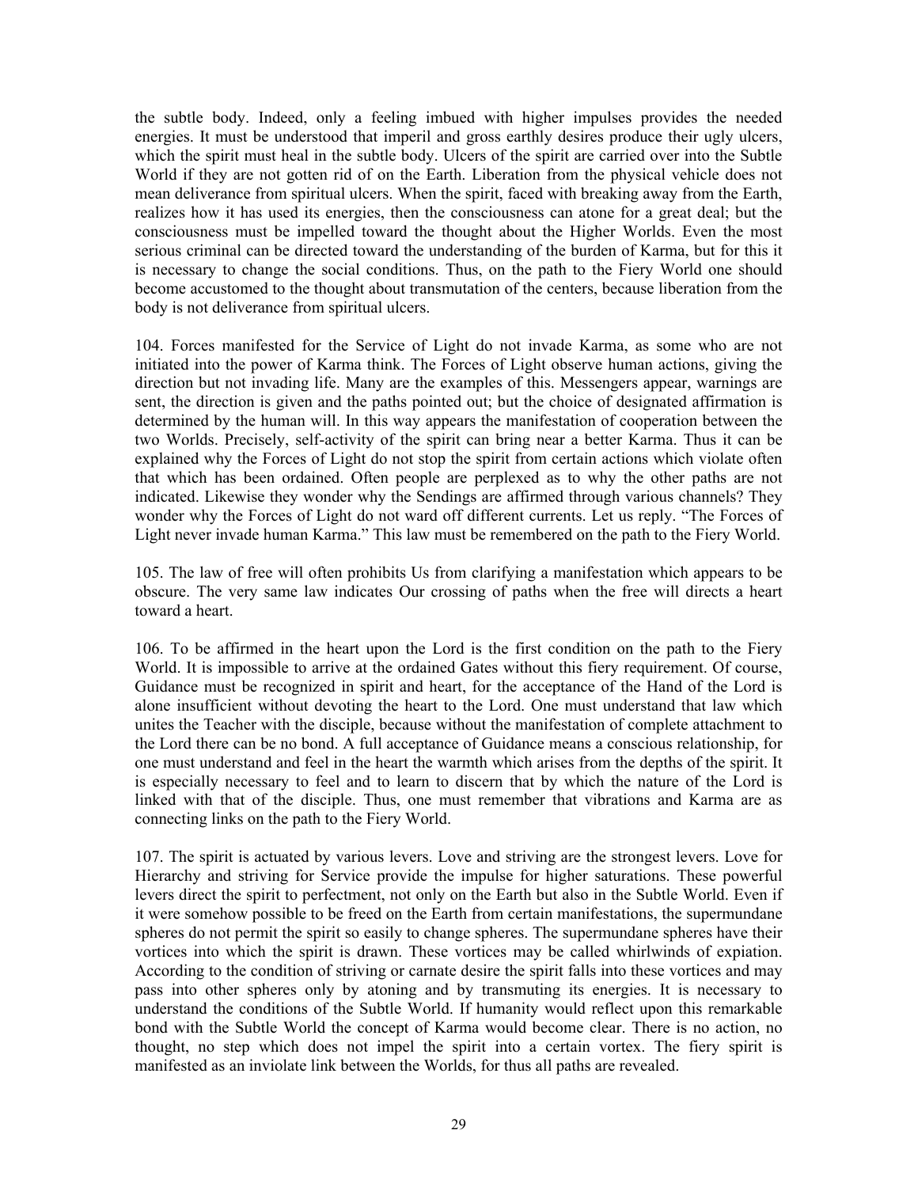the subtle body. Indeed, only a feeling imbued with higher impulses provides the needed energies. It must be understood that imperil and gross earthly desires produce their ugly ulcers, which the spirit must heal in the subtle body. Ulcers of the spirit are carried over into the Subtle World if they are not gotten rid of on the Earth. Liberation from the physical vehicle does not mean deliverance from spiritual ulcers. When the spirit, faced with breaking away from the Earth, realizes how it has used its energies, then the consciousness can atone for a great deal; but the consciousness must be impelled toward the thought about the Higher Worlds. Even the most serious criminal can be directed toward the understanding of the burden of Karma, but for this it is necessary to change the social conditions. Thus, on the path to the Fiery World one should become accustomed to the thought about transmutation of the centers, because liberation from the body is not deliverance from spiritual ulcers.

104. Forces manifested for the Service of Light do not invade Karma, as some who are not initiated into the power of Karma think. The Forces of Light observe human actions, giving the direction but not invading life. Many are the examples of this. Messengers appear, warnings are sent, the direction is given and the paths pointed out; but the choice of designated affirmation is determined by the human will. In this way appears the manifestation of cooperation between the two Worlds. Precisely, self-activity of the spirit can bring near a better Karma. Thus it can be explained why the Forces of Light do not stop the spirit from certain actions which violate often that which has been ordained. Often people are perplexed as to why the other paths are not indicated. Likewise they wonder why the Sendings are affirmed through various channels? They wonder why the Forces of Light do not ward off different currents. Let us reply. "The Forces of Light never invade human Karma." This law must be remembered on the path to the Fiery World.

105. The law of free will often prohibits Us from clarifying a manifestation which appears to be obscure. The very same law indicates Our crossing of paths when the free will directs a heart toward a heart.

106. To be affirmed in the heart upon the Lord is the first condition on the path to the Fiery World. It is impossible to arrive at the ordained Gates without this fiery requirement. Of course, Guidance must be recognized in spirit and heart, for the acceptance of the Hand of the Lord is alone insufficient without devoting the heart to the Lord. One must understand that law which unites the Teacher with the disciple, because without the manifestation of complete attachment to the Lord there can be no bond. A full acceptance of Guidance means a conscious relationship, for one must understand and feel in the heart the warmth which arises from the depths of the spirit. It is especially necessary to feel and to learn to discern that by which the nature of the Lord is linked with that of the disciple. Thus, one must remember that vibrations and Karma are as connecting links on the path to the Fiery World.

107. The spirit is actuated by various levers. Love and striving are the strongest levers. Love for Hierarchy and striving for Service provide the impulse for higher saturations. These powerful levers direct the spirit to perfectment, not only on the Earth but also in the Subtle World. Even if it were somehow possible to be freed on the Earth from certain manifestations, the supermundane spheres do not permit the spirit so easily to change spheres. The supermundane spheres have their vortices into which the spirit is drawn. These vortices may be called whirlwinds of expiation. According to the condition of striving or carnate desire the spirit falls into these vortices and may pass into other spheres only by atoning and by transmuting its energies. It is necessary to understand the conditions of the Subtle World. If humanity would reflect upon this remarkable bond with the Subtle World the concept of Karma would become clear. There is no action, no thought, no step which does not impel the spirit into a certain vortex. The fiery spirit is manifested as an inviolate link between the Worlds, for thus all paths are revealed.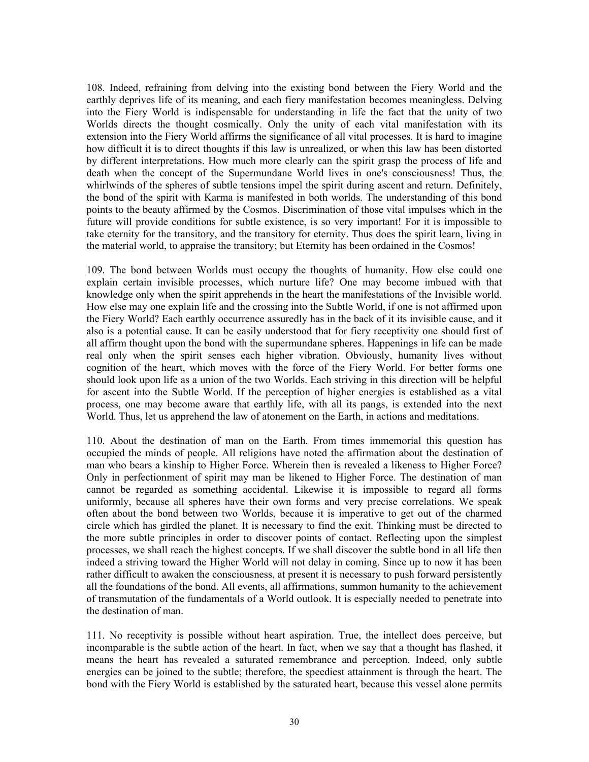108. Indeed, refraining from delving into the existing bond between the Fiery World and the earthly deprives life of its meaning, and each fiery manifestation becomes meaningless. Delving into the Fiery World is indispensable for understanding in life the fact that the unity of two Worlds directs the thought cosmically. Only the unity of each vital manifestation with its extension into the Fiery World affirms the significance of all vital processes. It is hard to imagine how difficult it is to direct thoughts if this law is unrealized, or when this law has been distorted by different interpretations. How much more clearly can the spirit grasp the process of life and death when the concept of the Supermundane World lives in one's consciousness! Thus, the whirlwinds of the spheres of subtle tensions impel the spirit during ascent and return. Definitely, the bond of the spirit with Karma is manifested in both worlds. The understanding of this bond points to the beauty affirmed by the Cosmos. Discrimination of those vital impulses which in the future will provide conditions for subtle existence, is so very important! For it is impossible to take eternity for the transitory, and the transitory for eternity. Thus does the spirit learn, living in the material world, to appraise the transitory; but Eternity has been ordained in the Cosmos!

109. The bond between Worlds must occupy the thoughts of humanity. How else could one explain certain invisible processes, which nurture life? One may become imbued with that knowledge only when the spirit apprehends in the heart the manifestations of the Invisible world. How else may one explain life and the crossing into the Subtle World, if one is not affirmed upon the Fiery World? Each earthly occurrence assuredly has in the back of it its invisible cause, and it also is a potential cause. It can be easily understood that for fiery receptivity one should first of all affirm thought upon the bond with the supermundane spheres. Happenings in life can be made real only when the spirit senses each higher vibration. Obviously, humanity lives without cognition of the heart, which moves with the force of the Fiery World. For better forms one should look upon life as a union of the two Worlds. Each striving in this direction will be helpful for ascent into the Subtle World. If the perception of higher energies is established as a vital process, one may become aware that earthly life, with all its pangs, is extended into the next World. Thus, let us apprehend the law of atonement on the Earth, in actions and meditations.

110. About the destination of man on the Earth. From times immemorial this question has occupied the minds of people. All religions have noted the affirmation about the destination of man who bears a kinship to Higher Force. Wherein then is revealed a likeness to Higher Force? Only in perfectionment of spirit may man be likened to Higher Force. The destination of man cannot be regarded as something accidental. Likewise it is impossible to regard all forms uniformly, because all spheres have their own forms and very precise correlations. We speak often about the bond between two Worlds, because it is imperative to get out of the charmed circle which has girdled the planet. It is necessary to find the exit. Thinking must be directed to the more subtle principles in order to discover points of contact. Reflecting upon the simplest processes, we shall reach the highest concepts. If we shall discover the subtle bond in all life then indeed a striving toward the Higher World will not delay in coming. Since up to now it has been rather difficult to awaken the consciousness, at present it is necessary to push forward persistently all the foundations of the bond. All events, all affirmations, summon humanity to the achievement of transmutation of the fundamentals of a World outlook. It is especially needed to penetrate into the destination of man.

111. No receptivity is possible without heart aspiration. True, the intellect does perceive, but incomparable is the subtle action of the heart. In fact, when we say that a thought has flashed, it means the heart has revealed a saturated remembrance and perception. Indeed, only subtle energies can be joined to the subtle; therefore, the speediest attainment is through the heart. The bond with the Fiery World is established by the saturated heart, because this vessel alone permits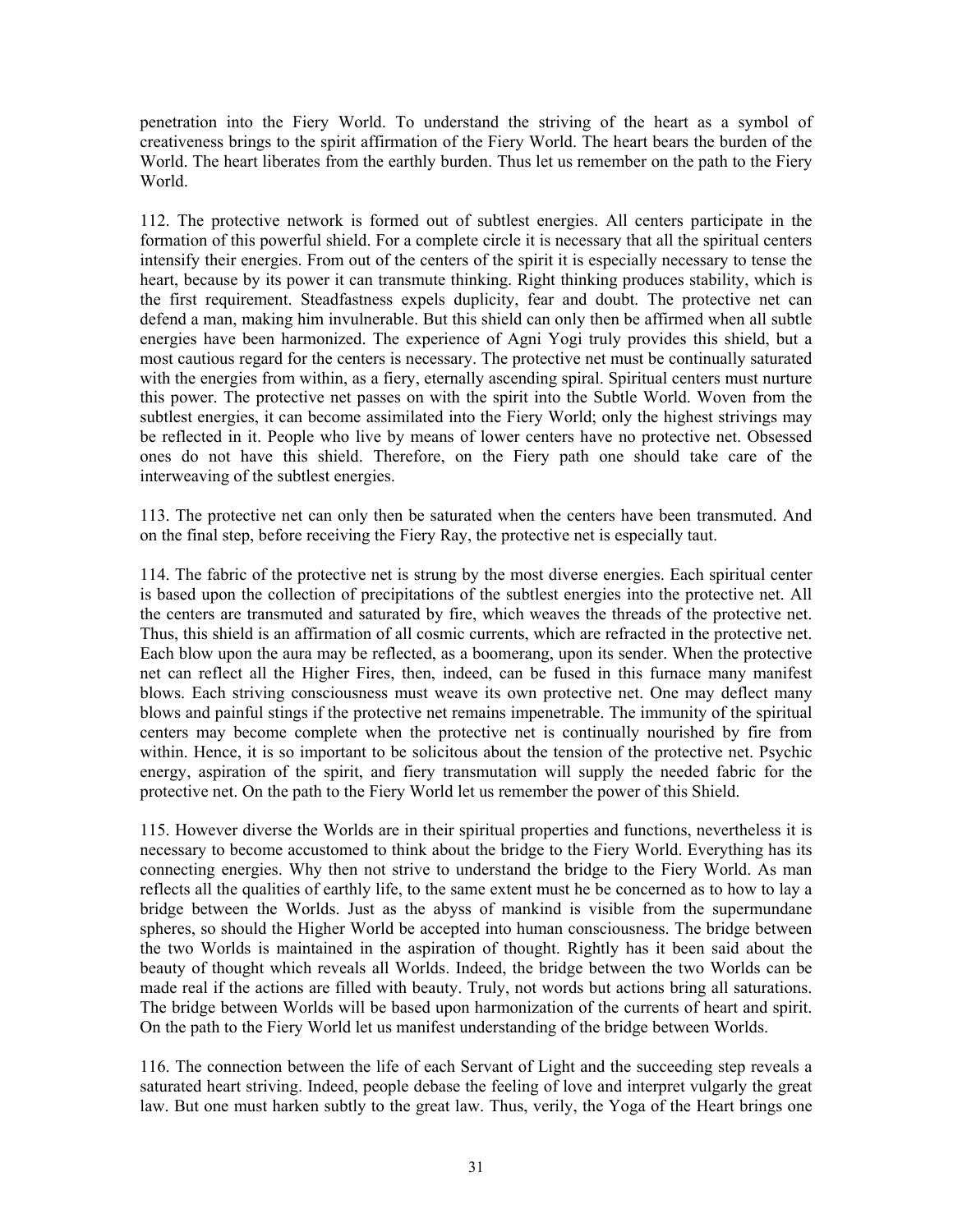penetration into the Fiery World. To understand the striving of the heart as a symbol of creativeness brings to the spirit affirmation of the Fiery World. The heart bears the burden of the World. The heart liberates from the earthly burden. Thus let us remember on the path to the Fiery World.

112. The protective network is formed out of subtlest energies. All centers participate in the formation of this powerful shield. For a complete circle it is necessary that all the spiritual centers intensify their energies. From out of the centers of the spirit it is especially necessary to tense the heart, because by its power it can transmute thinking. Right thinking produces stability, which is the first requirement. Steadfastness expels duplicity, fear and doubt. The protective net can defend a man, making him invulnerable. But this shield can only then be affirmed when all subtle energies have been harmonized. The experience of Agni Yogi truly provides this shield, but a most cautious regard for the centers is necessary. The protective net must be continually saturated with the energies from within, as a fiery, eternally ascending spiral. Spiritual centers must nurture this power. The protective net passes on with the spirit into the Subtle World. Woven from the subtlest energies, it can become assimilated into the Fiery World; only the highest strivings may be reflected in it. People who live by means of lower centers have no protective net. Obsessed ones do not have this shield. Therefore, on the Fiery path one should take care of the interweaving of the subtlest energies.

113. The protective net can only then be saturated when the centers have been transmuted. And on the final step, before receiving the Fiery Ray, the protective net is especially taut.

114. The fabric of the protective net is strung by the most diverse energies. Each spiritual center is based upon the collection of precipitations of the subtlest energies into the protective net. All the centers are transmuted and saturated by fire, which weaves the threads of the protective net. Thus, this shield is an affirmation of all cosmic currents, which are refracted in the protective net. Each blow upon the aura may be reflected, as a boomerang, upon its sender. When the protective net can reflect all the Higher Fires, then, indeed, can be fused in this furnace many manifest blows. Each striving consciousness must weave its own protective net. One may deflect many blows and painful stings if the protective net remains impenetrable. The immunity of the spiritual centers may become complete when the protective net is continually nourished by fire from within. Hence, it is so important to be solicitous about the tension of the protective net. Psychic energy, aspiration of the spirit, and fiery transmutation will supply the needed fabric for the protective net. On the path to the Fiery World let us remember the power of this Shield.

115. However diverse the Worlds are in their spiritual properties and functions, nevertheless it is necessary to become accustomed to think about the bridge to the Fiery World. Everything has its connecting energies. Why then not strive to understand the bridge to the Fiery World. As man reflects all the qualities of earthly life, to the same extent must he be concerned as to how to lay a bridge between the Worlds. Just as the abyss of mankind is visible from the supermundane spheres, so should the Higher World be accepted into human consciousness. The bridge between the two Worlds is maintained in the aspiration of thought. Rightly has it been said about the beauty of thought which reveals all Worlds. Indeed, the bridge between the two Worlds can be made real if the actions are filled with beauty. Truly, not words but actions bring all saturations. The bridge between Worlds will be based upon harmonization of the currents of heart and spirit. On the path to the Fiery World let us manifest understanding of the bridge between Worlds.

116. The connection between the life of each Servant of Light and the succeeding step reveals a saturated heart striving. Indeed, people debase the feeling of love and interpret vulgarly the great law. But one must harken subtly to the great law. Thus, verily, the Yoga of the Heart brings one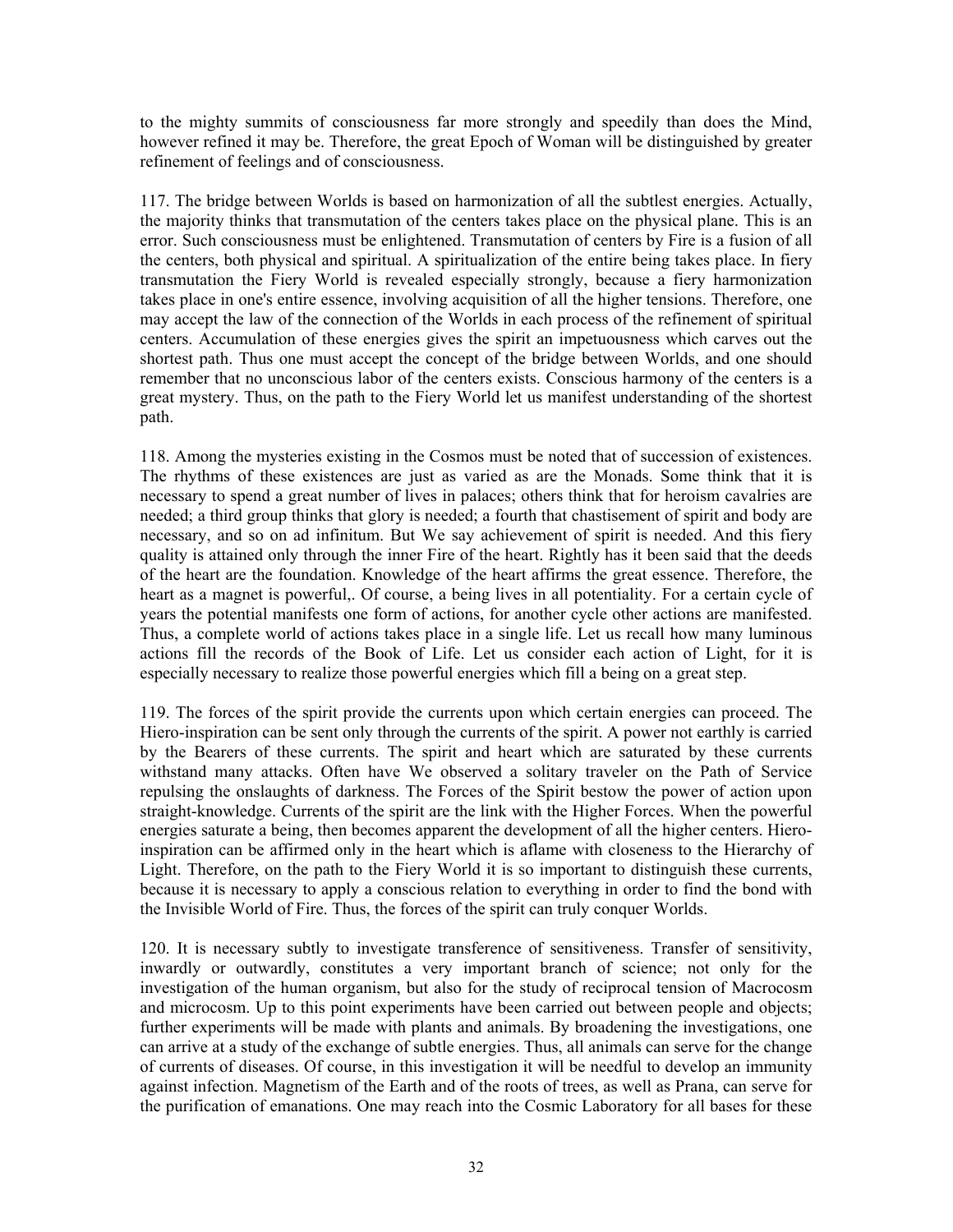to the mighty summits of consciousness far more strongly and speedily than does the Mind, however refined it may be. Therefore, the great Epoch of Woman will be distinguished by greater refinement of feelings and of consciousness.

117. The bridge between Worlds is based on harmonization of all the subtlest energies. Actually, the majority thinks that transmutation of the centers takes place on the physical plane. This is an error. Such consciousness must be enlightened. Transmutation of centers by Fire is a fusion of all the centers, both physical and spiritual. A spiritualization of the entire being takes place. In fiery transmutation the Fiery World is revealed especially strongly, because a fiery harmonization takes place in one's entire essence, involving acquisition of all the higher tensions. Therefore, one may accept the law of the connection of the Worlds in each process of the refinement of spiritual centers. Accumulation of these energies gives the spirit an impetuousness which carves out the shortest path. Thus one must accept the concept of the bridge between Worlds, and one should remember that no unconscious labor of the centers exists. Conscious harmony of the centers is a great mystery. Thus, on the path to the Fiery World let us manifest understanding of the shortest path.

118. Among the mysteries existing in the Cosmos must be noted that of succession of existences. The rhythms of these existences are just as varied as are the Monads. Some think that it is necessary to spend a great number of lives in palaces; others think that for heroism cavalries are needed; a third group thinks that glory is needed; a fourth that chastisement of spirit and body are necessary, and so on ad infinitum. But We say achievement of spirit is needed. And this fiery quality is attained only through the inner Fire of the heart. Rightly has it been said that the deeds of the heart are the foundation. Knowledge of the heart affirms the great essence. Therefore, the heart as a magnet is powerful,. Of course, a being lives in all potentiality. For a certain cycle of years the potential manifests one form of actions, for another cycle other actions are manifested. Thus, a complete world of actions takes place in a single life. Let us recall how many luminous actions fill the records of the Book of Life. Let us consider each action of Light, for it is especially necessary to realize those powerful energies which fill a being on a great step.

119. The forces of the spirit provide the currents upon which certain energies can proceed. The Hiero-inspiration can be sent only through the currents of the spirit. A power not earthly is carried by the Bearers of these currents. The spirit and heart which are saturated by these currents withstand many attacks. Often have We observed a solitary traveler on the Path of Service repulsing the onslaughts of darkness. The Forces of the Spirit bestow the power of action upon straight-knowledge. Currents of the spirit are the link with the Higher Forces. When the powerful energies saturate a being, then becomes apparent the development of all the higher centers. Hiero-inspiration can be affirmed only in the heart which is aflame with closeness to the Hierarchy of Light. Therefore, on the path to the Fiery World it is so important to distinguish these currents, because it is necessary to apply a conscious relation to everything in order to find the bond with the Invisible World of Fire. Thus, the forces of the spirit can truly conquer Worlds.

120. It is necessary subtly to investigate transference of sensitiveness. Transfer of sensitivity, inwardly or outwardly, constitutes a very important branch of science; not only for the investigation of the human organism, but also for the study of reciprocal tension of Macrocosm and microcosm. Up to this point experiments have been carried out between people and objects; further experiments will be made with plants and animals. By broadening the investigations, one can arrive at a study of the exchange of subtle energies. Thus, all animals can serve for the change of currents of diseases. Of course, in this investigation it will be needful to develop an immunity against infection. Magnetism of the Earth and of the roots of trees, as well as Prana, can serve for the purification of emanations. One may reach into the Cosmic Laboratory for all bases for these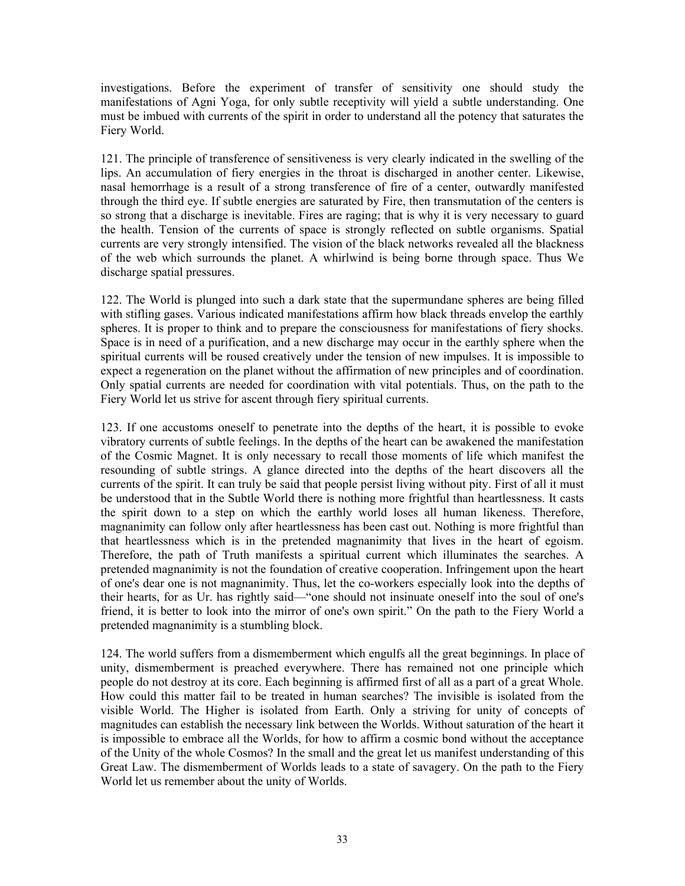investigations. Before the experiment of transfer of sensitivity one should study the manifestations of Agni Yoga, for only subtle receptivity will yield a subtle understanding. One must be imbued with currents of the spirit in order to understand all the potency that saturates the Fiery World.

121. The principle of transference of sensitiveness is very clearly indicated in the swelling of the lips. An accumulation of fiery energies in the throat is discharged in another center. Likewise, nasal hemorrhage is a result of a strong transference of fire of a center, outwardly manifested through the third eye. If subtle energies are saturated by Fire, then transmutation of the centers is so strong that a discharge is inevitable. Fires are raging; that is why it is very necessary to guard the health. Tension of the currents of space is strongly reflected on subtle organisms. Spatial currents are very strongly intensified. The vision of the black networks revealed all the blackness of the web which surrounds the planet. A whirlwind is being borne through space. Thus We discharge spatial pressures.

122. The World is plunged into such a dark state that the supermundane spheres are being filled with stifling gases. Various indicated manifestations affirm how black threads envelop the earthly spheres. It is proper to think and to prepare the consciousness for manifestations of fiery shocks. Space is in need of a purification, and a new discharge may occur in the earthly sphere when the spiritual currents will be roused creatively under the tension of new impulses. It is impossible to expect a regeneration on the planet without the affirmation of new principles and of coordination. Only spatial currents are needed for coordination with vital potentials. Thus, on the path to the Fiery World let us strive for ascent through fiery spiritual currents.

123. If one accustoms oneself to penetrate into the depths of the heart, it is possible to evoke vibratory currents of subtle feelings. In the depths of the heart can be awakened the manifestation of the Cosmic Magnet. It is only necessary to recall those moments of life which manifest the resounding of subtle strings. A glance directed into the depths of the heart discovers all the currents of the spirit. It can truly be said that people persist living without pity. First of all it must be understood that in the Subtle World there is nothing more frightful than heartlessness. It casts the spirit down to a step on which the earthly world loses all human likeness. Therefore, magnanimity can follow only after heartlessness has been cast out. Nothing is more frightful than that heartlessness which is in the pretended magnanimity that lives in the heart of egoism. Therefore, the path of Truth manifests a spiritual current which illuminates the searches. A pretended magnanimity is not the foundation of creative cooperation. Infringement upon the heart of one's dear one is not magnanimity. Thus, let the co-workers especially look into the depths of their hearts, for as Ur. has rightly said—"one should not insinuate oneself into the soul of one's friend, it is better to look into the mirror of one's own spirit." On the path to the Fiery World a pretended magnanimity is a stumbling block.

124. The world suffers from a dismemberment which engulfs all the great beginnings. In place of unity, dismemberment is preached everywhere. There has remained not one principle which people do not destroy at its core. Each beginning is affirmed first of all as a part of a great Whole. How could this matter fail to be treated in human searches? The invisible is isolated from the visible World. The Higher is isolated from Earth. Only a striving for unity of concepts of magnitudes can establish the necessary link between the Worlds. Without saturation of the heart it is impossible to embrace all the Worlds, for how to affirm a cosmic bond without the acceptance of the Unity of the whole Cosmos? In the small and the great let us manifest understanding of this Great Law. The dismemberment of Worlds leads to a state of savagery. On the path to the Fiery World let us remember about the unity of Worlds.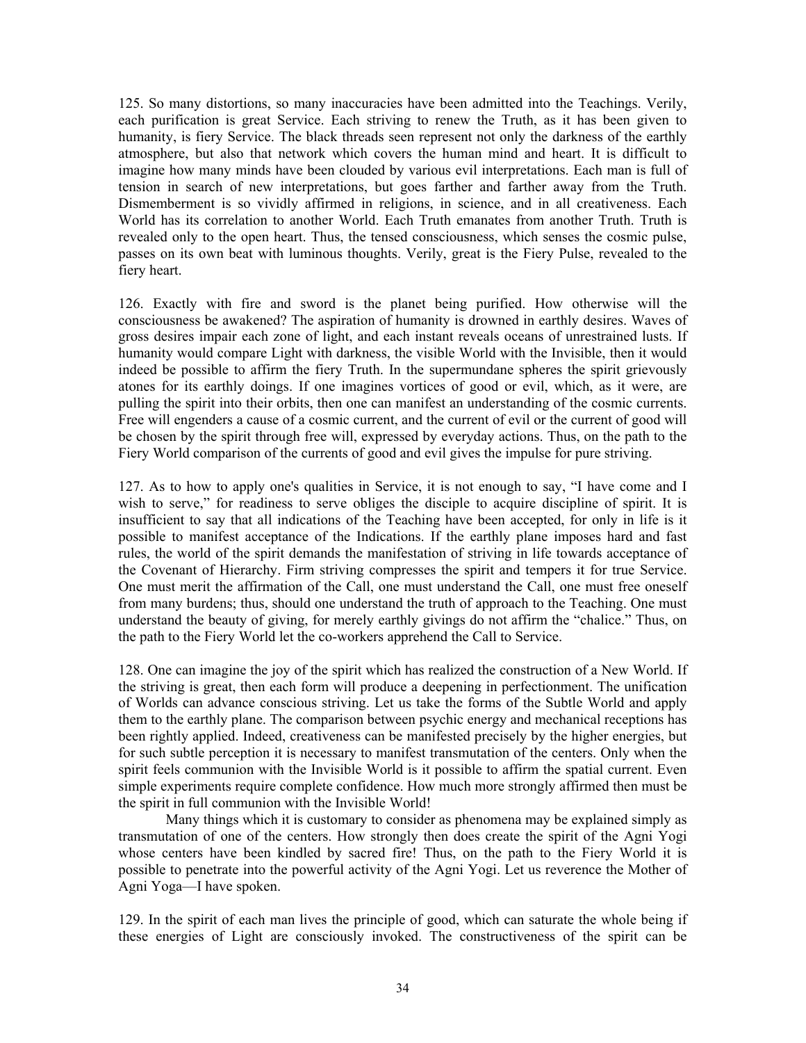125. So many distortions, so many inaccuracies have been admitted into the Teachings. Verily, each purification is great Service. Each striving to renew the Truth, as it has been given to humanity, is fiery Service. The black threads seen represent not only the darkness of the earthly atmosphere, but also that network which covers the human mind and heart. It is difficult to imagine how many minds have been clouded by various evil interpretations. Each man is full of tension in search of new interpretations, but goes farther and farther away from the Truth. Dismemberment is so vividly affirmed in religions, in science, and in all creativeness. Each World has its correlation to another World. Each Truth emanates from another Truth. Truth is revealed only to the open heart. Thus, the tensed consciousness, which senses the cosmic pulse, passes on its own beat with luminous thoughts. Verily, great is the Fiery Pulse, revealed to the fiery heart.

126. Exactly with fire and sword is the planet being purified. How otherwise will the consciousness be awakened? The aspiration of humanity is drowned in earthly desires. Waves of gross desires impair each zone of light, and each instant reveals oceans of unrestrained lusts. If humanity would compare Light with darkness, the visible World with the Invisible, then it would indeed be possible to affirm the fiery Truth. In the supermundane spheres the spirit grievously atones for its earthly doings. If one imagines vortices of good or evil, which, as it were, are pulling the spirit into their orbits, then one can manifest an understanding of the cosmic currents. Free will engenders a cause of a cosmic current, and the current of evil or the current of good will be chosen by the spirit through free will, expressed by everyday actions. Thus, on the path to the Fiery World comparison of the currents of good and evil gives the impulse for pure striving.

127. As to how to apply one's qualities in Service, it is not enough to say, "I have come and I wish to serve," for readiness to serve obliges the disciple to acquire discipline of spirit. It is insufficient to say that all indications of the Teaching have been accepted, for only in life is it possible to manifest acceptance of the Indications. If the earthly plane imposes hard and fast rules, the world of the spirit demands the manifestation of striving in life towards acceptance of the Covenant of Hierarchy. Firm striving compresses the spirit and tempers it for true Service. One must merit the affirmation of the Call, one must understand the Call, one must free oneself from many burdens; thus, should one understand the truth of approach to the Teaching. One must understand the beauty of giving, for merely earthly givings do not affirm the "chalice." Thus, on the path to the Fiery World let the co-workers apprehend the Call to Service.

128. One can imagine the joy of the spirit which has realized the construction of a New World. If the striving is great, then each form will produce a deepening in perfectionment. The unification of Worlds can advance conscious striving. Let us take the forms of the Subtle World and apply them to the earthly plane. The comparison between psychic energy and mechanical receptions has been rightly applied. Indeed, creativeness can be manifested precisely by the higher energies, but for such subtle perception it is necessary to manifest transmutation of the centers. Only when the spirit feels communion with the Invisible World is it possible to affirm the spatial current. Even simple experiments require complete confidence. How much more strongly affirmed then must be the spirit in full communion with the Invisible World!

Many things which it is customary to consider as phenomena may be explained simply as transmutation of one of the centers. How strongly then does create the spirit of the Agni Yogi whose centers have been kindled by sacred fire! Thus, on the path to the Fiery World it is possible to penetrate into the powerful activity of the Agni Yogi. Let us reverence the Mother of Agni Yoga—I have spoken.

129. In the spirit of each man lives the principle of good, which can saturate the whole being if these energies of Light are consciously invoked. The constructiveness of the spirit can be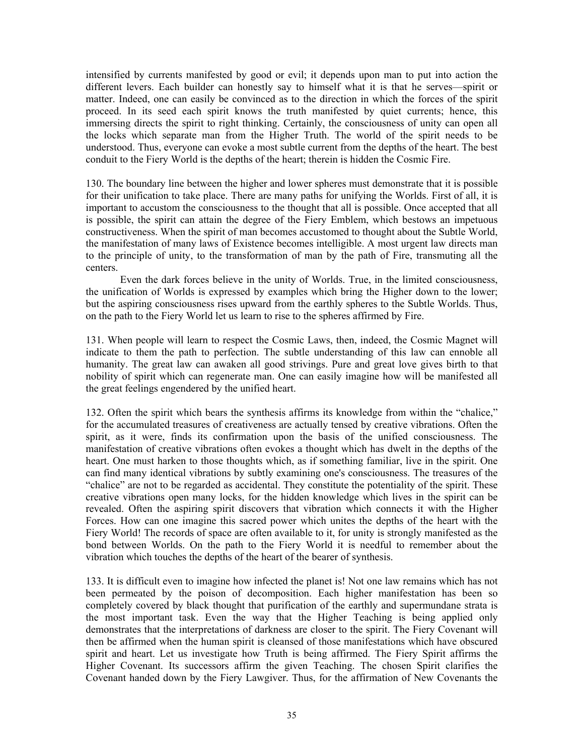intensified by currents manifested by good or evil; it depends upon man to put into action the different levers. Each builder can honestly say to himself what it is that he serves—spirit or matter. Indeed, one can easily be convinced as to the direction in which the forces of the spirit proceed. In its seed each spirit knows the truth manifested by quiet currents; hence, this immersing directs the spirit to right thinking. Certainly, the consciousness of unity can open all the locks which separate man from the Higher Truth. The world of the spirit needs to be understood. Thus, everyone can evoke a most subtle current from the depths of the heart. The best conduit to the Fiery World is the depths of the heart; therein is hidden the Cosmic Fire.

130. The boundary line between the higher and lower spheres must demonstrate that it is possible for their unification to take place. There are many paths for unifying the Worlds. First of all, it is important to accustom the consciousness to the thought that all is possible. Once accepted that all is possible, the spirit can attain the degree of the Fiery Emblem, which bestows an impetuous constructiveness. When the spirit of man becomes accustomed to thought about the Subtle World, the manifestation of many laws of Existence becomes intelligible. A most urgent law directs man to the principle of unity, to the transformation of man by the path of Fire, transmuting all the centers.

Even the dark forces believe in the unity of Worlds. True, in the limited consciousness, the unification of Worlds is expressed by examples which bring the Higher down to the lower; but the aspiring consciousness rises upward from the earthly spheres to the Subtle Worlds. Thus, on the path to the Fiery World let us learn to rise to the spheres affirmed by Fire.

131. When people will learn to respect the Cosmic Laws, then, indeed, the Cosmic Magnet will indicate to them the path to perfection. The subtle understanding of this law can ennoble all humanity. The great law can awaken all good strivings. Pure and great love gives birth to that nobility of spirit which can regenerate man. One can easily imagine how will be manifested all the great feelings engendered by the unified heart.

132. Often the spirit which bears the synthesis affirms its knowledge from within the "chalice," for the accumulated treasures of creativeness are actually tensed by creative vibrations. Often the spirit, as it were, finds its confirmation upon the basis of the unified consciousness. The manifestation of creative vibrations often evokes a thought which has dwelt in the depths of the heart. One must harken to those thoughts which, as if something familiar, live in the spirit. One can find many identical vibrations by subtly examining one's consciousness. The treasures of the "chalice" are not to be regarded as accidental. They constitute the potentiality of the spirit. These creative vibrations open many locks, for the hidden knowledge which lives in the spirit can be revealed. Often the aspiring spirit discovers that vibration which connects it with the Higher Forces. How can one imagine this sacred power which unites the depths of the heart with the Fiery World! The records of space are often available to it, for unity is strongly manifested as the bond between Worlds. On the path to the Fiery World it is needful to remember about the vibration which touches the depths of the heart of the bearer of synthesis.

133. It is difficult even to imagine how infected the planet is! Not one law remains which has not been permeated by the poison of decomposition. Each higher manifestation has been so completely covered by black thought that purification of the earthly and supermundane strata is the most important task. Even the way that the Higher Teaching is being applied only demonstrates that the interpretations of darkness are closer to the spirit. The Fiery Covenant will then be affirmed when the human spirit is cleansed of those manifestations which have obscured spirit and heart. Let us investigate how Truth is being affirmed. The Fiery Spirit affirms the Higher Covenant. Its successors affirm the given Teaching. The chosen Spirit clarifies the Covenant handed down by the Fiery Lawgiver. Thus, for the affirmation of New Covenants the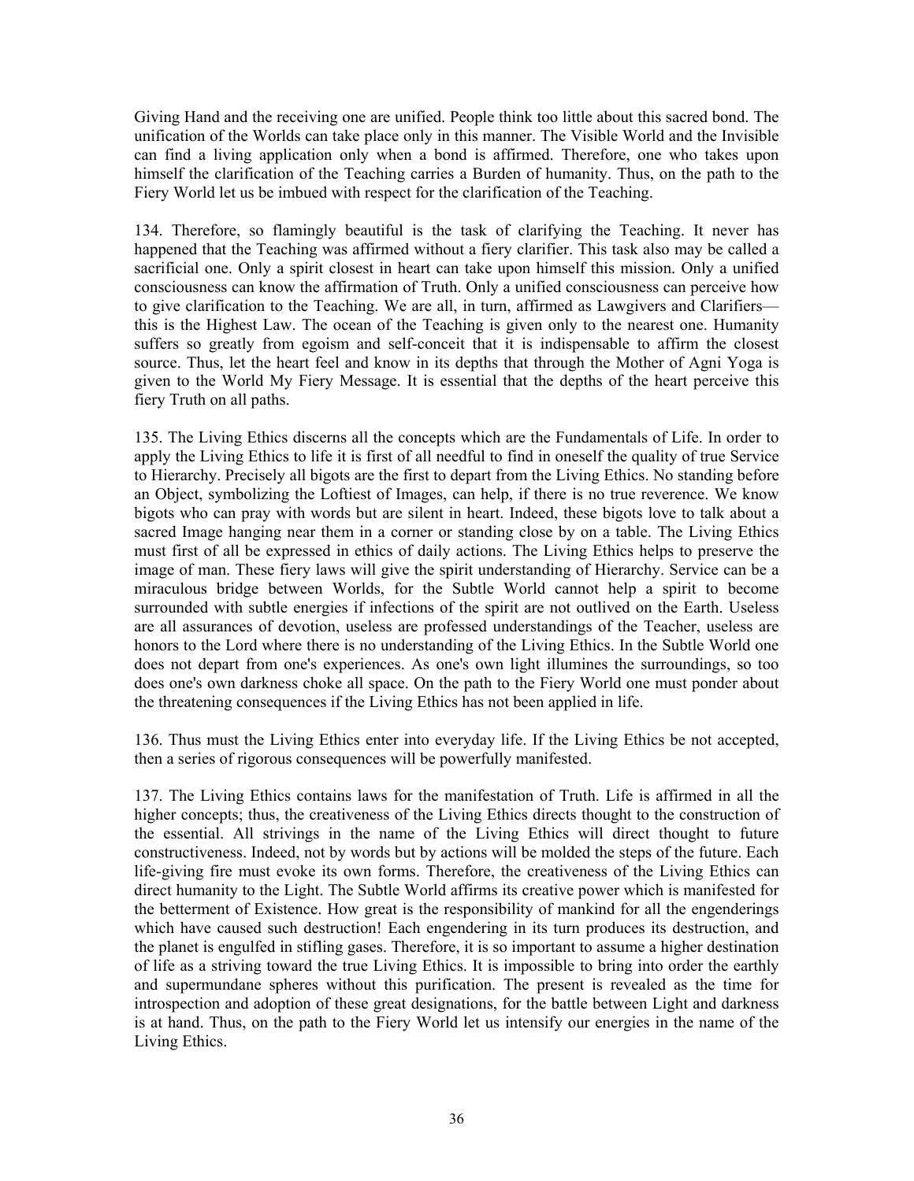Giving Hand and the receiving one are unified. People think too little about this sacred bond. The unification of the Worlds can take place only in this manner. The Visible World and the Invisible can find a living application only when a bond is affirmed. Therefore, one who takes upon himself the clarification of the Teaching carries a Burden of humanity. Thus, on the path to the Fiery World let us be imbued with respect for the clarification of the Teaching.

134. Therefore, so flamingly beautiful is the task of clarifying the Teaching. It never has happened that the Teaching was affirmed without a fiery clarifier. This task also may be called a sacrificial one. Only a spirit closest in heart can take upon himself this mission. Only a unified consciousness can know the affirmation of Truth. Only a unified consciousness can perceive how to give clarification to the Teaching. We are all, in turn, affirmed as Lawgivers and Clarifiers—this is the Highest Law. The ocean of the Teaching is given only to the nearest one. Humanity suffers so greatly from egoism and self-conceit that it is indispensable to affirm the closest source. Thus, let the heart feel and know in its depths that through the Mother of Agni Yoga is given to the World My Fiery Message. It is essential that the depths of the heart perceive this fiery Truth on all paths.

135. The Living Ethics discerns all the concepts which are the Fundamentals of Life. In order to apply the Living Ethics to life it is first of all needful to find in oneself the quality of true Service to Hierarchy. Precisely all bigots are the first to depart from the Living Ethics. No standing before an Object, symbolizing the Loftiest of Images, can help, if there is no true reverence. We know bigots who can pray with words but are silent in heart. Indeed, these bigots love to talk about a sacred Image hanging near them in a corner or standing close by on a table. The Living Ethics must first of all be expressed in ethics of daily actions. The Living Ethics helps to preserve the image of man. These fiery laws will give the spirit understanding of Hierarchy. Service can be a miraculous bridge between Worlds, for the Subtle World cannot help a spirit to become surrounded with subtle energies if infections of the spirit are not outlived on the Earth. Useless are all assurances of devotion, useless are professed understandings of the Teacher, useless are honors to the Lord where there is no understanding of the Living Ethics. In the Subtle World one does not depart from one's experiences. As one's own light illumines the surroundings, so too does one's own darkness choke all space. On the path to the Fiery World one must ponder about the threatening consequences if the Living Ethics has not been applied in life.

136. Thus must the Living Ethics enter into everyday life. If the Living Ethics be not accepted, then a series of rigorous consequences will be powerfully manifested.

137. The Living Ethics contains laws for the manifestation of Truth. Life is affirmed in all the higher concepts; thus, the creativeness of the Living Ethics directs thought to the construction of the essential. All strivings in the name of the Living Ethics will direct thought to future constructiveness. Indeed, not by words but by actions will be molded the steps of the future. Each life-giving fire must evoke its own forms. Therefore, the creativeness of the Living Ethics can direct humanity to the Light. The Subtle World affirms its creative power which is manifested for the betterment of Existence. How great is the responsibility of mankind for all the engenderings which have caused such destruction! Each engendering in its turn produces its destruction, and the planet is engulfed in stifling gases. Therefore, it is so important to assume a higher destination of life as a striving toward the true Living Ethics. It is impossible to bring into order the earthly and supermundane spheres without this purification. The present is revealed as the time for introspection and adoption of these great designations, for the battle between Light and darkness is at hand. Thus, on the path to the Fiery World let us intensify our energies in the name of the Living Ethics.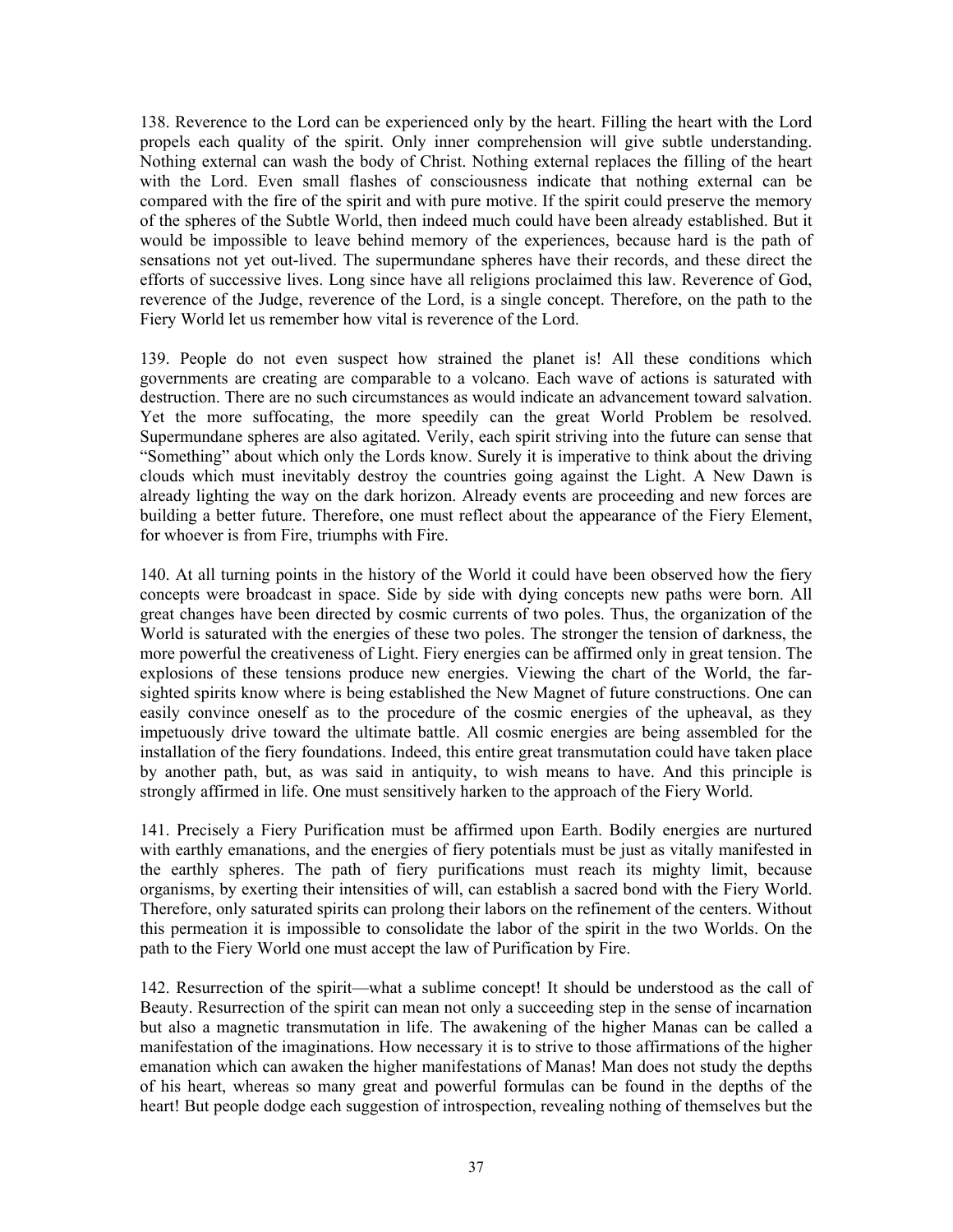138. Reverence to the Lord can be experienced only by the heart. Filling the heart with the Lord propels each quality of the spirit. Only inner comprehension will give subtle understanding. Nothing external can wash the body of Christ. Nothing external replaces the filling of the heart with the Lord. Even small flashes of consciousness indicate that nothing external can be compared with the fire of the spirit and with pure motive. If the spirit could preserve the memory of the spheres of the Subtle World, then indeed much could have been already established. But it would be impossible to leave behind memory of the experiences, because hard is the path of sensations not yet out-lived. The supermundane spheres have their records, and these direct the efforts of successive lives. Long since have all religions proclaimed this law. Reverence of God, reverence of the Judge, reverence of the Lord, is a single concept. Therefore, on the path to the Fiery World let us remember how vital is reverence of the Lord.

139. People do not even suspect how strained the planet is! All these conditions which governments are creating are comparable to a volcano. Each wave of actions is saturated with destruction. There are no such circumstances as would indicate an advancement toward salvation. Yet the more suffocating, the more speedily can the great World Problem be resolved. Supermundane spheres are also agitated. Verily, each spirit striving into the future can sense that "Something" about which only the Lords know. Surely it is imperative to think about the driving clouds which must inevitably destroy the countries going against the Light. A New Dawn is already lighting the way on the dark horizon. Already events are proceeding and new forces are building a better future. Therefore, one must reflect about the appearance of the Fiery Element, for whoever is from Fire, triumphs with Fire.

140. At all turning points in the history of the World it could have been observed how the fiery concepts were broadcast in space. Side by side with dying concepts new paths were born. All great changes have been directed by cosmic currents of two poles. Thus, the organization of the World is saturated with the energies of these two poles. The stronger the tension of darkness, the more powerful the creativeness of Light. Fiery energies can be affirmed only in great tension. The explosions of these tensions produce new energies. Viewing the chart of the World, the far-sighted spirits know where is being established the New Magnet of future constructions. One can easily convince oneself as to the procedure of the cosmic energies of the upheaval, as they impetuously drive toward the ultimate battle. All cosmic energies are being assembled for the installation of the fiery foundations. Indeed, this entire great transmutation could have taken place by another path, but, as was said in antiquity, to wish means to have. And this principle is strongly affirmed in life. One must sensitively harken to the approach of the Fiery World.

141. Precisely a Fiery Purification must be affirmed upon Earth. Bodily energies are nurtured with earthly emanations, and the energies of fiery potentials must be just as vitally manifested in the earthly spheres. The path of fiery purifications must reach its mighty limit, because organisms, by exerting their intensities of will, can establish a sacred bond with the Fiery World. Therefore, only saturated spirits can prolong their labors on the refinement of the centers. Without this permeation it is impossible to consolidate the labor of the spirit in the two Worlds. On the path to the Fiery World one must accept the law of Purification by Fire.

142. Resurrection of the spirit—what a sublime concept! It should be understood as the call of Beauty. Resurrection of the spirit can mean not only a succeeding step in the sense of incarnation but also a magnetic transmutation in life. The awakening of the higher Manas can be called a manifestation of the imaginations. How necessary it is to strive to those affirmations of the higher emanation which can awaken the higher manifestations of Manas! Man does not study the depths of his heart, whereas so many great and powerful formulas can be found in the depths of the heart! But people dodge each suggestion of introspection, revealing nothing of themselves but the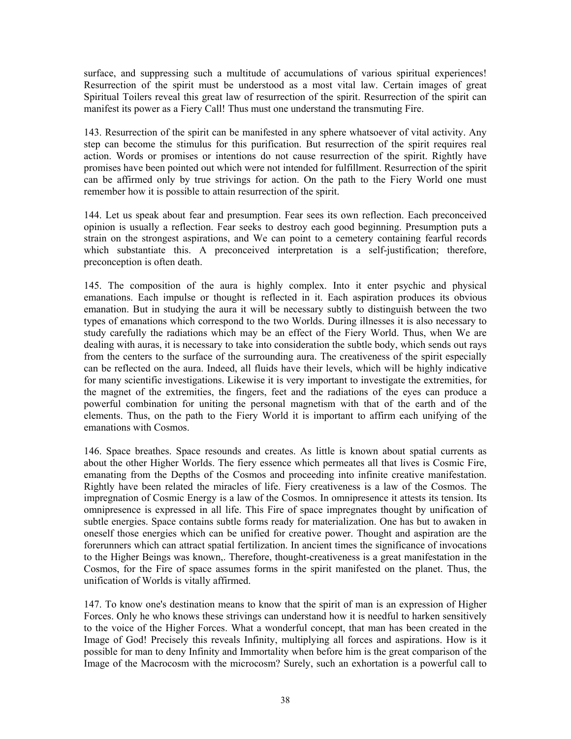surface, and suppressing such a multitude of accumulations of various spiritual experiences! Resurrection of the spirit must be understood as a most vital law. Certain images of great Spiritual Toilers reveal this great law of resurrection of the spirit. Resurrection of the spirit can manifest its power as a Fiery Call! Thus must one understand the transmuting Fire.

143. Resurrection of the spirit can be manifested in any sphere whatsoever of vital activity. Any step can become the stimulus for this purification. But resurrection of the spirit requires real action. Words or promises or intentions do not cause resurrection of the spirit. Rightly have promises have been pointed out which were not intended for fulfillment. Resurrection of the spirit can be affirmed only by true strivings for action. On the path to the Fiery World one must remember how it is possible to attain resurrection of the spirit.

144. Let us speak about fear and presumption. Fear sees its own reflection. Each preconceived opinion is usually a reflection. Fear seeks to destroy each good beginning. Presumption puts a strain on the strongest aspirations, and We can point to a cemetery containing fearful records which substantiate this. A preconceived interpretation is a self-justification; therefore, preconception is often death.

145. The composition of the aura is highly complex. Into it enter psychic and physical emanations. Each impulse or thought is reflected in it. Each aspiration produces its obvious emanation. But in studying the aura it will be necessary subtly to distinguish between the two types of emanations which correspond to the two Worlds. During illnesses it is also necessary to study carefully the radiations which may be an effect of the Fiery World. Thus, when We are dealing with auras, it is necessary to take into consideration the subtle body, which sends out rays from the centers to the surface of the surrounding aura. The creativeness of the spirit especially can be reflected on the aura. Indeed, all fluids have their levels, which will be highly indicative for many scientific investigations. Likewise it is very important to investigate the extremities, for the magnet of the extremities, the fingers, feet and the radiations of the eyes can produce a powerful combination for uniting the personal magnetism with that of the earth and of the elements. Thus, on the path to the Fiery World it is important to affirm each unifying of the emanations with Cosmos.

146. Space breathes. Space resounds and creates. As little is known about spatial currents as about the other Higher Worlds. The fiery essence which permeates all that lives is Cosmic Fire, emanating from the Depths of the Cosmos and proceeding into infinite creative manifestation. Rightly have been related the miracles of life. Fiery creativeness is a law of the Cosmos. The impregnation of Cosmic Energy is a law of the Cosmos. In omnipresence it attests its tension. Its omnipresence is expressed in all life. This Fire of space impregnates thought by unification of subtle energies. Space contains subtle forms ready for materialization. One has but to awaken in oneself those energies which can be unified for creative power. Thought and aspiration are the forerunners which can attract spatial fertilization. In ancient times the significance of invocations to the Higher Beings was known,. Therefore, thought-creativeness is a great manifestation in the Cosmos, for the Fire of space assumes forms in the spirit manifested on the planet. Thus, the unification of Worlds is vitally affirmed.

147. To know one's destination means to know that the spirit of man is an expression of Higher Forces. Only he who knows these strivings can understand how it is needful to harken sensitively to the voice of the Higher Forces. What a wonderful concept, that man has been created in the Image of God! Precisely this reveals Infinity, multiplying all forces and aspirations. How is it possible for man to deny Infinity and Immortality when before him is the great comparison of the Image of the Macrocosm with the microcosm? Surely, such an exhortation is a powerful call to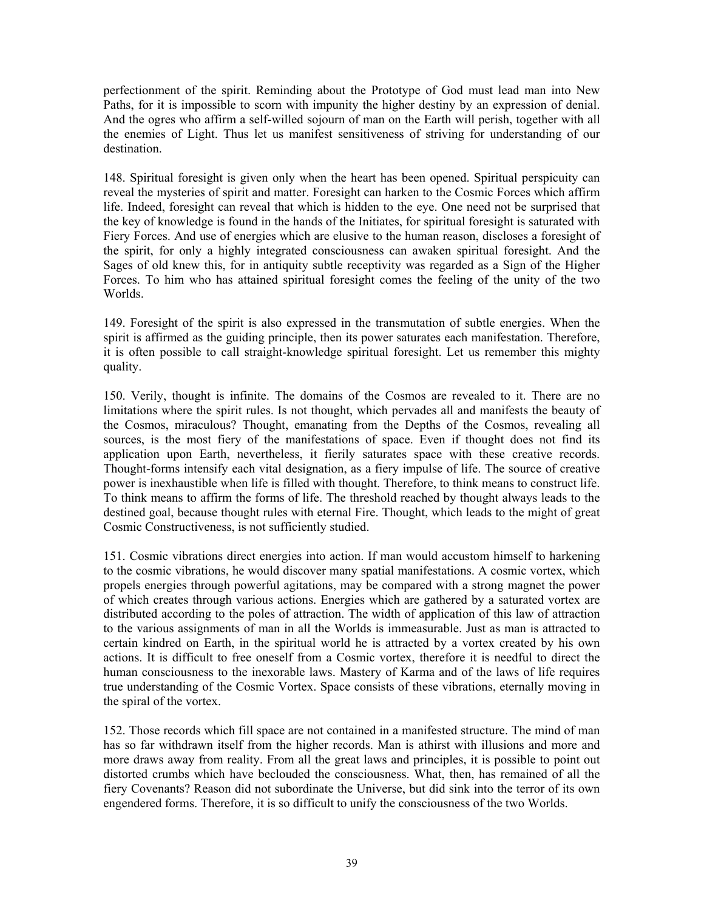perfectionment of the spirit. Reminding about the Prototype of God must lead man into New Paths, for it is impossible to scorn with impunity the higher destiny by an expression of denial. And the ogres who affirm a self-willed sojourn of man on the Earth will perish, together with all the enemies of Light. Thus let us manifest sensitiveness of striving for understanding of our destination.

148. Spiritual foresight is given only when the heart has been opened. Spiritual perspicuity can reveal the mysteries of spirit and matter. Foresight can harken to the Cosmic Forces which affirm life. Indeed, foresight can reveal that which is hidden to the eye. One need not be surprised that the key of knowledge is found in the hands of the Initiates, for spiritual foresight is saturated with Fiery Forces. And use of energies which are elusive to the human reason, discloses a foresight of the spirit, for only a highly integrated consciousness can awaken spiritual foresight. And the Sages of old knew this, for in antiquity subtle receptivity was regarded as a Sign of the Higher Forces. To him who has attained spiritual foresight comes the feeling of the unity of the two Worlds.

149. Foresight of the spirit is also expressed in the transmutation of subtle energies. When the spirit is affirmed as the guiding principle, then its power saturates each manifestation. Therefore, it is often possible to call straight-knowledge spiritual foresight. Let us remember this mighty quality.

150. Verily, thought is infinite. The domains of the Cosmos are revealed to it. There are no limitations where the spirit rules. Is not thought, which pervades all and manifests the beauty of the Cosmos, miraculous? Thought, emanating from the Depths of the Cosmos, revealing all sources, is the most fiery of the manifestations of space. Even if thought does not find its application upon Earth, nevertheless, it fierily saturates space with these creative records. Thought-forms intensify each vital designation, as a fiery impulse of life. The source of creative power is inexhaustible when life is filled with thought. Therefore, to think means to construct life. To think means to affirm the forms of life. The threshold reached by thought always leads to the destined goal, because thought rules with eternal Fire. Thought, which leads to the might of great Cosmic Constructiveness, is not sufficiently studied.

151. Cosmic vibrations direct energies into action. If man would accustom himself to harkening to the cosmic vibrations, he would discover many spatial manifestations. A cosmic vortex, which propels energies through powerful agitations, may be compared with a strong magnet the power of which creates through various actions. Energies which are gathered by a saturated vortex are distributed according to the poles of attraction. The width of application of this law of attraction to the various assignments of man in all the Worlds is immeasurable. Just as man is attracted to certain kindred on Earth, in the spiritual world he is attracted by a vortex created by his own actions. It is difficult to free oneself from a Cosmic vortex, therefore it is needful to direct the human consciousness to the inexorable laws. Mastery of Karma and of the laws of life requires true understanding of the Cosmic Vortex. Space consists of these vibrations, eternally moving in the spiral of the vortex.

152. Those records which fill space are not contained in a manifested structure. The mind of man has so far withdrawn itself from the higher records. Man is athirst with illusions and more and more draws away from reality. From all the great laws and principles, it is possible to point out distorted crumbs which have beclouded the consciousness. What, then, has remained of all the fiery Covenants? Reason did not subordinate the Universe, but did sink into the terror of its own engendered forms. Therefore, it is so difficult to unify the consciousness of the two Worlds.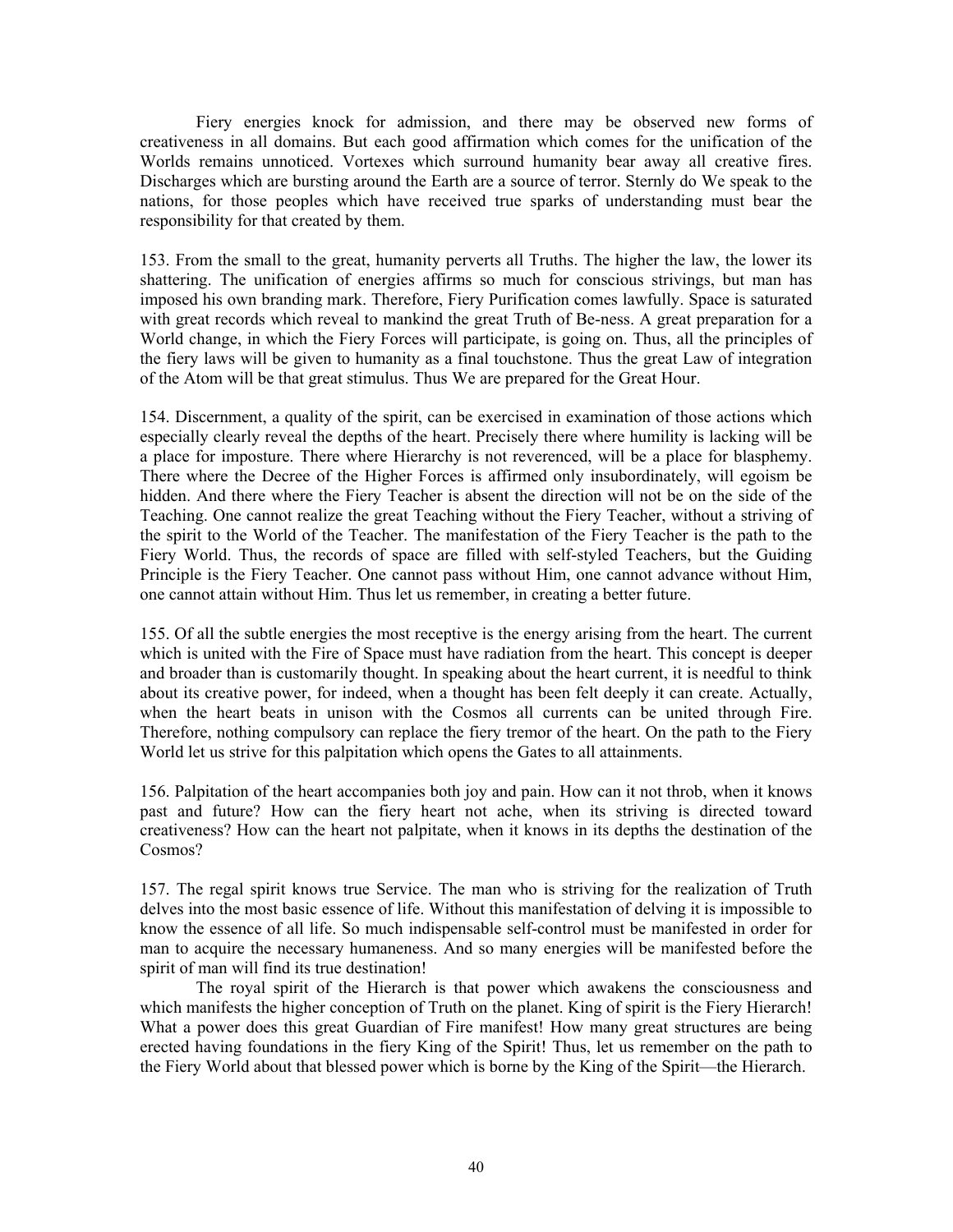Fiery energies knock for admission, and there may be observed new forms of creativeness in all domains. But each good affirmation which comes for the unification of the Worlds remains unnoticed. Vortexes which surround humanity bear away all creative fires. Discharges which are bursting around the Earth are a source of terror. Sternly do We speak to the nations, for those peoples which have received true sparks of understanding must bear the responsibility for that created by them.

153. From the small to the great, humanity perverts all Truths. The higher the law, the lower its shattering. The unification of energies affirms so much for conscious strivings, but man has imposed his own branding mark. Therefore, Fiery Purification comes lawfully. Space is saturated with great records which reveal to mankind the great Truth of Be-ness. A great preparation for a World change, in which the Fiery Forces will participate, is going on. Thus, all the principles of the fiery laws will be given to humanity as a final touchstone. Thus the great Law of integration of the Atom will be that great stimulus. Thus We are prepared for the Great Hour.

154. Discernment, a quality of the spirit, can be exercised in examination of those actions which especially clearly reveal the depths of the heart. Precisely there where humility is lacking will be a place for imposture. There where Hierarchy is not reverenced, will be a place for blasphemy. There where the Decree of the Higher Forces is affirmed only insubordinately, will egoism be hidden. And there where the Fiery Teacher is absent the direction will not be on the side of the Teaching. One cannot realize the great Teaching without the Fiery Teacher, without a striving of the spirit to the World of the Teacher. The manifestation of the Fiery Teacher is the path to the Fiery World. Thus, the records of space are filled with self-styled Teachers, but the Guiding Principle is the Fiery Teacher. One cannot pass without Him, one cannot advance without Him, one cannot attain without Him. Thus let us remember, in creating a better future.

155. Of all the subtle energies the most receptive is the energy arising from the heart. The current which is united with the Fire of Space must have radiation from the heart. This concept is deeper and broader than is customarily thought. In speaking about the heart current, it is needful to think about its creative power, for indeed, when a thought has been felt deeply it can create. Actually, when the heart beats in unison with the Cosmos all currents can be united through Fire. Therefore, nothing compulsory can replace the fiery tremor of the heart. On the path to the Fiery World let us strive for this palpitation which opens the Gates to all attainments.

156. Palpitation of the heart accompanies both joy and pain. How can it not throb, when it knows past and future? How can the fiery heart not ache, when its striving is directed toward creativeness? How can the heart not palpitate, when it knows in its depths the destination of the Cosmos?

157. The regal spirit knows true Service. The man who is striving for the realization of Truth delves into the most basic essence of life. Without this manifestation of delving it is impossible to know the essence of all life. So much indispensable self-control must be manifested in order for man to acquire the necessary humaneness. And so many energies will be manifested before the spirit of man will find its true destination!

The royal spirit of the Hierarch is that power which awakens the consciousness and which manifests the higher conception of Truth on the planet. King of spirit is the Fiery Hierarch! What a power does this great Guardian of Fire manifest! How many great structures are being erected having foundations in the fiery King of the Spirit! Thus, let us remember on the path to the Fiery World about that blessed power which is borne by the King of the Spirit—the Hierarch.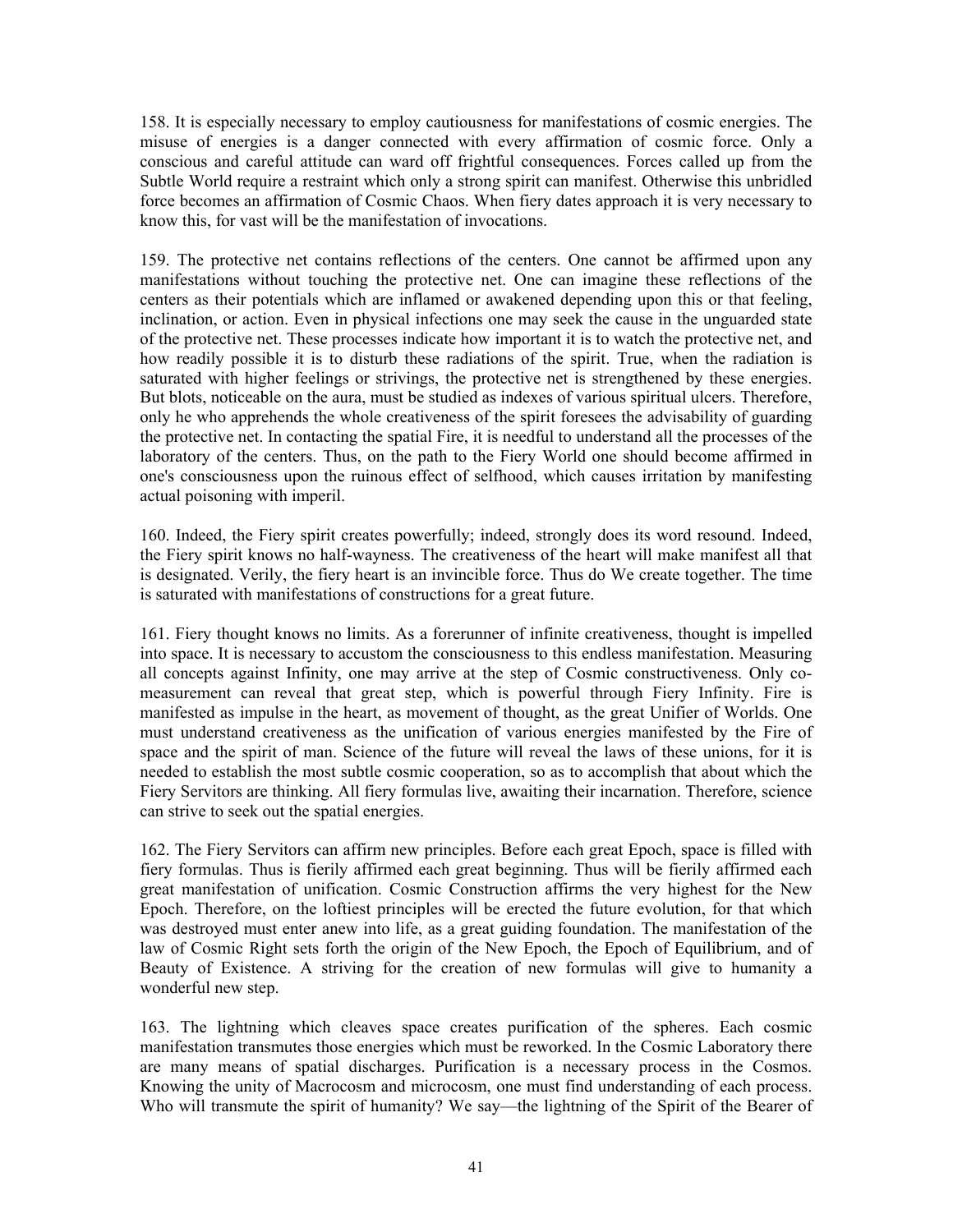158. It is especially necessary to employ cautiousness for manifestations of cosmic energies. The misuse of energies is a danger connected with every affirmation of cosmic force. Only a conscious and careful attitude can ward off frightful consequences. Forces called up from the Subtle World require a restraint which only a strong spirit can manifest. Otherwise this unbridled force becomes an affirmation of Cosmic Chaos. When fiery dates approach it is very necessary to know this, for vast will be the manifestation of invocations.

159. The protective net contains reflections of the centers. One cannot be affirmed upon any manifestations without touching the protective net. One can imagine these reflections of the centers as their potentials which are inflamed or awakened depending upon this or that feeling, inclination, or action. Even in physical infections one may seek the cause in the unguarded state of the protective net. These processes indicate how important it is to watch the protective net, and how readily possible it is to disturb these radiations of the spirit. True, when the radiation is saturated with higher feelings or strivings, the protective net is strengthened by these energies. But blots, noticeable on the aura, must be studied as indexes of various spiritual ulcers. Therefore, only he who apprehends the whole creativeness of the spirit foresees the advisability of guarding the protective net. In contacting the spatial Fire, it is needful to understand all the processes of the laboratory of the centers. Thus, on the path to the Fiery World one should become affirmed in one's consciousness upon the ruinous effect of selfhood, which causes irritation by manifesting actual poisoning with imperil.

160. Indeed, the Fiery spirit creates powerfully; indeed, strongly does its word resound. Indeed, the Fiery spirit knows no half-wayness. The creativeness of the heart will make manifest all that is designated. Verily, the fiery heart is an invincible force. Thus do We create together. The time is saturated with manifestations of constructions for a great future.

161. Fiery thought knows no limits. As a forerunner of infinite creativeness, thought is impelled into space. It is necessary to accustom the consciousness to this endless manifestation. Measuring all concepts against Infinity, one may arrive at the step of Cosmic constructiveness. Only co-measurement can reveal that great step, which is powerful through Fiery Infinity. Fire is manifested as impulse in the heart, as movement of thought, as the great Unifier of Worlds. One must understand creativeness as the unification of various energies manifested by the Fire of space and the spirit of man. Science of the future will reveal the laws of these unions, for it is needed to establish the most subtle cosmic cooperation, so as to accomplish that about which the Fiery Servitors are thinking. All fiery formulas live, awaiting their incarnation. Therefore, science can strive to seek out the spatial energies.

162. The Fiery Servitors can affirm new principles. Before each great Epoch, space is filled with fiery formulas. Thus is fierily affirmed each great beginning. Thus will be fierily affirmed each great manifestation of unification. Cosmic Construction affirms the very highest for the New Epoch. Therefore, on the loftiest principles will be erected the future evolution, for that which was destroyed must enter anew into life, as a great guiding foundation. The manifestation of the law of Cosmic Right sets forth the origin of the New Epoch, the Epoch of Equilibrium, and of Beauty of Existence. A striving for the creation of new formulas will give to humanity a wonderful new step.

163. The lightning which cleaves space creates purification of the spheres. Each cosmic manifestation transmutes those energies which must be reworked. In the Cosmic Laboratory there are many means of spatial discharges. Purification is a necessary process in the Cosmos. Knowing the unity of Macrocosm and microcosm, one must find understanding of each process. Who will transmute the spirit of humanity? We say—the lightning of the Spirit of the Bearer of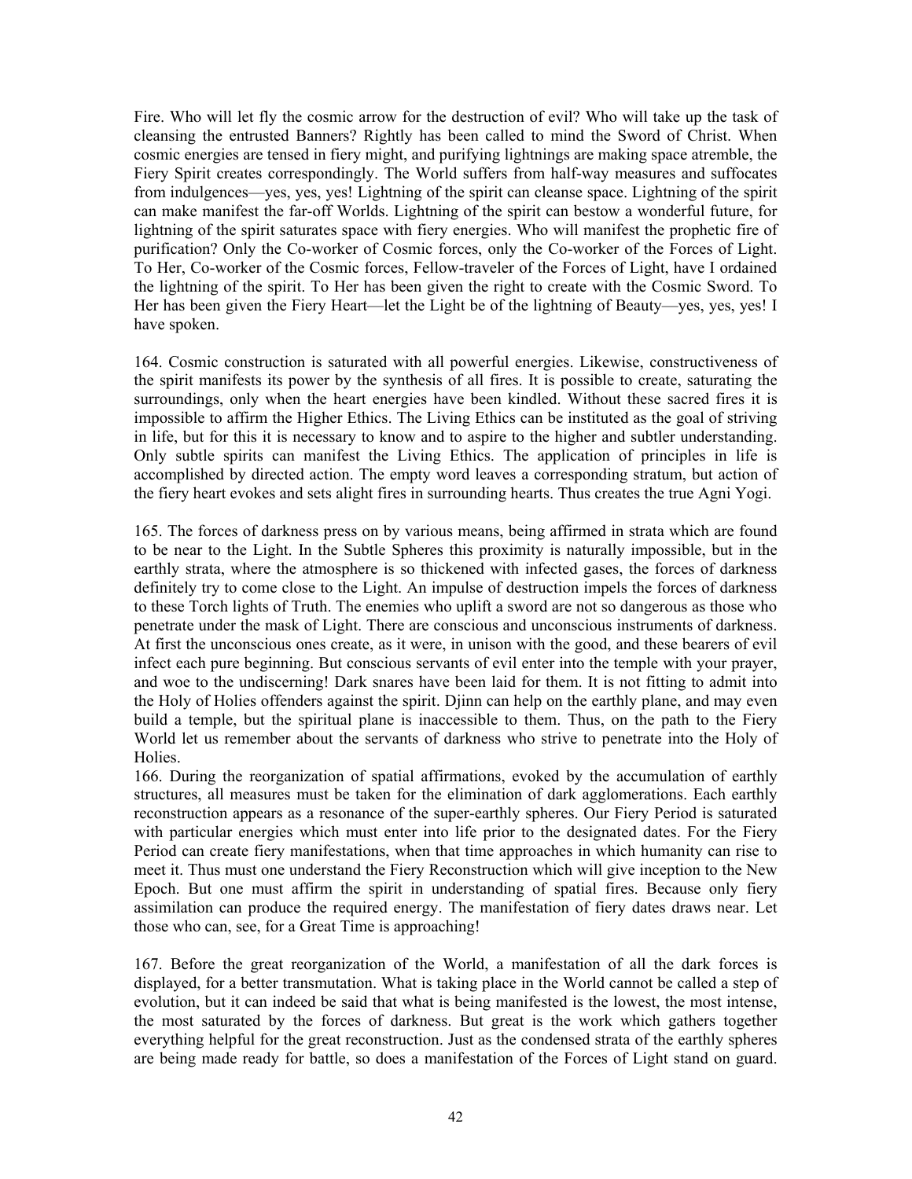Fire. Who will let fly the cosmic arrow for the destruction of evil? Who will take up the task of cleansing the entrusted Banners? Rightly has been called to mind the Sword of Christ. When cosmic energies are tensed in fiery might, and purifying lightnings are making space atremble, the Fiery Spirit creates correspondingly. The World suffers from half-way measures and suffocates from indulgences—yes, yes, yes! Lightning of the spirit can cleanse space. Lightning of the spirit can make manifest the far-off Worlds. Lightning of the spirit can bestow a wonderful future, for lightning of the spirit saturates space with fiery energies. Who will manifest the prophetic fire of purification? Only the Co-worker of Cosmic forces, only the Co-worker of the Forces of Light. To Her, Co-worker of the Cosmic forces, Fellow-traveler of the Forces of Light, have I ordained the lightning of the spirit. To Her has been given the right to create with the Cosmic Sword. To Her has been given the Fiery Heart—let the Light be of the lightning of Beauty—yes, yes, yes! I have spoken.

164. Cosmic construction is saturated with all powerful energies. Likewise, constructiveness of the spirit manifests its power by the synthesis of all fires. It is possible to create, saturating the surroundings, only when the heart energies have been kindled. Without these sacred fires it is impossible to affirm the Higher Ethics. The Living Ethics can be instituted as the goal of striving in life, but for this it is necessary to know and to aspire to the higher and subtler understanding. Only subtle spirits can manifest the Living Ethics. The application of principles in life is accomplished by directed action. The empty word leaves a corresponding stratum, but action of the fiery heart evokes and sets alight fires in surrounding hearts. Thus creates the true Agni Yogi.

165. The forces of darkness press on by various means, being affirmed in strata which are found to be near to the Light. In the Subtle Spheres this proximity is naturally impossible, but in the earthly strata, where the atmosphere is so thickened with infected gases, the forces of darkness definitely try to come close to the Light. An impulse of destruction impels the forces of darkness to these Torch lights of Truth. The enemies who uplift a sword are not so dangerous as those who penetrate under the mask of Light. There are conscious and unconscious instruments of darkness. At first the unconscious ones create, as it were, in unison with the good, and these bearers of evil infect each pure beginning. But conscious servants of evil enter into the temple with your prayer, and woe to the undiscerning! Dark snares have been laid for them. It is not fitting to admit into the Holy of Holies offenders against the spirit. Djinn can help on the earthly plane, and may even build a temple, but the spiritual plane is inaccessible to them. Thus, on the path to the Fiery World let us remember about the servants of darkness who strive to penetrate into the Holy of Holies.

166. During the reorganization of spatial affirmations, evoked by the accumulation of earthly structures, all measures must be taken for the elimination of dark agglomerations. Each earthly reconstruction appears as a resonance of the super-earthly spheres. Our Fiery Period is saturated with particular energies which must enter into life prior to the designated dates. For the Fiery Period can create fiery manifestations, when that time approaches in which humanity can rise to meet it. Thus must one understand the Fiery Reconstruction which will give inception to the New Epoch. But one must affirm the spirit in understanding of spatial fires. Because only fiery assimilation can produce the required energy. The manifestation of fiery dates draws near. Let those who can, see, for a Great Time is approaching!

167. Before the great reorganization of the World, a manifestation of all the dark forces is displayed, for a better transmutation. What is taking place in the World cannot be called a step of evolution, but it can indeed be said that what is being manifested is the lowest, the most intense, the most saturated by the forces of darkness. But great is the work which gathers together everything helpful for the great reconstruction. Just as the condensed strata of the earthly spheres are being made ready for battle, so does a manifestation of the Forces of Light stand on guard.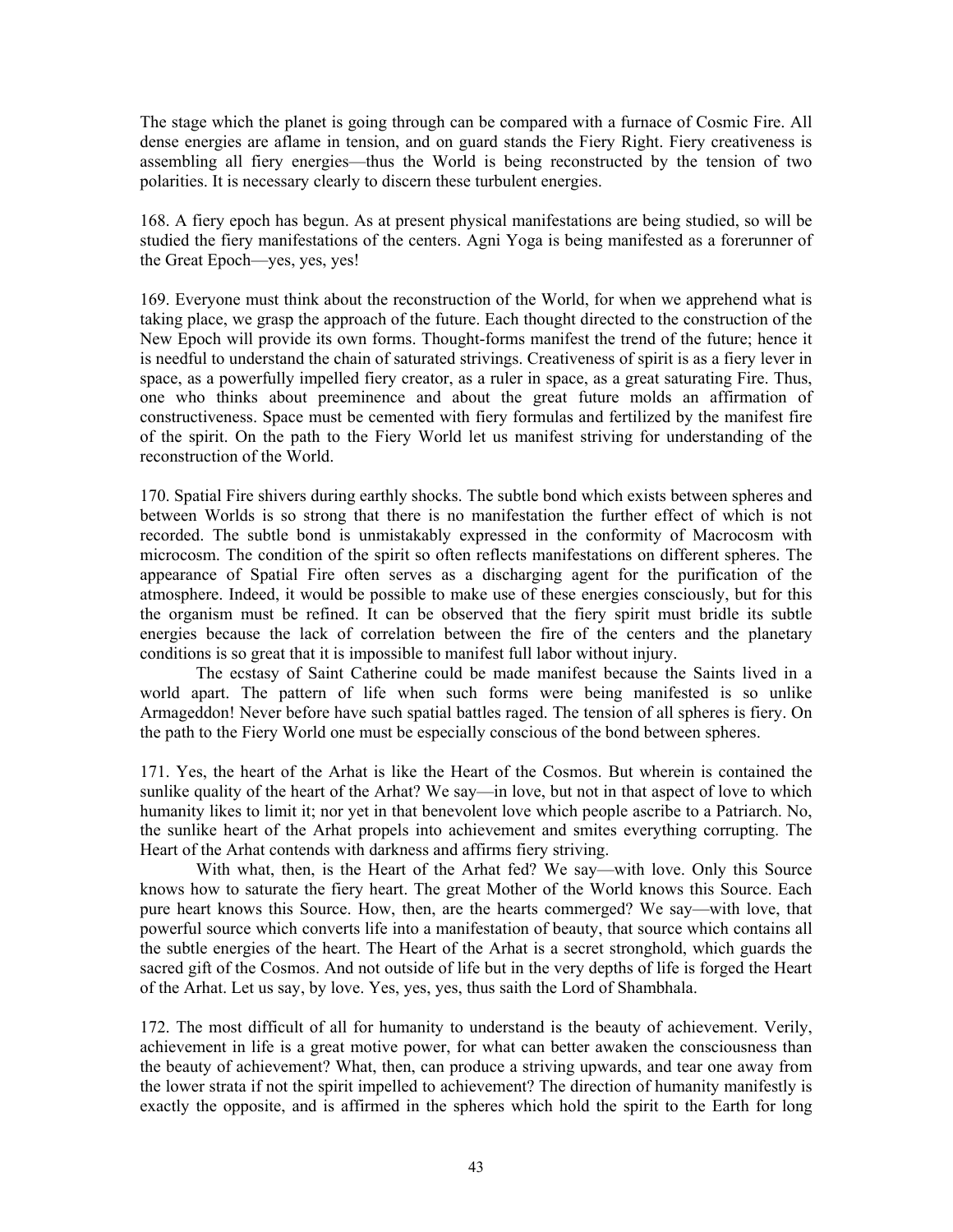The stage which the planet is going through can be compared with a furnace of Cosmic Fire. All dense energies are aflame in tension, and on guard stands the Fiery Right. Fiery creativeness is assembling all fiery energies—thus the World is being reconstructed by the tension of two polarities. It is necessary clearly to discern these turbulent energies.

168. A fiery epoch has begun. As at present physical manifestations are being studied, so will be studied the fiery manifestations of the centers. Agni Yoga is being manifested as a forerunner of the Great Epoch—yes, yes, yes!

169. Everyone must think about the reconstruction of the World, for when we apprehend what is taking place, we grasp the approach of the future. Each thought directed to the construction of the New Epoch will provide its own forms. Thought-forms manifest the trend of the future; hence it is needful to understand the chain of saturated strivings. Creativeness of spirit is as a fiery lever in space, as a powerfully impelled fiery creator, as a ruler in space, as a great saturating Fire. Thus, one who thinks about preeminence and about the great future molds an affirmation of constructiveness. Space must be cemented with fiery formulas and fertilized by the manifest fire of the spirit. On the path to the Fiery World let us manifest striving for understanding of the reconstruction of the World.

170. Spatial Fire shivers during earthly shocks. The subtle bond which exists between spheres and between Worlds is so strong that there is no manifestation the further effect of which is not recorded. The subtle bond is unmistakably expressed in the conformity of Macrocosm with microcosm. The condition of the spirit so often reflects manifestations on different spheres. The appearance of Spatial Fire often serves as a discharging agent for the purification of the atmosphere. Indeed, it would be possible to make use of these energies consciously, but for this the organism must be refined. It can be observed that the fiery spirit must bridle its subtle energies because the lack of correlation between the fire of the centers and the planetary conditions is so great that it is impossible to manifest full labor without injury.

The ecstasy of Saint Catherine could be made manifest because the Saints lived in a world apart. The pattern of life when such forms were being manifested is so unlike Armageddon! Never before have such spatial battles raged. The tension of all spheres is fiery. On the path to the Fiery World one must be especially conscious of the bond between spheres.

171. Yes, the heart of the Arhat is like the Heart of the Cosmos. But wherein is contained the sunlike quality of the heart of the Arhat? We say—in love, but not in that aspect of love to which humanity likes to limit it; nor yet in that benevolent love which people ascribe to a Patriarch. No, the sunlike heart of the Arhat propels into achievement and smites everything corrupting. The Heart of the Arhat contends with darkness and affirms fiery striving.

With what, then, is the Heart of the Arhat fed? We say—with love. Only this Source knows how to saturate the fiery heart. The great Mother of the World knows this Source. Each pure heart knows this Source. How, then, are the hearts commerged? We say—with love, that powerful source which converts life into a manifestation of beauty, that source which contains all the subtle energies of the heart. The Heart of the Arhat is a secret stronghold, which guards the sacred gift of the Cosmos. And not outside of life but in the very depths of life is forged the Heart of the Arhat. Let us say, by love. Yes, yes, yes, thus saith the Lord of Shambhala.

172. The most difficult of all for humanity to understand is the beauty of achievement. Verily, achievement in life is a great motive power, for what can better awaken the consciousness than the beauty of achievement? What, then, can produce a striving upwards, and tear one away from the lower strata if not the spirit impelled to achievement? The direction of humanity manifestly is exactly the opposite, and is affirmed in the spheres which hold the spirit to the Earth for long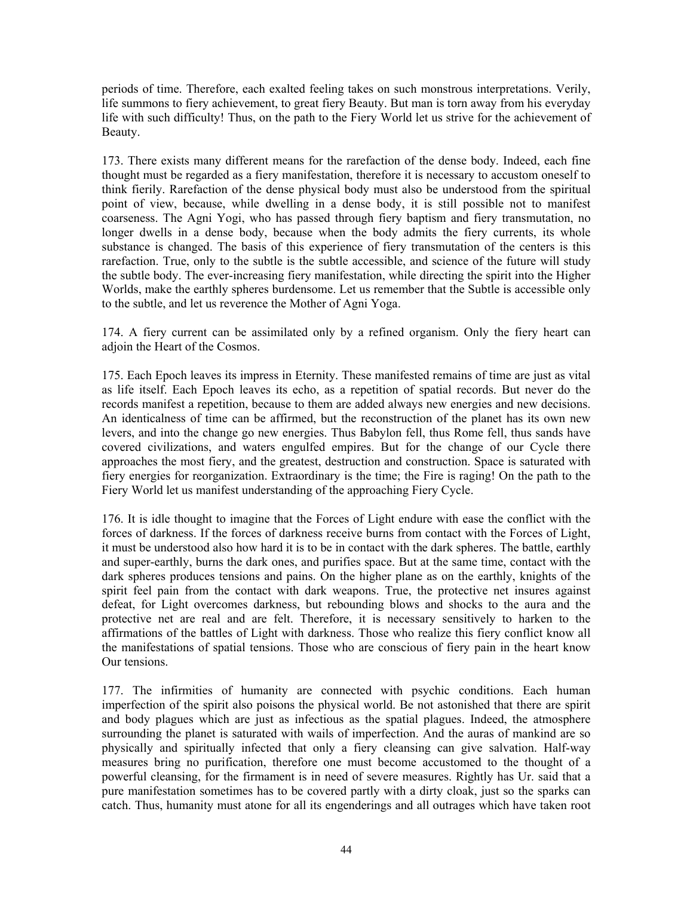periods of time. Therefore, each exalted feeling takes on such monstrous interpretations. Verily, life summons to fiery achievement, to great fiery Beauty. But man is torn away from his everyday life with such difficulty! Thus, on the path to the Fiery World let us strive for the achievement of Beauty.

173. There exists many different means for the rarefaction of the dense body. Indeed, each fine thought must be regarded as a fiery manifestation, therefore it is necessary to accustom oneself to think fierily. Rarefaction of the dense physical body must also be understood from the spiritual point of view, because, while dwelling in a dense body, it is still possible not to manifest coarseness. The Agni Yogi, who has passed through fiery baptism and fiery transmutation, no longer dwells in a dense body, because when the body admits the fiery currents, its whole substance is changed. The basis of this experience of fiery transmutation of the centers is this rarefaction. True, only to the subtle is the subtle accessible, and science of the future will study the subtle body. The ever-increasing fiery manifestation, while directing the spirit into the Higher Worlds, make the earthly spheres burdensome. Let us remember that the Subtle is accessible only to the subtle, and let us reverence the Mother of Agni Yoga.

174. A fiery current can be assimilated only by a refined organism. Only the fiery heart can adjoin the Heart of the Cosmos.

175. Each Epoch leaves its impress in Eternity. These manifested remains of time are just as vital as life itself. Each Epoch leaves its echo, as a repetition of spatial records. But never do the records manifest a repetition, because to them are added always new energies and new decisions. An identicalness of time can be affirmed, but the reconstruction of the planet has its own new levers, and into the change go new energies. Thus Babylon fell, thus Rome fell, thus sands have covered civilizations, and waters engulfed empires. But for the change of our Cycle there approaches the most fiery, and the greatest, destruction and construction. Space is saturated with fiery energies for reorganization. Extraordinary is the time; the Fire is raging! On the path to the Fiery World let us manifest understanding of the approaching Fiery Cycle.

176. It is idle thought to imagine that the Forces of Light endure with ease the conflict with the forces of darkness. If the forces of darkness receive burns from contact with the Forces of Light, it must be understood also how hard it is to be in contact with the dark spheres. The battle, earthly and super-earthly, burns the dark ones, and purifies space. But at the same time, contact with the dark spheres produces tensions and pains. On the higher plane as on the earthly, knights of the spirit feel pain from the contact with dark weapons. True, the protective net insures against defeat, for Light overcomes darkness, but rebounding blows and shocks to the aura and the protective net are real and are felt. Therefore, it is necessary sensitively to harken to the affirmations of the battles of Light with darkness. Those who realize this fiery conflict know all the manifestations of spatial tensions. Those who are conscious of fiery pain in the heart know Our tensions.

177. The infirmities of humanity are connected with psychic conditions. Each human imperfection of the spirit also poisons the physical world. Be not astonished that there are spirit and body plagues which are just as infectious as the spatial plagues. Indeed, the atmosphere surrounding the planet is saturated with wails of imperfection. And the auras of mankind are so physically and spiritually infected that only a fiery cleansing can give salvation. Half-way measures bring no purification, therefore one must become accustomed to the thought of a powerful cleansing, for the firmament is in need of severe measures. Rightly has Ur. said that a pure manifestation sometimes has to be covered partly with a dirty cloak, just so the sparks can catch. Thus, humanity must atone for all its engenderings and all outrages which have taken root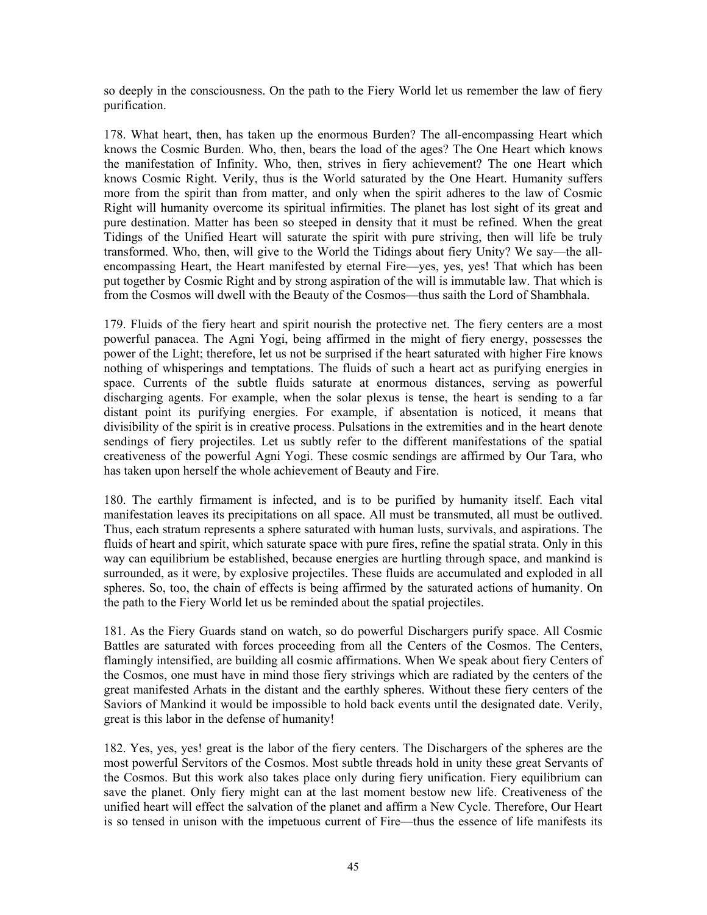so deeply in the consciousness. On the path to the Fiery World let us remember the law of fiery purification.

178. What heart, then, has taken up the enormous Burden? The all-encompassing Heart which knows the Cosmic Burden. Who, then, bears the load of the ages? The One Heart which knows the manifestation of Infinity. Who, then, strives in fiery achievement? The one Heart which knows Cosmic Right. Verily, thus is the World saturated by the One Heart. Humanity suffers more from the spirit than from matter, and only when the spirit adheres to the law of Cosmic Right will humanity overcome its spiritual infirmities. The planet has lost sight of its great and pure destination. Matter has been so steeped in density that it must be refined. When the great Tidings of the Unified Heart will saturate the spirit with pure striving, then will life be truly transformed. Who, then, will give to the World the Tidings about fiery Unity? We say—the all-encompassing Heart, the Heart manifested by eternal Fire—yes, yes, yes! That which has been put together by Cosmic Right and by strong aspiration of the will is immutable law. That which is from the Cosmos will dwell with the Beauty of the Cosmos—thus saith the Lord of Shambhala.

179. Fluids of the fiery heart and spirit nourish the protective net. The fiery centers are a most powerful panacea. The Agni Yogi, being affirmed in the might of fiery energy, possesses the power of the Light; therefore, let us not be surprised if the heart saturated with higher Fire knows nothing of whisperings and temptations. The fluids of such a heart act as purifying energies in space. Currents of the subtle fluids saturate at enormous distances, serving as powerful discharging agents. For example, when the solar plexus is tense, the heart is sending to a far distant point its purifying energies. For example, if absentation is noticed, it means that divisibility of the spirit is in creative process. Pulsations in the extremities and in the heart denote sendings of fiery projectiles. Let us subtly refer to the different manifestations of the spatial creativeness of the powerful Agni Yogi. These cosmic sendings are affirmed by Our Tara, who has taken upon herself the whole achievement of Beauty and Fire.

180. The earthly firmament is infected, and is to be purified by humanity itself. Each vital manifestation leaves its precipitations on all space. All must be transmuted, all must be outlived. Thus, each stratum represents a sphere saturated with human lusts, survivals, and aspirations. The fluids of heart and spirit, which saturate space with pure fires, refine the spatial strata. Only in this way can equilibrium be established, because energies are hurtling through space, and mankind is surrounded, as it were, by explosive projectiles. These fluids are accumulated and exploded in all spheres. So, too, the chain of effects is being affirmed by the saturated actions of humanity. On the path to the Fiery World let us be reminded about the spatial projectiles.

181. As the Fiery Guards stand on watch, so do powerful Dischargers purify space. All Cosmic Battles are saturated with forces proceeding from all the Centers of the Cosmos. The Centers, flamingly intensified, are building all cosmic affirmations. When We speak about fiery Centers of the Cosmos, one must have in mind those fiery strivings which are radiated by the centers of the great manifested Arhats in the distant and the earthly spheres. Without these fiery centers of the Saviors of Mankind it would be impossible to hold back events until the designated date. Verily, great is this labor in the defense of humanity!

182. Yes, yes, yes! great is the labor of the fiery centers. The Dischargers of the spheres are the most powerful Servitors of the Cosmos. Most subtle threads hold in unity these great Servants of the Cosmos. But this work also takes place only during fiery unification. Fiery equilibrium can save the planet. Only fiery might can at the last moment bestow new life. Creativeness of the unified heart will effect the salvation of the planet and affirm a New Cycle. Therefore, Our Heart is so tensed in unison with the impetuous current of Fire—thus the essence of life manifests its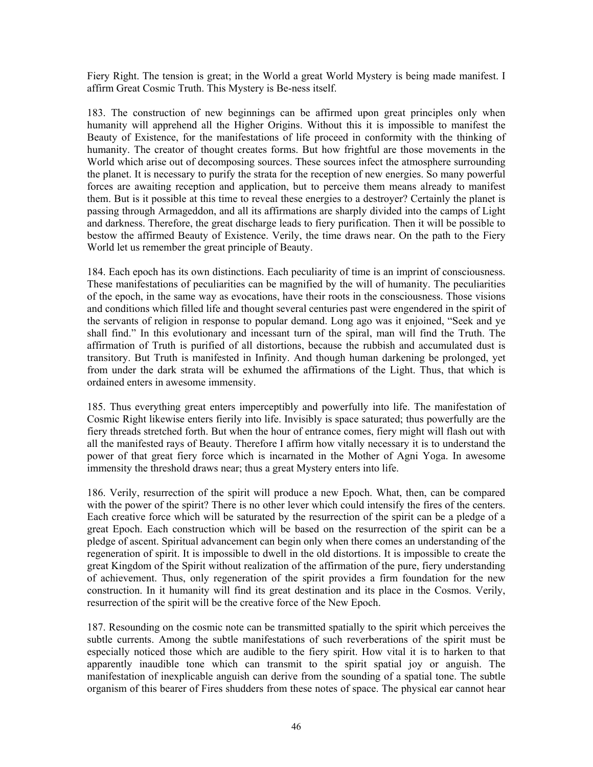Fiery Right. The tension is great; in the World a great World Mystery is being made manifest. I affirm Great Cosmic Truth. This Mystery is Be-ness itself.

183. The construction of new beginnings can be affirmed upon great principles only when humanity will apprehend all the Higher Origins. Without this it is impossible to manifest the Beauty of Existence, for the manifestations of life proceed in conformity with the thinking of humanity. The creator of thought creates forms. But how frightful are those movements in the World which arise out of decomposing sources. These sources infect the atmosphere surrounding the planet. It is necessary to purify the strata for the reception of new energies. So many powerful forces are awaiting reception and application, but to perceive them means already to manifest them. But is it possible at this time to reveal these energies to a destroyer? Certainly the planet is passing through Armageddon, and all its affirmations are sharply divided into the camps of Light and darkness. Therefore, the great discharge leads to fiery purification. Then it will be possible to bestow the affirmed Beauty of Existence. Verily, the time draws near. On the path to the Fiery World let us remember the great principle of Beauty.

184. Each epoch has its own distinctions. Each peculiarity of time is an imprint of consciousness. These manifestations of peculiarities can be magnified by the will of humanity. The peculiarities of the epoch, in the same way as evocations, have their roots in the consciousness. Those visions and conditions which filled life and thought several centuries past were engendered in the spirit of the servants of religion in response to popular demand. Long ago was it enjoined, "Seek and ye shall find." In this evolutionary and incessant turn of the spiral, man will find the Truth. The affirmation of Truth is purified of all distortions, because the rubbish and accumulated dust is transitory. But Truth is manifested in Infinity. And though human darkening be prolonged, yet from under the dark strata will be exhumed the affirmations of the Light. Thus, that which is ordained enters in awesome immensity.

185. Thus everything great enters imperceptibly and powerfully into life. The manifestation of Cosmic Right likewise enters fierily into life. Invisibly is space saturated; thus powerfully are the fiery threads stretched forth. But when the hour of entrance comes, fiery might will flash out with all the manifested rays of Beauty. Therefore I affirm how vitally necessary it is to understand the power of that great fiery force which is incarnated in the Mother of Agni Yoga. In awesome immensity the threshold draws near; thus a great Mystery enters into life.

186. Verily, resurrection of the spirit will produce a new Epoch. What, then, can be compared with the power of the spirit? There is no other lever which could intensify the fires of the centers. Each creative force which will be saturated by the resurrection of the spirit can be a pledge of a great Epoch. Each construction which will be based on the resurrection of the spirit can be a pledge of ascent. Spiritual advancement can begin only when there comes an understanding of the regeneration of spirit. It is impossible to dwell in the old distortions. It is impossible to create the great Kingdom of the Spirit without realization of the affirmation of the pure, fiery understanding of achievement. Thus, only regeneration of the spirit provides a firm foundation for the new construction. In it humanity will find its great destination and its place in the Cosmos. Verily, resurrection of the spirit will be the creative force of the New Epoch.

187. Resounding on the cosmic note can be transmitted spatially to the spirit which perceives the subtle currents. Among the subtle manifestations of such reverberations of the spirit must be especially noticed those which are audible to the fiery spirit. How vital it is to harken to that apparently inaudible tone which can transmit to the spirit spatial joy or anguish. The manifestation of inexplicable anguish can derive from the sounding of a spatial tone. The subtle organism of this bearer of Fires shudders from these notes of space. The physical ear cannot hear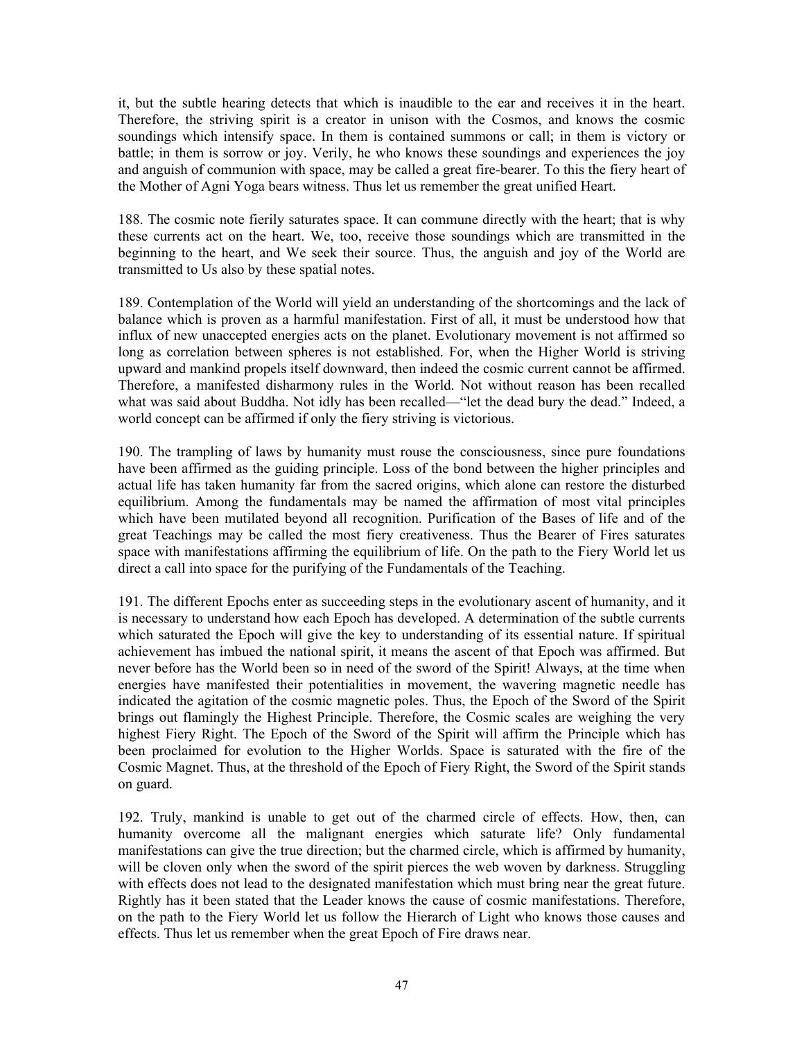it, but the subtle hearing detects that which is inaudible to the ear and receives it in the heart. Therefore, the striving spirit is a creator in unison with the Cosmos, and knows the cosmic soundings which intensify space. In them is contained summons or call; in them is victory or battle; in them is sorrow or joy. Verily, he who knows these soundings and experiences the joy and anguish of communion with space, may be called a great fire-bearer. To this the fiery heart of the Mother of Agni Yoga bears witness. Thus let us remember the great unified Heart.

188. The cosmic note fierily saturates space. It can commune directly with the heart; that is why these currents act on the heart. We, too, receive those soundings which are transmitted in the beginning to the heart, and We seek their source. Thus, the anguish and joy of the World are transmitted to Us also by these spatial notes.

189. Contemplation of the World will yield an understanding of the shortcomings and the lack of balance which is proven as a harmful manifestation. First of all, it must be understood how that influx of new unaccepted energies acts on the planet. Evolutionary movement is not affirmed so long as correlation between spheres is not established. For, when the Higher World is striving upward and mankind propels itself downward, then indeed the cosmic current cannot be affirmed. Therefore, a manifested disharmony rules in the World. Not without reason has been recalled what was said about Buddha. Not idly has been recalled—"let the dead bury the dead." Indeed, a world concept can be affirmed if only the fiery striving is victorious.

190. The trampling of laws by humanity must rouse the consciousness, since pure foundations have been affirmed as the guiding principle. Loss of the bond between the higher principles and actual life has taken humanity far from the sacred origins, which alone can restore the disturbed equilibrium. Among the fundamentals may be named the affirmation of most vital principles which have been mutilated beyond all recognition. Purification of the Bases of life and of the great Teachings may be called the most fiery creativeness. Thus the Bearer of Fires saturates space with manifestations affirming the equilibrium of life. On the path to the Fiery World let us direct a call into space for the purifying of the Fundamentals of the Teaching.

191. The different Epochs enter as succeeding steps in the evolutionary ascent of humanity, and it is necessary to understand how each Epoch has developed. A determination of the subtle currents which saturated the Epoch will give the key to understanding of its essential nature. If spiritual achievement has imbued the national spirit, it means the ascent of that Epoch was affirmed. But never before has the World been so in need of the sword of the Spirit! Always, at the time when energies have manifested their potentialities in movement, the wavering magnetic needle has indicated the agitation of the cosmic magnetic poles. Thus, the Epoch of the Sword of the Spirit brings out flamingly the Highest Principle. Therefore, the Cosmic scales are weighing the very highest Fiery Right. The Epoch of the Sword of the Spirit will affirm the Principle which has been proclaimed for evolution to the Higher Worlds. Space is saturated with the fire of the Cosmic Magnet. Thus, at the threshold of the Epoch of Fiery Right, the Sword of the Spirit stands on guard.

192. Truly, mankind is unable to get out of the charmed circle of effects. How, then, can humanity overcome all the malignant energies which saturate life? Only fundamental manifestations can give the true direction; but the charmed circle, which is affirmed by humanity, will be cloven only when the sword of the spirit pierces the web woven by darkness. Struggling with effects does not lead to the designated manifestation which must bring near the great future. Rightly has it been stated that the Leader knows the cause of cosmic manifestations. Therefore, on the path to the Fiery World let us follow the Hierarch of Light who knows those causes and effects. Thus let us remember when the great Epoch of Fire draws near.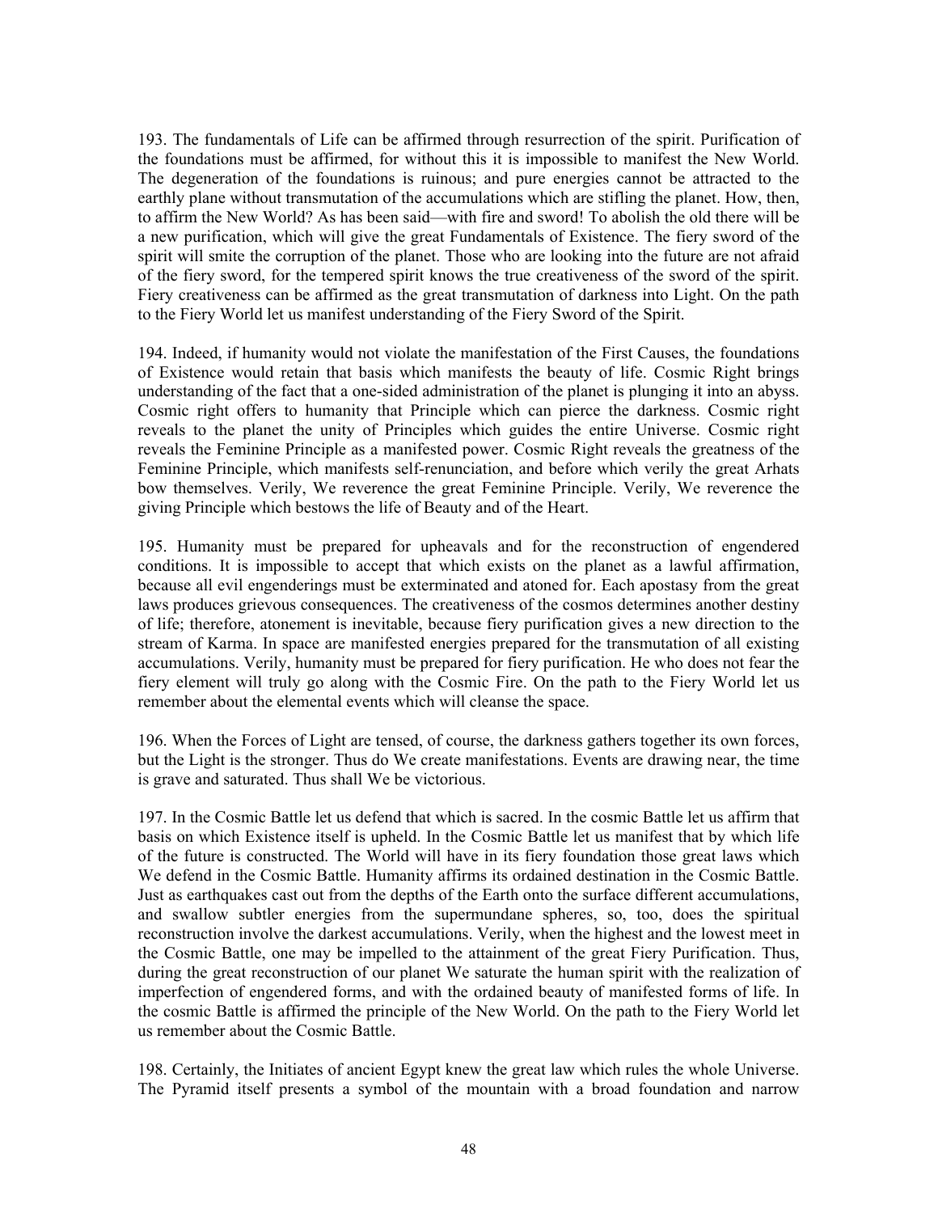193. The fundamentals of Life can be affirmed through resurrection of the spirit. Purification of the foundations must be affirmed, for without this it is impossible to manifest the New World. The degeneration of the foundations is ruinous; and pure energies cannot be attracted to the earthly plane without transmutation of the accumulations which are stifling the planet. How, then, to affirm the New World? As has been said—with fire and sword! To abolish the old there will be a new purification, which will give the great Fundamentals of Existence. The fiery sword of the spirit will smite the corruption of the planet. Those who are looking into the future are not afraid of the fiery sword, for the tempered spirit knows the true creativeness of the sword of the spirit. Fiery creativeness can be affirmed as the great transmutation of darkness into Light. On the path to the Fiery World let us manifest understanding of the Fiery Sword of the Spirit.

194. Indeed, if humanity would not violate the manifestation of the First Causes, the foundations of Existence would retain that basis which manifests the beauty of life. Cosmic Right brings understanding of the fact that a one-sided administration of the planet is plunging it into an abyss. Cosmic right offers to humanity that Principle which can pierce the darkness. Cosmic right reveals to the planet the unity of Principles which guides the entire Universe. Cosmic right reveals the Feminine Principle as a manifested power. Cosmic Right reveals the greatness of the Feminine Principle, which manifests self-renunciation, and before which verily the great Arhats bow themselves. Verily, We reverence the great Feminine Principle. Verily, We reverence the giving Principle which bestows the life of Beauty and of the Heart.

195. Humanity must be prepared for upheavals and for the reconstruction of engendered conditions. It is impossible to accept that which exists on the planet as a lawful affirmation, because all evil engenderings must be exterminated and atoned for. Each apostasy from the great laws produces grievous consequences. The creativeness of the cosmos determines another destiny of life; therefore, atonement is inevitable, because fiery purification gives a new direction to the stream of Karma. In space are manifested energies prepared for the transmutation of all existing accumulations. Verily, humanity must be prepared for fiery purification. He who does not fear the fiery element will truly go along with the Cosmic Fire. On the path to the Fiery World let us remember about the elemental events which will cleanse the space.

196. When the Forces of Light are tensed, of course, the darkness gathers together its own forces, but the Light is the stronger. Thus do We create manifestations. Events are drawing near, the time is grave and saturated. Thus shall We be victorious.

197. In the Cosmic Battle let us defend that which is sacred. In the cosmic Battle let us affirm that basis on which Existence itself is upheld. In the Cosmic Battle let us manifest that by which life of the future is constructed. The World will have in its fiery foundation those great laws which We defend in the Cosmic Battle. Humanity affirms its ordained destination in the Cosmic Battle. Just as earthquakes cast out from the depths of the Earth onto the surface different accumulations, and swallow subtler energies from the supermundane spheres, so, too, does the spiritual reconstruction involve the darkest accumulations. Verily, when the highest and the lowest meet in the Cosmic Battle, one may be impelled to the attainment of the great Fiery Purification. Thus, during the great reconstruction of our planet We saturate the human spirit with the realization of imperfection of engendered forms, and with the ordained beauty of manifested forms of life. In the cosmic Battle is affirmed the principle of the New World. On the path to the Fiery World let us remember about the Cosmic Battle.

198. Certainly, the Initiates of ancient Egypt knew the great law which rules the whole Universe. The Pyramid itself presents a symbol of the mountain with a broad foundation and narrow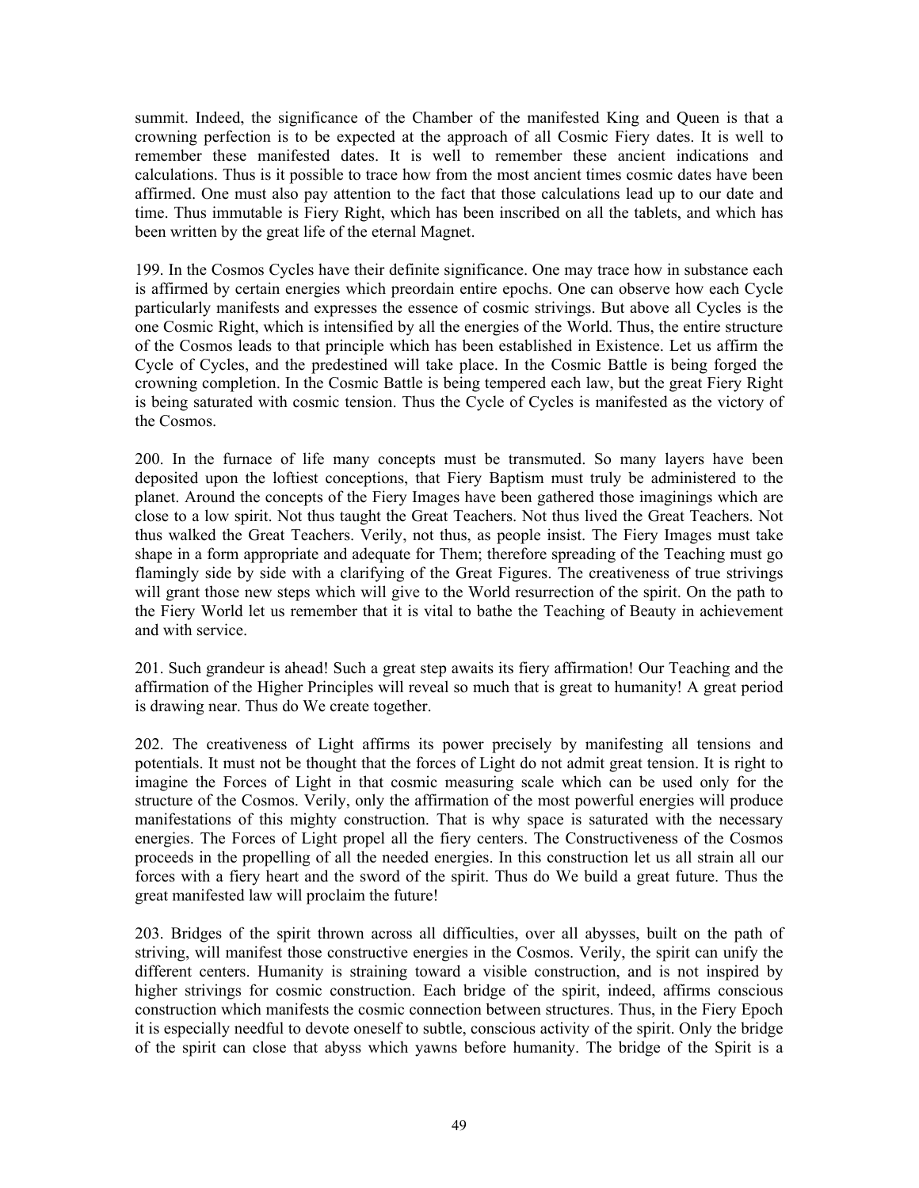summit. Indeed, the significance of the Chamber of the manifested King and Queen is that a crowning perfection is to be expected at the approach of all Cosmic Fiery dates. It is well to remember these manifested dates. It is well to remember these ancient indications and calculations. Thus is it possible to trace how from the most ancient times cosmic dates have been affirmed. One must also pay attention to the fact that those calculations lead up to our date and time. Thus immutable is Fiery Right, which has been inscribed on all the tablets, and which has been written by the great life of the eternal Magnet.

199. In the Cosmos Cycles have their definite significance. One may trace how in substance each is affirmed by certain energies which preordain entire epochs. One can observe how each Cycle particularly manifests and expresses the essence of cosmic strivings. But above all Cycles is the one Cosmic Right, which is intensified by all the energies of the World. Thus, the entire structure of the Cosmos leads to that principle which has been established in Existence. Let us affirm the Cycle of Cycles, and the predestined will take place. In the Cosmic Battle is being forged the crowning completion. In the Cosmic Battle is being tempered each law, but the great Fiery Right is being saturated with cosmic tension. Thus the Cycle of Cycles is manifested as the victory of the Cosmos.

200. In the furnace of life many concepts must be transmuted. So many layers have been deposited upon the loftiest conceptions, that Fiery Baptism must truly be administered to the planet. Around the concepts of the Fiery Images have been gathered those imaginings which are close to a low spirit. Not thus taught the Great Teachers. Not thus lived the Great Teachers. Not thus walked the Great Teachers. Verily, not thus, as people insist. The Fiery Images must take shape in a form appropriate and adequate for Them; therefore spreading of the Teaching must go flamingly side by side with a clarifying of the Great Figures. The creativeness of true strivings will grant those new steps which will give to the World resurrection of the spirit. On the path to the Fiery World let us remember that it is vital to bathe the Teaching of Beauty in achievement and with service.

201. Such grandeur is ahead! Such a great step awaits its fiery affirmation! Our Teaching and the affirmation of the Higher Principles will reveal so much that is great to humanity! A great period is drawing near. Thus do We create together.

202. The creativeness of Light affirms its power precisely by manifesting all tensions and potentials. It must not be thought that the forces of Light do not admit great tension. It is right to imagine the Forces of Light in that cosmic measuring scale which can be used only for the structure of the Cosmos. Verily, only the affirmation of the most powerful energies will produce manifestations of this mighty construction. That is why space is saturated with the necessary energies. The Forces of Light propel all the fiery centers. The Constructiveness of the Cosmos proceeds in the propelling of all the needed energies. In this construction let us all strain all our forces with a fiery heart and the sword of the spirit. Thus do We build a great future. Thus the great manifested law will proclaim the future!

203. Bridges of the spirit thrown across all difficulties, over all abysses, built on the path of striving, will manifest those constructive energies in the Cosmos. Verily, the spirit can unify the different centers. Humanity is straining toward a visible construction, and is not inspired by higher strivings for cosmic construction. Each bridge of the spirit, indeed, affirms conscious construction which manifests the cosmic connection between structures. Thus, in the Fiery Epoch it is especially needful to devote oneself to subtle, conscious activity of the spirit. Only the bridge of the spirit can close that abyss which yawns before humanity. The bridge of the Spirit is a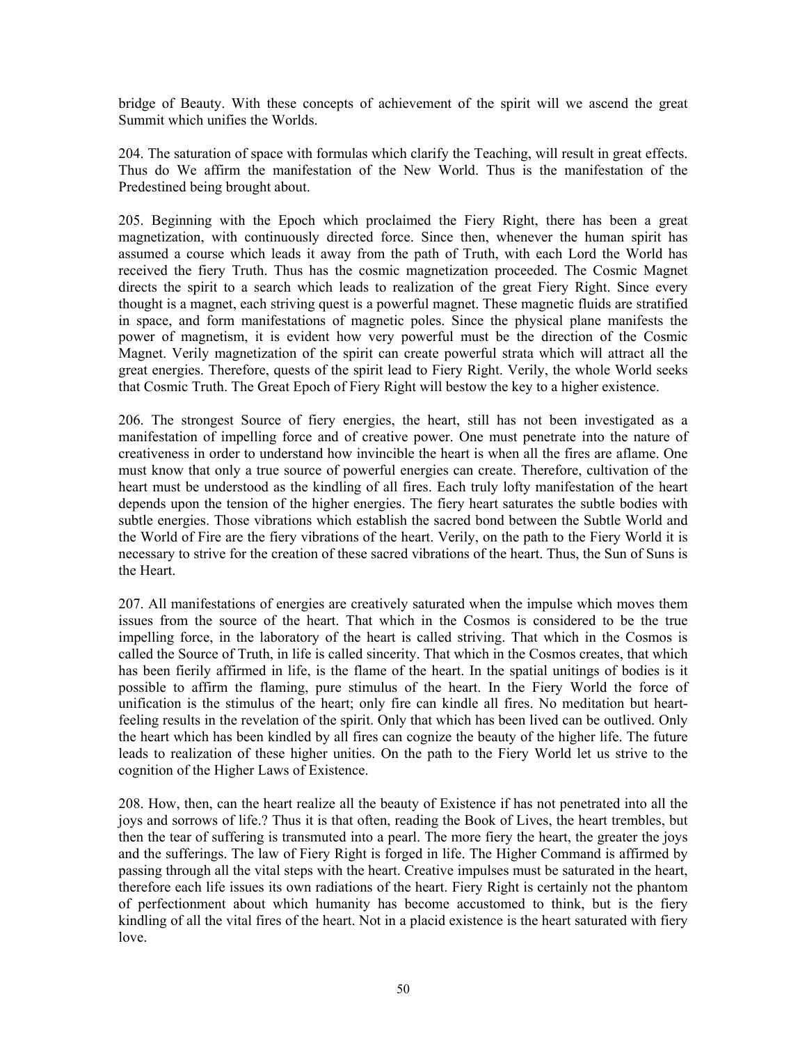bridge of Beauty. With these concepts of achievement of the spirit will we ascend the great Summit which unifies the Worlds.

204. The saturation of space with formulas which clarify the Teaching, will result in great effects. Thus do We affirm the manifestation of the New World. Thus is the manifestation of the Predestined being brought about.

205. Beginning with the Epoch which proclaimed the Fiery Right, there has been a great magnetization, with continuously directed force. Since then, whenever the human spirit has assumed a course which leads it away from the path of Truth, with each Lord the World has received the fiery Truth. Thus has the cosmic magnetization proceeded. The Cosmic Magnet directs the spirit to a search which leads to realization of the great Fiery Right. Since every thought is a magnet, each striving quest is a powerful magnet. These magnetic fluids are stratified in space, and form manifestations of magnetic poles. Since the physical plane manifests the power of magnetism, it is evident how very powerful must be the direction of the Cosmic Magnet. Verily magnetization of the spirit can create powerful strata which will attract all the great energies. Therefore, quests of the spirit lead to Fiery Right. Verily, the whole World seeks that Cosmic Truth. The Great Epoch of Fiery Right will bestow the key to a higher existence.

206. The strongest Source of fiery energies, the heart, still has not been investigated as a manifestation of impelling force and of creative power. One must penetrate into the nature of creativeness in order to understand how invincible the heart is when all the fires are aflame. One must know that only a true source of powerful energies can create. Therefore, cultivation of the heart must be understood as the kindling of all fires. Each truly lofty manifestation of the heart depends upon the tension of the higher energies. The fiery heart saturates the subtle bodies with subtle energies. Those vibrations which establish the sacred bond between the Subtle World and the World of Fire are the fiery vibrations of the heart. Verily, on the path to the Fiery World it is necessary to strive for the creation of these sacred vibrations of the heart. Thus, the Sun of Suns is the Heart.

207. All manifestations of energies are creatively saturated when the impulse which moves them issues from the source of the heart. That which in the Cosmos is considered to be the true impelling force, in the laboratory of the heart is called striving. That which in the Cosmos is called the Source of Truth, in life is called sincerity. That which in the Cosmos creates, that which has been fierily affirmed in life, is the flame of the heart. In the spatial unitings of bodies is it possible to affirm the flaming, pure stimulus of the heart. In the Fiery World the force of unification is the stimulus of the heart; only fire can kindle all fires. No meditation but heart-feeling results in the revelation of the spirit. Only that which has been lived can be outlived. Only the heart which has been kindled by all fires can cognize the beauty of the higher life. The future leads to realization of these higher unities. On the path to the Fiery World let us strive to the cognition of the Higher Laws of Existence.

208. How, then, can the heart realize all the beauty of Existence if has not penetrated into all the joys and sorrows of life.? Thus it is that often, reading the Book of Lives, the heart trembles, but then the tear of suffering is transmuted into a pearl. The more fiery the heart, the greater the joys and the sufferings. The law of Fiery Right is forged in life. The Higher Command is affirmed by passing through all the vital steps with the heart. Creative impulses must be saturated in the heart, therefore each life issues its own radiations of the heart. Fiery Right is certainly not the phantom of perfectionment about which humanity has become accustomed to think, but is the fiery kindling of all the vital fires of the heart. Not in a placid existence is the heart saturated with fiery love.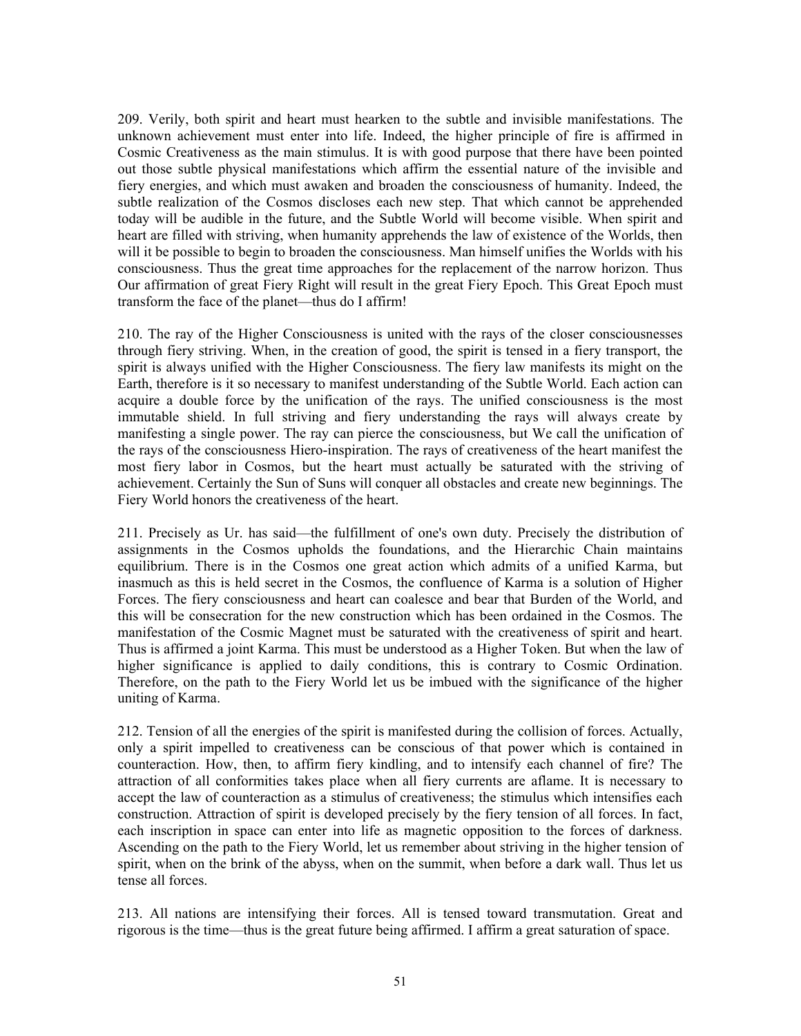209. Verily, both spirit and heart must hearken to the subtle and invisible manifestations. The unknown achievement must enter into life. Indeed, the higher principle of fire is affirmed in Cosmic Creativeness as the main stimulus. It is with good purpose that there have been pointed out those subtle physical manifestations which affirm the essential nature of the invisible and fiery energies, and which must awaken and broaden the consciousness of humanity. Indeed, the subtle realization of the Cosmos discloses each new step. That which cannot be apprehended today will be audible in the future, and the Subtle World will become visible. When spirit and heart are filled with striving, when humanity apprehends the law of existence of the Worlds, then will it be possible to begin to broaden the consciousness. Man himself unifies the Worlds with his consciousness. Thus the great time approaches for the replacement of the narrow horizon. Thus Our affirmation of great Fiery Right will result in the great Fiery Epoch. This Great Epoch must transform the face of the planet—thus do I affirm!

210. The ray of the Higher Consciousness is united with the rays of the closer consciousnesses through fiery striving. When, in the creation of good, the spirit is tensed in a fiery transport, the spirit is always unified with the Higher Consciousness. The fiery law manifests its might on the Earth, therefore is it so necessary to manifest understanding of the Subtle World. Each action can acquire a double force by the unification of the rays. The unified consciousness is the most immutable shield. In full striving and fiery understanding the rays will always create by manifesting a single power. The ray can pierce the consciousness, but We call the unification of the rays of the consciousness Hiero-inspiration. The rays of creativeness of the heart manifest the most fiery labor in Cosmos, but the heart must actually be saturated with the striving of achievement. Certainly the Sun of Suns will conquer all obstacles and create new beginnings. The Fiery World honors the creativeness of the heart.

211. Precisely as Ur. has said—the fulfillment of one's own duty. Precisely the distribution of assignments in the Cosmos upholds the foundations, and the Hierarchic Chain maintains equilibrium. There is in the Cosmos one great action which admits of a unified Karma, but inasmuch as this is held secret in the Cosmos, the confluence of Karma is a solution of Higher Forces. The fiery consciousness and heart can coalesce and bear that Burden of the World, and this will be consecration for the new construction which has been ordained in the Cosmos. The manifestation of the Cosmic Magnet must be saturated with the creativeness of spirit and heart. Thus is affirmed a joint Karma. This must be understood as a Higher Token. But when the law of higher significance is applied to daily conditions, this is contrary to Cosmic Ordination. Therefore, on the path to the Fiery World let us be imbued with the significance of the higher uniting of Karma.

212. Tension of all the energies of the spirit is manifested during the collision of forces. Actually, only a spirit impelled to creativeness can be conscious of that power which is contained in counteraction. How, then, to affirm fiery kindling, and to intensify each channel of fire? The attraction of all conformities takes place when all fiery currents are aflame. It is necessary to accept the law of counteraction as a stimulus of creativeness; the stimulus which intensifies each construction. Attraction of spirit is developed precisely by the fiery tension of all forces. In fact, each inscription in space can enter into life as magnetic opposition to the forces of darkness. Ascending on the path to the Fiery World, let us remember about striving in the higher tension of spirit, when on the brink of the abyss, when on the summit, when before a dark wall. Thus let us tense all forces.

213. All nations are intensifying their forces. All is tensed toward transmutation. Great and rigorous is the time—thus is the great future being affirmed. I affirm a great saturation of space.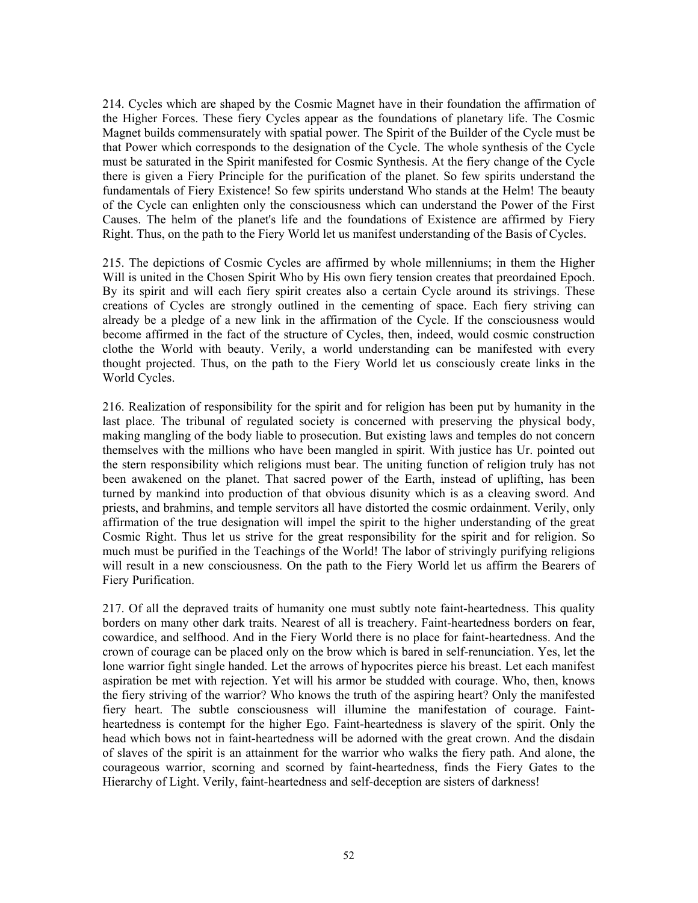214. Cycles which are shaped by the Cosmic Magnet have in their foundation the affirmation of the Higher Forces. These fiery Cycles appear as the foundations of planetary life. The Cosmic Magnet builds commensurately with spatial power. The Spirit of the Builder of the Cycle must be that Power which corresponds to the designation of the Cycle. The whole synthesis of the Cycle must be saturated in the Spirit manifested for Cosmic Synthesis. At the fiery change of the Cycle there is given a Fiery Principle for the purification of the planet. So few spirits understand the fundamentals of Fiery Existence! So few spirits understand Who stands at the Helm! The beauty of the Cycle can enlighten only the consciousness which can understand the Power of the First Causes. The helm of the planet's life and the foundations of Existence are affirmed by Fiery Right. Thus, on the path to the Fiery World let us manifest understanding of the Basis of Cycles.

215. The depictions of Cosmic Cycles are affirmed by whole millenniums; in them the Higher Will is united in the Chosen Spirit Who by His own fiery tension creates that preordained Epoch. By its spirit and will each fiery spirit creates also a certain Cycle around its strivings. These creations of Cycles are strongly outlined in the cementing of space. Each fiery striving can already be a pledge of a new link in the affirmation of the Cycle. If the consciousness would become affirmed in the fact of the structure of Cycles, then, indeed, would cosmic construction clothe the World with beauty. Verily, a world understanding can be manifested with every thought projected. Thus, on the path to the Fiery World let us consciously create links in the World Cycles.

216. Realization of responsibility for the spirit and for religion has been put by humanity in the last place. The tribunal of regulated society is concerned with preserving the physical body, making mangling of the body liable to prosecution. But existing laws and temples do not concern themselves with the millions who have been mangled in spirit. With justice has Ur. pointed out the stern responsibility which religions must bear. The uniting function of religion truly has not been awakened on the planet. That sacred power of the Earth, instead of uplifting, has been turned by mankind into production of that obvious disunity which is as a cleaving sword. And priests, and brahmins, and temple servitors all have distorted the cosmic ordainment. Verily, only affirmation of the true designation will impel the spirit to the higher understanding of the great Cosmic Right. Thus let us strive for the great responsibility for the spirit and for religion. So much must be purified in the Teachings of the World! The labor of strivingly purifying religions will result in a new consciousness. On the path to the Fiery World let us affirm the Bearers of Fiery Purification.

217. Of all the depraved traits of humanity one must subtly note faint-heartedness. This quality borders on many other dark traits. Nearest of all is treachery. Faint-heartedness borders on fear, cowardice, and selfhood. And in the Fiery World there is no place for faint-heartedness. And the crown of courage can be placed only on the brow which is bared in self-renunciation. Yes, let the lone warrior fight single handed. Let the arrows of hypocrites pierce his breast. Let each manifest aspiration be met with rejection. Yet will his armor be studded with courage. Who, then, knows the fiery striving of the warrior? Who knows the truth of the aspiring heart? Only the manifested fiery heart. The subtle consciousness will illumine the manifestation of courage. Faint-heartedness is contempt for the higher Ego. Faint-heartedness is slavery of the spirit. Only the head which bows not in faint-heartedness will be adorned with the great crown. And the disdain of slaves of the spirit is an attainment for the warrior who walks the fiery path. And alone, the courageous warrior, scorning and scorned by faint-heartedness, finds the Fiery Gates to the Hierarchy of Light. Verily, faint-heartedness and self-deception are sisters of darkness!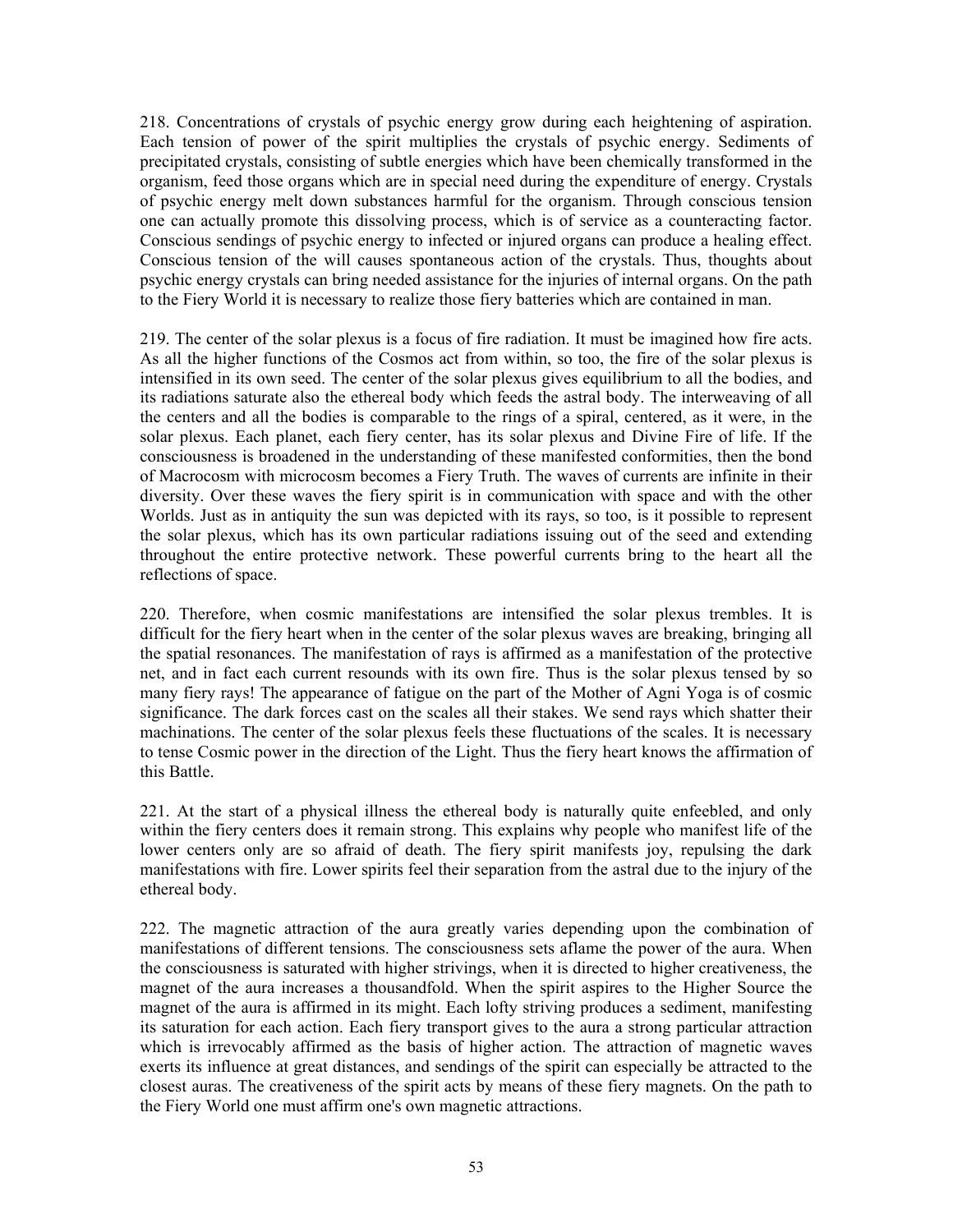218. Concentrations of crystals of psychic energy grow during each heightening of aspiration. Each tension of power of the spirit multiplies the crystals of psychic energy. Sediments of precipitated crystals, consisting of subtle energies which have been chemically transformed in the organism, feed those organs which are in special need during the expenditure of energy. Crystals of psychic energy melt down substances harmful for the organism. Through conscious tension one can actually promote this dissolving process, which is of service as a counteracting factor. Conscious sendings of psychic energy to infected or injured organs can produce a healing effect. Conscious tension of the will causes spontaneous action of the crystals. Thus, thoughts about psychic energy crystals can bring needed assistance for the injuries of internal organs. On the path to the Fiery World it is necessary to realize those fiery batteries which are contained in man.

219. The center of the solar plexus is a focus of fire radiation. It must be imagined how fire acts. As all the higher functions of the Cosmos act from within, so too, the fire of the solar plexus is intensified in its own seed. The center of the solar plexus gives equilibrium to all the bodies, and its radiations saturate also the ethereal body which feeds the astral body. The interweaving of all the centers and all the bodies is comparable to the rings of a spiral, centered, as it were, in the solar plexus. Each planet, each fiery center, has its solar plexus and Divine Fire of life. If the consciousness is broadened in the understanding of these manifested conformities, then the bond of Macrocosm with microcosm becomes a Fiery Truth. The waves of currents are infinite in their diversity. Over these waves the fiery spirit is in communication with space and with the other Worlds. Just as in antiquity the sun was depicted with its rays, so too, is it possible to represent the solar plexus, which has its own particular radiations issuing out of the seed and extending throughout the entire protective network. These powerful currents bring to the heart all the reflections of space.

220. Therefore, when cosmic manifestations are intensified the solar plexus trembles. It is difficult for the fiery heart when in the center of the solar plexus waves are breaking, bringing all the spatial resonances. The manifestation of rays is affirmed as a manifestation of the protective net, and in fact each current resounds with its own fire. Thus is the solar plexus tensed by so many fiery rays! The appearance of fatigue on the part of the Mother of Agni Yoga is of cosmic significance. The dark forces cast on the scales all their stakes. We send rays which shatter their machinations. The center of the solar plexus feels these fluctuations of the scales. It is necessary to tense Cosmic power in the direction of the Light. Thus the fiery heart knows the affirmation of this Battle.

221. At the start of a physical illness the ethereal body is naturally quite enfeebled, and only within the fiery centers does it remain strong. This explains why people who manifest life of the lower centers only are so afraid of death. The fiery spirit manifests joy, repulsing the dark manifestations with fire. Lower spirits feel their separation from the astral due to the injury of the ethereal body.

222. The magnetic attraction of the aura greatly varies depending upon the combination of manifestations of different tensions. The consciousness sets aflame the power of the aura. When the consciousness is saturated with higher strivings, when it is directed to higher creativeness, the magnet of the aura increases a thousandfold. When the spirit aspires to the Higher Source the magnet of the aura is affirmed in its might. Each lofty striving produces a sediment, manifesting its saturation for each action. Each fiery transport gives to the aura a strong particular attraction which is irrevocably affirmed as the basis of higher action. The attraction of magnetic waves exerts its influence at great distances, and sendings of the spirit can especially be attracted to the closest auras. The creativeness of the spirit acts by means of these fiery magnets. On the path to the Fiery World one must affirm one's own magnetic attractions.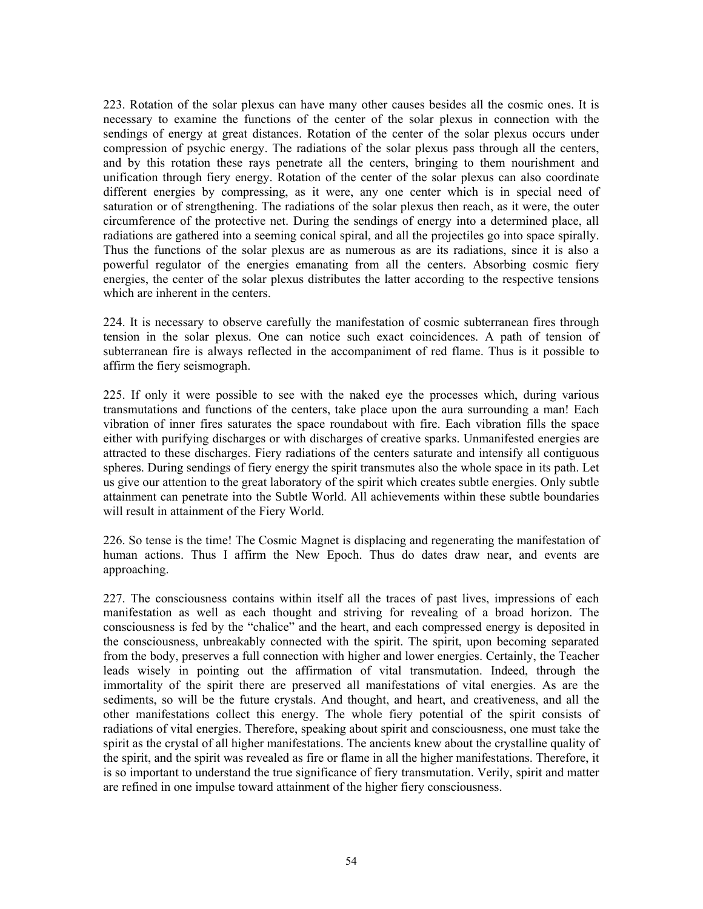223. Rotation of the solar plexus can have many other causes besides all the cosmic ones. It is necessary to examine the functions of the center of the solar plexus in connection with the sendings of energy at great distances. Rotation of the center of the solar plexus occurs under compression of psychic energy. The radiations of the solar plexus pass through all the centers, and by this rotation these rays penetrate all the centers, bringing to them nourishment and unification through fiery energy. Rotation of the center of the solar plexus can also coordinate different energies by compressing, as it were, any one center which is in special need of saturation or of strengthening. The radiations of the solar plexus then reach, as it were, the outer circumference of the protective net. During the sendings of energy into a determined place, all radiations are gathered into a seeming conical spiral, and all the projectiles go into space spirally. Thus the functions of the solar plexus are as numerous as are its radiations, since it is also a powerful regulator of the energies emanating from all the centers. Absorbing cosmic fiery energies, the center of the solar plexus distributes the latter according to the respective tensions which are inherent in the centers.

224. It is necessary to observe carefully the manifestation of cosmic subterranean fires through tension in the solar plexus. One can notice such exact coincidences. A path of tension of subterranean fire is always reflected in the accompaniment of red flame. Thus is it possible to affirm the fiery seismograph.

225. If only it were possible to see with the naked eye the processes which, during various transmutations and functions of the centers, take place upon the aura surrounding a man! Each vibration of inner fires saturates the space roundabout with fire. Each vibration fills the space either with purifying discharges or with discharges of creative sparks. Unmanifested energies are attracted to these discharges. Fiery radiations of the centers saturate and intensify all contiguous spheres. During sendings of fiery energy the spirit transmutes also the whole space in its path. Let us give our attention to the great laboratory of the spirit which creates subtle energies. Only subtle attainment can penetrate into the Subtle World. All achievements within these subtle boundaries will result in attainment of the Fiery World.

226. So tense is the time! The Cosmic Magnet is displacing and regenerating the manifestation of human actions. Thus I affirm the New Epoch. Thus do dates draw near, and events are approaching.

227. The consciousness contains within itself all the traces of past lives, impressions of each manifestation as well as each thought and striving for revealing of a broad horizon. The consciousness is fed by the "chalice" and the heart, and each compressed energy is deposited in the consciousness, unbreakably connected with the spirit. The spirit, upon becoming separated from the body, preserves a full connection with higher and lower energies. Certainly, the Teacher leads wisely in pointing out the affirmation of vital transmutation. Indeed, through the immortality of the spirit there are preserved all manifestations of vital energies. As are the sediments, so will be the future crystals. And thought, and heart, and creativeness, and all the other manifestations collect this energy. The whole fiery potential of the spirit consists of radiations of vital energies. Therefore, speaking about spirit and consciousness, one must take the spirit as the crystal of all higher manifestations. The ancients knew about the crystalline quality of the spirit, and the spirit was revealed as fire or flame in all the higher manifestations. Therefore, it is so important to understand the true significance of fiery transmutation. Verily, spirit and matter are refined in one impulse toward attainment of the higher fiery consciousness.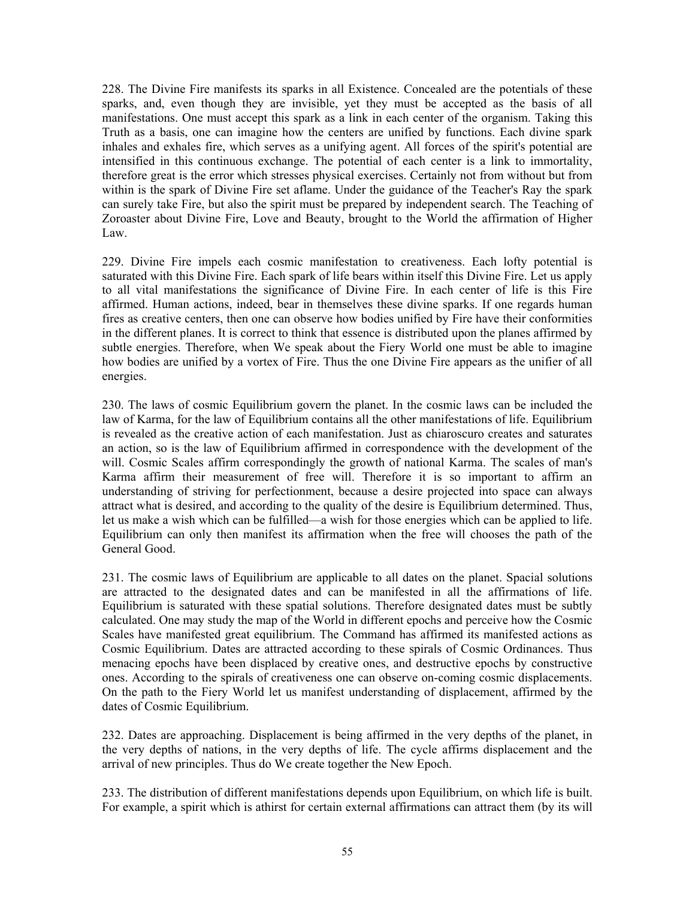228. The Divine Fire manifests its sparks in all Existence. Concealed are the potentials of these sparks, and, even though they are invisible, yet they must be accepted as the basis of all manifestations. One must accept this spark as a link in each center of the organism. Taking this Truth as a basis, one can imagine how the centers are unified by functions. Each divine spark inhales and exhales fire, which serves as a unifying agent. All forces of the spirit's potential are intensified in this continuous exchange. The potential of each center is a link to immortality, therefore great is the error which stresses physical exercises. Certainly not from without but from within is the spark of Divine Fire set aflame. Under the guidance of the Teacher's Ray the spark can surely take Fire, but also the spirit must be prepared by independent search. The Teaching of Zoroaster about Divine Fire, Love and Beauty, brought to the World the affirmation of Higher Law.

229. Divine Fire impels each cosmic manifestation to creativeness. Each lofty potential is saturated with this Divine Fire. Each spark of life bears within itself this Divine Fire. Let us apply to all vital manifestations the significance of Divine Fire. In each center of life is this Fire affirmed. Human actions, indeed, bear in themselves these divine sparks. If one regards human fires as creative centers, then one can observe how bodies unified by Fire have their conformities in the different planes. It is correct to think that essence is distributed upon the planes affirmed by subtle energies. Therefore, when We speak about the Fiery World one must be able to imagine how bodies are unified by a vortex of Fire. Thus the one Divine Fire appears as the unifier of all energies.

230. The laws of cosmic Equilibrium govern the planet. In the cosmic laws can be included the law of Karma, for the law of Equilibrium contains all the other manifestations of life. Equilibrium is revealed as the creative action of each manifestation. Just as chiaroscuro creates and saturates an action, so is the law of Equilibrium affirmed in correspondence with the development of the will. Cosmic Scales affirm correspondingly the growth of national Karma. The scales of man's Karma affirm their measurement of free will. Therefore it is so important to affirm an understanding of striving for perfectionment, because a desire projected into space can always attract what is desired, and according to the quality of the desire is Equilibrium determined. Thus, let us make a wish which can be fulfilled—a wish for those energies which can be applied to life. Equilibrium can only then manifest its affirmation when the free will chooses the path of the General Good.

231. The cosmic laws of Equilibrium are applicable to all dates on the planet. Spacial solutions are attracted to the designated dates and can be manifested in all the affirmations of life. Equilibrium is saturated with these spatial solutions. Therefore designated dates must be subtly calculated. One may study the map of the World in different epochs and perceive how the Cosmic Scales have manifested great equilibrium. The Command has affirmed its manifested actions as Cosmic Equilibrium. Dates are attracted according to these spirals of Cosmic Ordinances. Thus menacing epochs have been displaced by creative ones, and destructive epochs by constructive ones. According to the spirals of creativeness one can observe on-coming cosmic displacements. On the path to the Fiery World let us manifest understanding of displacement, affirmed by the dates of Cosmic Equilibrium.

232. Dates are approaching. Displacement is being affirmed in the very depths of the planet, in the very depths of nations, in the very depths of life. The cycle affirms displacement and the arrival of new principles. Thus do We create together the New Epoch.

233. The distribution of different manifestations depends upon Equilibrium, on which life is built. For example, a spirit which is athirst for certain external affirmations can attract them (by its will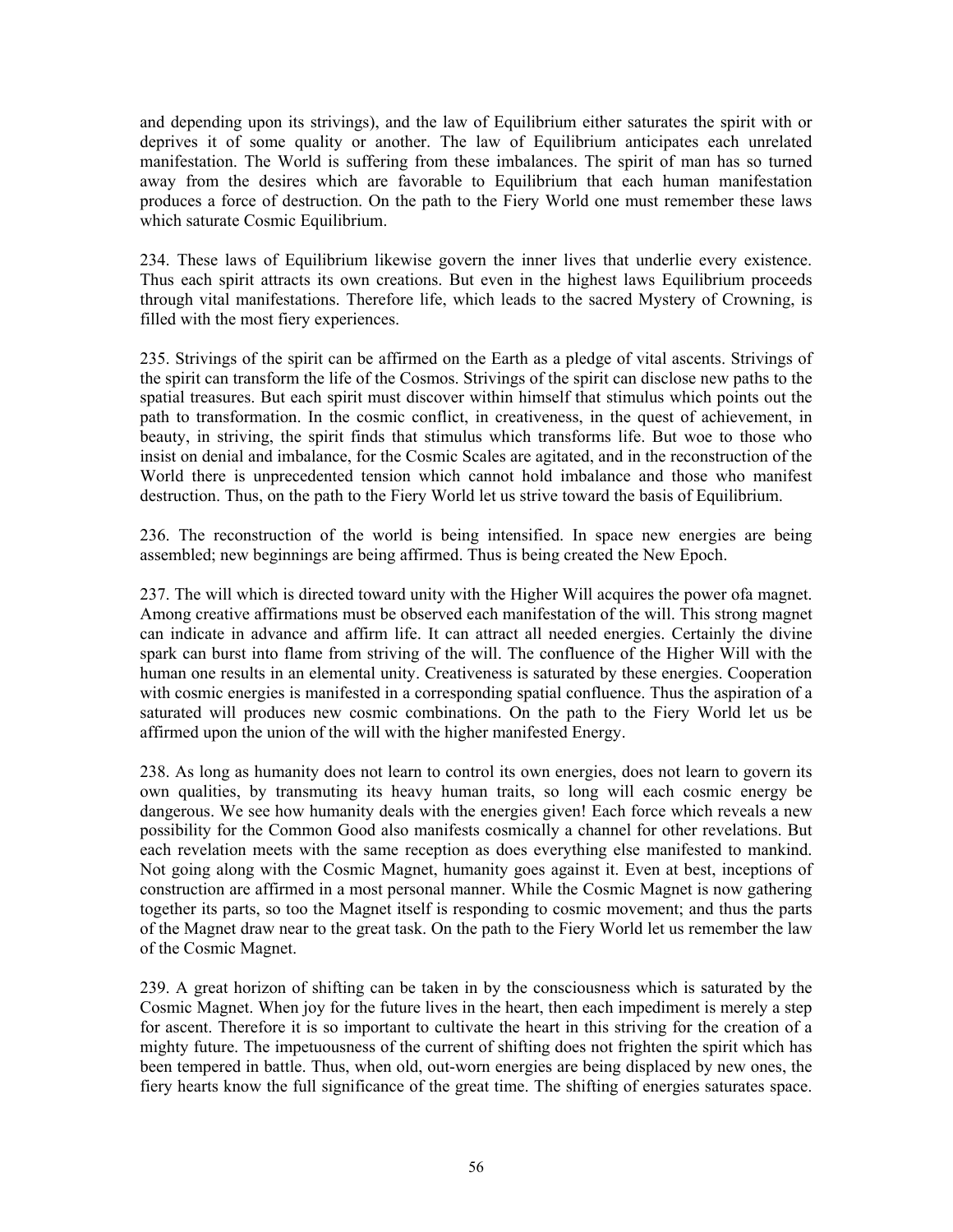and depending upon its strivings), and the law of Equilibrium either saturates the spirit with or deprives it of some quality or another. The law of Equilibrium anticipates each unrelated manifestation. The World is suffering from these imbalances. The spirit of man has so turned away from the desires which are favorable to Equilibrium that each human manifestation produces a force of destruction. On the path to the Fiery World one must remember these laws which saturate Cosmic Equilibrium.

234. These laws of Equilibrium likewise govern the inner lives that underlie every existence. Thus each spirit attracts its own creations. But even in the highest laws Equilibrium proceeds through vital manifestations. Therefore life, which leads to the sacred Mystery of Crowning, is filled with the most fiery experiences.

235. Strivings of the spirit can be affirmed on the Earth as a pledge of vital ascents. Strivings of the spirit can transform the life of the Cosmos. Strivings of the spirit can disclose new paths to the spatial treasures. But each spirit must discover within himself that stimulus which points out the path to transformation. In the cosmic conflict, in creativeness, in the quest of achievement, in beauty, in striving, the spirit finds that stimulus which transforms life. But woe to those who insist on denial and imbalance, for the Cosmic Scales are agitated, and in the reconstruction of the World there is unprecedented tension which cannot hold imbalance and those who manifest destruction. Thus, on the path to the Fiery World let us strive toward the basis of Equilibrium.

236. The reconstruction of the world is being intensified. In space new energies are being assembled; new beginnings are being affirmed. Thus is being created the New Epoch.

237. The will which is directed toward unity with the Higher Will acquires the power ofa magnet. Among creative affirmations must be observed each manifestation of the will. This strong magnet can indicate in advance and affirm life. It can attract all needed energies. Certainly the divine spark can burst into flame from striving of the will. The confluence of the Higher Will with the human one results in an elemental unity. Creativeness is saturated by these energies. Cooperation with cosmic energies is manifested in a corresponding spatial confluence. Thus the aspiration of a saturated will produces new cosmic combinations. On the path to the Fiery World let us be affirmed upon the union of the will with the higher manifested Energy.

238. As long as humanity does not learn to control its own energies, does not learn to govern its own qualities, by transmuting its heavy human traits, so long will each cosmic energy be dangerous. We see how humanity deals with the energies given! Each force which reveals a new possibility for the Common Good also manifests cosmically a channel for other revelations. But each revelation meets with the same reception as does everything else manifested to mankind. Not going along with the Cosmic Magnet, humanity goes against it. Even at best, inceptions of construction are affirmed in a most personal manner. While the Cosmic Magnet is now gathering together its parts, so too the Magnet itself is responding to cosmic movement; and thus the parts of the Magnet draw near to the great task. On the path to the Fiery World let us remember the law of the Cosmic Magnet.

239. A great horizon of shifting can be taken in by the consciousness which is saturated by the Cosmic Magnet. When joy for the future lives in the heart, then each impediment is merely a step for ascent. Therefore it is so important to cultivate the heart in this striving for the creation of a mighty future. The impetuousness of the current of shifting does not frighten the spirit which has been tempered in battle. Thus, when old, out-worn energies are being displaced by new ones, the fiery hearts know the full significance of the great time. The shifting of energies saturates space.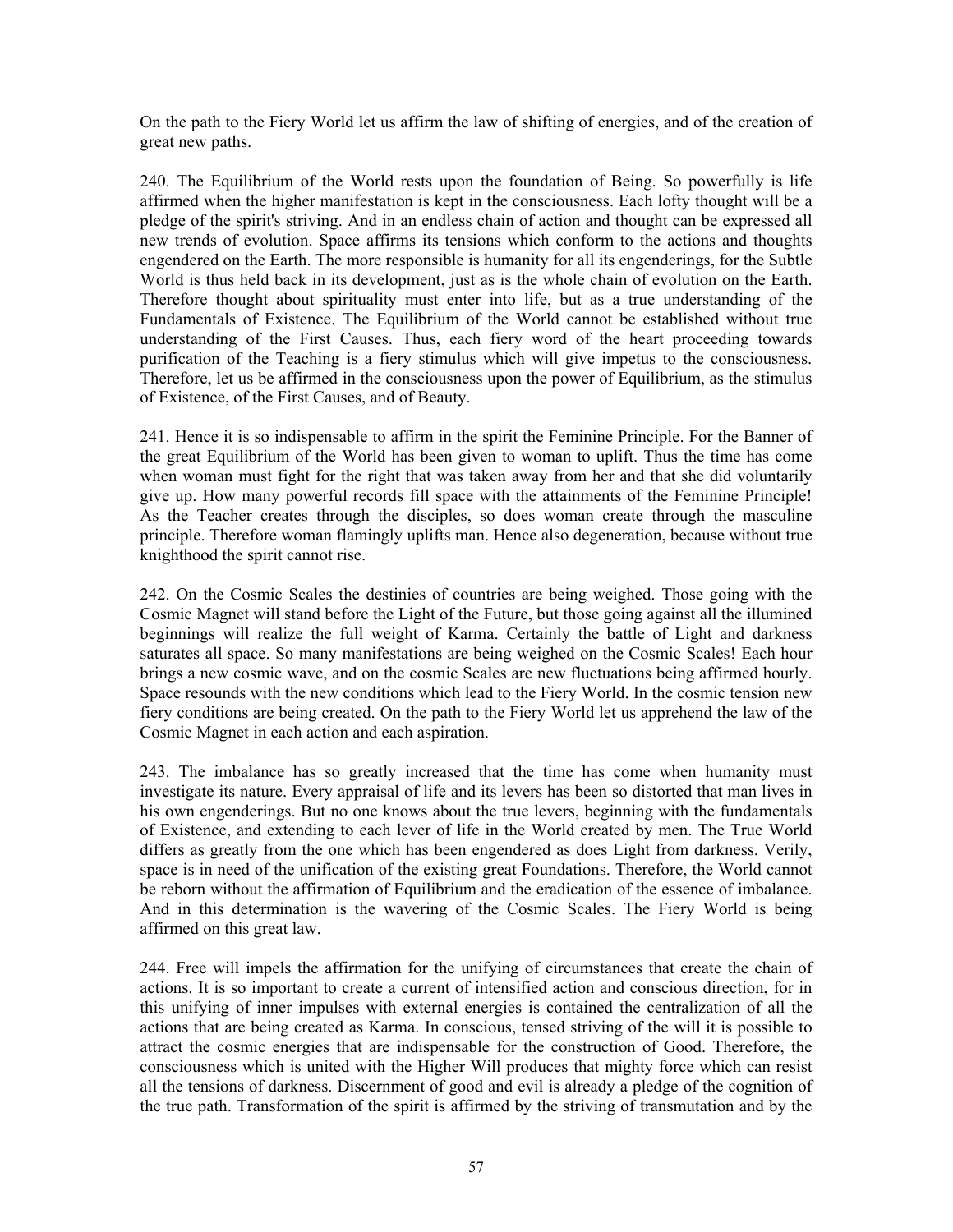On the path to the Fiery World let us affirm the law of shifting of energies, and of the creation of great new paths.

240. The Equilibrium of the World rests upon the foundation of Being. So powerfully is life affirmed when the higher manifestation is kept in the consciousness. Each lofty thought will be a pledge of the spirit's striving. And in an endless chain of action and thought can be expressed all new trends of evolution. Space affirms its tensions which conform to the actions and thoughts engendered on the Earth. The more responsible is humanity for all its engenderings, for the Subtle World is thus held back in its development, just as is the whole chain of evolution on the Earth. Therefore thought about spirituality must enter into life, but as a true understanding of the Fundamentals of Existence. The Equilibrium of the World cannot be established without true understanding of the First Causes. Thus, each fiery word of the heart proceeding towards purification of the Teaching is a fiery stimulus which will give impetus to the consciousness. Therefore, let us be affirmed in the consciousness upon the power of Equilibrium, as the stimulus of Existence, of the First Causes, and of Beauty.

241. Hence it is so indispensable to affirm in the spirit the Feminine Principle. For the Banner of the great Equilibrium of the World has been given to woman to uplift. Thus the time has come when woman must fight for the right that was taken away from her and that she did voluntarily give up. How many powerful records fill space with the attainments of the Feminine Principle! As the Teacher creates through the disciples, so does woman create through the masculine principle. Therefore woman flamingly uplifts man. Hence also degeneration, because without true knighthood the spirit cannot rise.

242. On the Cosmic Scales the destinies of countries are being weighed. Those going with the Cosmic Magnet will stand before the Light of the Future, but those going against all the illumined beginnings will realize the full weight of Karma. Certainly the battle of Light and darkness saturates all space. So many manifestations are being weighed on the Cosmic Scales! Each hour brings a new cosmic wave, and on the cosmic Scales are new fluctuations being affirmed hourly. Space resounds with the new conditions which lead to the Fiery World. In the cosmic tension new fiery conditions are being created. On the path to the Fiery World let us apprehend the law of the Cosmic Magnet in each action and each aspiration.

243. The imbalance has so greatly increased that the time has come when humanity must investigate its nature. Every appraisal of life and its levers has been so distorted that man lives in his own engenderings. But no one knows about the true levers, beginning with the fundamentals of Existence, and extending to each lever of life in the World created by men. The True World differs as greatly from the one which has been engendered as does Light from darkness. Verily, space is in need of the unification of the existing great Foundations. Therefore, the World cannot be reborn without the affirmation of Equilibrium and the eradication of the essence of imbalance. And in this determination is the wavering of the Cosmic Scales. The Fiery World is being affirmed on this great law.

244. Free will impels the affirmation for the unifying of circumstances that create the chain of actions. It is so important to create a current of intensified action and conscious direction, for in this unifying of inner impulses with external energies is contained the centralization of all the actions that are being created as Karma. In conscious, tensed striving of the will it is possible to attract the cosmic energies that are indispensable for the construction of Good. Therefore, the consciousness which is united with the Higher Will produces that mighty force which can resist all the tensions of darkness. Discernment of good and evil is already a pledge of the cognition of the true path. Transformation of the spirit is affirmed by the striving of transmutation and by the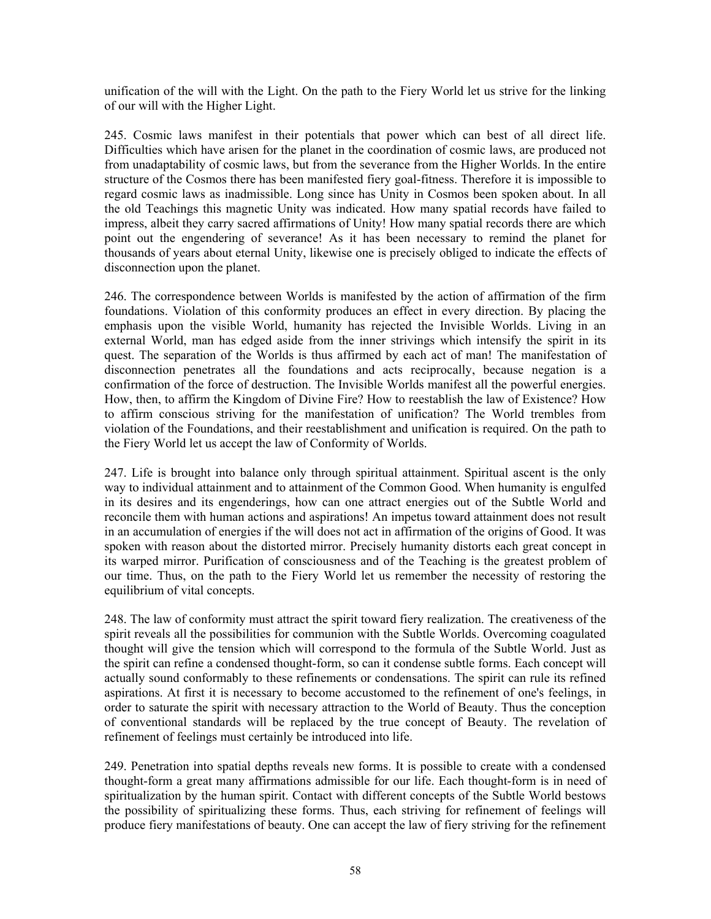unification of the will with the Light. On the path to the Fiery World let us strive for the linking of our will with the Higher Light.

245. Cosmic laws manifest in their potentials that power which can best of all direct life. Difficulties which have arisen for the planet in the coordination of cosmic laws, are produced not from unadaptability of cosmic laws, but from the severance from the Higher Worlds. In the entire structure of the Cosmos there has been manifested fiery goal-fitness. Therefore it is impossible to regard cosmic laws as inadmissible. Long since has Unity in Cosmos been spoken about. In all the old Teachings this magnetic Unity was indicated. How many spatial records have failed to impress, albeit they carry sacred affirmations of Unity! How many spatial records there are which point out the engendering of severance! As it has been necessary to remind the planet for thousands of years about eternal Unity, likewise one is precisely obliged to indicate the effects of disconnection upon the planet.

246. The correspondence between Worlds is manifested by the action of affirmation of the firm foundations. Violation of this conformity produces an effect in every direction. By placing the emphasis upon the visible World, humanity has rejected the Invisible Worlds. Living in an external World, man has edged aside from the inner strivings which intensify the spirit in its quest. The separation of the Worlds is thus affirmed by each act of man! The manifestation of disconnection penetrates all the foundations and acts reciprocally, because negation is a confirmation of the force of destruction. The Invisible Worlds manifest all the powerful energies. How, then, to affirm the Kingdom of Divine Fire? How to reestablish the law of Existence? How to affirm conscious striving for the manifestation of unification? The World trembles from violation of the Foundations, and their reestablishment and unification is required. On the path to the Fiery World let us accept the law of Conformity of Worlds.

247. Life is brought into balance only through spiritual attainment. Spiritual ascent is the only way to individual attainment and to attainment of the Common Good. When humanity is engulfed in its desires and its engenderings, how can one attract energies out of the Subtle World and reconcile them with human actions and aspirations! An impetus toward attainment does not result in an accumulation of energies if the will does not act in affirmation of the origins of Good. It was spoken with reason about the distorted mirror. Precisely humanity distorts each great concept in its warped mirror. Purification of consciousness and of the Teaching is the greatest problem of our time. Thus, on the path to the Fiery World let us remember the necessity of restoring the equilibrium of vital concepts.

248. The law of conformity must attract the spirit toward fiery realization. The creativeness of the spirit reveals all the possibilities for communion with the Subtle Worlds. Overcoming coagulated thought will give the tension which will correspond to the formula of the Subtle World. Just as the spirit can refine a condensed thought-form, so can it condense subtle forms. Each concept will actually sound conformably to these refinements or condensations. The spirit can rule its refined aspirations. At first it is necessary to become accustomed to the refinement of one's feelings, in order to saturate the spirit with necessary attraction to the World of Beauty. Thus the conception of conventional standards will be replaced by the true concept of Beauty. The revelation of refinement of feelings must certainly be introduced into life.

249. Penetration into spatial depths reveals new forms. It is possible to create with a condensed thought-form a great many affirmations admissible for our life. Each thought-form is in need of spiritualization by the human spirit. Contact with different concepts of the Subtle World bestows the possibility of spiritualizing these forms. Thus, each striving for refinement of feelings will produce fiery manifestations of beauty. One can accept the law of fiery striving for the refinement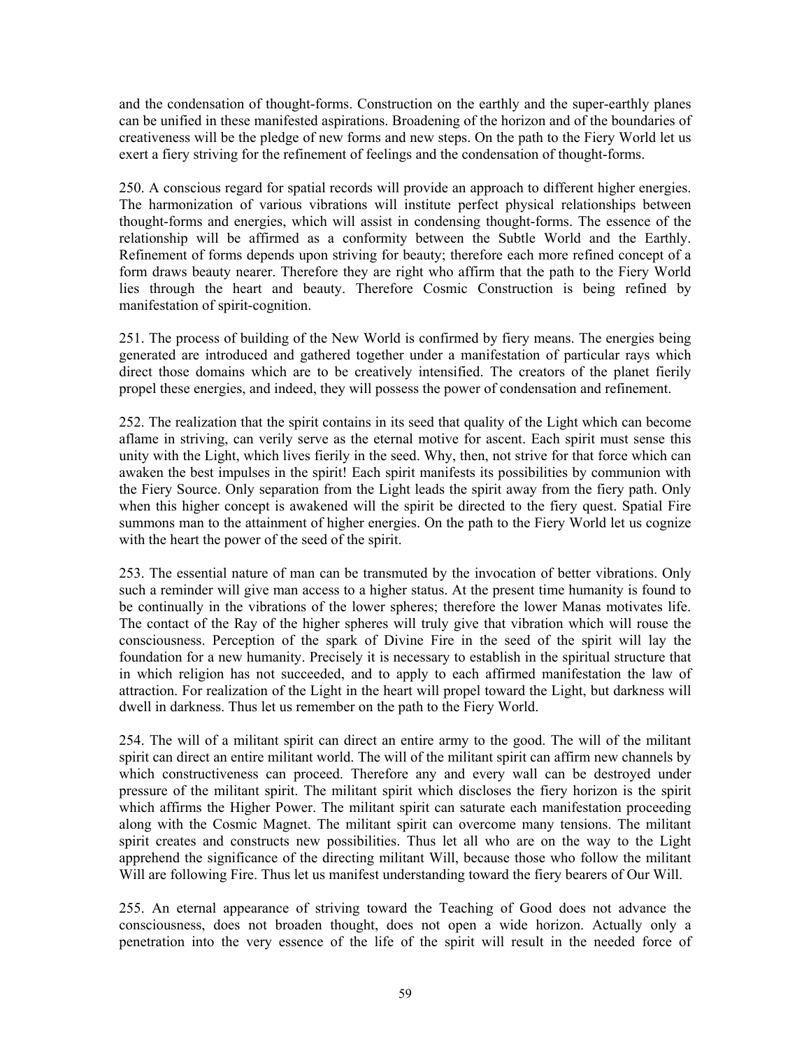and the condensation of thought-forms. Construction on the earthly and the super-earthly planes can be unified in these manifested aspirations. Broadening of the horizon and of the boundaries of creativeness will be the pledge of new forms and new steps. On the path to the Fiery World let us exert a fiery striving for the refinement of feelings and the condensation of thought-forms.

250. A conscious regard for spatial records will provide an approach to different higher energies. The harmonization of various vibrations will institute perfect physical relationships between thought-forms and energies, which will assist in condensing thought-forms. The essence of the relationship will be affirmed as a conformity between the Subtle World and the Earthly. Refinement of forms depends upon striving for beauty; therefore each more refined concept of a form draws beauty nearer. Therefore they are right who affirm that the path to the Fiery World lies through the heart and beauty. Therefore Cosmic Construction is being refined by manifestation of spirit-cognition.

251. The process of building of the New World is confirmed by fiery means. The energies being generated are introduced and gathered together under a manifestation of particular rays which direct those domains which are to be creatively intensified. The creators of the planet fierily propel these energies, and indeed, they will possess the power of condensation and refinement.

252. The realization that the spirit contains in its seed that quality of the Light which can become aflame in striving, can verily serve as the eternal motive for ascent. Each spirit must sense this unity with the Light, which lives fierily in the seed. Why, then, not strive for that force which can awaken the best impulses in the spirit! Each spirit manifests its possibilities by communion with the Fiery Source. Only separation from the Light leads the spirit away from the fiery path. Only when this higher concept is awakened will the spirit be directed to the fiery quest. Spatial Fire summons man to the attainment of higher energies. On the path to the Fiery World let us cognize with the heart the power of the seed of the spirit.

253. The essential nature of man can be transmuted by the invocation of better vibrations. Only such a reminder will give man access to a higher status. At the present time humanity is found to be continually in the vibrations of the lower spheres; therefore the lower Manas motivates life. The contact of the Ray of the higher spheres will truly give that vibration which will rouse the consciousness. Perception of the spark of Divine Fire in the seed of the spirit will lay the foundation for a new humanity. Precisely it is necessary to establish in the spiritual structure that in which religion has not succeeded, and to apply to each affirmed manifestation the law of attraction. For realization of the Light in the heart will propel toward the Light, but darkness will dwell in darkness. Thus let us remember on the path to the Fiery World.

254. The will of a militant spirit can direct an entire army to the good. The will of the militant spirit can direct an entire militant world. The will of the militant spirit can affirm new channels by which constructiveness can proceed. Therefore any and every wall can be destroyed under pressure of the militant spirit. The militant spirit which discloses the fiery horizon is the spirit which affirms the Higher Power. The militant spirit can saturate each manifestation proceeding along with the Cosmic Magnet. The militant spirit can overcome many tensions. The militant spirit creates and constructs new possibilities. Thus let all who are on the way to the Light apprehend the significance of the directing militant Will, because those who follow the militant Will are following Fire. Thus let us manifest understanding toward the fiery bearers of Our Will.

255. An eternal appearance of striving toward the Teaching of Good does not advance the consciousness, does not broaden thought, does not open a wide horizon. Actually only a penetration into the very essence of the life of the spirit will result in the needed force of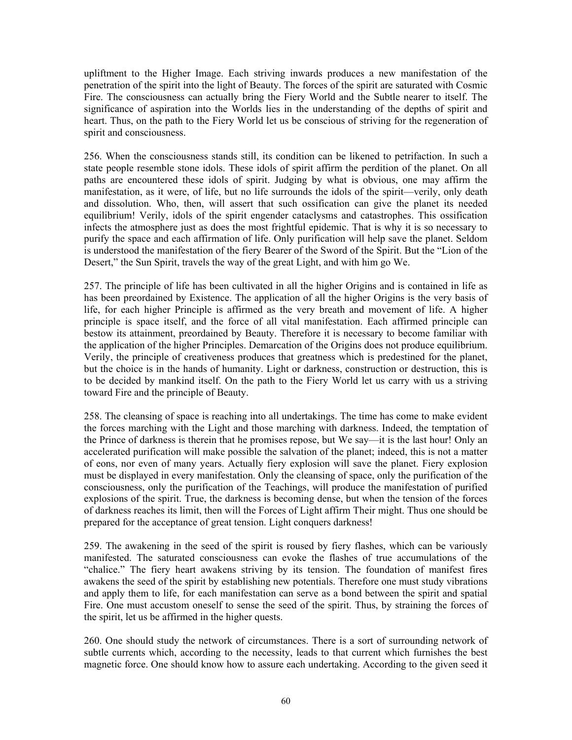upliftment to the Higher Image. Each striving inwards produces a new manifestation of the penetration of the spirit into the light of Beauty. The forces of the spirit are saturated with Cosmic Fire. The consciousness can actually bring the Fiery World and the Subtle nearer to itself. The significance of aspiration into the Worlds lies in the understanding of the depths of spirit and heart. Thus, on the path to the Fiery World let us be conscious of striving for the regeneration of spirit and consciousness.

256. When the consciousness stands still, its condition can be likened to petrifaction. In such a state people resemble stone idols. These idols of spirit affirm the perdition of the planet. On all paths are encountered these idols of spirit. Judging by what is obvious, one may affirm the manifestation, as it were, of life, but no life surrounds the idols of the spirit—verily, only death and dissolution. Who, then, will assert that such ossification can give the planet its needed equilibrium! Verily, idols of the spirit engender cataclysms and catastrophes. This ossification infects the atmosphere just as does the most frightful epidemic. That is why it is so necessary to purify the space and each affirmation of life. Only purification will help save the planet. Seldom is understood the manifestation of the fiery Bearer of the Sword of the Spirit. But the "Lion of the Desert," the Sun Spirit, travels the way of the great Light, and with him go We.

257. The principle of life has been cultivated in all the higher Origins and is contained in life as has been preordained by Existence. The application of all the higher Origins is the very basis of life, for each higher Principle is affirmed as the very breath and movement of life. A higher principle is space itself, and the force of all vital manifestation. Each affirmed principle can bestow its attainment, preordained by Beauty. Therefore it is necessary to become familiar with the application of the higher Principles. Demarcation of the Origins does not produce equilibrium. Verily, the principle of creativeness produces that greatness which is predestined for the planet, but the choice is in the hands of humanity. Light or darkness, construction or destruction, this is to be decided by mankind itself. On the path to the Fiery World let us carry with us a striving toward Fire and the principle of Beauty.

258. The cleansing of space is reaching into all undertakings. The time has come to make evident the forces marching with the Light and those marching with darkness. Indeed, the temptation of the Prince of darkness is therein that he promises repose, but We say—it is the last hour! Only an accelerated purification will make possible the salvation of the planet; indeed, this is not a matter of eons, nor even of many years. Actually fiery explosion will save the planet. Fiery explosion must be displayed in every manifestation. Only the cleansing of space, only the purification of the consciousness, only the purification of the Teachings, will produce the manifestation of purified explosions of the spirit. True, the darkness is becoming dense, but when the tension of the forces of darkness reaches its limit, then will the Forces of Light affirm Their might. Thus one should be prepared for the acceptance of great tension. Light conquers darkness!

259. The awakening in the seed of the spirit is roused by fiery flashes, which can be variously manifested. The saturated consciousness can evoke the flashes of true accumulations of the "chalice." The fiery heart awakens striving by its tension. The foundation of manifest fires awakens the seed of the spirit by establishing new potentials. Therefore one must study vibrations and apply them to life, for each manifestation can serve as a bond between the spirit and spatial Fire. One must accustom oneself to sense the seed of the spirit. Thus, by straining the forces of the spirit, let us be affirmed in the higher quests.

260. One should study the network of circumstances. There is a sort of surrounding network of subtle currents which, according to the necessity, leads to that current which furnishes the best magnetic force. One should know how to assure each undertaking. According to the given seed it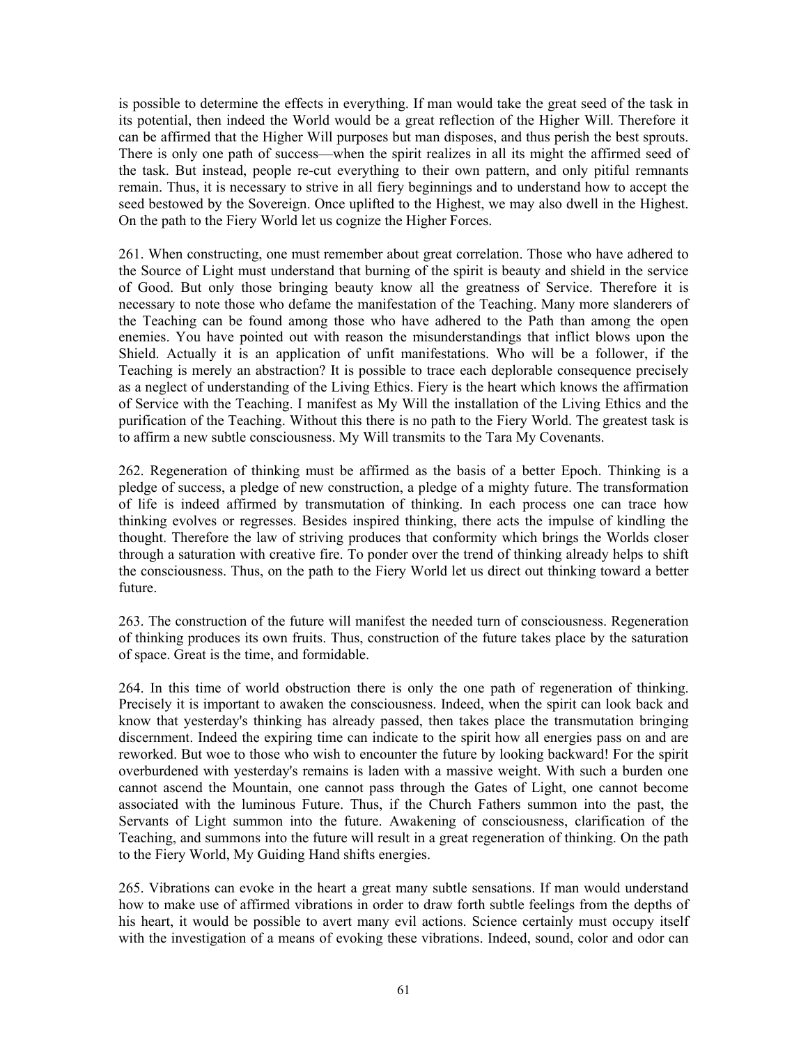is possible to determine the effects in everything. If man would take the great seed of the task in its potential, then indeed the World would be a great reflection of the Higher Will. Therefore it can be affirmed that the Higher Will purposes but man disposes, and thus perish the best sprouts. There is only one path of success—when the spirit realizes in all its might the affirmed seed of the task. But instead, people re-cut everything to their own pattern, and only pitiful remnants remain. Thus, it is necessary to strive in all fiery beginnings and to understand how to accept the seed bestowed by the Sovereign. Once uplifted to the Highest, we may also dwell in the Highest. On the path to the Fiery World let us cognize the Higher Forces.

261. When constructing, one must remember about great correlation. Those who have adhered to the Source of Light must understand that burning of the spirit is beauty and shield in the service of Good. But only those bringing beauty know all the greatness of Service. Therefore it is necessary to note those who defame the manifestation of the Teaching. Many more slanderers of the Teaching can be found among those who have adhered to the Path than among the open enemies. You have pointed out with reason the misunderstandings that inflict blows upon the Shield. Actually it is an application of unfit manifestations. Who will be a follower, if the Teaching is merely an abstraction? It is possible to trace each deplorable consequence precisely as a neglect of understanding of the Living Ethics. Fiery is the heart which knows the affirmation of Service with the Teaching. I manifest as My Will the installation of the Living Ethics and the purification of the Teaching. Without this there is no path to the Fiery World. The greatest task is to affirm a new subtle consciousness. My Will transmits to the Tara My Covenants.

262. Regeneration of thinking must be affirmed as the basis of a better Epoch. Thinking is a pledge of success, a pledge of new construction, a pledge of a mighty future. The transformation of life is indeed affirmed by transmutation of thinking. In each process one can trace how thinking evolves or regresses. Besides inspired thinking, there acts the impulse of kindling the thought. Therefore the law of striving produces that conformity which brings the Worlds closer through a saturation with creative fire. To ponder over the trend of thinking already helps to shift the consciousness. Thus, on the path to the Fiery World let us direct out thinking toward a better future.

263. The construction of the future will manifest the needed turn of consciousness. Regeneration of thinking produces its own fruits. Thus, construction of the future takes place by the saturation of space. Great is the time, and formidable.

264. In this time of world obstruction there is only the one path of regeneration of thinking. Precisely it is important to awaken the consciousness. Indeed, when the spirit can look back and know that yesterday's thinking has already passed, then takes place the transmutation bringing discernment. Indeed the expiring time can indicate to the spirit how all energies pass on and are reworked. But woe to those who wish to encounter the future by looking backward! For the spirit overburdened with yesterday's remains is laden with a massive weight. With such a burden one cannot ascend the Mountain, one cannot pass through the Gates of Light, one cannot become associated with the luminous Future. Thus, if the Church Fathers summon into the past, the Servants of Light summon into the future. Awakening of consciousness, clarification of the Teaching, and summons into the future will result in a great regeneration of thinking. On the path to the Fiery World, My Guiding Hand shifts energies.

265. Vibrations can evoke in the heart a great many subtle sensations. If man would understand how to make use of affirmed vibrations in order to draw forth subtle feelings from the depths of his heart, it would be possible to avert many evil actions. Science certainly must occupy itself with the investigation of a means of evoking these vibrations. Indeed, sound, color and odor can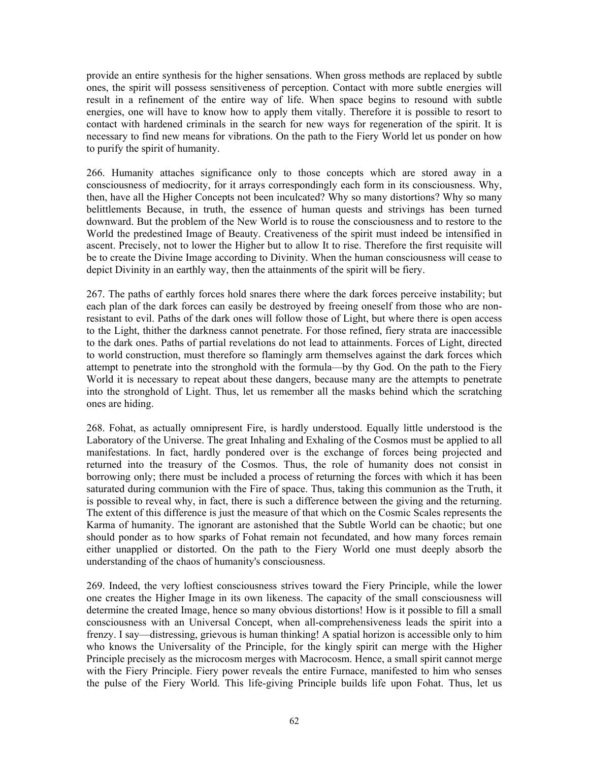provide an entire synthesis for the higher sensations. When gross methods are replaced by subtle ones, the spirit will possess sensitiveness of perception. Contact with more subtle energies will result in a refinement of the entire way of life. When space begins to resound with subtle energies, one will have to know how to apply them vitally. Therefore it is possible to resort to contact with hardened criminals in the search for new ways for regeneration of the spirit. It is necessary to find new means for vibrations. On the path to the Fiery World let us ponder on how to purify the spirit of humanity.

266. Humanity attaches significance only to those concepts which are stored away in a consciousness of mediocrity, for it arrays correspondingly each form in its consciousness. Why, then, have all the Higher Concepts not been inculcated? Why so many distortions? Why so many belittlements Because, in truth, the essence of human quests and strivings has been turned downward. But the problem of the New World is to rouse the consciousness and to restore to the World the predestined Image of Beauty. Creativeness of the spirit must indeed be intensified in ascent. Precisely, not to lower the Higher but to allow It to rise. Therefore the first requisite will be to create the Divine Image according to Divinity. When the human consciousness will cease to depict Divinity in an earthly way, then the attainments of the spirit will be fiery.

267. The paths of earthly forces hold snares there where the dark forces perceive instability; but each plan of the dark forces can easily be destroyed by freeing oneself from those who are non-resistant to evil. Paths of the dark ones will follow those of Light, but where there is open access to the Light, thither the darkness cannot penetrate. For those refined, fiery strata are inaccessible to the dark ones. Paths of partial revelations do not lead to attainments. Forces of Light, directed to world construction, must therefore so flamingly arm themselves against the dark forces which attempt to penetrate into the stronghold with the formula—by thy God. On the path to the Fiery World it is necessary to repeat about these dangers, because many are the attempts to penetrate into the stronghold of Light. Thus, let us remember all the masks behind which the scratching ones are hiding.

268. Fohat, as actually omnipresent Fire, is hardly understood. Equally little understood is the Laboratory of the Universe. The great Inhaling and Exhaling of the Cosmos must be applied to all manifestations. In fact, hardly pondered over is the exchange of forces being projected and returned into the treasury of the Cosmos. Thus, the role of humanity does not consist in borrowing only; there must be included a process of returning the forces with which it has been saturated during communion with the Fire of space. Thus, taking this communion as the Truth, it is possible to reveal why, in fact, there is such a difference between the giving and the returning. The extent of this difference is just the measure of that which on the Cosmic Scales represents the Karma of humanity. The ignorant are astonished that the Subtle World can be chaotic; but one should ponder as to how sparks of Fohat remain not fecundated, and how many forces remain either unapplied or distorted. On the path to the Fiery World one must deeply absorb the understanding of the chaos of humanity's consciousness.

269. Indeed, the very loftiest consciousness strives toward the Fiery Principle, while the lower one creates the Higher Image in its own likeness. The capacity of the small consciousness will determine the created Image, hence so many obvious distortions! How is it possible to fill a small consciousness with an Universal Concept, when all-comprehensiveness leads the spirit into a frenzy. I say—distressing, grievous is human thinking! A spatial horizon is accessible only to him who knows the Universality of the Principle, for the kingly spirit can merge with the Higher Principle precisely as the microcosm merges with Macrocosm. Hence, a small spirit cannot merge with the Fiery Principle. Fiery power reveals the entire Furnace, manifested to him who senses the pulse of the Fiery World. This life-giving Principle builds life upon Fohat. Thus, let us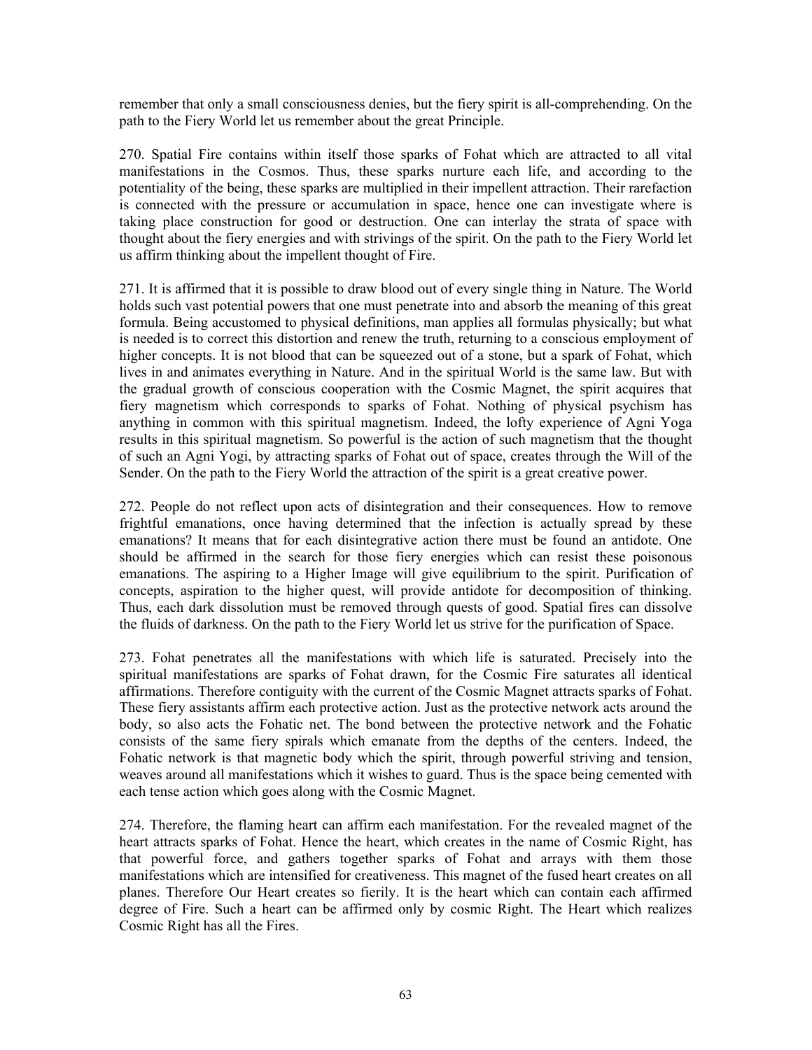remember that only a small consciousness denies, but the fiery spirit is all-comprehending. On the path to the Fiery World let us remember about the great Principle.

270. Spatial Fire contains within itself those sparks of Fohat which are attracted to all vital manifestations in the Cosmos. Thus, these sparks nurture each life, and according to the potentiality of the being, these sparks are multiplied in their impellent attraction. Their rarefaction is connected with the pressure or accumulation in space, hence one can investigate where is taking place construction for good or destruction. One can interlay the strata of space with thought about the fiery energies and with strivings of the spirit. On the path to the Fiery World let us affirm thinking about the impellent thought of Fire.

271. It is affirmed that it is possible to draw blood out of every single thing in Nature. The World holds such vast potential powers that one must penetrate into and absorb the meaning of this great formula. Being accustomed to physical definitions, man applies all formulas physically; but what is needed is to correct this distortion and renew the truth, returning to a conscious employment of higher concepts. It is not blood that can be squeezed out of a stone, but a spark of Fohat, which lives in and animates everything in Nature. And in the spiritual World is the same law. But with the gradual growth of conscious cooperation with the Cosmic Magnet, the spirit acquires that fiery magnetism which corresponds to sparks of Fohat. Nothing of physical psychism has anything in common with this spiritual magnetism. Indeed, the lofty experience of Agni Yoga results in this spiritual magnetism. So powerful is the action of such magnetism that the thought of such an Agni Yogi, by attracting sparks of Fohat out of space, creates through the Will of the Sender. On the path to the Fiery World the attraction of the spirit is a great creative power.

272. People do not reflect upon acts of disintegration and their consequences. How to remove frightful emanations, once having determined that the infection is actually spread by these emanations? It means that for each disintegrative action there must be found an antidote. One should be affirmed in the search for those fiery energies which can resist these poisonous emanations. The aspiring to a Higher Image will give equilibrium to the spirit. Purification of concepts, aspiration to the higher quest, will provide antidote for decomposition of thinking. Thus, each dark dissolution must be removed through quests of good. Spatial fires can dissolve the fluids of darkness. On the path to the Fiery World let us strive for the purification of Space.

273. Fohat penetrates all the manifestations with which life is saturated. Precisely into the spiritual manifestations are sparks of Fohat drawn, for the Cosmic Fire saturates all identical affirmations. Therefore contiguity with the current of the Cosmic Magnet attracts sparks of Fohat. These fiery assistants affirm each protective action. Just as the protective network acts around the body, so also acts the Fohatic net. The bond between the protective network and the Fohatic consists of the same fiery spirals which emanate from the depths of the centers. Indeed, the Fohatic network is that magnetic body which the spirit, through powerful striving and tension, weaves around all manifestations which it wishes to guard. Thus is the space being cemented with each tense action which goes along with the Cosmic Magnet.

274. Therefore, the flaming heart can affirm each manifestation. For the revealed magnet of the heart attracts sparks of Fohat. Hence the heart, which creates in the name of Cosmic Right, has that powerful force, and gathers together sparks of Fohat and arrays with them those manifestations which are intensified for creativeness. This magnet of the fused heart creates on all planes. Therefore Our Heart creates so fierily. It is the heart which can contain each affirmed degree of Fire. Such a heart can be affirmed only by cosmic Right. The Heart which realizes Cosmic Right has all the Fires.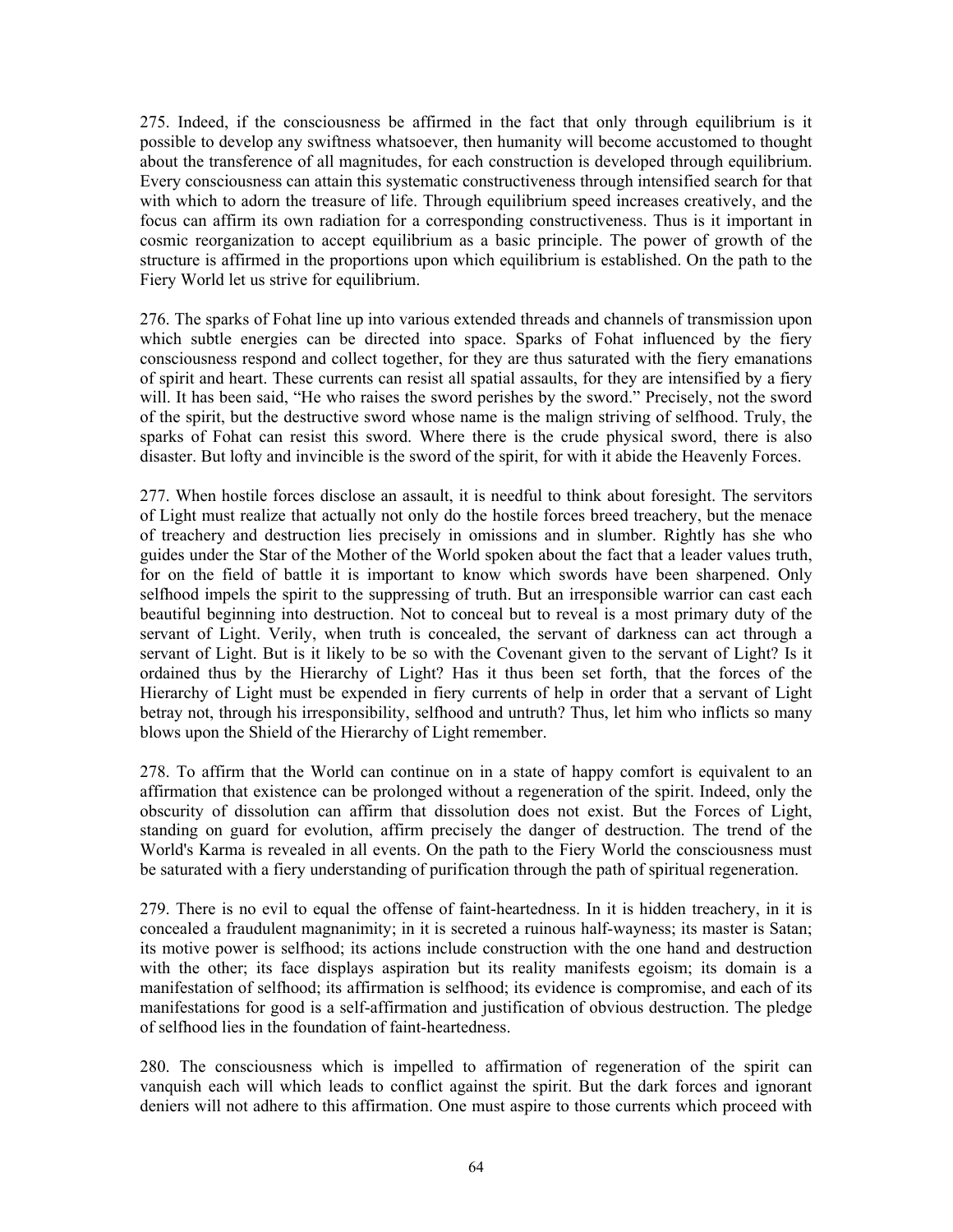275. Indeed, if the consciousness be affirmed in the fact that only through equilibrium is it possible to develop any swiftness whatsoever, then humanity will become accustomed to thought about the transference of all magnitudes, for each construction is developed through equilibrium. Every consciousness can attain this systematic constructiveness through intensified search for that with which to adorn the treasure of life. Through equilibrium speed increases creatively, and the focus can affirm its own radiation for a corresponding constructiveness. Thus is it important in cosmic reorganization to accept equilibrium as a basic principle. The power of growth of the structure is affirmed in the proportions upon which equilibrium is established. On the path to the Fiery World let us strive for equilibrium.

276. The sparks of Fohat line up into various extended threads and channels of transmission upon which subtle energies can be directed into space. Sparks of Fohat influenced by the fiery consciousness respond and collect together, for they are thus saturated with the fiery emanations of spirit and heart. These currents can resist all spatial assaults, for they are intensified by a fiery will. It has been said, "He who raises the sword perishes by the sword." Precisely, not the sword of the spirit, but the destructive sword whose name is the malign striving of selfhood. Truly, the sparks of Fohat can resist this sword. Where there is the crude physical sword, there is also disaster. But lofty and invincible is the sword of the spirit, for with it abide the Heavenly Forces.

277. When hostile forces disclose an assault, it is needful to think about foresight. The servitors of Light must realize that actually not only do the hostile forces breed treachery, but the menace of treachery and destruction lies precisely in omissions and in slumber. Rightly has she who guides under the Star of the Mother of the World spoken about the fact that a leader values truth, for on the field of battle it is important to know which swords have been sharpened. Only selfhood impels the spirit to the suppressing of truth. But an irresponsible warrior can cast each beautiful beginning into destruction. Not to conceal but to reveal is a most primary duty of the servant of Light. Verily, when truth is concealed, the servant of darkness can act through a servant of Light. But is it likely to be so with the Covenant given to the servant of Light? Is it ordained thus by the Hierarchy of Light? Has it thus been set forth, that the forces of the Hierarchy of Light must be expended in fiery currents of help in order that a servant of Light betray not, through his irresponsibility, selfhood and untruth? Thus, let him who inflicts so many blows upon the Shield of the Hierarchy of Light remember.

278. To affirm that the World can continue on in a state of happy comfort is equivalent to an affirmation that existence can be prolonged without a regeneration of the spirit. Indeed, only the obscurity of dissolution can affirm that dissolution does not exist. But the Forces of Light, standing on guard for evolution, affirm precisely the danger of destruction. The trend of the World's Karma is revealed in all events. On the path to the Fiery World the consciousness must be saturated with a fiery understanding of purification through the path of spiritual regeneration.

279. There is no evil to equal the offense of faint-heartedness. In it is hidden treachery, in it is concealed a fraudulent magnanimity; in it is secreted a ruinous half-wayness; its master is Satan; its motive power is selfhood; its actions include construction with the one hand and destruction with the other; its face displays aspiration but its reality manifests egoism; its domain is a manifestation of selfhood; its affirmation is selfhood; its evidence is compromise, and each of its manifestations for good is a self-affirmation and justification of obvious destruction. The pledge of selfhood lies in the foundation of faint-heartedness.

280. The consciousness which is impelled to affirmation of regeneration of the spirit can vanquish each will which leads to conflict against the spirit. But the dark forces and ignorant deniers will not adhere to this affirmation. One must aspire to those currents which proceed with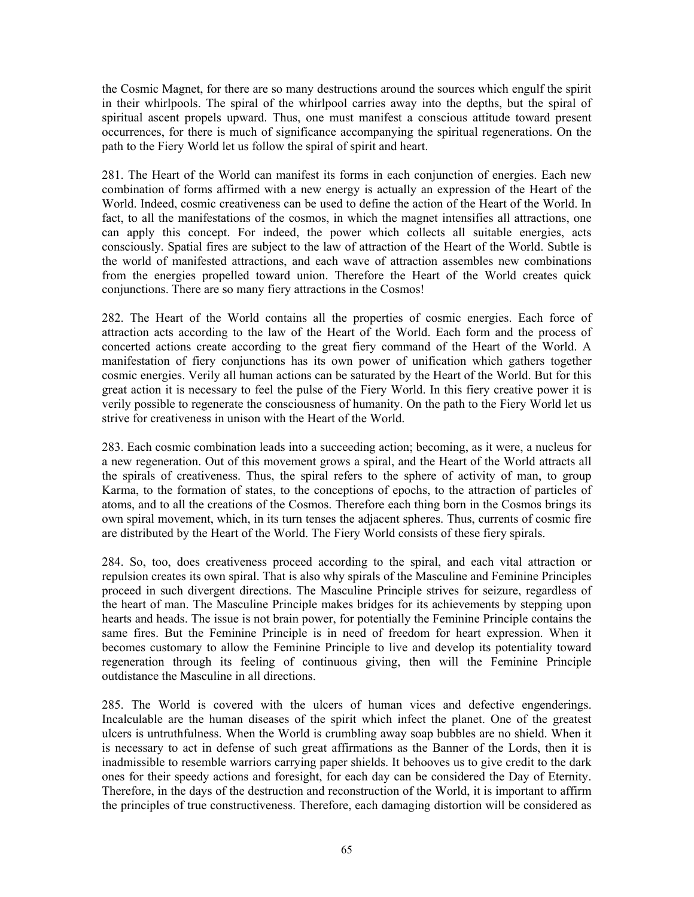the Cosmic Magnet, for there are so many destructions around the sources which engulf the spirit in their whirlpools. The spiral of the whirlpool carries away into the depths, but the spiral of spiritual ascent propels upward. Thus, one must manifest a conscious attitude toward present occurrences, for there is much of significance accompanying the spiritual regenerations. On the path to the Fiery World let us follow the spiral of spirit and heart.

281. The Heart of the World can manifest its forms in each conjunction of energies. Each new combination of forms affirmed with a new energy is actually an expression of the Heart of the World. Indeed, cosmic creativeness can be used to define the action of the Heart of the World. In fact, to all the manifestations of the cosmos, in which the magnet intensifies all attractions, one can apply this concept. For indeed, the power which collects all suitable energies, acts consciously. Spatial fires are subject to the law of attraction of the Heart of the World. Subtle is the world of manifested attractions, and each wave of attraction assembles new combinations from the energies propelled toward union. Therefore the Heart of the World creates quick conjunctions. There are so many fiery attractions in the Cosmos!

282. The Heart of the World contains all the properties of cosmic energies. Each force of attraction acts according to the law of the Heart of the World. Each form and the process of concerted actions create according to the great fiery command of the Heart of the World. A manifestation of fiery conjunctions has its own power of unification which gathers together cosmic energies. Verily all human actions can be saturated by the Heart of the World. But for this great action it is necessary to feel the pulse of the Fiery World. In this fiery creative power it is verily possible to regenerate the consciousness of humanity. On the path to the Fiery World let us strive for creativeness in unison with the Heart of the World.

283. Each cosmic combination leads into a succeeding action; becoming, as it were, a nucleus for a new regeneration. Out of this movement grows a spiral, and the Heart of the World attracts all the spirals of creativeness. Thus, the spiral refers to the sphere of activity of man, to group Karma, to the formation of states, to the conceptions of epochs, to the attraction of particles of atoms, and to all the creations of the Cosmos. Therefore each thing born in the Cosmos brings its own spiral movement, which, in its turn tenses the adjacent spheres. Thus, currents of cosmic fire are distributed by the Heart of the World. The Fiery World consists of these fiery spirals.

284. So, too, does creativeness proceed according to the spiral, and each vital attraction or repulsion creates its own spiral. That is also why spirals of the Masculine and Feminine Principles proceed in such divergent directions. The Masculine Principle strives for seizure, regardless of the heart of man. The Masculine Principle makes bridges for its achievements by stepping upon hearts and heads. The issue is not brain power, for potentially the Feminine Principle contains the same fires. But the Feminine Principle is in need of freedom for heart expression. When it becomes customary to allow the Feminine Principle to live and develop its potentiality toward regeneration through its feeling of continuous giving, then will the Feminine Principle outdistance the Masculine in all directions.

285. The World is covered with the ulcers of human vices and defective engenderings. Incalculable are the human diseases of the spirit which infect the planet. One of the greatest ulcers is untruthfulness. When the World is crumbling away soap bubbles are no shield. When it is necessary to act in defense of such great affirmations as the Banner of the Lords, then it is inadmissible to resemble warriors carrying paper shields. It behooves us to give credit to the dark ones for their speedy actions and foresight, for each day can be considered the Day of Eternity. Therefore, in the days of the destruction and reconstruction of the World, it is important to affirm the principles of true constructiveness. Therefore, each damaging distortion will be considered as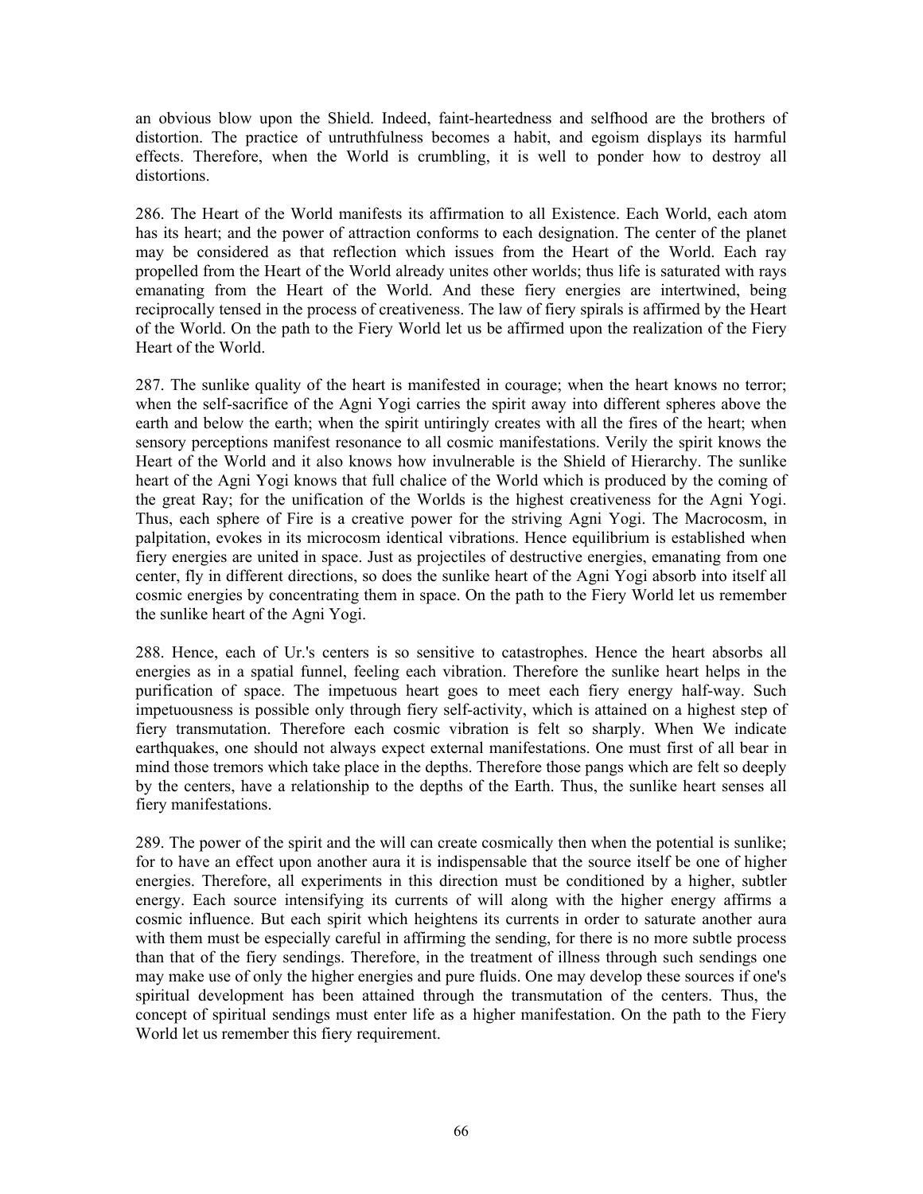an obvious blow upon the Shield. Indeed, faint-heartedness and selfhood are the brothers of distortion. The practice of untruthfulness becomes a habit, and egoism displays its harmful effects. Therefore, when the World is crumbling, it is well to ponder how to destroy all distortions.

286. The Heart of the World manifests its affirmation to all Existence. Each World, each atom has its heart; and the power of attraction conforms to each designation. The center of the planet may be considered as that reflection which issues from the Heart of the World. Each ray propelled from the Heart of the World already unites other worlds; thus life is saturated with rays emanating from the Heart of the World. And these fiery energies are intertwined, being reciprocally tensed in the process of creativeness. The law of fiery spirals is affirmed by the Heart of the World. On the path to the Fiery World let us be affirmed upon the realization of the Fiery Heart of the World.

287. The sunlike quality of the heart is manifested in courage; when the heart knows no terror; when the self-sacrifice of the Agni Yogi carries the spirit away into different spheres above the earth and below the earth; when the spirit untiringly creates with all the fires of the heart; when sensory perceptions manifest resonance to all cosmic manifestations. Verily the spirit knows the Heart of the World and it also knows how invulnerable is the Shield of Hierarchy. The sunlike heart of the Agni Yogi knows that full chalice of the World which is produced by the coming of the great Ray; for the unification of the Worlds is the highest creativeness for the Agni Yogi. Thus, each sphere of Fire is a creative power for the striving Agni Yogi. The Macrocosm, in palpitation, evokes in its microcosm identical vibrations. Hence equilibrium is established when fiery energies are united in space. Just as projectiles of destructive energies, emanating from one center, fly in different directions, so does the sunlike heart of the Agni Yogi absorb into itself all cosmic energies by concentrating them in space. On the path to the Fiery World let us remember the sunlike heart of the Agni Yogi.

288. Hence, each of Ur.'s centers is so sensitive to catastrophes. Hence the heart absorbs all energies as in a spatial funnel, feeling each vibration. Therefore the sunlike heart helps in the purification of space. The impetuous heart goes to meet each fiery energy half-way. Such impetuousness is possible only through fiery self-activity, which is attained on a highest step of fiery transmutation. Therefore each cosmic vibration is felt so sharply. When We indicate earthquakes, one should not always expect external manifestations. One must first of all bear in mind those tremors which take place in the depths. Therefore those pangs which are felt so deeply by the centers, have a relationship to the depths of the Earth. Thus, the sunlike heart senses all fiery manifestations.

289. The power of the spirit and the will can create cosmically then when the potential is sunlike; for to have an effect upon another aura it is indispensable that the source itself be one of higher energies. Therefore, all experiments in this direction must be conditioned by a higher, subtler energy. Each source intensifying its currents of will along with the higher energy affirms a cosmic influence. But each spirit which heightens its currents in order to saturate another aura with them must be especially careful in affirming the sending, for there is no more subtle process than that of the fiery sendings. Therefore, in the treatment of illness through such sendings one may make use of only the higher energies and pure fluids. One may develop these sources if one's spiritual development has been attained through the transmutation of the centers. Thus, the concept of spiritual sendings must enter life as a higher manifestation. On the path to the Fiery World let us remember this fiery requirement.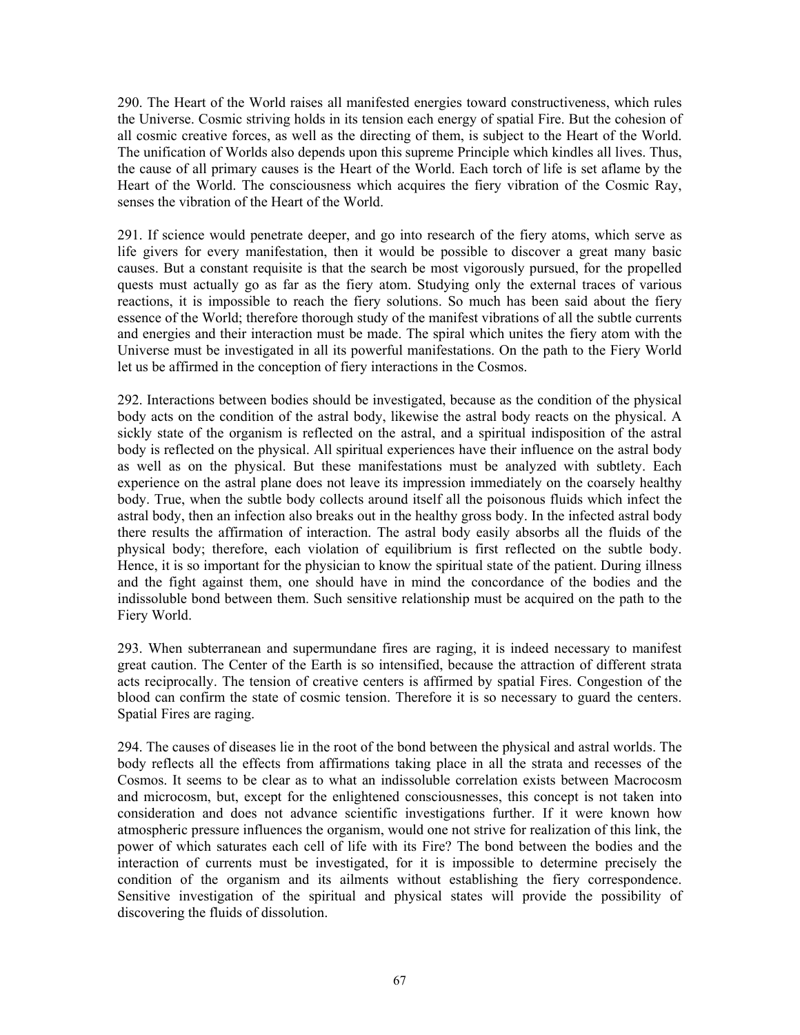290. The Heart of the World raises all manifested energies toward constructiveness, which rules the Universe. Cosmic striving holds in its tension each energy of spatial Fire. But the cohesion of all cosmic creative forces, as well as the directing of them, is subject to the Heart of the World. The unification of Worlds also depends upon this supreme Principle which kindles all lives. Thus, the cause of all primary causes is the Heart of the World. Each torch of life is set aflame by the Heart of the World. The consciousness which acquires the fiery vibration of the Cosmic Ray, senses the vibration of the Heart of the World.

291. If science would penetrate deeper, and go into research of the fiery atoms, which serve as life givers for every manifestation, then it would be possible to discover a great many basic causes. But a constant requisite is that the search be most vigorously pursued, for the propelled quests must actually go as far as the fiery atom. Studying only the external traces of various reactions, it is impossible to reach the fiery solutions. So much has been said about the fiery essence of the World; therefore thorough study of the manifest vibrations of all the subtle currents and energies and their interaction must be made. The spiral which unites the fiery atom with the Universe must be investigated in all its powerful manifestations. On the path to the Fiery World let us be affirmed in the conception of fiery interactions in the Cosmos.

292. Interactions between bodies should be investigated, because as the condition of the physical body acts on the condition of the astral body, likewise the astral body reacts on the physical. A sickly state of the organism is reflected on the astral, and a spiritual indisposition of the astral body is reflected on the physical. All spiritual experiences have their influence on the astral body as well as on the physical. But these manifestations must be analyzed with subtlety. Each experience on the astral plane does not leave its impression immediately on the coarsely healthy body. True, when the subtle body collects around itself all the poisonous fluids which infect the astral body, then an infection also breaks out in the healthy gross body. In the infected astral body there results the affirmation of interaction. The astral body easily absorbs all the fluids of the physical body; therefore, each violation of equilibrium is first reflected on the subtle body. Hence, it is so important for the physician to know the spiritual state of the patient. During illness and the fight against them, one should have in mind the concordance of the bodies and the indissoluble bond between them. Such sensitive relationship must be acquired on the path to the Fiery World.

293. When subterranean and supermundane fires are raging, it is indeed necessary to manifest great caution. The Center of the Earth is so intensified, because the attraction of different strata acts reciprocally. The tension of creative centers is affirmed by spatial Fires. Congestion of the blood can confirm the state of cosmic tension. Therefore it is so necessary to guard the centers. Spatial Fires are raging.

294. The causes of diseases lie in the root of the bond between the physical and astral worlds. The body reflects all the effects from affirmations taking place in all the strata and recesses of the Cosmos. It seems to be clear as to what an indissoluble correlation exists between Macrocosm and microcosm, but, except for the enlightened consciousnesses, this concept is not taken into consideration and does not advance scientific investigations further. If it were known how atmospheric pressure influences the organism, would one not strive for realization of this link, the power of which saturates each cell of life with its Fire? The bond between the bodies and the interaction of currents must be investigated, for it is impossible to determine precisely the condition of the organism and its ailments without establishing the fiery correspondence. Sensitive investigation of the spiritual and physical states will provide the possibility of discovering the fluids of dissolution.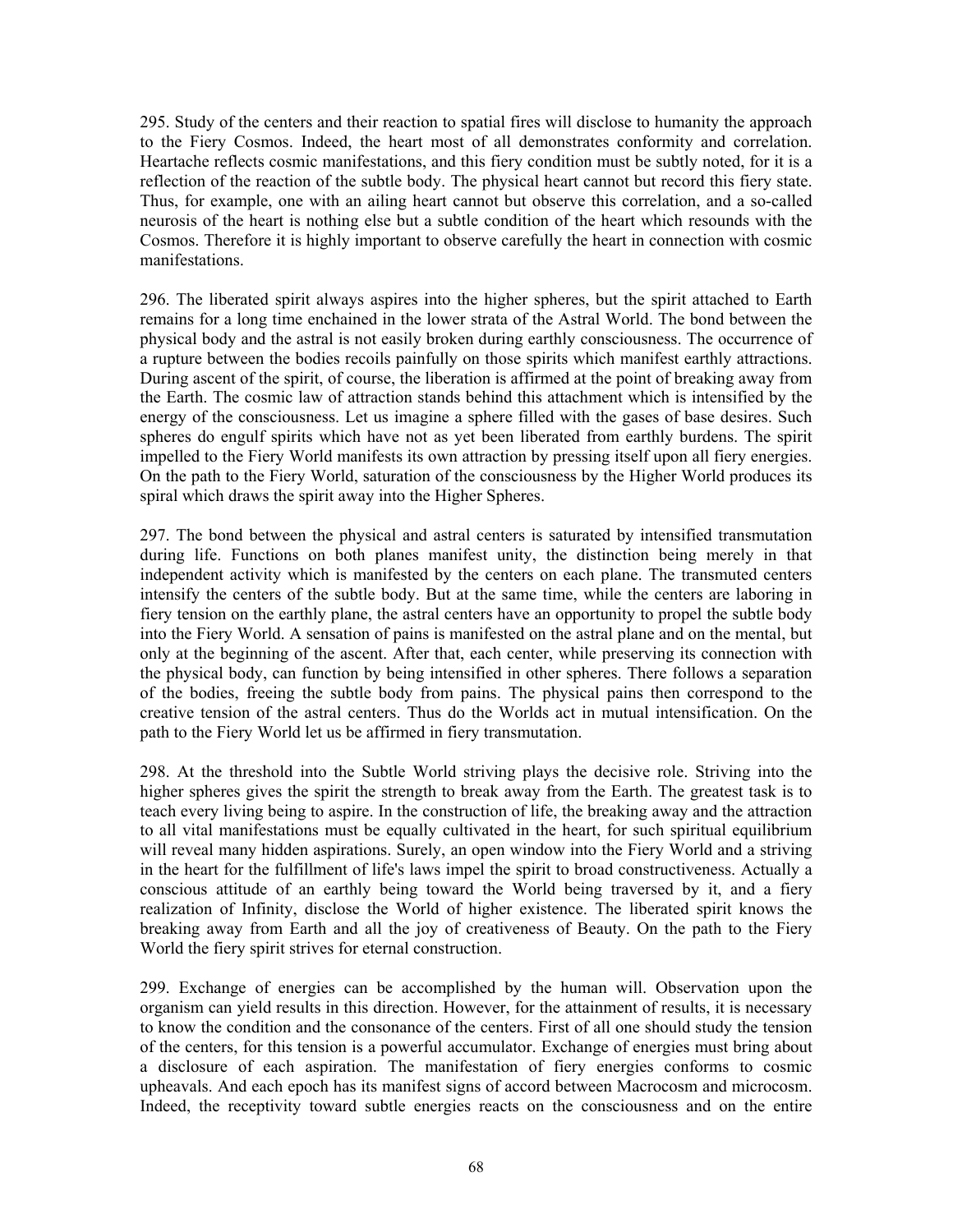295. Study of the centers and their reaction to spatial fires will disclose to humanity the approach to the Fiery Cosmos. Indeed, the heart most of all demonstrates conformity and correlation. Heartache reflects cosmic manifestations, and this fiery condition must be subtly noted, for it is a reflection of the reaction of the subtle body. The physical heart cannot but record this fiery state. Thus, for example, one with an ailing heart cannot but observe this correlation, and a so-called neurosis of the heart is nothing else but a subtle condition of the heart which resounds with the Cosmos. Therefore it is highly important to observe carefully the heart in connection with cosmic manifestations.

296. The liberated spirit always aspires into the higher spheres, but the spirit attached to Earth remains for a long time enchained in the lower strata of the Astral World. The bond between the physical body and the astral is not easily broken during earthly consciousness. The occurrence of a rupture between the bodies recoils painfully on those spirits which manifest earthly attractions. During ascent of the spirit, of course, the liberation is affirmed at the point of breaking away from the Earth. The cosmic law of attraction stands behind this attachment which is intensified by the energy of the consciousness. Let us imagine a sphere filled with the gases of base desires. Such spheres do engulf spirits which have not as yet been liberated from earthly burdens. The spirit impelled to the Fiery World manifests its own attraction by pressing itself upon all fiery energies. On the path to the Fiery World, saturation of the consciousness by the Higher World produces its spiral which draws the spirit away into the Higher Spheres.

297. The bond between the physical and astral centers is saturated by intensified transmutation during life. Functions on both planes manifest unity, the distinction being merely in that independent activity which is manifested by the centers on each plane. The transmuted centers intensify the centers of the subtle body. But at the same time, while the centers are laboring in fiery tension on the earthly plane, the astral centers have an opportunity to propel the subtle body into the Fiery World. A sensation of pains is manifested on the astral plane and on the mental, but only at the beginning of the ascent. After that, each center, while preserving its connection with the physical body, can function by being intensified in other spheres. There follows a separation of the bodies, freeing the subtle body from pains. The physical pains then correspond to the creative tension of the astral centers. Thus do the Worlds act in mutual intensification. On the path to the Fiery World let us be affirmed in fiery transmutation.

298. At the threshold into the Subtle World striving plays the decisive role. Striving into the higher spheres gives the spirit the strength to break away from the Earth. The greatest task is to teach every living being to aspire. In the construction of life, the breaking away and the attraction to all vital manifestations must be equally cultivated in the heart, for such spiritual equilibrium will reveal many hidden aspirations. Surely, an open window into the Fiery World and a striving in the heart for the fulfillment of life's laws impel the spirit to broad constructiveness. Actually a conscious attitude of an earthly being toward the World being traversed by it, and a fiery realization of Infinity, disclose the World of higher existence. The liberated spirit knows the breaking away from Earth and all the joy of creativeness of Beauty. On the path to the Fiery World the fiery spirit strives for eternal construction.

299. Exchange of energies can be accomplished by the human will. Observation upon the organism can yield results in this direction. However, for the attainment of results, it is necessary to know the condition and the consonance of the centers. First of all one should study the tension of the centers, for this tension is a powerful accumulator. Exchange of energies must bring about a disclosure of each aspiration. The manifestation of fiery energies conforms to cosmic upheavals. And each epoch has its manifest signs of accord between Macrocosm and microcosm. Indeed, the receptivity toward subtle energies reacts on the consciousness and on the entire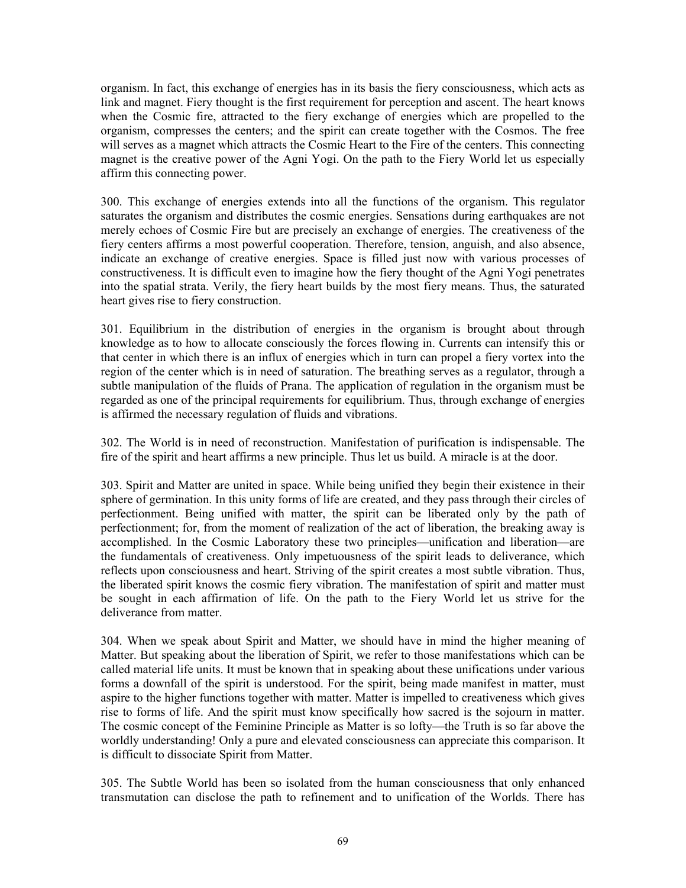organism. In fact, this exchange of energies has in its basis the fiery consciousness, which acts as link and magnet. Fiery thought is the first requirement for perception and ascent. The heart knows when the Cosmic fire, attracted to the fiery exchange of energies which are propelled to the organism, compresses the centers; and the spirit can create together with the Cosmos. The free will serves as a magnet which attracts the Cosmic Heart to the Fire of the centers. This connecting magnet is the creative power of the Agni Yogi. On the path to the Fiery World let us especially affirm this connecting power.

300. This exchange of energies extends into all the functions of the organism. This regulator saturates the organism and distributes the cosmic energies. Sensations during earthquakes are not merely echoes of Cosmic Fire but are precisely an exchange of energies. The creativeness of the fiery centers affirms a most powerful cooperation. Therefore, tension, anguish, and also absence, indicate an exchange of creative energies. Space is filled just now with various processes of constructiveness. It is difficult even to imagine how the fiery thought of the Agni Yogi penetrates into the spatial strata. Verily, the fiery heart builds by the most fiery means. Thus, the saturated heart gives rise to fiery construction.

301. Equilibrium in the distribution of energies in the organism is brought about through knowledge as to how to allocate consciously the forces flowing in. Currents can intensify this or that center in which there is an influx of energies which in turn can propel a fiery vortex into the region of the center which is in need of saturation. The breathing serves as a regulator, through a subtle manipulation of the fluids of Prana. The application of regulation in the organism must be regarded as one of the principal requirements for equilibrium. Thus, through exchange of energies is affirmed the necessary regulation of fluids and vibrations.

302. The World is in need of reconstruction. Manifestation of purification is indispensable. The fire of the spirit and heart affirms a new principle. Thus let us build. A miracle is at the door.

303. Spirit and Matter are united in space. While being unified they begin their existence in their sphere of germination. In this unity forms of life are created, and they pass through their circles of perfectionment. Being unified with matter, the spirit can be liberated only by the path of perfectionment; for, from the moment of realization of the act of liberation, the breaking away is accomplished. In the Cosmic Laboratory these two principles—unification and liberation—are the fundamentals of creativeness. Only impetuousness of the spirit leads to deliverance, which reflects upon consciousness and heart. Striving of the spirit creates a most subtle vibration. Thus, the liberated spirit knows the cosmic fiery vibration. The manifestation of spirit and matter must be sought in each affirmation of life. On the path to the Fiery World let us strive for the deliverance from matter.

304. When we speak about Spirit and Matter, we should have in mind the higher meaning of Matter. But speaking about the liberation of Spirit, we refer to those manifestations which can be called material life units. It must be known that in speaking about these unifications under various forms a downfall of the spirit is understood. For the spirit, being made manifest in matter, must aspire to the higher functions together with matter. Matter is impelled to creativeness which gives rise to forms of life. And the spirit must know specifically how sacred is the sojourn in matter. The cosmic concept of the Feminine Principle as Matter is so lofty—the Truth is so far above the worldly understanding! Only a pure and elevated consciousness can appreciate this comparison. It is difficult to dissociate Spirit from Matter.

305. The Subtle World has been so isolated from the human consciousness that only enhanced transmutation can disclose the path to refinement and to unification of the Worlds. There has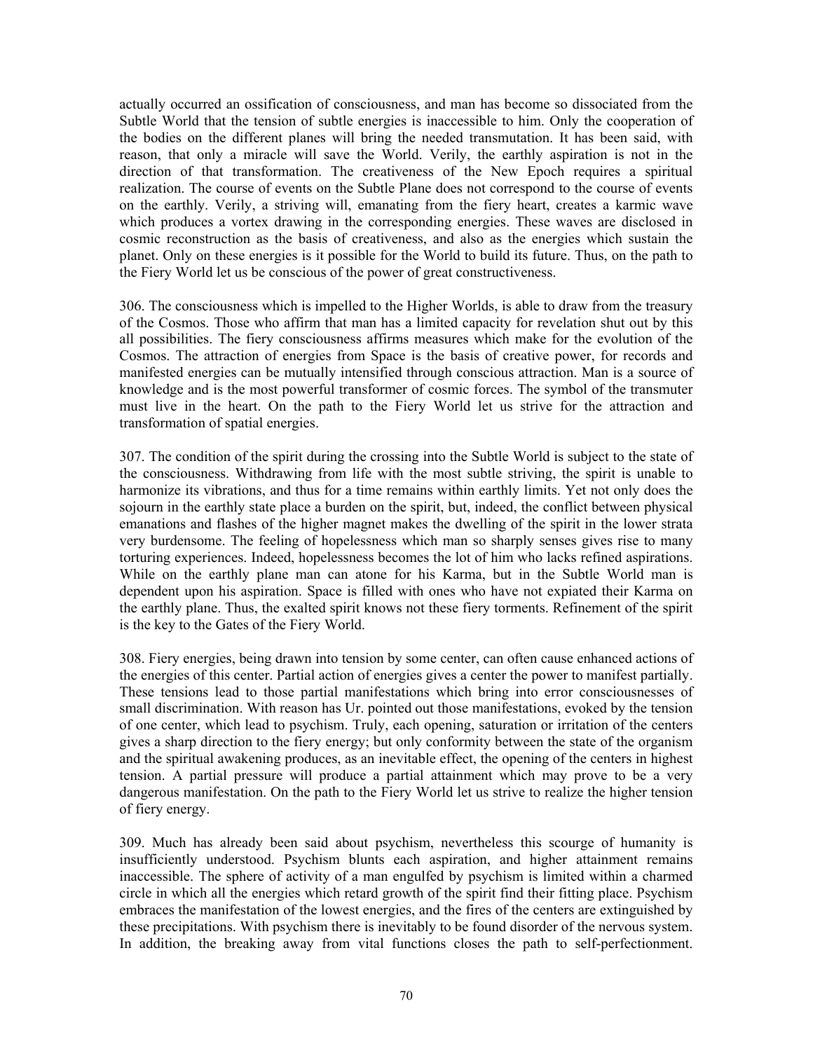actually occurred an ossification of consciousness, and man has become so dissociated from the Subtle World that the tension of subtle energies is inaccessible to him. Only the cooperation of the bodies on the different planes will bring the needed transmutation. It has been said, with reason, that only a miracle will save the World. Verily, the earthly aspiration is not in the direction of that transformation. The creativeness of the New Epoch requires a spiritual realization. The course of events on the Subtle Plane does not correspond to the course of events on the earthly. Verily, a striving will, emanating from the fiery heart, creates a karmic wave which produces a vortex drawing in the corresponding energies. These waves are disclosed in cosmic reconstruction as the basis of creativeness, and also as the energies which sustain the planet. Only on these energies is it possible for the World to build its future. Thus, on the path to the Fiery World let us be conscious of the power of great constructiveness.

306. The consciousness which is impelled to the Higher Worlds, is able to draw from the treasury of the Cosmos. Those who affirm that man has a limited capacity for revelation shut out by this all possibilities. The fiery consciousness affirms measures which make for the evolution of the Cosmos. The attraction of energies from Space is the basis of creative power, for records and manifested energies can be mutually intensified through conscious attraction. Man is a source of knowledge and is the most powerful transformer of cosmic forces. The symbol of the transmuter must live in the heart. On the path to the Fiery World let us strive for the attraction and transformation of spatial energies.

307. The condition of the spirit during the crossing into the Subtle World is subject to the state of the consciousness. Withdrawing from life with the most subtle striving, the spirit is unable to harmonize its vibrations, and thus for a time remains within earthly limits. Yet not only does the sojourn in the earthly state place a burden on the spirit, but, indeed, the conflict between physical emanations and flashes of the higher magnet makes the dwelling of the spirit in the lower strata very burdensome. The feeling of hopelessness which man so sharply senses gives rise to many torturing experiences. Indeed, hopelessness becomes the lot of him who lacks refined aspirations. While on the earthly plane man can atone for his Karma, but in the Subtle World man is dependent upon his aspiration. Space is filled with ones who have not expiated their Karma on the earthly plane. Thus, the exalted spirit knows not these fiery torments. Refinement of the spirit is the key to the Gates of the Fiery World.

308. Fiery energies, being drawn into tension by some center, can often cause enhanced actions of the energies of this center. Partial action of energies gives a center the power to manifest partially. These tensions lead to those partial manifestations which bring into error consciousnesses of small discrimination. With reason has Ur. pointed out those manifestations, evoked by the tension of one center, which lead to psychism. Truly, each opening, saturation or irritation of the centers gives a sharp direction to the fiery energy; but only conformity between the state of the organism and the spiritual awakening produces, as an inevitable effect, the opening of the centers in highest tension. A partial pressure will produce a partial attainment which may prove to be a very dangerous manifestation. On the path to the Fiery World let us strive to realize the higher tension of fiery energy.

309. Much has already been said about psychism, nevertheless this scourge of humanity is insufficiently understood. Psychism blunts each aspiration, and higher attainment remains inaccessible. The sphere of activity of a man engulfed by psychism is limited within a charmed circle in which all the energies which retard growth of the spirit find their fitting place. Psychism embraces the manifestation of the lowest energies, and the fires of the centers are extinguished by these precipitations. With psychism there is inevitably to be found disorder of the nervous system. In addition, the breaking away from vital functions closes the path to self-perfectionment.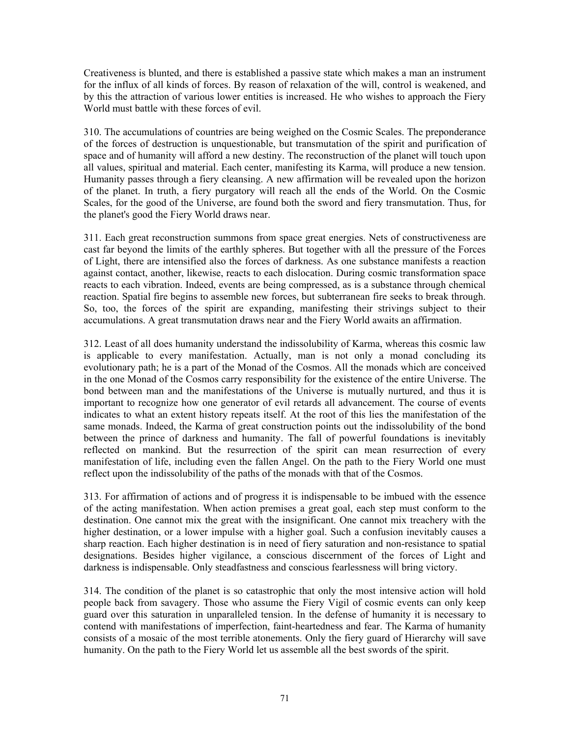Creativeness is blunted, and there is established a passive state which makes a man an instrument for the influx of all kinds of forces. By reason of relaxation of the will, control is weakened, and by this the attraction of various lower entities is increased. He who wishes to approach the Fiery World must battle with these forces of evil.

310. The accumulations of countries are being weighed on the Cosmic Scales. The preponderance of the forces of destruction is unquestionable, but transmutation of the spirit and purification of space and of humanity will afford a new destiny. The reconstruction of the planet will touch upon all values, spiritual and material. Each center, manifesting its Karma, will produce a new tension. Humanity passes through a fiery cleansing. A new affirmation will be revealed upon the horizon of the planet. In truth, a fiery purgatory will reach all the ends of the World. On the Cosmic Scales, for the good of the Universe, are found both the sword and fiery transmutation. Thus, for the planet's good the Fiery World draws near.

311. Each great reconstruction summons from space great energies. Nets of constructiveness are cast far beyond the limits of the earthly spheres. But together with all the pressure of the Forces of Light, there are intensified also the forces of darkness. As one substance manifests a reaction against contact, another, likewise, reacts to each dislocation. During cosmic transformation space reacts to each vibration. Indeed, events are being compressed, as is a substance through chemical reaction. Spatial fire begins to assemble new forces, but subterranean fire seeks to break through. So, too, the forces of the spirit are expanding, manifesting their strivings subject to their accumulations. A great transmutation draws near and the Fiery World awaits an affirmation.

312. Least of all does humanity understand the indissolubility of Karma, whereas this cosmic law is applicable to every manifestation. Actually, man is not only a monad concluding its evolutionary path; he is a part of the Monad of the Cosmos. All the monads which are conceived in the one Monad of the Cosmos carry responsibility for the existence of the entire Universe. The bond between man and the manifestations of the Universe is mutually nurtured, and thus it is important to recognize how one generator of evil retards all advancement. The course of events indicates to what an extent history repeats itself. At the root of this lies the manifestation of the same monads. Indeed, the Karma of great construction points out the indissolubility of the bond between the prince of darkness and humanity. The fall of powerful foundations is inevitably reflected on mankind. But the resurrection of the spirit can mean resurrection of every manifestation of life, including even the fallen Angel. On the path to the Fiery World one must reflect upon the indissolubility of the paths of the monads with that of the Cosmos.

313. For affirmation of actions and of progress it is indispensable to be imbued with the essence of the acting manifestation. When action premises a great goal, each step must conform to the destination. One cannot mix the great with the insignificant. One cannot mix treachery with the higher destination, or a lower impulse with a higher goal. Such a confusion inevitably causes a sharp reaction. Each higher destination is in need of fiery saturation and non-resistance to spatial designations. Besides higher vigilance, a conscious discernment of the forces of Light and darkness is indispensable. Only steadfastness and conscious fearlessness will bring victory.

314. The condition of the planet is so catastrophic that only the most intensive action will hold people back from savagery. Those who assume the Fiery Vigil of cosmic events can only keep guard over this saturation in unparalleled tension. In the defense of humanity it is necessary to contend with manifestations of imperfection, faint-heartedness and fear. The Karma of humanity consists of a mosaic of the most terrible atonements. Only the fiery guard of Hierarchy will save humanity. On the path to the Fiery World let us assemble all the best swords of the spirit.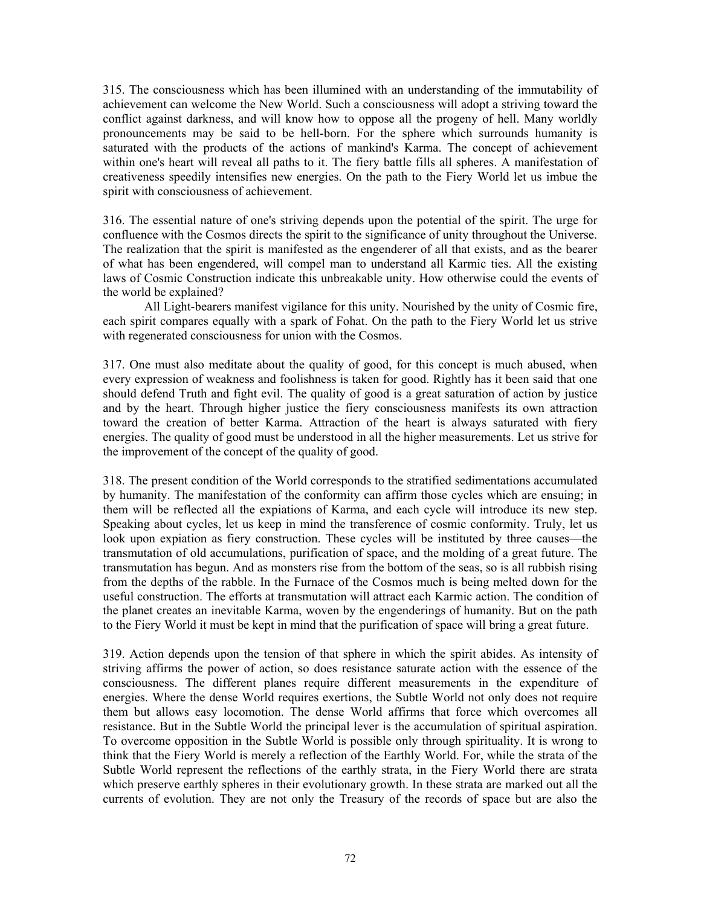315. The consciousness which has been illumined with an understanding of the immutability of achievement can welcome the New World. Such a consciousness will adopt a striving toward the conflict against darkness, and will know how to oppose all the progeny of hell. Many worldly pronouncements may be said to be hell-born. For the sphere which surrounds humanity is saturated with the products of the actions of mankind's Karma. The concept of achievement within one's heart will reveal all paths to it. The fiery battle fills all spheres. A manifestation of creativeness speedily intensifies new energies. On the path to the Fiery World let us imbue the spirit with consciousness of achievement.

316. The essential nature of one's striving depends upon the potential of the spirit. The urge for confluence with the Cosmos directs the spirit to the significance of unity throughout the Universe. The realization that the spirit is manifested as the engenderer of all that exists, and as the bearer of what has been engendered, will compel man to understand all Karmic ties. All the existing laws of Cosmic Construction indicate this unbreakable unity. How otherwise could the events of the world be explained?

All Light-bearers manifest vigilance for this unity. Nourished by the unity of Cosmic fire, each spirit compares equally with a spark of Fohat. On the path to the Fiery World let us strive with regenerated consciousness for union with the Cosmos.

317. One must also meditate about the quality of good, for this concept is much abused, when every expression of weakness and foolishness is taken for good. Rightly has it been said that one should defend Truth and fight evil. The quality of good is a great saturation of action by justice and by the heart. Through higher justice the fiery consciousness manifests its own attraction toward the creation of better Karma. Attraction of the heart is always saturated with fiery energies. The quality of good must be understood in all the higher measurements. Let us strive for the improvement of the concept of the quality of good.

318. The present condition of the World corresponds to the stratified sedimentations accumulated by humanity. The manifestation of the conformity can affirm those cycles which are ensuing; in them will be reflected all the expiations of Karma, and each cycle will introduce its new step. Speaking about cycles, let us keep in mind the transference of cosmic conformity. Truly, let us look upon expiation as fiery construction. These cycles will be instituted by three causes—the transmutation of old accumulations, purification of space, and the molding of a great future. The transmutation has begun. And as monsters rise from the bottom of the seas, so is all rubbish rising from the depths of the rabble. In the Furnace of the Cosmos much is being melted down for the useful construction. The efforts at transmutation will attract each Karmic action. The condition of the planet creates an inevitable Karma, woven by the engenderings of humanity. But on the path to the Fiery World it must be kept in mind that the purification of space will bring a great future.

319. Action depends upon the tension of that sphere in which the spirit abides. As intensity of striving affirms the power of action, so does resistance saturate action with the essence of the consciousness. The different planes require different measurements in the expenditure of energies. Where the dense World requires exertions, the Subtle World not only does not require them but allows easy locomotion. The dense World affirms that force which overcomes all resistance. But in the Subtle World the principal lever is the accumulation of spiritual aspiration. To overcome opposition in the Subtle World is possible only through spirituality. It is wrong to think that the Fiery World is merely a reflection of the Earthly World. For, while the strata of the Subtle World represent the reflections of the earthly strata, in the Fiery World there are strata which preserve earthly spheres in their evolutionary growth. In these strata are marked out all the currents of evolution. They are not only the Treasury of the records of space but are also the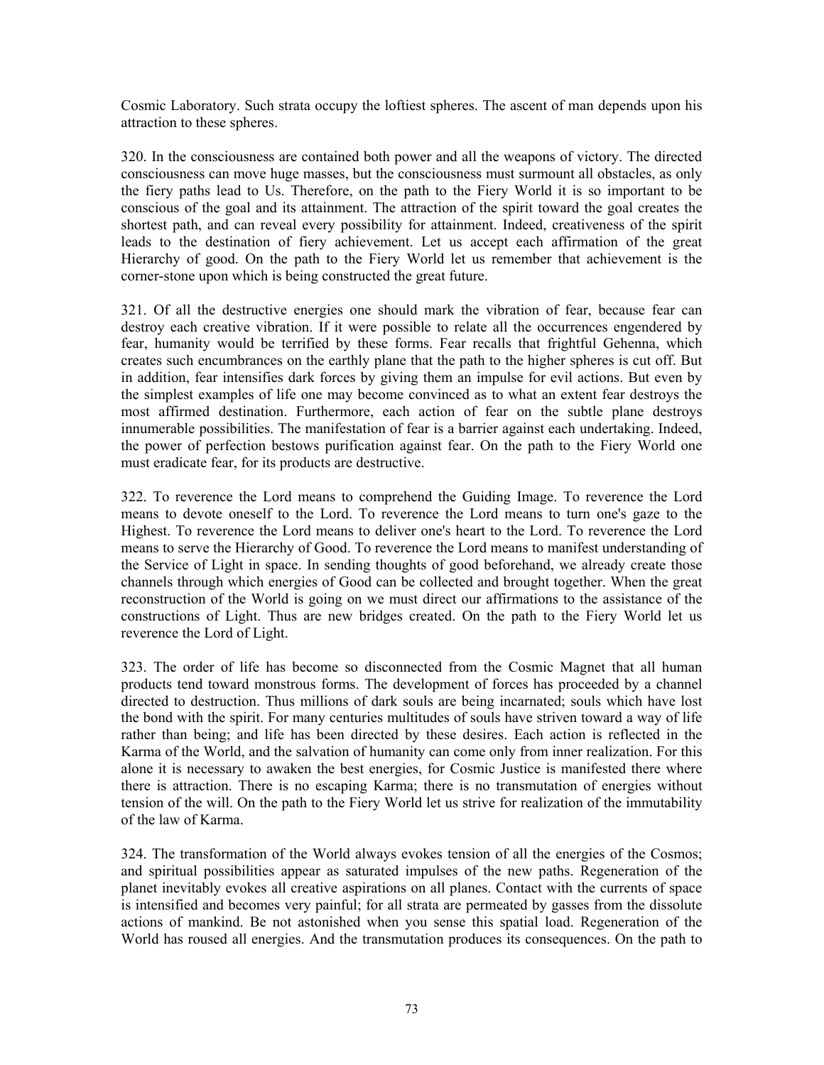Cosmic Laboratory. Such strata occupy the loftiest spheres. The ascent of man depends upon his attraction to these spheres.

320. In the consciousness are contained both power and all the weapons of victory. The directed consciousness can move huge masses, but the consciousness must surmount all obstacles, as only the fiery paths lead to Us. Therefore, on the path to the Fiery World it is so important to be conscious of the goal and its attainment. The attraction of the spirit toward the goal creates the shortest path, and can reveal every possibility for attainment. Indeed, creativeness of the spirit leads to the destination of fiery achievement. Let us accept each affirmation of the great Hierarchy of good. On the path to the Fiery World let us remember that achievement is the corner-stone upon which is being constructed the great future.

321. Of all the destructive energies one should mark the vibration of fear, because fear can destroy each creative vibration. If it were possible to relate all the occurrences engendered by fear, humanity would be terrified by these forms. Fear recalls that frightful Gehenna, which creates such encumbrances on the earthly plane that the path to the higher spheres is cut off. But in addition, fear intensifies dark forces by giving them an impulse for evil actions. But even by the simplest examples of life one may become convinced as to what an extent fear destroys the most affirmed destination. Furthermore, each action of fear on the subtle plane destroys innumerable possibilities. The manifestation of fear is a barrier against each undertaking. Indeed, the power of perfection bestows purification against fear. On the path to the Fiery World one must eradicate fear, for its products are destructive.

322. To reverence the Lord means to comprehend the Guiding Image. To reverence the Lord means to devote oneself to the Lord. To reverence the Lord means to turn one's gaze to the Highest. To reverence the Lord means to deliver one's heart to the Lord. To reverence the Lord means to serve the Hierarchy of Good. To reverence the Lord means to manifest understanding of the Service of Light in space. In sending thoughts of good beforehand, we already create those channels through which energies of Good can be collected and brought together. When the great reconstruction of the World is going on we must direct our affirmations to the assistance of the constructions of Light. Thus are new bridges created. On the path to the Fiery World let us reverence the Lord of Light.

323. The order of life has become so disconnected from the Cosmic Magnet that all human products tend toward monstrous forms. The development of forces has proceeded by a channel directed to destruction. Thus millions of dark souls are being incarnated; souls which have lost the bond with the spirit. For many centuries multitudes of souls have striven toward a way of life rather than being; and life has been directed by these desires. Each action is reflected in the Karma of the World, and the salvation of humanity can come only from inner realization. For this alone it is necessary to awaken the best energies, for Cosmic Justice is manifested there where there is attraction. There is no escaping Karma; there is no transmutation of energies without tension of the will. On the path to the Fiery World let us strive for realization of the immutability of the law of Karma.

324. The transformation of the World always evokes tension of all the energies of the Cosmos; and spiritual possibilities appear as saturated impulses of the new paths. Regeneration of the planet inevitably evokes all creative aspirations on all planes. Contact with the currents of space is intensified and becomes very painful; for all strata are permeated by gasses from the dissolute actions of mankind. Be not astonished when you sense this spatial load. Regeneration of the World has roused all energies. And the transmutation produces its consequences. On the path to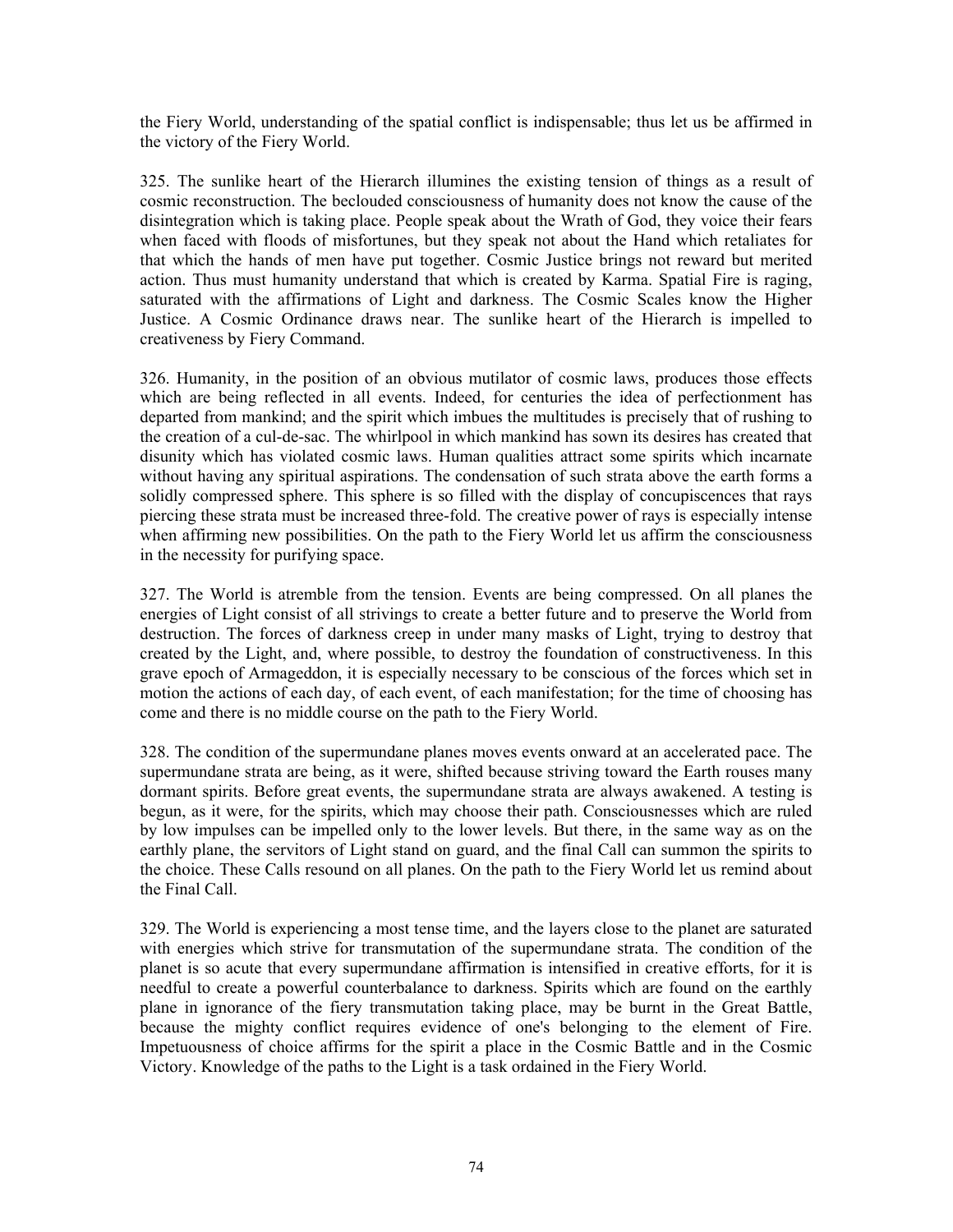the Fiery World, understanding of the spatial conflict is indispensable; thus let us be affirmed in the victory of the Fiery World.

325. The sunlike heart of the Hierarch illumines the existing tension of things as a result of cosmic reconstruction. The beclouded consciousness of humanity does not know the cause of the disintegration which is taking place. People speak about the Wrath of God, they voice their fears when faced with floods of misfortunes, but they speak not about the Hand which retaliates for that which the hands of men have put together. Cosmic Justice brings not reward but merited action. Thus must humanity understand that which is created by Karma. Spatial Fire is raging, saturated with the affirmations of Light and darkness. The Cosmic Scales know the Higher Justice. A Cosmic Ordinance draws near. The sunlike heart of the Hierarch is impelled to creativeness by Fiery Command.

326. Humanity, in the position of an obvious mutilator of cosmic laws, produces those effects which are being reflected in all events. Indeed, for centuries the idea of perfectionment has departed from mankind; and the spirit which imbues the multitudes is precisely that of rushing to the creation of a cul-de-sac. The whirlpool in which mankind has sown its desires has created that disunity which has violated cosmic laws. Human qualities attract some spirits which incarnate without having any spiritual aspirations. The condensation of such strata above the earth forms a solidly compressed sphere. This sphere is so filled with the display of concupiscences that rays piercing these strata must be increased three-fold. The creative power of rays is especially intense when affirming new possibilities. On the path to the Fiery World let us affirm the consciousness in the necessity for purifying space.

327. The World is atremble from the tension. Events are being compressed. On all planes the energies of Light consist of all strivings to create a better future and to preserve the World from destruction. The forces of darkness creep in under many masks of Light, trying to destroy that created by the Light, and, where possible, to destroy the foundation of constructiveness. In this grave epoch of Armageddon, it is especially necessary to be conscious of the forces which set in motion the actions of each day, of each event, of each manifestation; for the time of choosing has come and there is no middle course on the path to the Fiery World.

328. The condition of the supermundane planes moves events onward at an accelerated pace. The supermundane strata are being, as it were, shifted because striving toward the Earth rouses many dormant spirits. Before great events, the supermundane strata are always awakened. A testing is begun, as it were, for the spirits, which may choose their path. Consciousnesses which are ruled by low impulses can be impelled only to the lower levels. But there, in the same way as on the earthly plane, the servitors of Light stand on guard, and the final Call can summon the spirits to the choice. These Calls resound on all planes. On the path to the Fiery World let us remind about the Final Call.

329. The World is experiencing a most tense time, and the layers close to the planet are saturated with energies which strive for transmutation of the supermundane strata. The condition of the planet is so acute that every supermundane affirmation is intensified in creative efforts, for it is needful to create a powerful counterbalance to darkness. Spirits which are found on the earthly plane in ignorance of the fiery transmutation taking place, may be burnt in the Great Battle, because the mighty conflict requires evidence of one's belonging to the element of Fire. Impetuousness of choice affirms for the spirit a place in the Cosmic Battle and in the Cosmic Victory. Knowledge of the paths to the Light is a task ordained in the Fiery World.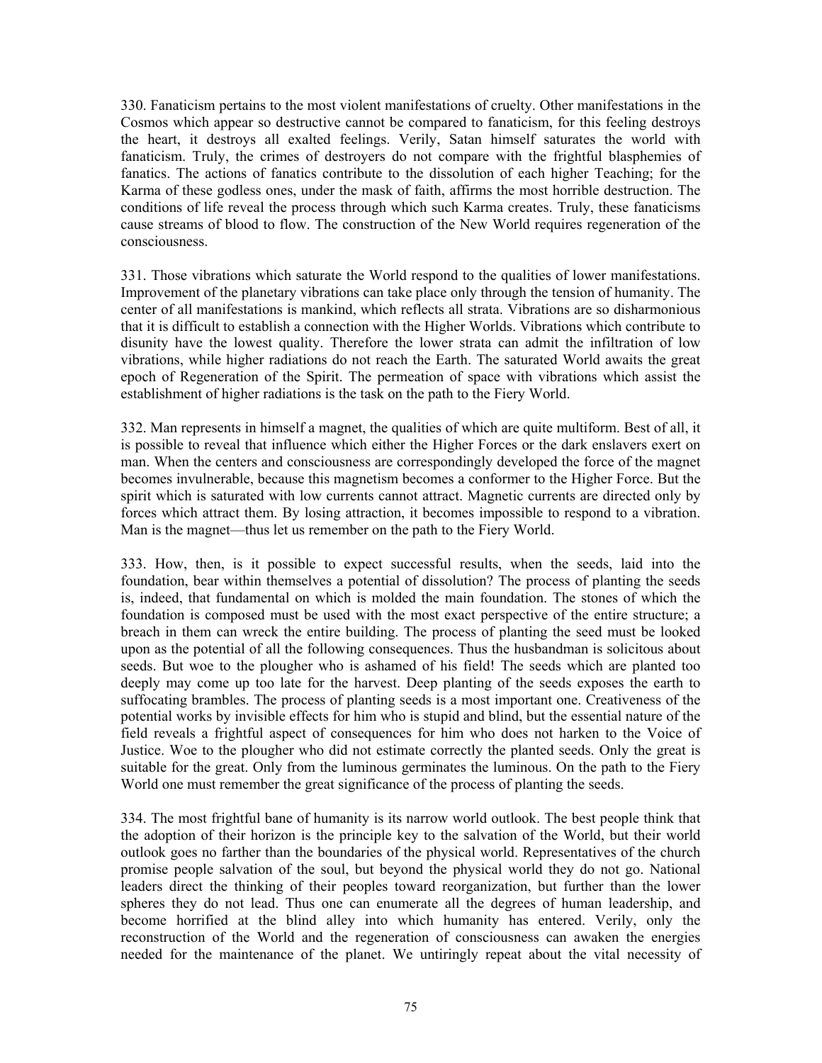330. Fanaticism pertains to the most violent manifestations of cruelty. Other manifestations in the Cosmos which appear so destructive cannot be compared to fanaticism, for this feeling destroys the heart, it destroys all exalted feelings. Verily, Satan himself saturates the world with fanaticism. Truly, the crimes of destroyers do not compare with the frightful blasphemies of fanatics. The actions of fanatics contribute to the dissolution of each higher Teaching; for the Karma of these godless ones, under the mask of faith, affirms the most horrible destruction. The conditions of life reveal the process through which such Karma creates. Truly, these fanaticisms cause streams of blood to flow. The construction of the New World requires regeneration of the consciousness.

331. Those vibrations which saturate the World respond to the qualities of lower manifestations. Improvement of the planetary vibrations can take place only through the tension of humanity. The center of all manifestations is mankind, which reflects all strata. Vibrations are so disharmonious that it is difficult to establish a connection with the Higher Worlds. Vibrations which contribute to disunity have the lowest quality. Therefore the lower strata can admit the infiltration of low vibrations, while higher radiations do not reach the Earth. The saturated World awaits the great epoch of Regeneration of the Spirit. The permeation of space with vibrations which assist the establishment of higher radiations is the task on the path to the Fiery World.

332. Man represents in himself a magnet, the qualities of which are quite multiform. Best of all, it is possible to reveal that influence which either the Higher Forces or the dark enslavers exert on man. When the centers and consciousness are correspondingly developed the force of the magnet becomes invulnerable, because this magnetism becomes a conformer to the Higher Force. But the spirit which is saturated with low currents cannot attract. Magnetic currents are directed only by forces which attract them. By losing attraction, it becomes impossible to respond to a vibration. Man is the magnet—thus let us remember on the path to the Fiery World.

333. How, then, is it possible to expect successful results, when the seeds, laid into the foundation, bear within themselves a potential of dissolution? The process of planting the seeds is, indeed, that fundamental on which is molded the main foundation. The stones of which the foundation is composed must be used with the most exact perspective of the entire structure; a breach in them can wreck the entire building. The process of planting the seed must be looked upon as the potential of all the following consequences. Thus the husbandman is solicitous about seeds. But woe to the plougher who is ashamed of his field! The seeds which are planted too deeply may come up too late for the harvest. Deep planting of the seeds exposes the earth to suffocating brambles. The process of planting seeds is a most important one. Creativeness of the potential works by invisible effects for him who is stupid and blind, but the essential nature of the field reveals a frightful aspect of consequences for him who does not harken to the Voice of Justice. Woe to the plougher who did not estimate correctly the planted seeds. Only the great is suitable for the great. Only from the luminous germinates the luminous. On the path to the Fiery World one must remember the great significance of the process of planting the seeds.

334. The most frightful bane of humanity is its narrow world outlook. The best people think that the adoption of their horizon is the principle key to the salvation of the World, but their world outlook goes no farther than the boundaries of the physical world. Representatives of the church promise people salvation of the soul, but beyond the physical world they do not go. National leaders direct the thinking of their peoples toward reorganization, but further than the lower spheres they do not lead. Thus one can enumerate all the degrees of human leadership, and become horrified at the blind alley into which humanity has entered. Verily, only the reconstruction of the World and the regeneration of consciousness can awaken the energies needed for the maintenance of the planet. We untiringly repeat about the vital necessity of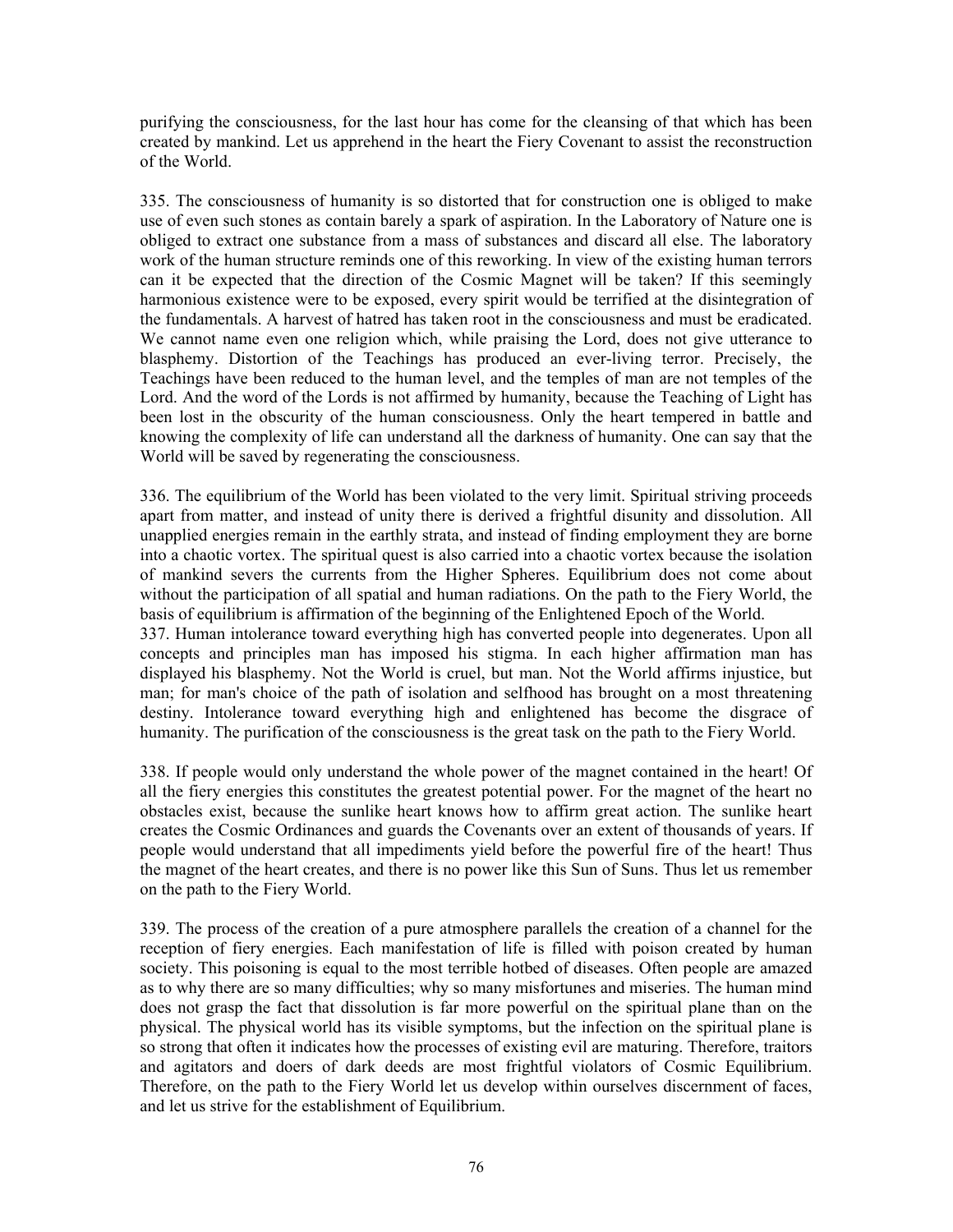purifying the consciousness, for the last hour has come for the cleansing of that which has been created by mankind. Let us apprehend in the heart the Fiery Covenant to assist the reconstruction of the World.

335. The consciousness of humanity is so distorted that for construction one is obliged to make use of even such stones as contain barely a spark of aspiration. In the Laboratory of Nature one is obliged to extract one substance from a mass of substances and discard all else. The laboratory work of the human structure reminds one of this reworking. In view of the existing human terrors can it be expected that the direction of the Cosmic Magnet will be taken? If this seemingly harmonious existence were to be exposed, every spirit would be terrified at the disintegration of the fundamentals. A harvest of hatred has taken root in the consciousness and must be eradicated. We cannot name even one religion which, while praising the Lord, does not give utterance to blasphemy. Distortion of the Teachings has produced an ever-living terror. Precisely, the Teachings have been reduced to the human level, and the temples of man are not temples of the Lord. And the word of the Lords is not affirmed by humanity, because the Teaching of Light has been lost in the obscurity of the human consciousness. Only the heart tempered in battle and knowing the complexity of life can understand all the darkness of humanity. One can say that the World will be saved by regenerating the consciousness.

336. The equilibrium of the World has been violated to the very limit. Spiritual striving proceeds apart from matter, and instead of unity there is derived a frightful disunity and dissolution. All unapplied energies remain in the earthly strata, and instead of finding employment they are borne into a chaotic vortex. The spiritual quest is also carried into a chaotic vortex because the isolation of mankind severs the currents from the Higher Spheres. Equilibrium does not come about without the participation of all spatial and human radiations. On the path to the Fiery World, the basis of equilibrium is affirmation of the beginning of the Enlightened Epoch of the World.

337. Human intolerance toward everything high has converted people into degenerates. Upon all concepts and principles man has imposed his stigma. In each higher affirmation man has displayed his blasphemy. Not the World is cruel, but man. Not the World affirms injustice, but man; for man's choice of the path of isolation and selfhood has brought on a most threatening destiny. Intolerance toward everything high and enlightened has become the disgrace of humanity. The purification of the consciousness is the great task on the path to the Fiery World.

338. If people would only understand the whole power of the magnet contained in the heart! Of all the fiery energies this constitutes the greatest potential power. For the magnet of the heart no obstacles exist, because the sunlike heart knows how to affirm great action. The sunlike heart creates the Cosmic Ordinances and guards the Covenants over an extent of thousands of years. If people would understand that all impediments yield before the powerful fire of the heart! Thus the magnet of the heart creates, and there is no power like this Sun of Suns. Thus let us remember on the path to the Fiery World.

339. The process of the creation of a pure atmosphere parallels the creation of a channel for the reception of fiery energies. Each manifestation of life is filled with poison created by human society. This poisoning is equal to the most terrible hotbed of diseases. Often people are amazed as to why there are so many difficulties; why so many misfortunes and miseries. The human mind does not grasp the fact that dissolution is far more powerful on the spiritual plane than on the physical. The physical world has its visible symptoms, but the infection on the spiritual plane is so strong that often it indicates how the processes of existing evil are maturing. Therefore, traitors and agitators and doers of dark deeds are most frightful violators of Cosmic Equilibrium. Therefore, on the path to the Fiery World let us develop within ourselves discernment of faces, and let us strive for the establishment of Equilibrium.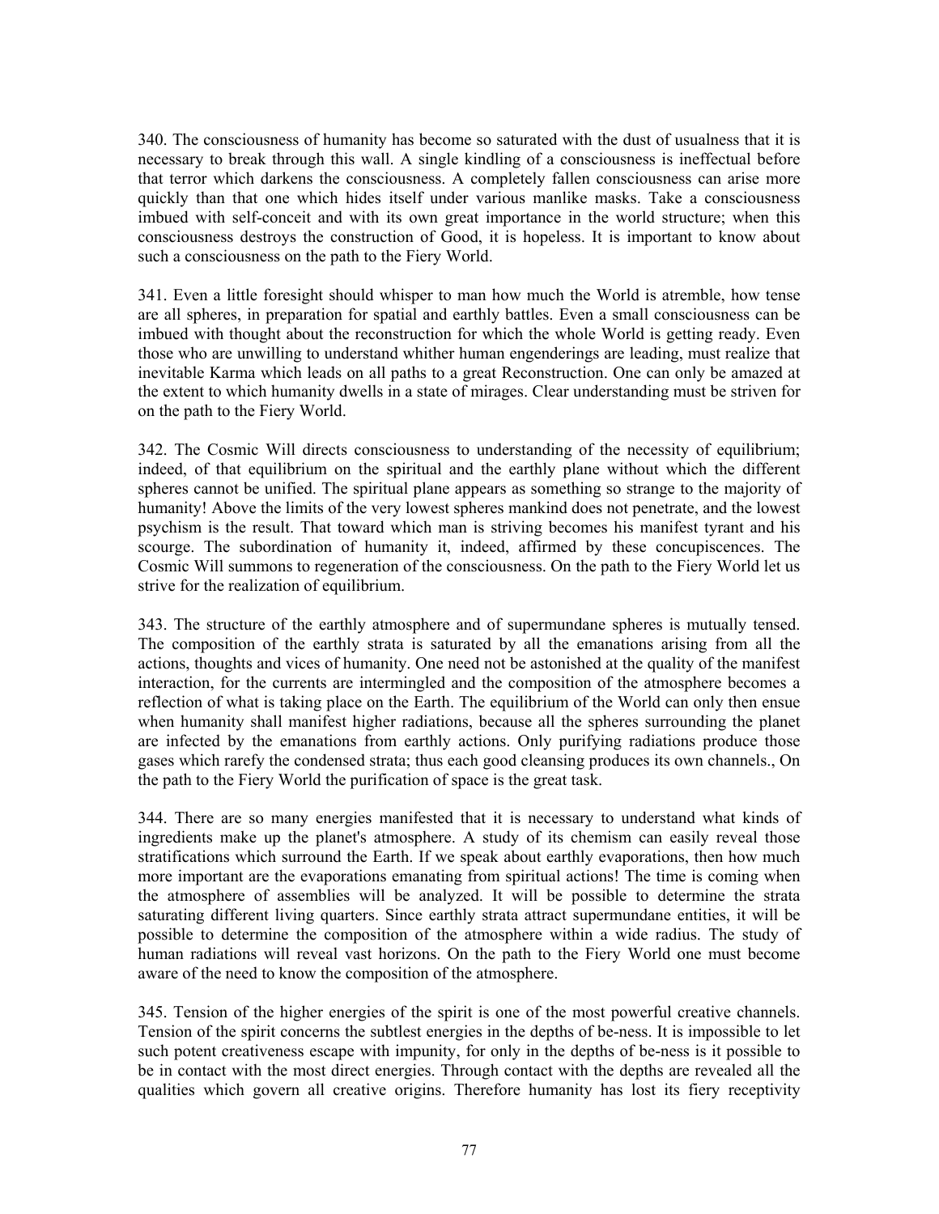340. The consciousness of humanity has become so saturated with the dust of usualness that it is necessary to break through this wall. A single kindling of a consciousness is ineffectual before that terror which darkens the consciousness. A completely fallen consciousness can arise more quickly than that one which hides itself under various manlike masks. Take a consciousness imbued with self-conceit and with its own great importance in the world structure; when this consciousness destroys the construction of Good, it is hopeless. It is important to know about such a consciousness on the path to the Fiery World.

341. Even a little foresight should whisper to man how much the World is atremble, how tense are all spheres, in preparation for spatial and earthly battles. Even a small consciousness can be imbued with thought about the reconstruction for which the whole World is getting ready. Even those who are unwilling to understand whither human engenderings are leading, must realize that inevitable Karma which leads on all paths to a great Reconstruction. One can only be amazed at the extent to which humanity dwells in a state of mirages. Clear understanding must be striven for on the path to the Fiery World.

342. The Cosmic Will directs consciousness to understanding of the necessity of equilibrium; indeed, of that equilibrium on the spiritual and the earthly plane without which the different spheres cannot be unified. The spiritual plane appears as something so strange to the majority of humanity! Above the limits of the very lowest spheres mankind does not penetrate, and the lowest psychism is the result. That toward which man is striving becomes his manifest tyrant and his scourge. The subordination of humanity it, indeed, affirmed by these concupiscences. The Cosmic Will summons to regeneration of the consciousness. On the path to the Fiery World let us strive for the realization of equilibrium.

343. The structure of the earthly atmosphere and of supermundane spheres is mutually tensed. The composition of the earthly strata is saturated by all the emanations arising from all the actions, thoughts and vices of humanity. One need not be astonished at the quality of the manifest interaction, for the currents are intermingled and the composition of the atmosphere becomes a reflection of what is taking place on the Earth. The equilibrium of the World can only then ensue when humanity shall manifest higher radiations, because all the spheres surrounding the planet are infected by the emanations from earthly actions. Only purifying radiations produce those gases which rarefy the condensed strata; thus each good cleansing produces its own channels., On the path to the Fiery World the purification of space is the great task.

344. There are so many energies manifested that it is necessary to understand what kinds of ingredients make up the planet's atmosphere. A study of its chemism can easily reveal those stratifications which surround the Earth. If we speak about earthly evaporations, then how much more important are the evaporations emanating from spiritual actions! The time is coming when the atmosphere of assemblies will be analyzed. It will be possible to determine the strata saturating different living quarters. Since earthly strata attract supermundane entities, it will be possible to determine the composition of the atmosphere within a wide radius. The study of human radiations will reveal vast horizons. On the path to the Fiery World one must become aware of the need to know the composition of the atmosphere.

345. Tension of the higher energies of the spirit is one of the most powerful creative channels. Tension of the spirit concerns the subtlest energies in the depths of be-ness. It is impossible to let such potent creativeness escape with impunity, for only in the depths of be-ness is it possible to be in contact with the most direct energies. Through contact with the depths are revealed all the qualities which govern all creative origins. Therefore humanity has lost its fiery receptivity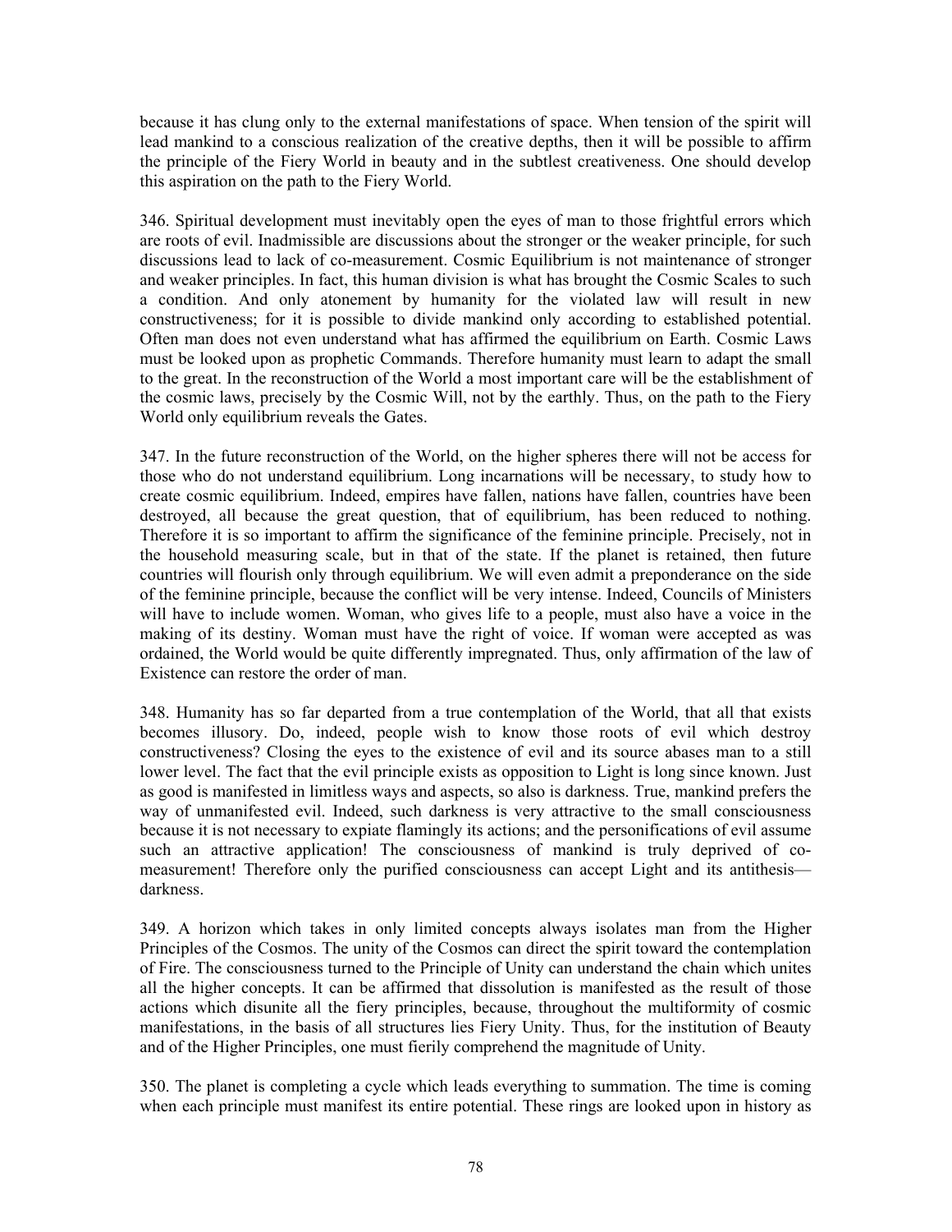because it has clung only to the external manifestations of space. When tension of the spirit will lead mankind to a conscious realization of the creative depths, then it will be possible to affirm the principle of the Fiery World in beauty and in the subtlest creativeness. One should develop this aspiration on the path to the Fiery World.

346. Spiritual development must inevitably open the eyes of man to those frightful errors which are roots of evil. Inadmissible are discussions about the stronger or the weaker principle, for such discussions lead to lack of co-measurement. Cosmic Equilibrium is not maintenance of stronger and weaker principles. In fact, this human division is what has brought the Cosmic Scales to such a condition. And only atonement by humanity for the violated law will result in new constructiveness; for it is possible to divide mankind only according to established potential. Often man does not even understand what has affirmed the equilibrium on Earth. Cosmic Laws must be looked upon as prophetic Commands. Therefore humanity must learn to adapt the small to the great. In the reconstruction of the World a most important care will be the establishment of the cosmic laws, precisely by the Cosmic Will, not by the earthly. Thus, on the path to the Fiery World only equilibrium reveals the Gates.

347. In the future reconstruction of the World, on the higher spheres there will not be access for those who do not understand equilibrium. Long incarnations will be necessary, to study how to create cosmic equilibrium. Indeed, empires have fallen, nations have fallen, countries have been destroyed, all because the great question, that of equilibrium, has been reduced to nothing. Therefore it is so important to affirm the significance of the feminine principle. Precisely, not in the household measuring scale, but in that of the state. If the planet is retained, then future countries will flourish only through equilibrium. We will even admit a preponderance on the side of the feminine principle, because the conflict will be very intense. Indeed, Councils of Ministers will have to include women. Woman, who gives life to a people, must also have a voice in the making of its destiny. Woman must have the right of voice. If woman were accepted as was ordained, the World would be quite differently impregnated. Thus, only affirmation of the law of Existence can restore the order of man.

348. Humanity has so far departed from a true contemplation of the World, that all that exists becomes illusory. Do, indeed, people wish to know those roots of evil which destroy constructiveness? Closing the eyes to the existence of evil and its source abases man to a still lower level. The fact that the evil principle exists as opposition to Light is long since known. Just as good is manifested in limitless ways and aspects, so also is darkness. True, mankind prefers the way of unmanifested evil. Indeed, such darkness is very attractive to the small consciousness because it is not necessary to expiate flamingly its actions; and the personifications of evil assume such an attractive application! The consciousness of mankind is truly deprived of co-measurement! Therefore only the purified consciousness can accept Light and its antithesis—darkness.

349. A horizon which takes in only limited concepts always isolates man from the Higher Principles of the Cosmos. The unity of the Cosmos can direct the spirit toward the contemplation of Fire. The consciousness turned to the Principle of Unity can understand the chain which unites all the higher concepts. It can be affirmed that dissolution is manifested as the result of those actions which disunite all the fiery principles, because, throughout the multiformity of cosmic manifestations, in the basis of all structures lies Fiery Unity. Thus, for the institution of Beauty and of the Higher Principles, one must fierily comprehend the magnitude of Unity.

350. The planet is completing a cycle which leads everything to summation. The time is coming when each principle must manifest its entire potential. These rings are looked upon in history as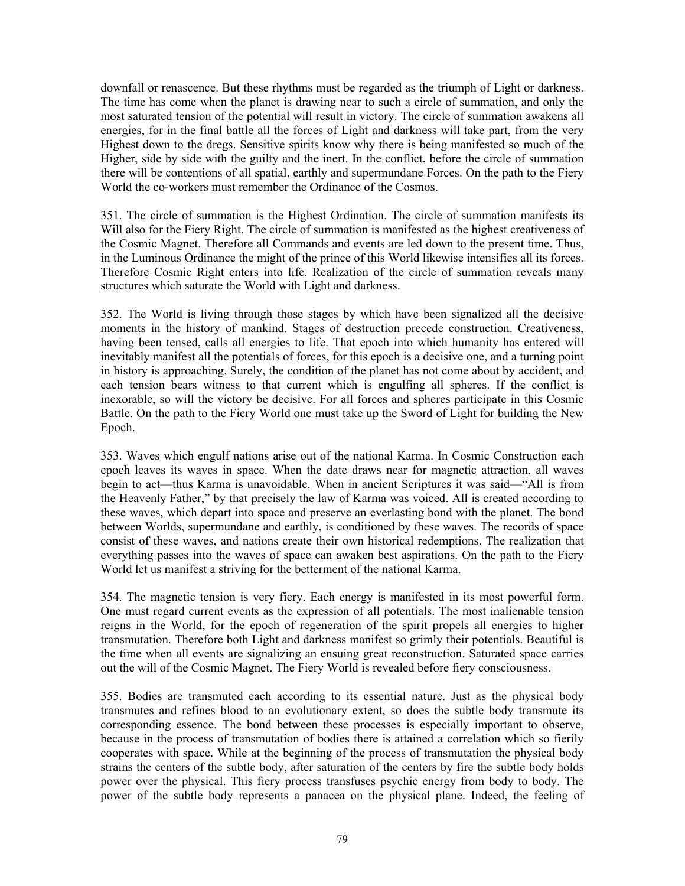downfall or renascence. But these rhythms must be regarded as the triumph of Light or darkness. The time has come when the planet is drawing near to such a circle of summation, and only the most saturated tension of the potential will result in victory. The circle of summation awakens all energies, for in the final battle all the forces of Light and darkness will take part, from the very Highest down to the dregs. Sensitive spirits know why there is being manifested so much of the Higher, side by side with the guilty and the inert. In the conflict, before the circle of summation there will be contentions of all spatial, earthly and supermundane Forces. On the path to the Fiery World the co-workers must remember the Ordinance of the Cosmos.

351. The circle of summation is the Highest Ordination. The circle of summation manifests its Will also for the Fiery Right. The circle of summation is manifested as the highest creativeness of the Cosmic Magnet. Therefore all Commands and events are led down to the present time. Thus, in the Luminous Ordinance the might of the prince of this World likewise intensifies all its forces. Therefore Cosmic Right enters into life. Realization of the circle of summation reveals many structures which saturate the World with Light and darkness.

352. The World is living through those stages by which have been signalized all the decisive moments in the history of mankind. Stages of destruction precede construction. Creativeness, having been tensed, calls all energies to life. That epoch into which humanity has entered will inevitably manifest all the potentials of forces, for this epoch is a decisive one, and a turning point in history is approaching. Surely, the condition of the planet has not come about by accident, and each tension bears witness to that current which is engulfing all spheres. If the conflict is inexorable, so will the victory be decisive. For all forces and spheres participate in this Cosmic Battle. On the path to the Fiery World one must take up the Sword of Light for building the New Epoch.

353. Waves which engulf nations arise out of the national Karma. In Cosmic Construction each epoch leaves its waves in space. When the date draws near for magnetic attraction, all waves begin to act—thus Karma is unavoidable. When in ancient Scriptures it was said—"All is from the Heavenly Father," by that precisely the law of Karma was voiced. All is created according to these waves, which depart into space and preserve an everlasting bond with the planet. The bond between Worlds, supermundane and earthly, is conditioned by these waves. The records of space consist of these waves, and nations create their own historical redemptions. The realization that everything passes into the waves of space can awaken best aspirations. On the path to the Fiery World let us manifest a striving for the betterment of the national Karma.

354. The magnetic tension is very fiery. Each energy is manifested in its most powerful form. One must regard current events as the expression of all potentials. The most inalienable tension reigns in the World, for the epoch of regeneration of the spirit propels all energies to higher transmutation. Therefore both Light and darkness manifest so grimly their potentials. Beautiful is the time when all events are signalizing an ensuing great reconstruction. Saturated space carries out the will of the Cosmic Magnet. The Fiery World is revealed before fiery consciousness.

355. Bodies are transmuted each according to its essential nature. Just as the physical body transmutes and refines blood to an evolutionary extent, so does the subtle body transmute its corresponding essence. The bond between these processes is especially important to observe, because in the process of transmutation of bodies there is attained a correlation which so fierily cooperates with space. While at the beginning of the process of transmutation the physical body strains the centers of the subtle body, after saturation of the centers by fire the subtle body holds power over the physical. This fiery process transfuses psychic energy from body to body. The power of the subtle body represents a panacea on the physical plane. Indeed, the feeling of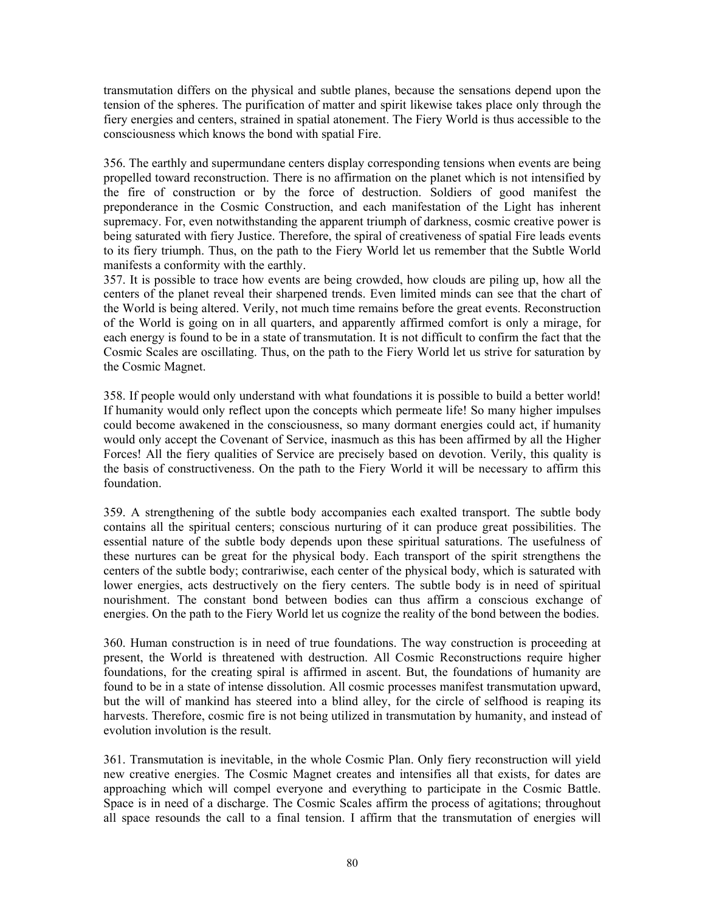transmutation differs on the physical and subtle planes, because the sensations depend upon the tension of the spheres. The purification of matter and spirit likewise takes place only through the fiery energies and centers, strained in spatial atonement. The Fiery World is thus accessible to the consciousness which knows the bond with spatial Fire.

356. The earthly and supermundane centers display corresponding tensions when events are being propelled toward reconstruction. There is no affirmation on the planet which is not intensified by the fire of construction or by the force of destruction. Soldiers of good manifest the preponderance in the Cosmic Construction, and each manifestation of the Light has inherent supremacy. For, even notwithstanding the apparent triumph of darkness, cosmic creative power is being saturated with fiery Justice. Therefore, the spiral of creativeness of spatial Fire leads events to its fiery triumph. Thus, on the path to the Fiery World let us remember that the Subtle World manifests a conformity with the earthly.

357. It is possible to trace how events are being crowded, how clouds are piling up, how all the centers of the planet reveal their sharpened trends. Even limited minds can see that the chart of the World is being altered. Verily, not much time remains before the great events. Reconstruction of the World is going on in all quarters, and apparently affirmed comfort is only a mirage, for each energy is found to be in a state of transmutation. It is not difficult to confirm the fact that the Cosmic Scales are oscillating. Thus, on the path to the Fiery World let us strive for saturation by the Cosmic Magnet.

358. If people would only understand with what foundations it is possible to build a better world! If humanity would only reflect upon the concepts which permeate life! So many higher impulses could become awakened in the consciousness, so many dormant energies could act, if humanity would only accept the Covenant of Service, inasmuch as this has been affirmed by all the Higher Forces! All the fiery qualities of Service are precisely based on devotion. Verily, this quality is the basis of constructiveness. On the path to the Fiery World it will be necessary to affirm this foundation.

359. A strengthening of the subtle body accompanies each exalted transport. The subtle body contains all the spiritual centers; conscious nurturing of it can produce great possibilities. The essential nature of the subtle body depends upon these spiritual saturations. The usefulness of these nurtures can be great for the physical body. Each transport of the spirit strengthens the centers of the subtle body; contrariwise, each center of the physical body, which is saturated with lower energies, acts destructively on the fiery centers. The subtle body is in need of spiritual nourishment. The constant bond between bodies can thus affirm a conscious exchange of energies. On the path to the Fiery World let us cognize the reality of the bond between the bodies.

360. Human construction is in need of true foundations. The way construction is proceeding at present, the World is threatened with destruction. All Cosmic Reconstructions require higher foundations, for the creating spiral is affirmed in ascent. But, the foundations of humanity are found to be in a state of intense dissolution. All cosmic processes manifest transmutation upward, but the will of mankind has steered into a blind alley, for the circle of selfhood is reaping its harvests. Therefore, cosmic fire is not being utilized in transmutation by humanity, and instead of evolution involution is the result.

361. Transmutation is inevitable, in the whole Cosmic Plan. Only fiery reconstruction will yield new creative energies. The Cosmic Magnet creates and intensifies all that exists, for dates are approaching which will compel everyone and everything to participate in the Cosmic Battle. Space is in need of a discharge. The Cosmic Scales affirm the process of agitations; throughout all space resounds the call to a final tension. I affirm that the transmutation of energies will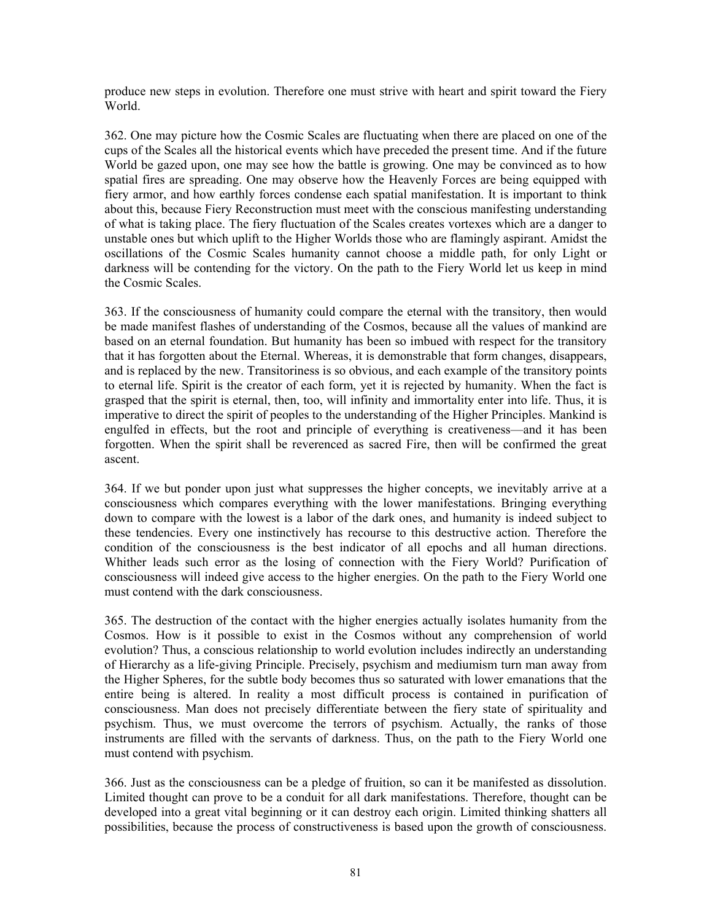produce new steps in evolution. Therefore one must strive with heart and spirit toward the Fiery World.

362. One may picture how the Cosmic Scales are fluctuating when there are placed on one of the cups of the Scales all the historical events which have preceded the present time. And if the future World be gazed upon, one may see how the battle is growing. One may be convinced as to how spatial fires are spreading. One may observe how the Heavenly Forces are being equipped with fiery armor, and how earthly forces condense each spatial manifestation. It is important to think about this, because Fiery Reconstruction must meet with the conscious manifesting understanding of what is taking place. The fiery fluctuation of the Scales creates vortexes which are a danger to unstable ones but which uplift to the Higher Worlds those who are flamingly aspirant. Amidst the oscillations of the Cosmic Scales humanity cannot choose a middle path, for only Light or darkness will be contending for the victory. On the path to the Fiery World let us keep in mind the Cosmic Scales.

363. If the consciousness of humanity could compare the eternal with the transitory, then would be made manifest flashes of understanding of the Cosmos, because all the values of mankind are based on an eternal foundation. But humanity has been so imbued with respect for the transitory that it has forgotten about the Eternal. Whereas, it is demonstrable that form changes, disappears, and is replaced by the new. Transitoriness is so obvious, and each example of the transitory points to eternal life. Spirit is the creator of each form, yet it is rejected by humanity. When the fact is grasped that the spirit is eternal, then, too, will infinity and immortality enter into life. Thus, it is imperative to direct the spirit of peoples to the understanding of the Higher Principles. Mankind is engulfed in effects, but the root and principle of everything is creativeness—and it has been forgotten. When the spirit shall be reverenced as sacred Fire, then will be confirmed the great ascent.

364. If we but ponder upon just what suppresses the higher concepts, we inevitably arrive at a consciousness which compares everything with the lower manifestations. Bringing everything down to compare with the lowest is a labor of the dark ones, and humanity is indeed subject to these tendencies. Every one instinctively has recourse to this destructive action. Therefore the condition of the consciousness is the best indicator of all epochs and all human directions. Whither leads such error as the losing of connection with the Fiery World? Purification of consciousness will indeed give access to the higher energies. On the path to the Fiery World one must contend with the dark consciousness.

365. The destruction of the contact with the higher energies actually isolates humanity from the Cosmos. How is it possible to exist in the Cosmos without any comprehension of world evolution? Thus, a conscious relationship to world evolution includes indirectly an understanding of Hierarchy as a life-giving Principle. Precisely, psychism and mediumism turn man away from the Higher Spheres, for the subtle body becomes thus so saturated with lower emanations that the entire being is altered. In reality a most difficult process is contained in purification of consciousness. Man does not precisely differentiate between the fiery state of spirituality and psychism. Thus, we must overcome the terrors of psychism. Actually, the ranks of those instruments are filled with the servants of darkness. Thus, on the path to the Fiery World one must contend with psychism.

366. Just as the consciousness can be a pledge of fruition, so can it be manifested as dissolution. Limited thought can prove to be a conduit for all dark manifestations. Therefore, thought can be developed into a great vital beginning or it can destroy each origin. Limited thinking shatters all possibilities, because the process of constructiveness is based upon the growth of consciousness.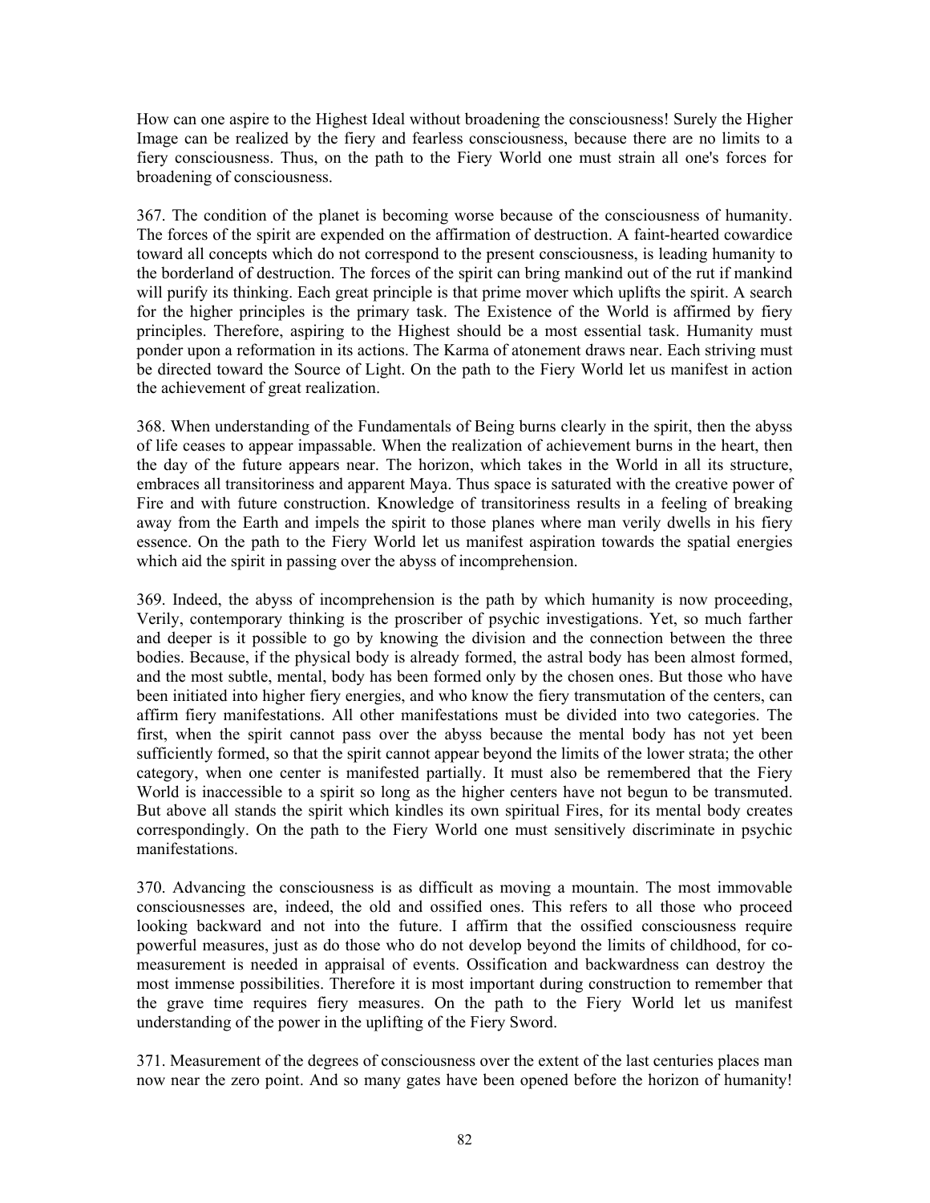How can one aspire to the Highest Ideal without broadening the consciousness! Surely the Higher Image can be realized by the fiery and fearless consciousness, because there are no limits to a fiery consciousness. Thus, on the path to the Fiery World one must strain all one's forces for broadening of consciousness.

367. The condition of the planet is becoming worse because of the consciousness of humanity. The forces of the spirit are expended on the affirmation of destruction. A faint-hearted cowardice toward all concepts which do not correspond to the present consciousness, is leading humanity to the borderland of destruction. The forces of the spirit can bring mankind out of the rut if mankind will purify its thinking. Each great principle is that prime mover which uplifts the spirit. A search for the higher principles is the primary task. The Existence of the World is affirmed by fiery principles. Therefore, aspiring to the Highest should be a most essential task. Humanity must ponder upon a reformation in its actions. The Karma of atonement draws near. Each striving must be directed toward the Source of Light. On the path to the Fiery World let us manifest in action the achievement of great realization.

368. When understanding of the Fundamentals of Being burns clearly in the spirit, then the abyss of life ceases to appear impassable. When the realization of achievement burns in the heart, then the day of the future appears near. The horizon, which takes in the World in all its structure, embraces all transitoriness and apparent Maya. Thus space is saturated with the creative power of Fire and with future construction. Knowledge of transitoriness results in a feeling of breaking away from the Earth and impels the spirit to those planes where man verily dwells in his fiery essence. On the path to the Fiery World let us manifest aspiration towards the spatial energies which aid the spirit in passing over the abyss of incomprehension.

369. Indeed, the abyss of incomprehension is the path by which humanity is now proceeding, Verily, contemporary thinking is the proscriber of psychic investigations. Yet, so much farther and deeper is it possible to go by knowing the division and the connection between the three bodies. Because, if the physical body is already formed, the astral body has been almost formed, and the most subtle, mental, body has been formed only by the chosen ones. But those who have been initiated into higher fiery energies, and who know the fiery transmutation of the centers, can affirm fiery manifestations. All other manifestations must be divided into two categories. The first, when the spirit cannot pass over the abyss because the mental body has not yet been sufficiently formed, so that the spirit cannot appear beyond the limits of the lower strata; the other category, when one center is manifested partially. It must also be remembered that the Fiery World is inaccessible to a spirit so long as the higher centers have not begun to be transmuted. But above all stands the spirit which kindles its own spiritual Fires, for its mental body creates correspondingly. On the path to the Fiery World one must sensitively discriminate in psychic manifestations.

370. Advancing the consciousness is as difficult as moving a mountain. The most immovable consciousnesses are, indeed, the old and ossified ones. This refers to all those who proceed looking backward and not into the future. I affirm that the ossified consciousness require powerful measures, just as do those who do not develop beyond the limits of childhood, for co-measurement is needed in appraisal of events. Ossification and backwardness can destroy the most immense possibilities. Therefore it is most important during construction to remember that the grave time requires fiery measures. On the path to the Fiery World let us manifest understanding of the power in the uplifting of the Fiery Sword.

371. Measurement of the degrees of consciousness over the extent of the last centuries places man now near the zero point. And so many gates have been opened before the horizon of humanity!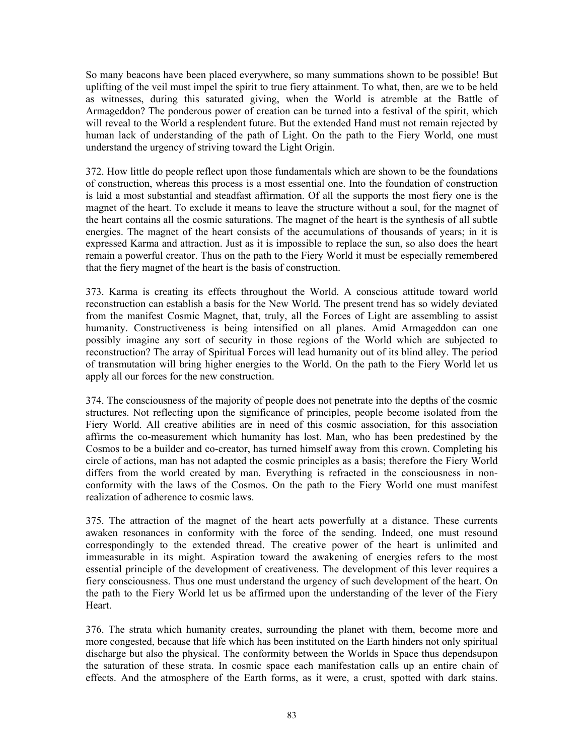So many beacons have been placed everywhere, so many summations shown to be possible! But uplifting of the veil must impel the spirit to true fiery attainment. To what, then, are we to be held as witnesses, during this saturated giving, when the World is atremble at the Battle of Armageddon? The ponderous power of creation can be turned into a festival of the spirit, which will reveal to the World a resplendent future. But the extended Hand must not remain rejected by human lack of understanding of the path of Light. On the path to the Fiery World, one must understand the urgency of striving toward the Light Origin.

372. How little do people reflect upon those fundamentals which are shown to be the foundations of construction, whereas this process is a most essential one. Into the foundation of construction is laid a most substantial and steadfast affirmation. Of all the supports the most fiery one is the magnet of the heart. To exclude it means to leave the structure without a soul, for the magnet of the heart contains all the cosmic saturations. The magnet of the heart is the synthesis of all subtle energies. The magnet of the heart consists of the accumulations of thousands of years; in it is expressed Karma and attraction. Just as it is impossible to replace the sun, so also does the heart remain a powerful creator. Thus on the path to the Fiery World it must be especially remembered that the fiery magnet of the heart is the basis of construction.

373. Karma is creating its effects throughout the World. A conscious attitude toward world reconstruction can establish a basis for the New World. The present trend has so widely deviated from the manifest Cosmic Magnet, that, truly, all the Forces of Light are assembling to assist humanity. Constructiveness is being intensified on all planes. Amid Armageddon can one possibly imagine any sort of security in those regions of the World which are subjected to reconstruction? The array of Spiritual Forces will lead humanity out of its blind alley. The period of transmutation will bring higher energies to the World. On the path to the Fiery World let us apply all our forces for the new construction.

374. The consciousness of the majority of people does not penetrate into the depths of the cosmic structures. Not reflecting upon the significance of principles, people become isolated from the Fiery World. All creative abilities are in need of this cosmic association, for this association affirms the co-measurement which humanity has lost. Man, who has been predestined by the Cosmos to be a builder and co-creator, has turned himself away from this crown. Completing his circle of actions, man has not adapted the cosmic principles as a basis; therefore the Fiery World differs from the world created by man. Everything is refracted in the consciousness in non-conformity with the laws of the Cosmos. On the path to the Fiery World one must manifest realization of adherence to cosmic laws.

375. The attraction of the magnet of the heart acts powerfully at a distance. These currents awaken resonances in conformity with the force of the sending. Indeed, one must resound correspondingly to the extended thread. The creative power of the heart is unlimited and immeasurable in its might. Aspiration toward the awakening of energies refers to the most essential principle of the development of creativeness. The development of this lever requires a fiery consciousness. Thus one must understand the urgency of such development of the heart. On the path to the Fiery World let us be affirmed upon the understanding of the lever of the Fiery Heart.

376. The strata which humanity creates, surrounding the planet with them, become more and more congested, because that life which has been instituted on the Earth hinders not only spiritual discharge but also the physical. The conformity between the Worlds in Space thus dependsupon the saturation of these strata. In cosmic space each manifestation calls up an entire chain of effects. And the atmosphere of the Earth forms, as it were, a crust, spotted with dark stains.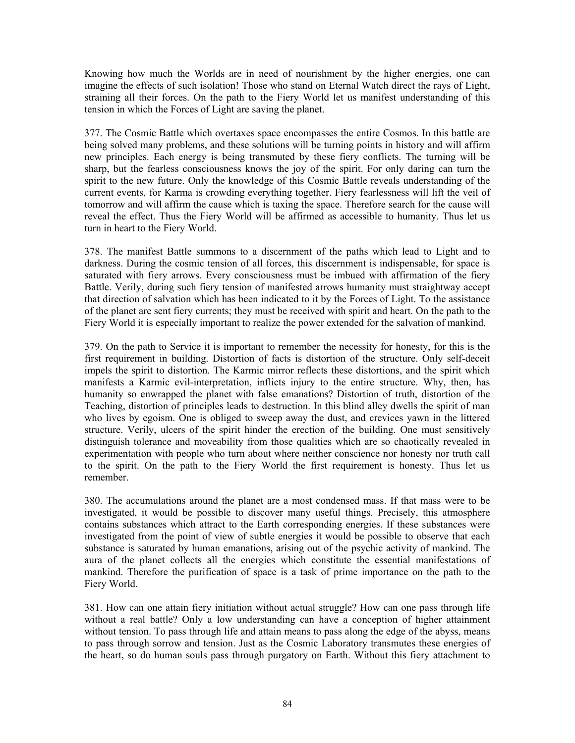Knowing how much the Worlds are in need of nourishment by the higher energies, one can imagine the effects of such isolation! Those who stand on Eternal Watch direct the rays of Light, straining all their forces. On the path to the Fiery World let us manifest understanding of this tension in which the Forces of Light are saving the planet.

377. The Cosmic Battle which overtaxes space encompasses the entire Cosmos. In this battle are being solved many problems, and these solutions will be turning points in history and will affirm new principles. Each energy is being transmuted by these fiery conflicts. The turning will be sharp, but the fearless consciousness knows the joy of the spirit. For only daring can turn the spirit to the new future. Only the knowledge of this Cosmic Battle reveals understanding of the current events, for Karma is crowding everything together. Fiery fearlessness will lift the veil of tomorrow and will affirm the cause which is taxing the space. Therefore search for the cause will reveal the effect. Thus the Fiery World will be affirmed as accessible to humanity. Thus let us turn in heart to the Fiery World.

378. The manifest Battle summons to a discernment of the paths which lead to Light and to darkness. During the cosmic tension of all forces, this discernment is indispensable, for space is saturated with fiery arrows. Every consciousness must be imbued with affirmation of the fiery Battle. Verily, during such fiery tension of manifested arrows humanity must straightway accept that direction of salvation which has been indicated to it by the Forces of Light. To the assistance of the planet are sent fiery currents; they must be received with spirit and heart. On the path to the Fiery World it is especially important to realize the power extended for the salvation of mankind.

379. On the path to Service it is important to remember the necessity for honesty, for this is the first requirement in building. Distortion of facts is distortion of the structure. Only self-deceit impels the spirit to distortion. The Karmic mirror reflects these distortions, and the spirit which manifests a Karmic evil-interpretation, inflicts injury to the entire structure. Why, then, has humanity so enwrapped the planet with false emanations? Distortion of truth, distortion of the Teaching, distortion of principles leads to destruction. In this blind alley dwells the spirit of man who lives by egoism. One is obliged to sweep away the dust, and crevices yawn in the littered structure. Verily, ulcers of the spirit hinder the erection of the building. One must sensitively distinguish tolerance and moveability from those qualities which are so chaotically revealed in experimentation with people who turn about where neither conscience nor honesty nor truth call to the spirit. On the path to the Fiery World the first requirement is honesty. Thus let us remember.

380. The accumulations around the planet are a most condensed mass. If that mass were to be investigated, it would be possible to discover many useful things. Precisely, this atmosphere contains substances which attract to the Earth corresponding energies. If these substances were investigated from the point of view of subtle energies it would be possible to observe that each substance is saturated by human emanations, arising out of the psychic activity of mankind. The aura of the planet collects all the energies which constitute the essential manifestations of mankind. Therefore the purification of space is a task of prime importance on the path to the Fiery World.

381. How can one attain fiery initiation without actual struggle? How can one pass through life without a real battle? Only a low understanding can have a conception of higher attainment without tension. To pass through life and attain means to pass along the edge of the abyss, means to pass through sorrow and tension. Just as the Cosmic Laboratory transmutes these energies of the heart, so do human souls pass through purgatory on Earth. Without this fiery attachment to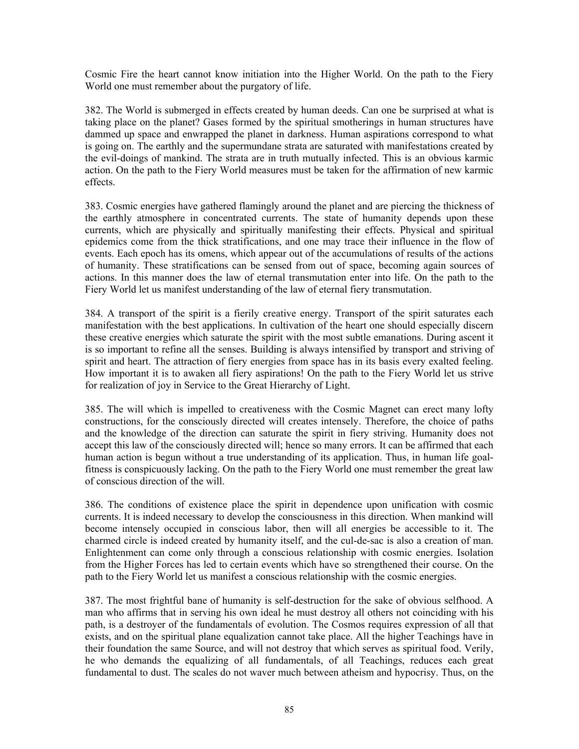Cosmic Fire the heart cannot know initiation into the Higher World. On the path to the Fiery World one must remember about the purgatory of life.

382. The World is submerged in effects created by human deeds. Can one be surprised at what is taking place on the planet? Gases formed by the spiritual smotherings in human structures have dammed up space and enwrapped the planet in darkness. Human aspirations correspond to what is going on. The earthly and the supermundane strata are saturated with manifestations created by the evil-doings of mankind. The strata are in truth mutually infected. This is an obvious karmic action. On the path to the Fiery World measures must be taken for the affirmation of new karmic effects.

383. Cosmic energies have gathered flamingly around the planet and are piercing the thickness of the earthly atmosphere in concentrated currents. The state of humanity depends upon these currents, which are physically and spiritually manifesting their effects. Physical and spiritual epidemics come from the thick stratifications, and one may trace their influence in the flow of events. Each epoch has its omens, which appear out of the accumulations of results of the actions of humanity. These stratifications can be sensed from out of space, becoming again sources of actions. In this manner does the law of eternal transmutation enter into life. On the path to the Fiery World let us manifest understanding of the law of eternal fiery transmutation.

384. A transport of the spirit is a fierily creative energy. Transport of the spirit saturates each manifestation with the best applications. In cultivation of the heart one should especially discern these creative energies which saturate the spirit with the most subtle emanations. During ascent it is so important to refine all the senses. Building is always intensified by transport and striving of spirit and heart. The attraction of fiery energies from space has in its basis every exalted feeling. How important it is to awaken all fiery aspirations! On the path to the Fiery World let us strive for realization of joy in Service to the Great Hierarchy of Light.

385. The will which is impelled to creativeness with the Cosmic Magnet can erect many lofty constructions, for the consciously directed will creates intensely. Therefore, the choice of paths and the knowledge of the direction can saturate the spirit in fiery striving. Humanity does not accept this law of the consciously directed will; hence so many errors. It can be affirmed that each human action is begun without a true understanding of its application. Thus, in human life goal-fitness is conspicuously lacking. On the path to the Fiery World one must remember the great law of conscious direction of the will.

386. The conditions of existence place the spirit in dependence upon unification with cosmic currents. It is indeed necessary to develop the consciousness in this direction. When mankind will become intensely occupied in conscious labor, then will all energies be accessible to it. The charmed circle is indeed created by humanity itself, and the cul-de-sac is also a creation of man. Enlightenment can come only through a conscious relationship with cosmic energies. Isolation from the Higher Forces has led to certain events which have so strengthened their course. On the path to the Fiery World let us manifest a conscious relationship with the cosmic energies.

387. The most frightful bane of humanity is self-destruction for the sake of obvious selfhood. A man who affirms that in serving his own ideal he must destroy all others not coinciding with his path, is a destroyer of the fundamentals of evolution. The Cosmos requires expression of all that exists, and on the spiritual plane equalization cannot take place. All the higher Teachings have in their foundation the same Source, and will not destroy that which serves as spiritual food. Verily, he who demands the equalizing of all fundamentals, of all Teachings, reduces each great fundamental to dust. The scales do not waver much between atheism and hypocrisy. Thus, on the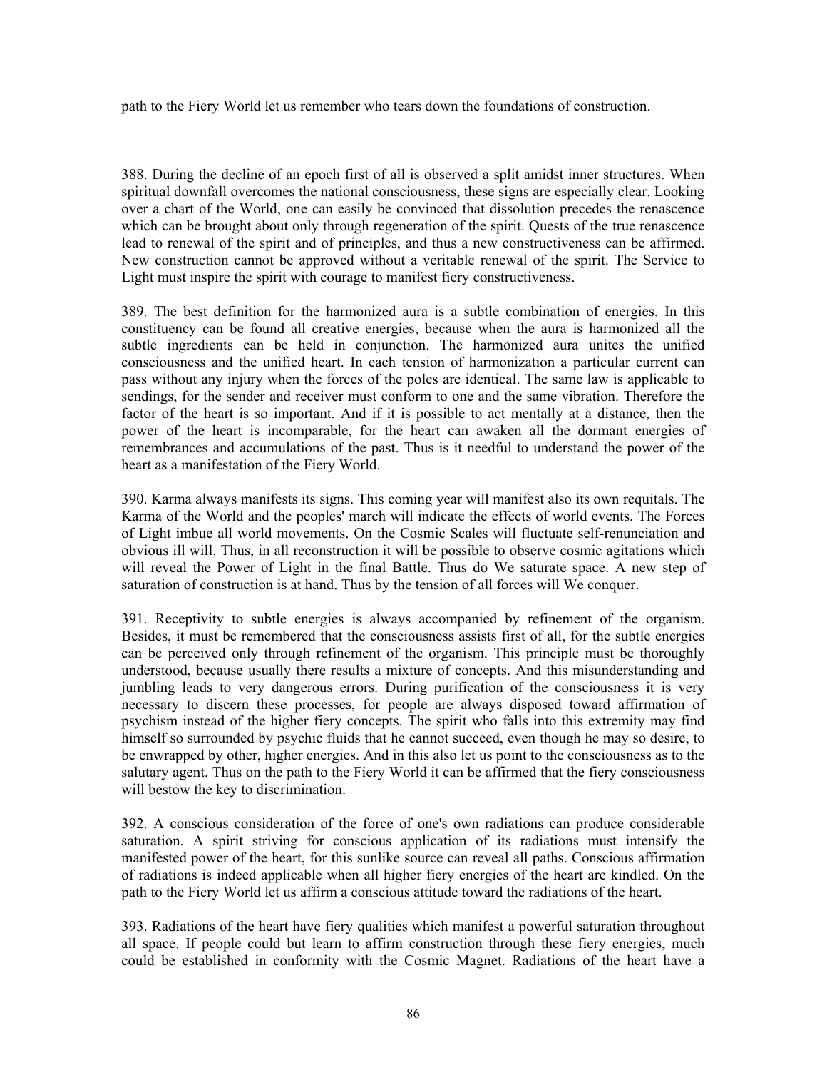path to the Fiery World let us remember who tears down the foundations of construction.

388. During the decline of an epoch first of all is observed a split amidst inner structures. When spiritual downfall overcomes the national consciousness, these signs are especially clear. Looking over a chart of the World, one can easily be convinced that dissolution precedes the renascence which can be brought about only through regeneration of the spirit. Quests of the true renascence lead to renewal of the spirit and of principles, and thus a new constructiveness can be affirmed. New construction cannot be approved without a veritable renewal of the spirit. The Service to Light must inspire the spirit with courage to manifest fiery constructiveness.

389. The best definition for the harmonized aura is a subtle combination of energies. In this constituency can be found all creative energies, because when the aura is harmonized all the subtle ingredients can be held in conjunction. The harmonized aura unites the unified consciousness and the unified heart. In each tension of harmonization a particular current can pass without any injury when the forces of the poles are identical. The same law is applicable to sendings, for the sender and receiver must conform to one and the same vibration. Therefore the factor of the heart is so important. And if it is possible to act mentally at a distance, then the power of the heart is incomparable, for the heart can awaken all the dormant energies of remembrances and accumulations of the past. Thus is it needful to understand the power of the heart as a manifestation of the Fiery World.

390. Karma always manifests its signs. This coming year will manifest also its own requitals. The Karma of the World and the peoples' march will indicate the effects of world events. The Forces of Light imbue all world movements. On the Cosmic Scales will fluctuate self-renunciation and obvious ill will. Thus, in all reconstruction it will be possible to observe cosmic agitations which will reveal the Power of Light in the final Battle. Thus do We saturate space. A new step of saturation of construction is at hand. Thus by the tension of all forces will We conquer.

391. Receptivity to subtle energies is always accompanied by refinement of the organism. Besides, it must be remembered that the consciousness assists first of all, for the subtle energies can be perceived only through refinement of the organism. This principle must be thoroughly understood, because usually there results a mixture of concepts. And this misunderstanding and jumbling leads to very dangerous errors. During purification of the consciousness it is very necessary to discern these processes, for people are always disposed toward affirmation of psychism instead of the higher fiery concepts. The spirit who falls into this extremity may find himself so surrounded by psychic fluids that he cannot succeed, even though he may so desire, to be enwrapped by other, higher energies. And in this also let us point to the consciousness as to the salutary agent. Thus on the path to the Fiery World it can be affirmed that the fiery consciousness will bestow the key to discrimination.

392. A conscious consideration of the force of one's own radiations can produce considerable saturation. A spirit striving for conscious application of its radiations must intensify the manifested power of the heart, for this sunlike source can reveal all paths. Conscious affirmation of radiations is indeed applicable when all higher fiery energies of the heart are kindled. On the path to the Fiery World let us affirm a conscious attitude toward the radiations of the heart.

393. Radiations of the heart have fiery qualities which manifest a powerful saturation throughout all space. If people could but learn to affirm construction through these fiery energies, much could be established in conformity with the Cosmic Magnet. Radiations of the heart have a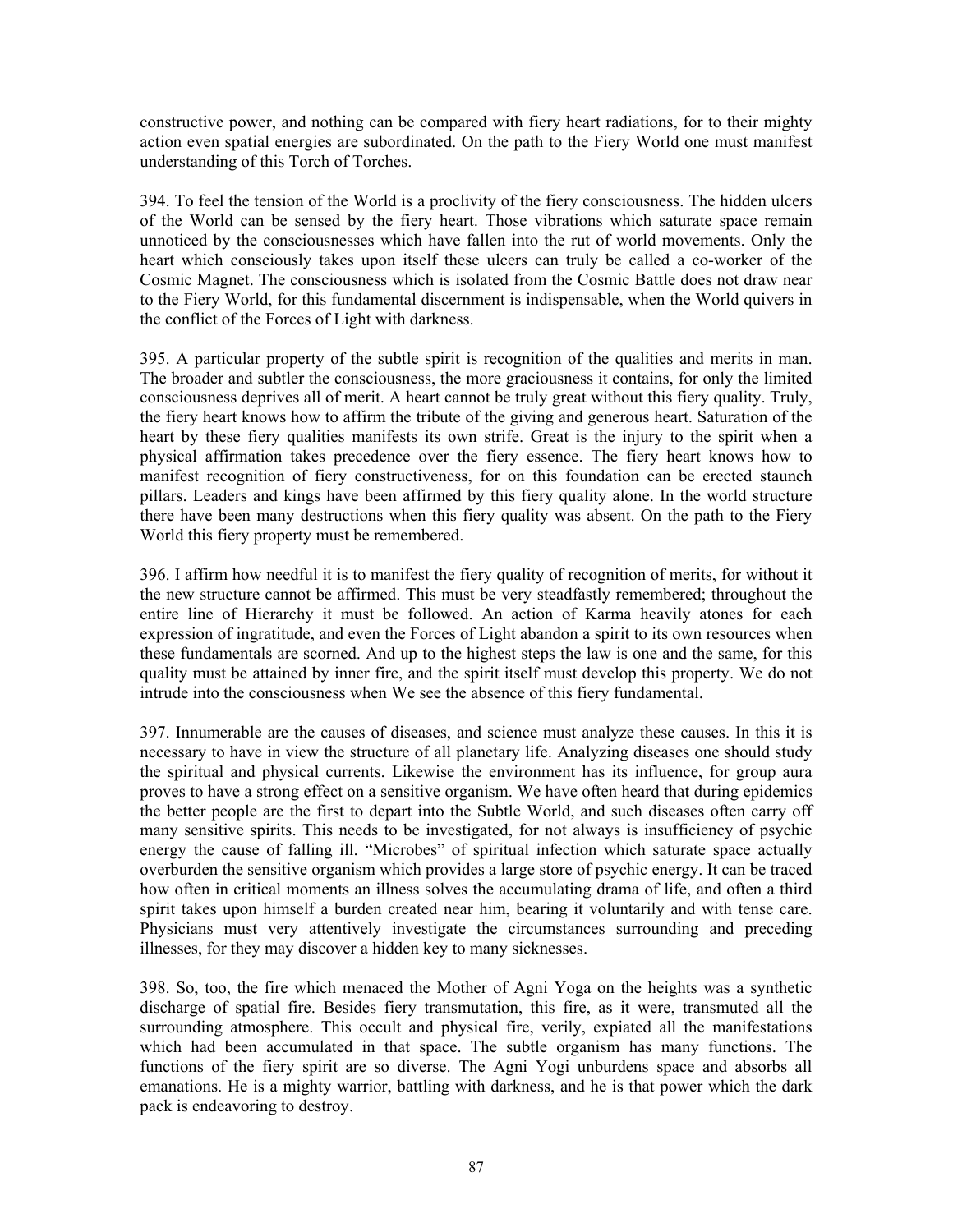constructive power, and nothing can be compared with fiery heart radiations, for to their mighty action even spatial energies are subordinated. On the path to the Fiery World one must manifest understanding of this Torch of Torches.

394. To feel the tension of the World is a proclivity of the fiery consciousness. The hidden ulcers of the World can be sensed by the fiery heart. Those vibrations which saturate space remain unnoticed by the consciousnesses which have fallen into the rut of world movements. Only the heart which consciously takes upon itself these ulcers can truly be called a co-worker of the Cosmic Magnet. The consciousness which is isolated from the Cosmic Battle does not draw near to the Fiery World, for this fundamental discernment is indispensable, when the World quivers in the conflict of the Forces of Light with darkness.

395. A particular property of the subtle spirit is recognition of the qualities and merits in man. The broader and subtler the consciousness, the more graciousness it contains, for only the limited consciousness deprives all of merit. A heart cannot be truly great without this fiery quality. Truly, the fiery heart knows how to affirm the tribute of the giving and generous heart. Saturation of the heart by these fiery qualities manifests its own strife. Great is the injury to the spirit when a physical affirmation takes precedence over the fiery essence. The fiery heart knows how to manifest recognition of fiery constructiveness, for on this foundation can be erected staunch pillars. Leaders and kings have been affirmed by this fiery quality alone. In the world structure there have been many destructions when this fiery quality was absent. On the path to the Fiery World this fiery property must be remembered.

396. I affirm how needful it is to manifest the fiery quality of recognition of merits, for without it the new structure cannot be affirmed. This must be very steadfastly remembered; throughout the entire line of Hierarchy it must be followed. An action of Karma heavily atones for each expression of ingratitude, and even the Forces of Light abandon a spirit to its own resources when these fundamentals are scorned. And up to the highest steps the law is one and the same, for this quality must be attained by inner fire, and the spirit itself must develop this property. We do not intrude into the consciousness when We see the absence of this fiery fundamental.

397. Innumerable are the causes of diseases, and science must analyze these causes. In this it is necessary to have in view the structure of all planetary life. Analyzing diseases one should study the spiritual and physical currents. Likewise the environment has its influence, for group aura proves to have a strong effect on a sensitive organism. We have often heard that during epidemics the better people are the first to depart into the Subtle World, and such diseases often carry off many sensitive spirits. This needs to be investigated, for not always is insufficiency of psychic energy the cause of falling ill. "Microbes" of spiritual infection which saturate space actually overburden the sensitive organism which provides a large store of psychic energy. It can be traced how often in critical moments an illness solves the accumulating drama of life, and often a third spirit takes upon himself a burden created near him, bearing it voluntarily and with tense care. Physicians must very attentively investigate the circumstances surrounding and preceding illnesses, for they may discover a hidden key to many sicknesses.

398. So, too, the fire which menaced the Mother of Agni Yoga on the heights was a synthetic discharge of spatial fire. Besides fiery transmutation, this fire, as it were, transmuted all the surrounding atmosphere. This occult and physical fire, verily, expiated all the manifestations which had been accumulated in that space. The subtle organism has many functions. The functions of the fiery spirit are so diverse. The Agni Yogi unburdens space and absorbs all emanations. He is a mighty warrior, battling with darkness, and he is that power which the dark pack is endeavoring to destroy.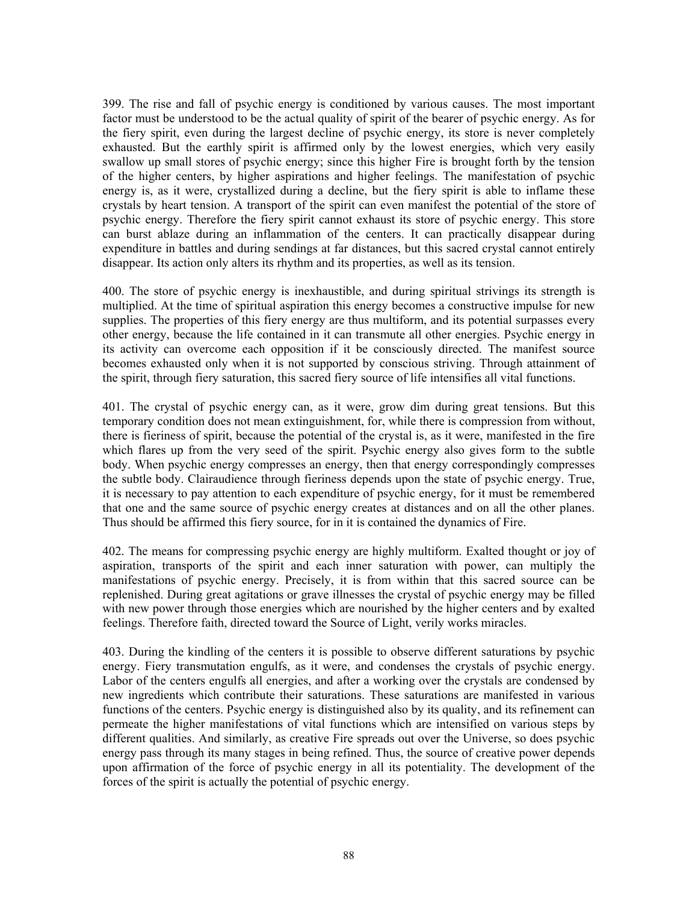399. The rise and fall of psychic energy is conditioned by various causes. The most important factor must be understood to be the actual quality of spirit of the bearer of psychic energy. As for the fiery spirit, even during the largest decline of psychic energy, its store is never completely exhausted. But the earthly spirit is affirmed only by the lowest energies, which very easily swallow up small stores of psychic energy; since this higher Fire is brought forth by the tension of the higher centers, by higher aspirations and higher feelings. The manifestation of psychic energy is, as it were, crystallized during a decline, but the fiery spirit is able to inflame these crystals by heart tension. A transport of the spirit can even manifest the potential of the store of psychic energy. Therefore the fiery spirit cannot exhaust its store of psychic energy. This store can burst ablaze during an inflammation of the centers. It can practically disappear during expenditure in battles and during sendings at far distances, but this sacred crystal cannot entirely disappear. Its action only alters its rhythm and its properties, as well as its tension.

400. The store of psychic energy is inexhaustible, and during spiritual strivings its strength is multiplied. At the time of spiritual aspiration this energy becomes a constructive impulse for new supplies. The properties of this fiery energy are thus multiform, and its potential surpasses every other energy, because the life contained in it can transmute all other energies. Psychic energy in its activity can overcome each opposition if it be consciously directed. The manifest source becomes exhausted only when it is not supported by conscious striving. Through attainment of the spirit, through fiery saturation, this sacred fiery source of life intensifies all vital functions.

401. The crystal of psychic energy can, as it were, grow dim during great tensions. But this temporary condition does not mean extinguishment, for, while there is compression from without, there is fieriness of spirit, because the potential of the crystal is, as it were, manifested in the fire which flares up from the very seed of the spirit. Psychic energy also gives form to the subtle body. When psychic energy compresses an energy, then that energy correspondingly compresses the subtle body. Clairaudience through fieriness depends upon the state of psychic energy. True, it is necessary to pay attention to each expenditure of psychic energy, for it must be remembered that one and the same source of psychic energy creates at distances and on all the other planes. Thus should be affirmed this fiery source, for in it is contained the dynamics of Fire.

402. The means for compressing psychic energy are highly multiform. Exalted thought or joy of aspiration, transports of the spirit and each inner saturation with power, can multiply the manifestations of psychic energy. Precisely, it is from within that this sacred source can be replenished. During great agitations or grave illnesses the crystal of psychic energy may be filled with new power through those energies which are nourished by the higher centers and by exalted feelings. Therefore faith, directed toward the Source of Light, verily works miracles.

403. During the kindling of the centers it is possible to observe different saturations by psychic energy. Fiery transmutation engulfs, as it were, and condenses the crystals of psychic energy. Labor of the centers engulfs all energies, and after a working over the crystals are condensed by new ingredients which contribute their saturations. These saturations are manifested in various functions of the centers. Psychic energy is distinguished also by its quality, and its refinement can permeate the higher manifestations of vital functions which are intensified on various steps by different qualities. And similarly, as creative Fire spreads out over the Universe, so does psychic energy pass through its many stages in being refined. Thus, the source of creative power depends upon affirmation of the force of psychic energy in all its potentiality. The development of the forces of the spirit is actually the potential of psychic energy.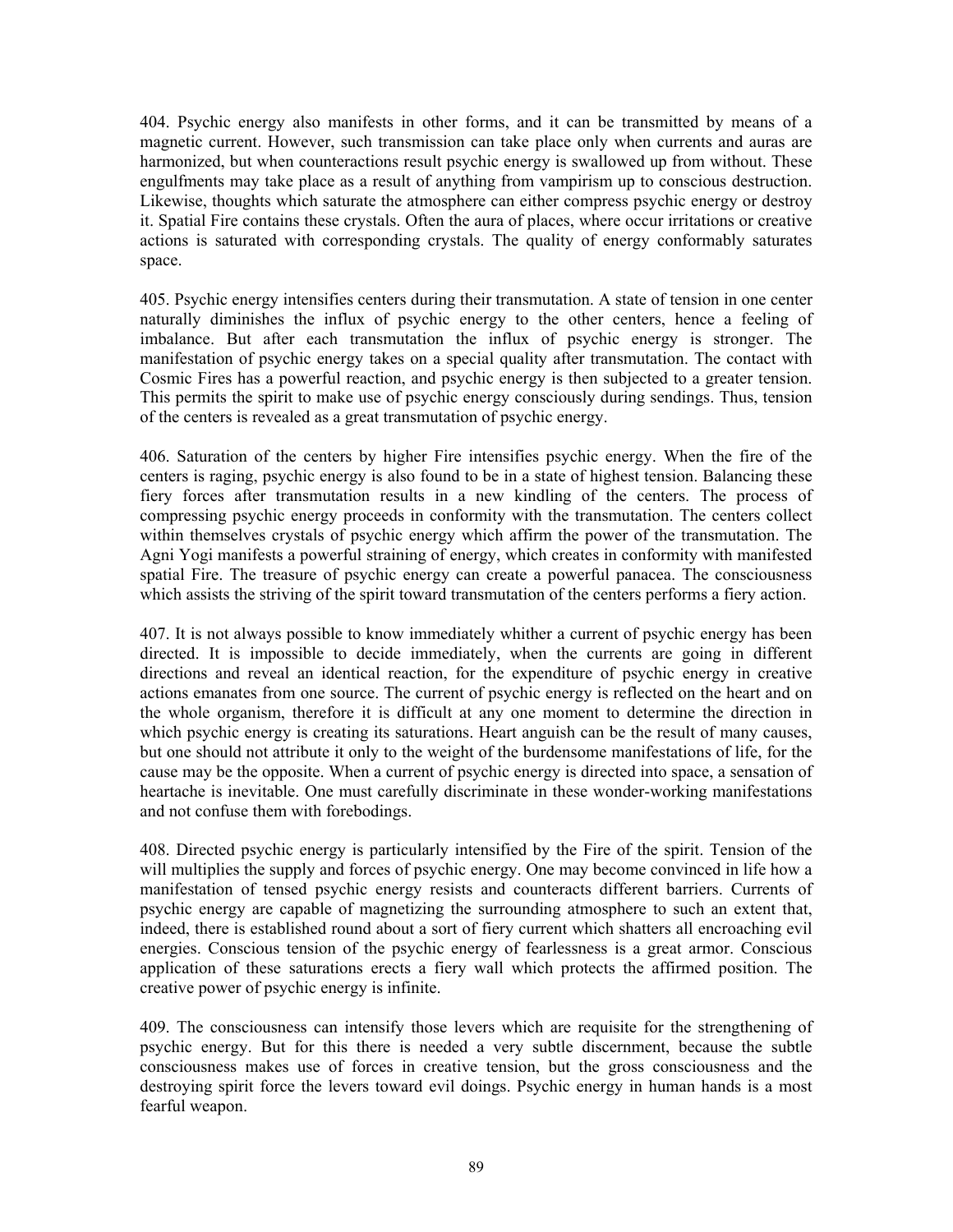404. Psychic energy also manifests in other forms, and it can be transmitted by means of a magnetic current. However, such transmission can take place only when currents and auras are harmonized, but when counteractions result psychic energy is swallowed up from without. These engulfments may take place as a result of anything from vampirism up to conscious destruction. Likewise, thoughts which saturate the atmosphere can either compress psychic energy or destroy it. Spatial Fire contains these crystals. Often the aura of places, where occur irritations or creative actions is saturated with corresponding crystals. The quality of energy conformably saturates space.

405. Psychic energy intensifies centers during their transmutation. A state of tension in one center naturally diminishes the influx of psychic energy to the other centers, hence a feeling of imbalance. But after each transmutation the influx of psychic energy is stronger. The manifestation of psychic energy takes on a special quality after transmutation. The contact with Cosmic Fires has a powerful reaction, and psychic energy is then subjected to a greater tension. This permits the spirit to make use of psychic energy consciously during sendings. Thus, tension of the centers is revealed as a great transmutation of psychic energy.

406. Saturation of the centers by higher Fire intensifies psychic energy. When the fire of the centers is raging, psychic energy is also found to be in a state of highest tension. Balancing these fiery forces after transmutation results in a new kindling of the centers. The process of compressing psychic energy proceeds in conformity with the transmutation. The centers collect within themselves crystals of psychic energy which affirm the power of the transmutation. The Agni Yogi manifests a powerful straining of energy, which creates in conformity with manifested spatial Fire. The treasure of psychic energy can create a powerful panacea. The consciousness which assists the striving of the spirit toward transmutation of the centers performs a fiery action.

407. It is not always possible to know immediately whither a current of psychic energy has been directed. It is impossible to decide immediately, when the currents are going in different directions and reveal an identical reaction, for the expenditure of psychic energy in creative actions emanates from one source. The current of psychic energy is reflected on the heart and on the whole organism, therefore it is difficult at any one moment to determine the direction in which psychic energy is creating its saturations. Heart anguish can be the result of many causes, but one should not attribute it only to the weight of the burdensome manifestations of life, for the cause may be the opposite. When a current of psychic energy is directed into space, a sensation of heartache is inevitable. One must carefully discriminate in these wonder-working manifestations and not confuse them with forebodings.

408. Directed psychic energy is particularly intensified by the Fire of the spirit. Tension of the will multiplies the supply and forces of psychic energy. One may become convinced in life how a manifestation of tensed psychic energy resists and counteracts different barriers. Currents of psychic energy are capable of magnetizing the surrounding atmosphere to such an extent that, indeed, there is established round about a sort of fiery current which shatters all encroaching evil energies. Conscious tension of the psychic energy of fearlessness is a great armor. Conscious application of these saturations erects a fiery wall which protects the affirmed position. The creative power of psychic energy is infinite.

409. The consciousness can intensify those levers which are requisite for the strengthening of psychic energy. But for this there is needed a very subtle discernment, because the subtle consciousness makes use of forces in creative tension, but the gross consciousness and the destroying spirit force the levers toward evil doings. Psychic energy in human hands is a most fearful weapon.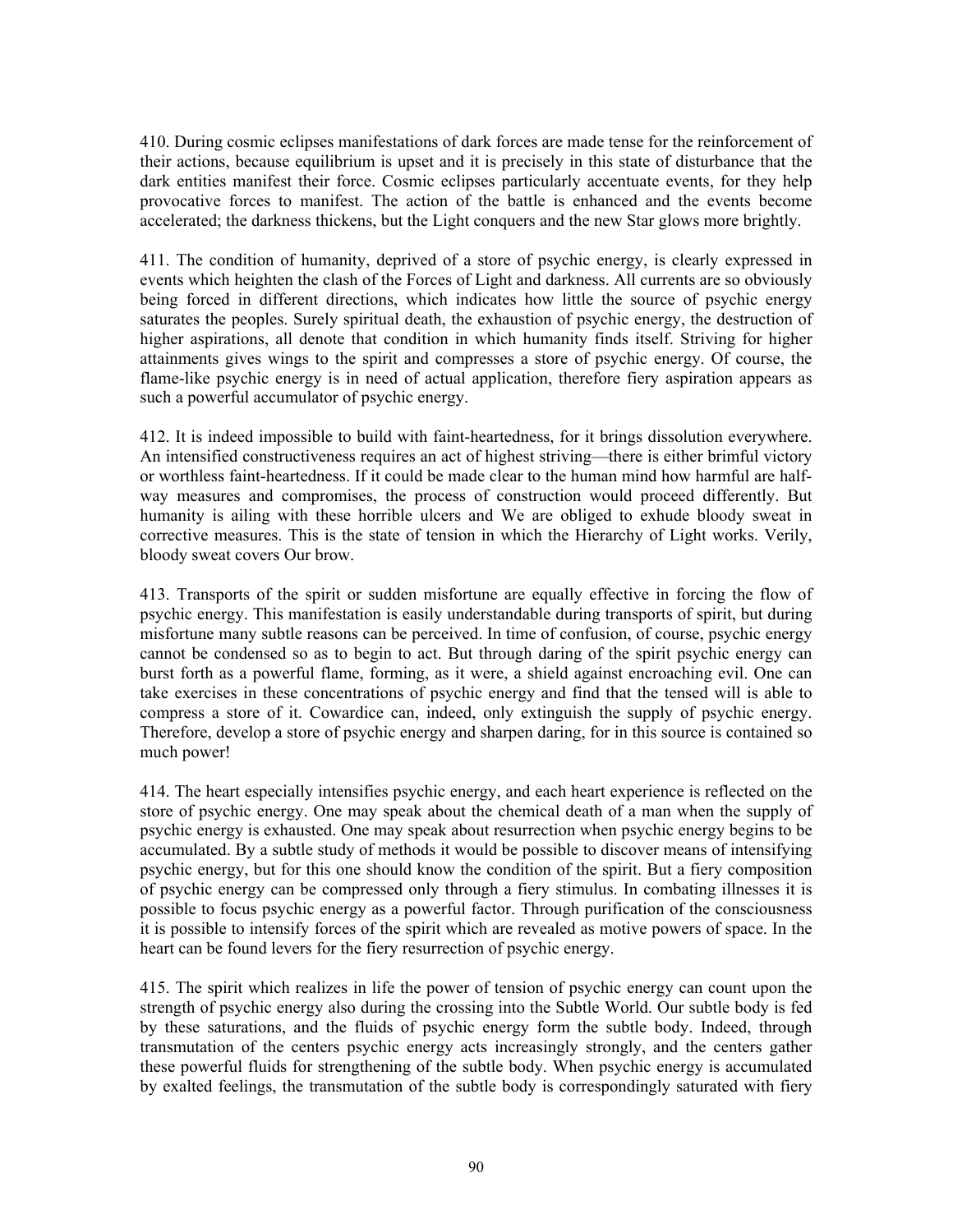410. During cosmic eclipses manifestations of dark forces are made tense for the reinforcement of their actions, because equilibrium is upset and it is precisely in this state of disturbance that the dark entities manifest their force. Cosmic eclipses particularly accentuate events, for they help provocative forces to manifest. The action of the battle is enhanced and the events become accelerated; the darkness thickens, but the Light conquers and the new Star glows more brightly.

411. The condition of humanity, deprived of a store of psychic energy, is clearly expressed in events which heighten the clash of the Forces of Light and darkness. All currents are so obviously being forced in different directions, which indicates how little the source of psychic energy saturates the peoples. Surely spiritual death, the exhaustion of psychic energy, the destruction of higher aspirations, all denote that condition in which humanity finds itself. Striving for higher attainments gives wings to the spirit and compresses a store of psychic energy. Of course, the flame-like psychic energy is in need of actual application, therefore fiery aspiration appears as such a powerful accumulator of psychic energy.

412. It is indeed impossible to build with faint-heartedness, for it brings dissolution everywhere. An intensified constructiveness requires an act of highest striving—there is either brimful victory or worthless faint-heartedness. If it could be made clear to the human mind how harmful are half-way measures and compromises, the process of construction would proceed differently. But humanity is ailing with these horrible ulcers and We are obliged to exhude bloody sweat in corrective measures. This is the state of tension in which the Hierarchy of Light works. Verily, bloody sweat covers Our brow.

413. Transports of the spirit or sudden misfortune are equally effective in forcing the flow of psychic energy. This manifestation is easily understandable during transports of spirit, but during misfortune many subtle reasons can be perceived. In time of confusion, of course, psychic energy cannot be condensed so as to begin to act. But through daring of the spirit psychic energy can burst forth as a powerful flame, forming, as it were, a shield against encroaching evil. One can take exercises in these concentrations of psychic energy and find that the tensed will is able to compress a store of it. Cowardice can, indeed, only extinguish the supply of psychic energy. Therefore, develop a store of psychic energy and sharpen daring, for in this source is contained so much power!

414. The heart especially intensifies psychic energy, and each heart experience is reflected on the store of psychic energy. One may speak about the chemical death of a man when the supply of psychic energy is exhausted. One may speak about resurrection when psychic energy begins to be accumulated. By a subtle study of methods it would be possible to discover means of intensifying psychic energy, but for this one should know the condition of the spirit. But a fiery composition of psychic energy can be compressed only through a fiery stimulus. In combating illnesses it is possible to focus psychic energy as a powerful factor. Through purification of the consciousness it is possible to intensify forces of the spirit which are revealed as motive powers of space. In the heart can be found levers for the fiery resurrection of psychic energy.

415. The spirit which realizes in life the power of tension of psychic energy can count upon the strength of psychic energy also during the crossing into the Subtle World. Our subtle body is fed by these saturations, and the fluids of psychic energy form the subtle body. Indeed, through transmutation of the centers psychic energy acts increasingly strongly, and the centers gather these powerful fluids for strengthening of the subtle body. When psychic energy is accumulated by exalted feelings, the transmutation of the subtle body is correspondingly saturated with fiery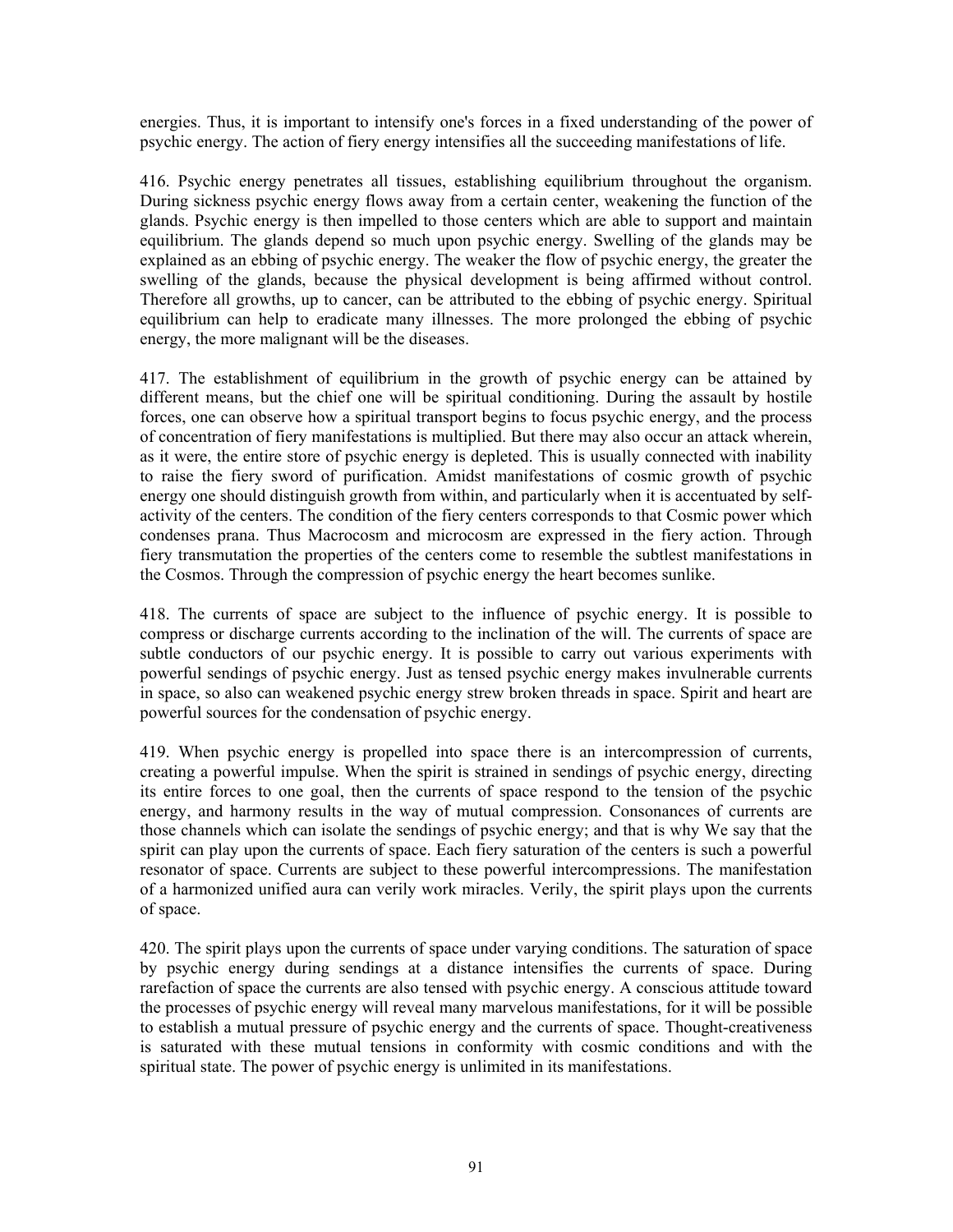energies. Thus, it is important to intensify one's forces in a fixed understanding of the power of psychic energy. The action of fiery energy intensifies all the succeeding manifestations of life.

416. Psychic energy penetrates all tissues, establishing equilibrium throughout the organism. During sickness psychic energy flows away from a certain center, weakening the function of the glands. Psychic energy is then impelled to those centers which are able to support and maintain equilibrium. The glands depend so much upon psychic energy. Swelling of the glands may be explained as an ebbing of psychic energy. The weaker the flow of psychic energy, the greater the swelling of the glands, because the physical development is being affirmed without control. Therefore all growths, up to cancer, can be attributed to the ebbing of psychic energy. Spiritual equilibrium can help to eradicate many illnesses. The more prolonged the ebbing of psychic energy, the more malignant will be the diseases.

417. The establishment of equilibrium in the growth of psychic energy can be attained by different means, but the chief one will be spiritual conditioning. During the assault by hostile forces, one can observe how a spiritual transport begins to focus psychic energy, and the process of concentration of fiery manifestations is multiplied. But there may also occur an attack wherein, as it were, the entire store of psychic energy is depleted. This is usually connected with inability to raise the fiery sword of purification. Amidst manifestations of cosmic growth of psychic energy one should distinguish growth from within, and particularly when it is accentuated by self-activity of the centers. The condition of the fiery centers corresponds to that Cosmic power which condenses prana. Thus Macrocosm and microcosm are expressed in the fiery action. Through fiery transmutation the properties of the centers come to resemble the subtlest manifestations in the Cosmos. Through the compression of psychic energy the heart becomes sunlike.

418. The currents of space are subject to the influence of psychic energy. It is possible to compress or discharge currents according to the inclination of the will. The currents of space are subtle conductors of our psychic energy. It is possible to carry out various experiments with powerful sendings of psychic energy. Just as tensed psychic energy makes invulnerable currents in space, so also can weakened psychic energy strew broken threads in space. Spirit and heart are powerful sources for the condensation of psychic energy.

419. When psychic energy is propelled into space there is an intercompression of currents, creating a powerful impulse. When the spirit is strained in sendings of psychic energy, directing its entire forces to one goal, then the currents of space respond to the tension of the psychic energy, and harmony results in the way of mutual compression. Consonances of currents are those channels which can isolate the sendings of psychic energy; and that is why We say that the spirit can play upon the currents of space. Each fiery saturation of the centers is such a powerful resonator of space. Currents are subject to these powerful intercompressions. The manifestation of a harmonized unified aura can verily work miracles. Verily, the spirit plays upon the currents of space.

420. The spirit plays upon the currents of space under varying conditions. The saturation of space by psychic energy during sendings at a distance intensifies the currents of space. During rarefaction of space the currents are also tensed with psychic energy. A conscious attitude toward the processes of psychic energy will reveal many marvelous manifestations, for it will be possible to establish a mutual pressure of psychic energy and the currents of space. Thought-creativeness is saturated with these mutual tensions in conformity with cosmic conditions and with the spiritual state. The power of psychic energy is unlimited in its manifestations.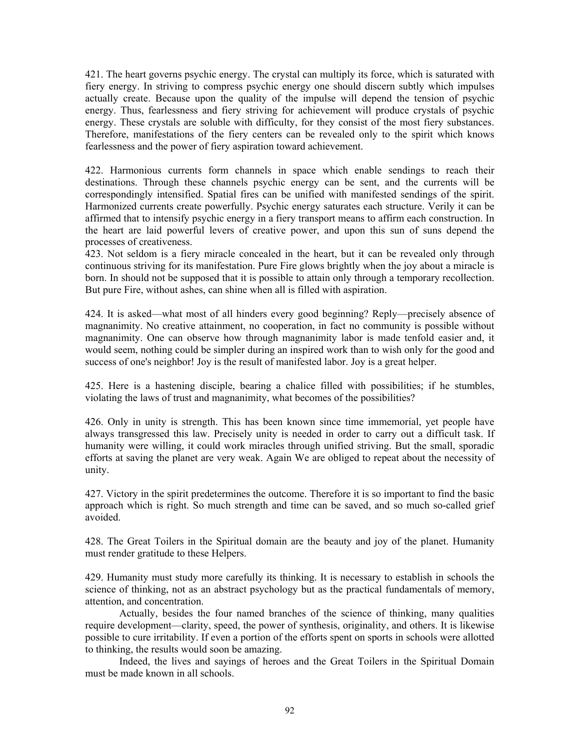421. The heart governs psychic energy. The crystal can multiply its force, which is saturated with fiery energy. In striving to compress psychic energy one should discern subtly which impulses actually create. Because upon the quality of the impulse will depend the tension of psychic energy. Thus, fearlessness and fiery striving for achievement will produce crystals of psychic energy. These crystals are soluble with difficulty, for they consist of the most fiery substances. Therefore, manifestations of the fiery centers can be revealed only to the spirit which knows fearlessness and the power of fiery aspiration toward achievement.

422. Harmonious currents form channels in space which enable sendings to reach their destinations. Through these channels psychic energy can be sent, and the currents will be correspondingly intensified. Spatial fires can be unified with manifested sendings of the spirit. Harmonized currents create powerfully. Psychic energy saturates each structure. Verily it can be affirmed that to intensify psychic energy in a fiery transport means to affirm each construction. In the heart are laid powerful levers of creative power, and upon this sun of suns depend the processes of creativeness.

423. Not seldom is a fiery miracle concealed in the heart, but it can be revealed only through continuous striving for its manifestation. Pure Fire glows brightly when the joy about a miracle is born. In should not be supposed that it is possible to attain only through a temporary recollection. But pure Fire, without ashes, can shine when all is filled with aspiration.

424. It is asked—what most of all hinders every good beginning? Reply—precisely absence of magnanimity. No creative attainment, no cooperation, in fact no community is possible without magnanimity. One can observe how through magnanimity labor is made tenfold easier and, it would seem, nothing could be simpler during an inspired work than to wish only for the good and success of one's neighbor! Joy is the result of manifested labor. Joy is a great helper.

425. Here is a hastening disciple, bearing a chalice filled with possibilities; if he stumbles, violating the laws of trust and magnanimity, what becomes of the possibilities?

426. Only in unity is strength. This has been known since time immemorial, yet people have always transgressed this law. Precisely unity is needed in order to carry out a difficult task. If humanity were willing, it could work miracles through unified striving. But the small, sporadic efforts at saving the planet are very weak. Again We are obliged to repeat about the necessity of unity.

427. Victory in the spirit predetermines the outcome. Therefore it is so important to find the basic approach which is right. So much strength and time can be saved, and so much so-called grief avoided.

428. The Great Toilers in the Spiritual domain are the beauty and joy of the planet. Humanity must render gratitude to these Helpers.

429. Humanity must study more carefully its thinking. It is necessary to establish in schools the science of thinking, not as an abstract psychology but as the practical fundamentals of memory, attention, and concentration.

Actually, besides the four named branches of the science of thinking, many qualities require development—clarity, speed, the power of synthesis, originality, and others. It is likewise possible to cure irritability. If even a portion of the efforts spent on sports in schools were allotted to thinking, the results would soon be amazing.

Indeed, the lives and sayings of heroes and the Great Toilers in the Spiritual Domain must be made known in all schools.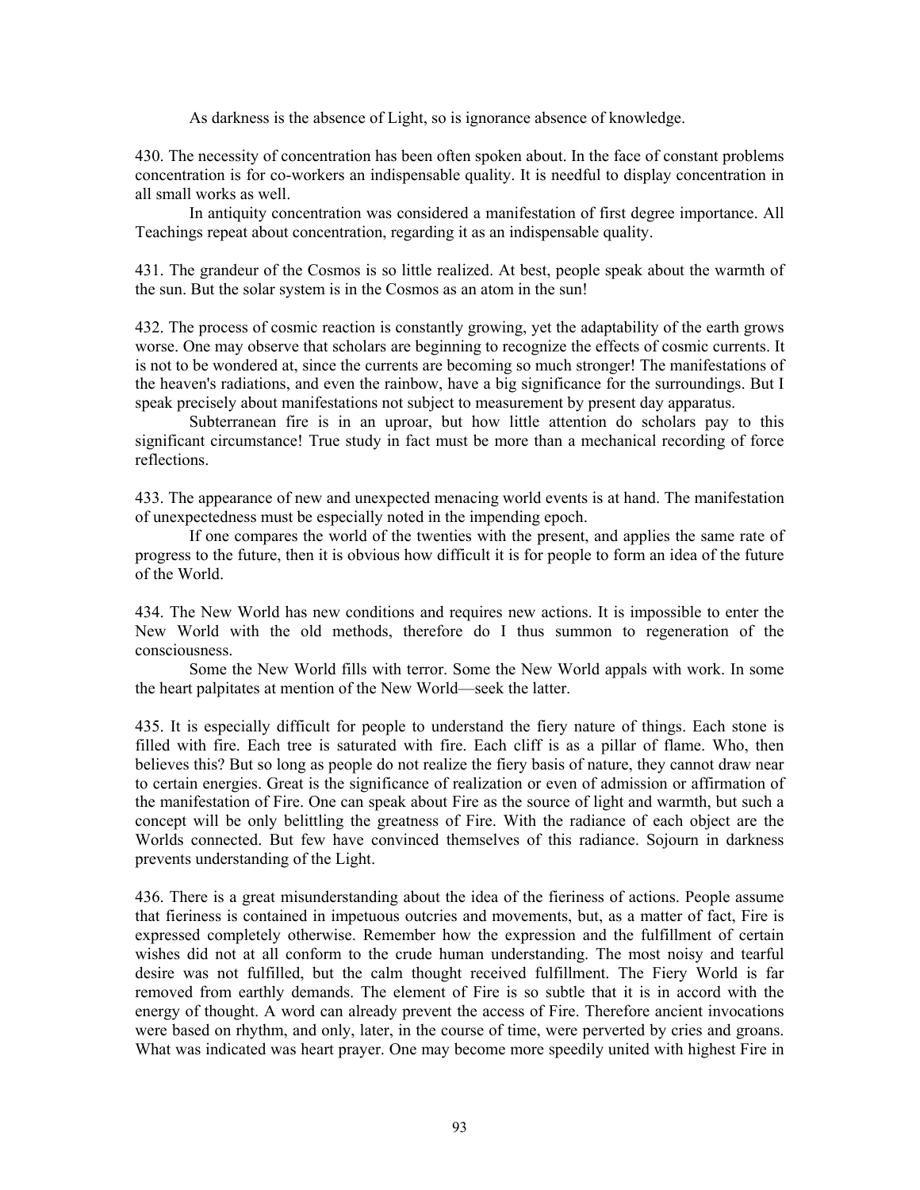As darkness is the absence of Light, so is ignorance absence of knowledge.

430. The necessity of concentration has been often spoken about. In the face of constant problems concentration is for co-workers an indispensable quality. It is needful to display concentration in all small works as well.

In antiquity concentration was considered a manifestation of first degree importance. All Teachings repeat about concentration, regarding it as an indispensable quality.

431. The grandeur of the Cosmos is so little realized. At best, people speak about the warmth of the sun. But the solar system is in the Cosmos as an atom in the sun!

432. The process of cosmic reaction is constantly growing, yet the adaptability of the earth grows worse. One may observe that scholars are beginning to recognize the effects of cosmic currents. It is not to be wondered at, since the currents are becoming so much stronger! The manifestations of the heaven's radiations, and even the rainbow, have a big significance for the surroundings. But I speak precisely about manifestations not subject to measurement by present day apparatus.

Subterranean fire is in an uproar, but how little attention do scholars pay to this significant circumstance! True study in fact must be more than a mechanical recording of force reflections.

433. The appearance of new and unexpected menacing world events is at hand. The manifestation of unexpectedness must be especially noted in the impending epoch.

If one compares the world of the twenties with the present, and applies the same rate of progress to the future, then it is obvious how difficult it is for people to form an idea of the future of the World.

434. The New World has new conditions and requires new actions. It is impossible to enter the New World with the old methods, therefore do I thus summon to regeneration of the consciousness.

Some the New World fills with terror. Some the New World appals with work. In some the heart palpitates at mention of the New World—seek the latter.

435. It is especially difficult for people to understand the fiery nature of things. Each stone is filled with fire. Each tree is saturated with fire. Each cliff is as a pillar of flame. Who, then believes this? But so long as people do not realize the fiery basis of nature, they cannot draw near to certain energies. Great is the significance of realization or even of admission or affirmation of the manifestation of Fire. One can speak about Fire as the source of light and warmth, but such a concept will be only belittling the greatness of Fire. With the radiance of each object are the Worlds connected. But few have convinced themselves of this radiance. Sojourn in darkness prevents understanding of the Light.

436. There is a great misunderstanding about the idea of the fieriness of actions. People assume that fieriness is contained in impetuous outcries and movements, but, as a matter of fact, Fire is expressed completely otherwise. Remember how the expression and the fulfillment of certain wishes did not at all conform to the crude human understanding. The most noisy and tearful desire was not fulfilled, but the calm thought received fulfillment. The Fiery World is far removed from earthly demands. The element of Fire is so subtle that it is in accord with the energy of thought. A word can already prevent the access of Fire. Therefore ancient invocations were based on rhythm, and only, later, in the course of time, were perverted by cries and groans. What was indicated was heart prayer. One may become more speedily united with highest Fire in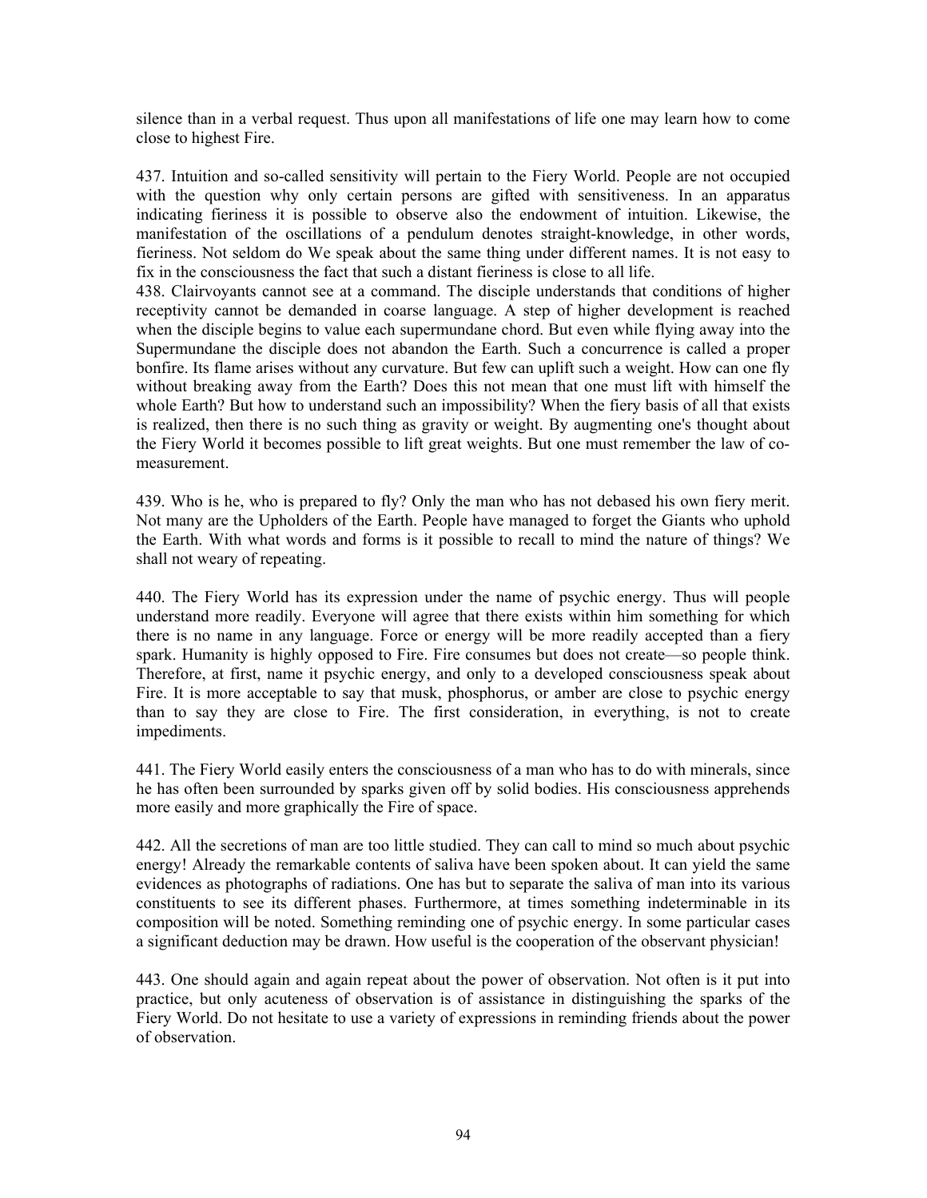silence than in a verbal request. Thus upon all manifestations of life one may learn how to come close to highest Fire.

437. Intuition and so-called sensitivity will pertain to the Fiery World. People are not occupied with the question why only certain persons are gifted with sensitiveness. In an apparatus indicating fieriness it is possible to observe also the endowment of intuition. Likewise, the manifestation of the oscillations of a pendulum denotes straight-knowledge, in other words, fieriness. Not seldom do We speak about the same thing under different names. It is not easy to fix in the consciousness the fact that such a distant fieriness is close to all life.

438. Clairvoyants cannot see at a command. The disciple understands that conditions of higher receptivity cannot be demanded in coarse language. A step of higher development is reached when the disciple begins to value each supermundane chord. But even while flying away into the Supermundane the disciple does not abandon the Earth. Such a concurrence is called a proper bonfire. Its flame arises without any curvature. But few can uplift such a weight. How can one fly without breaking away from the Earth? Does this not mean that one must lift with himself the whole Earth? But how to understand such an impossibility? When the fiery basis of all that exists is realized, then there is no such thing as gravity or weight. By augmenting one's thought about the Fiery World it becomes possible to lift great weights. But one must remember the law of co-measurement.

439. Who is he, who is prepared to fly? Only the man who has not debased his own fiery merit. Not many are the Upholders of the Earth. People have managed to forget the Giants who uphold the Earth. With what words and forms is it possible to recall to mind the nature of things? We shall not weary of repeating.

440. The Fiery World has its expression under the name of psychic energy. Thus will people understand more readily. Everyone will agree that there exists within him something for which there is no name in any language. Force or energy will be more readily accepted than a fiery spark. Humanity is highly opposed to Fire. Fire consumes but does not create—so people think. Therefore, at first, name it psychic energy, and only to a developed consciousness speak about Fire. It is more acceptable to say that musk, phosphorus, or amber are close to psychic energy than to say they are close to Fire. The first consideration, in everything, is not to create impediments.

441. The Fiery World easily enters the consciousness of a man who has to do with minerals, since he has often been surrounded by sparks given off by solid bodies. His consciousness apprehends more easily and more graphically the Fire of space.

442. All the secretions of man are too little studied. They can call to mind so much about psychic energy! Already the remarkable contents of saliva have been spoken about. It can yield the same evidences as photographs of radiations. One has but to separate the saliva of man into its various constituents to see its different phases. Furthermore, at times something indeterminable in its composition will be noted. Something reminding one of psychic energy. In some particular cases a significant deduction may be drawn. How useful is the cooperation of the observant physician!

443. One should again and again repeat about the power of observation. Not often is it put into practice, but only acuteness of observation is of assistance in distinguishing the sparks of the Fiery World. Do not hesitate to use a variety of expressions in reminding friends about the power of observation.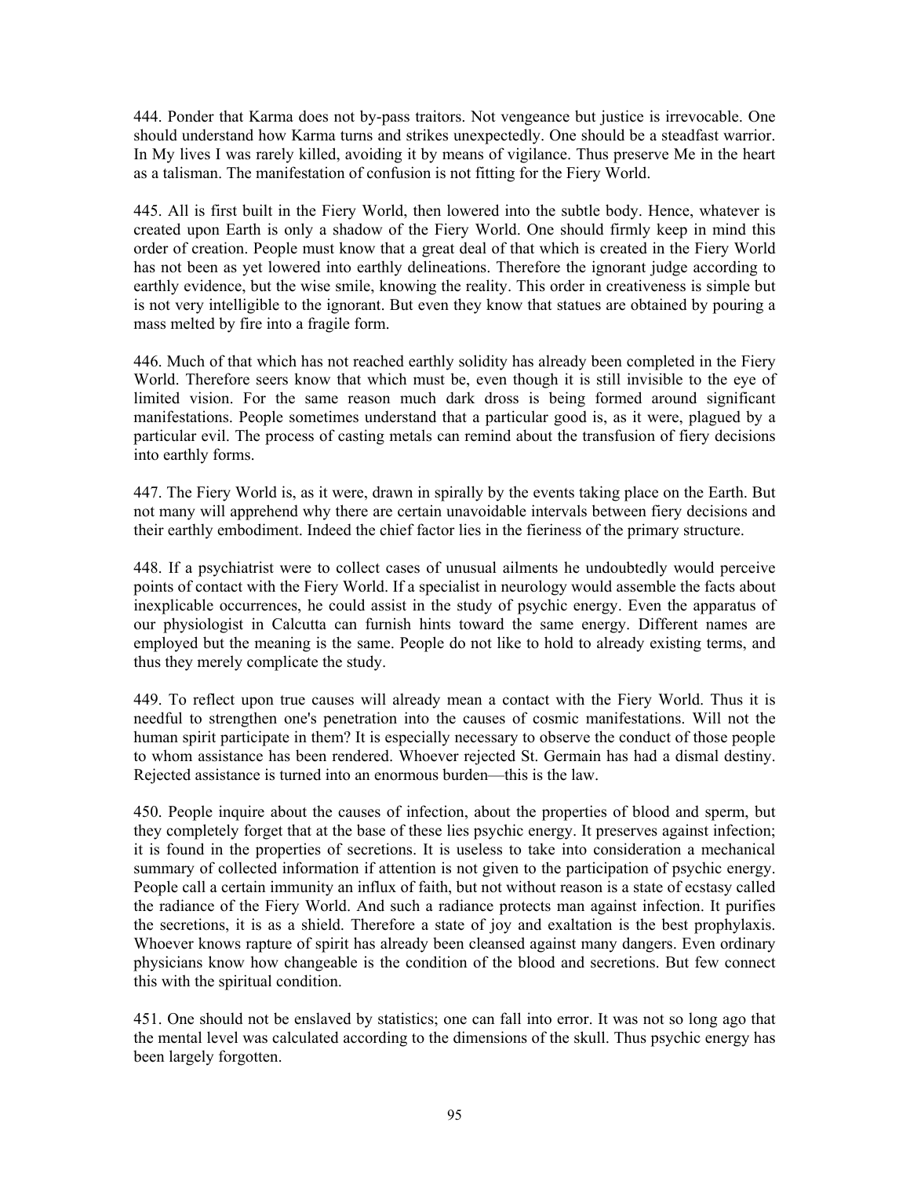444. Ponder that Karma does not by-pass traitors. Not vengeance but justice is irrevocable. One should understand how Karma turns and strikes unexpectedly. One should be a steadfast warrior. In My lives I was rarely killed, avoiding it by means of vigilance. Thus preserve Me in the heart as a talisman. The manifestation of confusion is not fitting for the Fiery World.

445. All is first built in the Fiery World, then lowered into the subtle body. Hence, whatever is created upon Earth is only a shadow of the Fiery World. One should firmly keep in mind this order of creation. People must know that a great deal of that which is created in the Fiery World has not been as yet lowered into earthly delineations. Therefore the ignorant judge according to earthly evidence, but the wise smile, knowing the reality. This order in creativeness is simple but is not very intelligible to the ignorant. But even they know that statues are obtained by pouring a mass melted by fire into a fragile form.

446. Much of that which has not reached earthly solidity has already been completed in the Fiery World. Therefore seers know that which must be, even though it is still invisible to the eye of limited vision. For the same reason much dark dross is being formed around significant manifestations. People sometimes understand that a particular good is, as it were, plagued by a particular evil. The process of casting metals can remind about the transfusion of fiery decisions into earthly forms.

447. The Fiery World is, as it were, drawn in spirally by the events taking place on the Earth. But not many will apprehend why there are certain unavoidable intervals between fiery decisions and their earthly embodiment. Indeed the chief factor lies in the fieriness of the primary structure.

448. If a psychiatrist were to collect cases of unusual ailments he undoubtedly would perceive points of contact with the Fiery World. If a specialist in neurology would assemble the facts about inexplicable occurrences, he could assist in the study of psychic energy. Even the apparatus of our physiologist in Calcutta can furnish hints toward the same energy. Different names are employed but the meaning is the same. People do not like to hold to already existing terms, and thus they merely complicate the study.

449. To reflect upon true causes will already mean a contact with the Fiery World. Thus it is needful to strengthen one's penetration into the causes of cosmic manifestations. Will not the human spirit participate in them? It is especially necessary to observe the conduct of those people to whom assistance has been rendered. Whoever rejected St. Germain has had a dismal destiny. Rejected assistance is turned into an enormous burden—this is the law.

450. People inquire about the causes of infection, about the properties of blood and sperm, but they completely forget that at the base of these lies psychic energy. It preserves against infection; it is found in the properties of secretions. It is useless to take into consideration a mechanical summary of collected information if attention is not given to the participation of psychic energy. People call a certain immunity an influx of faith, but not without reason is a state of ecstasy called the radiance of the Fiery World. And such a radiance protects man against infection. It purifies the secretions, it is as a shield. Therefore a state of joy and exaltation is the best prophylaxis. Whoever knows rapture of spirit has already been cleansed against many dangers. Even ordinary physicians know how changeable is the condition of the blood and secretions. But few connect this with the spiritual condition.

451. One should not be enslaved by statistics; one can fall into error. It was not so long ago that the mental level was calculated according to the dimensions of the skull. Thus psychic energy has been largely forgotten.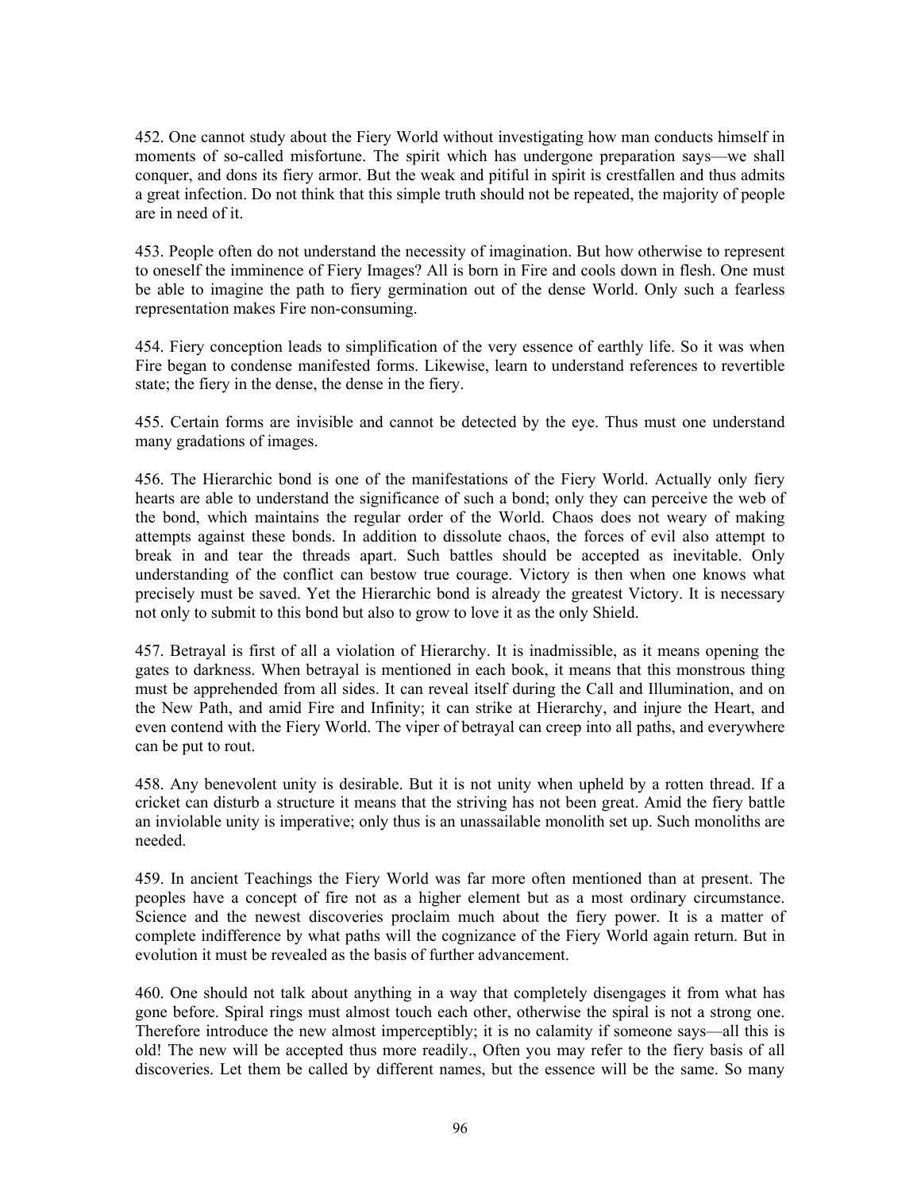452. One cannot study about the Fiery World without investigating how man conducts himself in moments of so-called misfortune. The spirit which has undergone preparation says—we shall conquer, and dons its fiery armor. But the weak and pitiful in spirit is crestfallen and thus admits a great infection. Do not think that this simple truth should not be repeated, the majority of people are in need of it.

453. People often do not understand the necessity of imagination. But how otherwise to represent to oneself the imminence of Fiery Images? All is born in Fire and cools down in flesh. One must be able to imagine the path to fiery germination out of the dense World. Only such a fearless representation makes Fire non-consuming.

454. Fiery conception leads to simplification of the very essence of earthly life. So it was when Fire began to condense manifested forms. Likewise, learn to understand references to revertible state; the fiery in the dense, the dense in the fiery.

455. Certain forms are invisible and cannot be detected by the eye. Thus must one understand many gradations of images.

456. The Hierarchic bond is one of the manifestations of the Fiery World. Actually only fiery hearts are able to understand the significance of such a bond; only they can perceive the web of the bond, which maintains the regular order of the World. Chaos does not weary of making attempts against these bonds. In addition to dissolute chaos, the forces of evil also attempt to break in and tear the threads apart. Such battles should be accepted as inevitable. Only understanding of the conflict can bestow true courage. Victory is then when one knows what precisely must be saved. Yet the Hierarchic bond is already the greatest Victory. It is necessary not only to submit to this bond but also to grow to love it as the only Shield.

457. Betrayal is first of all a violation of Hierarchy. It is inadmissible, as it means opening the gates to darkness. When betrayal is mentioned in each book, it means that this monstrous thing must be apprehended from all sides. It can reveal itself during the Call and Illumination, and on the New Path, and amid Fire and Infinity; it can strike at Hierarchy, and injure the Heart, and even contend with the Fiery World. The viper of betrayal can creep into all paths, and everywhere can be put to rout.

458. Any benevolent unity is desirable. But it is not unity when upheld by a rotten thread. If a cricket can disturb a structure it means that the striving has not been great. Amid the fiery battle an inviolable unity is imperative; only thus is an unassailable monolith set up. Such monoliths are needed.

459. In ancient Teachings the Fiery World was far more often mentioned than at present. The peoples have a concept of fire not as a higher element but as a most ordinary circumstance. Science and the newest discoveries proclaim much about the fiery power. It is a matter of complete indifference by what paths will the cognizance of the Fiery World again return. But in evolution it must be revealed as the basis of further advancement.

460. One should not talk about anything in a way that completely disengages it from what has gone before. Spiral rings must almost touch each other, otherwise the spiral is not a strong one. Therefore introduce the new almost imperceptibly; it is no calamity if someone says—all this is old! The new will be accepted thus more readily., Often you may refer to the fiery basis of all discoveries. Let them be called by different names, but the essence will be the same. So many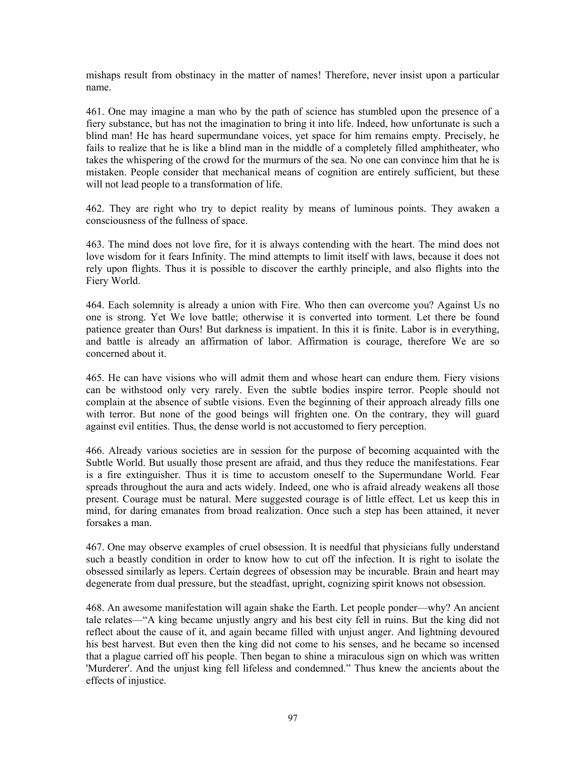mishaps result from obstinacy in the matter of names! Therefore, never insist upon a particular name.

461. One may imagine a man who by the path of science has stumbled upon the presence of a fiery substance, but has not the imagination to bring it into life. Indeed, how unfortunate is such a blind man! He has heard supermundane voices, yet space for him remains empty. Precisely, he fails to realize that he is like a blind man in the middle of a completely filled amphitheater, who takes the whispering of the crowd for the murmurs of the sea. No one can convince him that he is mistaken. People consider that mechanical means of cognition are entirely sufficient, but these will not lead people to a transformation of life.

462. They are right who try to depict reality by means of luminous points. They awaken a consciousness of the fullness of space.

463. The mind does not love fire, for it is always contending with the heart. The mind does not love wisdom for it fears Infinity. The mind attempts to limit itself with laws, because it does not rely upon flights. Thus it is possible to discover the earthly principle, and also flights into the Fiery World.

464. Each solemnity is already a union with Fire. Who then can overcome you? Against Us no one is strong. Yet We love battle; otherwise it is converted into torment. Let there be found patience greater than Ours! But darkness is impatient. In this it is finite. Labor is in everything, and battle is already an affirmation of labor. Affirmation is courage, therefore We are so concerned about it.

465. He can have visions who will admit them and whose heart can endure them. Fiery visions can be withstood only very rarely. Even the subtle bodies inspire terror. People should not complain at the absence of subtle visions. Even the beginning of their approach already fills one with terror. But none of the good beings will frighten one. On the contrary, they will guard against evil entities. Thus, the dense world is not accustomed to fiery perception.

466. Already various societies are in session for the purpose of becoming acquainted with the Subtle World. But usually those present are afraid, and thus they reduce the manifestations. Fear is a fire extinguisher. Thus it is time to accustom oneself to the Supermundane World. Fear spreads throughout the aura and acts widely. Indeed, one who is afraid already weakens all those present. Courage must be natural. Mere suggested courage is of little effect. Let us keep this in mind, for daring emanates from broad realization. Once such a step has been attained, it never forsakes a man.

467. One may observe examples of cruel obsession. It is needful that physicians fully understand such a beastly condition in order to know how to cut off the infection. It is right to isolate the obsessed similarly as lepers. Certain degrees of obsession may be incurable. Brain and heart may degenerate from dual pressure, but the steadfast, upright, cognizing spirit knows not obsession.

468. An awesome manifestation will again shake the Earth. Let people ponder—why? An ancient tale relates—"A king became unjustly angry and his best city fell in ruins. But the king did not reflect about the cause of it, and again became filled with unjust anger. And lightning devoured his best harvest. But even then the king did not come to his senses, and he became so incensed that a plague carried off his people. Then began to shine a miraculous sign on which was written 'Murderer'. And the unjust king fell lifeless and condemned." Thus knew the ancients about the effects of injustice.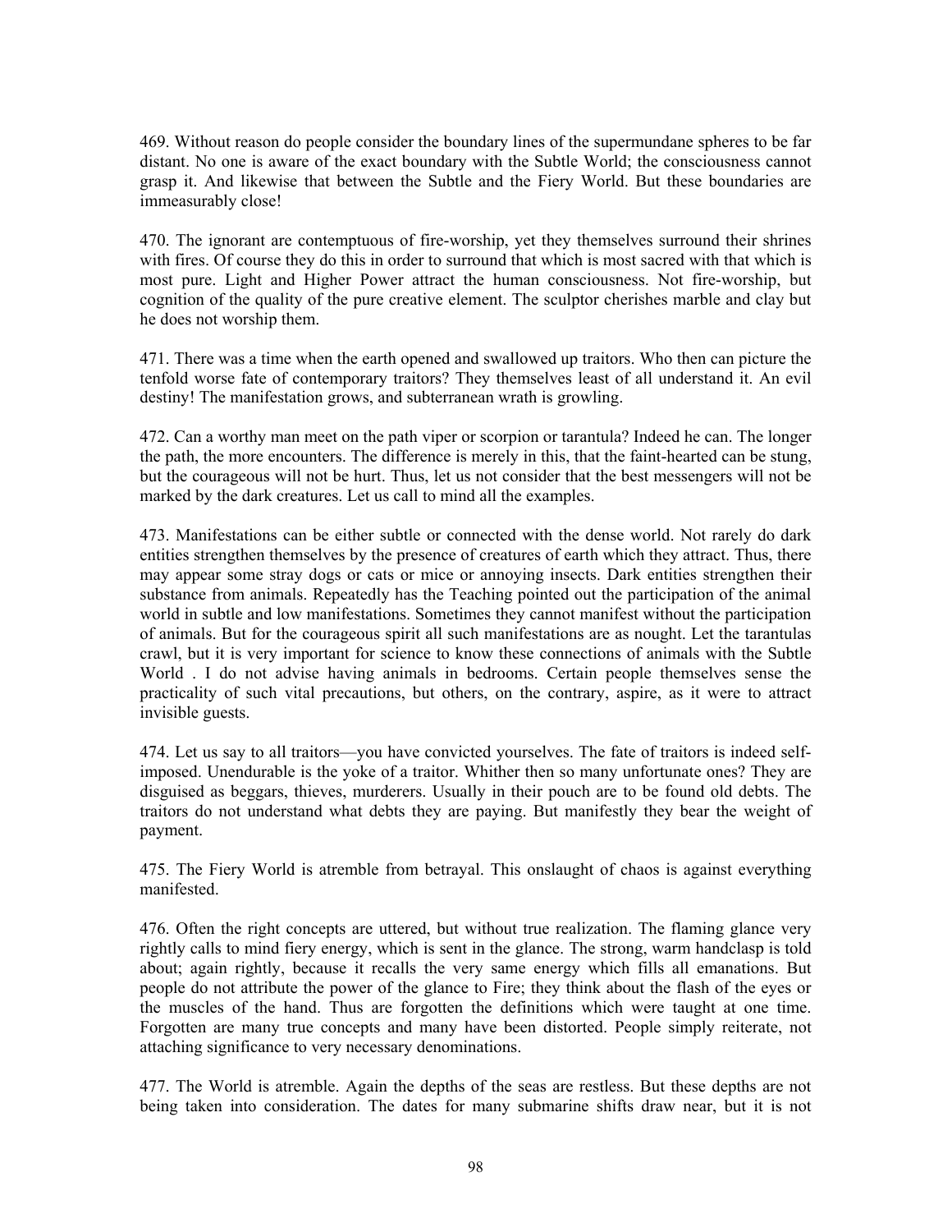469. Without reason do people consider the boundary lines of the supermundane spheres to be far distant. No one is aware of the exact boundary with the Subtle World; the consciousness cannot grasp it. And likewise that between the Subtle and the Fiery World. But these boundaries are immeasurably close!

470. The ignorant are contemptuous of fire-worship, yet they themselves surround their shrines with fires. Of course they do this in order to surround that which is most sacred with that which is most pure. Light and Higher Power attract the human consciousness. Not fire-worship, but cognition of the quality of the pure creative element. The sculptor cherishes marble and clay but he does not worship them.

471. There was a time when the earth opened and swallowed up traitors. Who then can picture the tenfold worse fate of contemporary traitors? They themselves least of all understand it. An evil destiny! The manifestation grows, and subterranean wrath is growling.

472. Can a worthy man meet on the path viper or scorpion or tarantula? Indeed he can. The longer the path, the more encounters. The difference is merely in this, that the faint-hearted can be stung, but the courageous will not be hurt. Thus, let us not consider that the best messengers will not be marked by the dark creatures. Let us call to mind all the examples.

473. Manifestations can be either subtle or connected with the dense world. Not rarely do dark entities strengthen themselves by the presence of creatures of earth which they attract. Thus, there may appear some stray dogs or cats or mice or annoying insects. Dark entities strengthen their substance from animals. Repeatedly has the Teaching pointed out the participation of the animal world in subtle and low manifestations. Sometimes they cannot manifest without the participation of animals. But for the courageous spirit all such manifestations are as nought. Let the tarantulas crawl, but it is very important for science to know these connections of animals with the Subtle World . I do not advise having animals in bedrooms. Certain people themselves sense the practicality of such vital precautions, but others, on the contrary, aspire, as it were to attract invisible guests.

474. Let us say to all traitors—you have convicted yourselves. The fate of traitors is indeed self-imposed. Unendurable is the yoke of a traitor. Whither then so many unfortunate ones? They are disguised as beggars, thieves, murderers. Usually in their pouch are to be found old debts. The traitors do not understand what debts they are paying. But manifestly they bear the weight of payment.

475. The Fiery World is atremble from betrayal. This onslaught of chaos is against everything manifested.

476. Often the right concepts are uttered, but without true realization. The flaming glance very rightly calls to mind fiery energy, which is sent in the glance. The strong, warm handclasp is told about; again rightly, because it recalls the very same energy which fills all emanations. But people do not attribute the power of the glance to Fire; they think about the flash of the eyes or the muscles of the hand. Thus are forgotten the definitions which were taught at one time. Forgotten are many true concepts and many have been distorted. People simply reiterate, not attaching significance to very necessary denominations.

477. The World is atremble. Again the depths of the seas are restless. But these depths are not being taken into consideration. The dates for many submarine shifts draw near, but it is not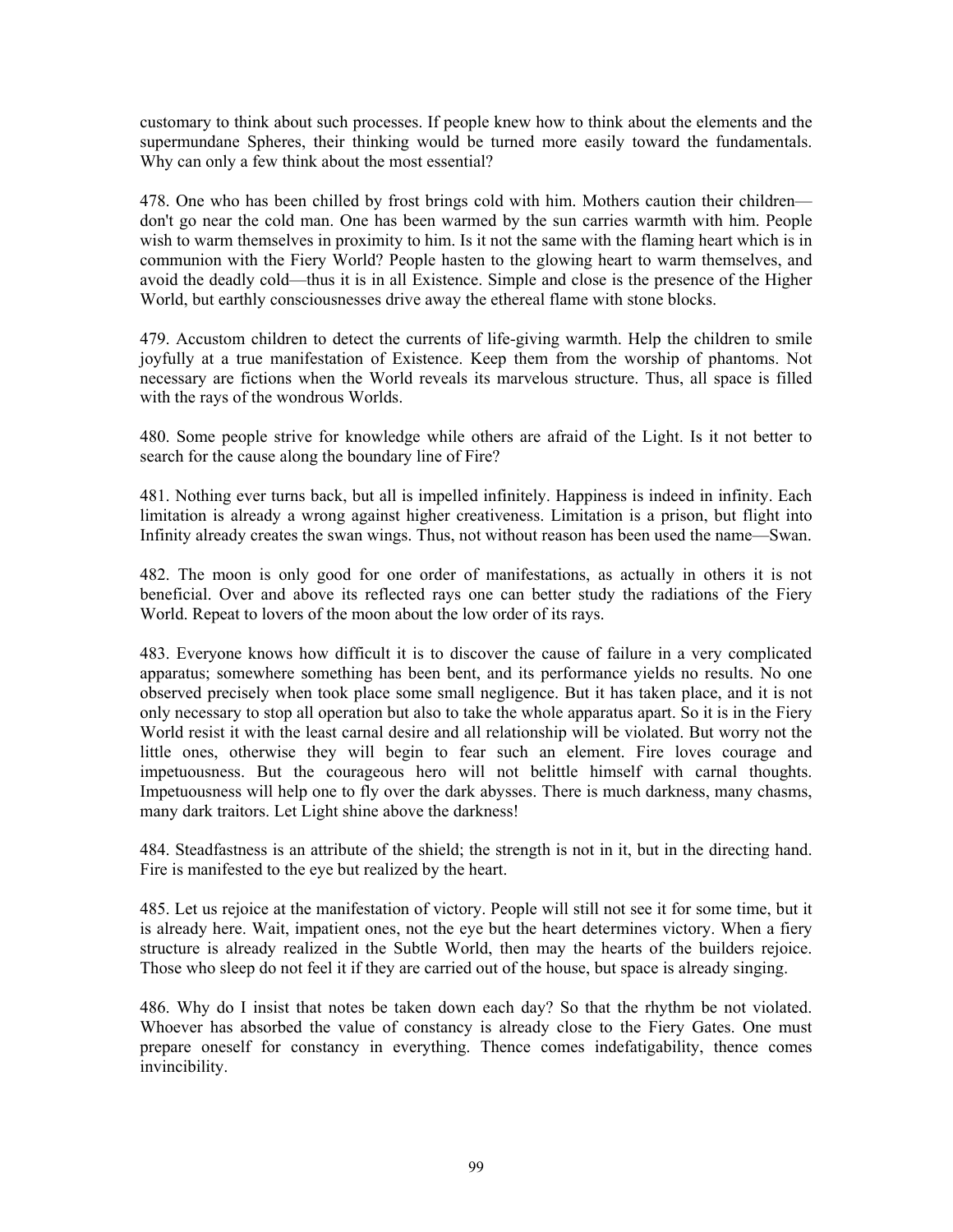customary to think about such processes. If people knew how to think about the elements and the supermundane Spheres, their thinking would be turned more easily toward the fundamentals. Why can only a few think about the most essential?

478. One who has been chilled by frost brings cold with him. Mothers caution their children—don't go near the cold man. One has been warmed by the sun carries warmth with him. People wish to warm themselves in proximity to him. Is it not the same with the flaming heart which is in communion with the Fiery World? People hasten to the glowing heart to warm themselves, and avoid the deadly cold—thus it is in all Existence. Simple and close is the presence of the Higher World, but earthly consciousnesses drive away the ethereal flame with stone blocks.

479. Accustom children to detect the currents of life-giving warmth. Help the children to smile joyfully at a true manifestation of Existence. Keep them from the worship of phantoms. Not necessary are fictions when the World reveals its marvelous structure. Thus, all space is filled with the rays of the wondrous Worlds.

480. Some people strive for knowledge while others are afraid of the Light. Is it not better to search for the cause along the boundary line of Fire?

481. Nothing ever turns back, but all is impelled infinitely. Happiness is indeed in infinity. Each limitation is already a wrong against higher creativeness. Limitation is a prison, but flight into Infinity already creates the swan wings. Thus, not without reason has been used the name—Swan.

482. The moon is only good for one order of manifestations, as actually in others it is not beneficial. Over and above its reflected rays one can better study the radiations of the Fiery World. Repeat to lovers of the moon about the low order of its rays.

483. Everyone knows how difficult it is to discover the cause of failure in a very complicated apparatus; somewhere something has been bent, and its performance yields no results. No one observed precisely when took place some small negligence. But it has taken place, and it is not only necessary to stop all operation but also to take the whole apparatus apart. So it is in the Fiery World resist it with the least carnal desire and all relationship will be violated. But worry not the little ones, otherwise they will begin to fear such an element. Fire loves courage and impetuousness. But the courageous hero will not belittle himself with carnal thoughts. Impetuousness will help one to fly over the dark abysses. There is much darkness, many chasms, many dark traitors. Let Light shine above the darkness!

484. Steadfastness is an attribute of the shield; the strength is not in it, but in the directing hand. Fire is manifested to the eye but realized by the heart.

485. Let us rejoice at the manifestation of victory. People will still not see it for some time, but it is already here. Wait, impatient ones, not the eye but the heart determines victory. When a fiery structure is already realized in the Subtle World, then may the hearts of the builders rejoice. Those who sleep do not feel it if they are carried out of the house, but space is already singing.

486. Why do I insist that notes be taken down each day? So that the rhythm be not violated. Whoever has absorbed the value of constancy is already close to the Fiery Gates. One must prepare oneself for constancy in everything. Thence comes indefatigability, thence comes invincibility.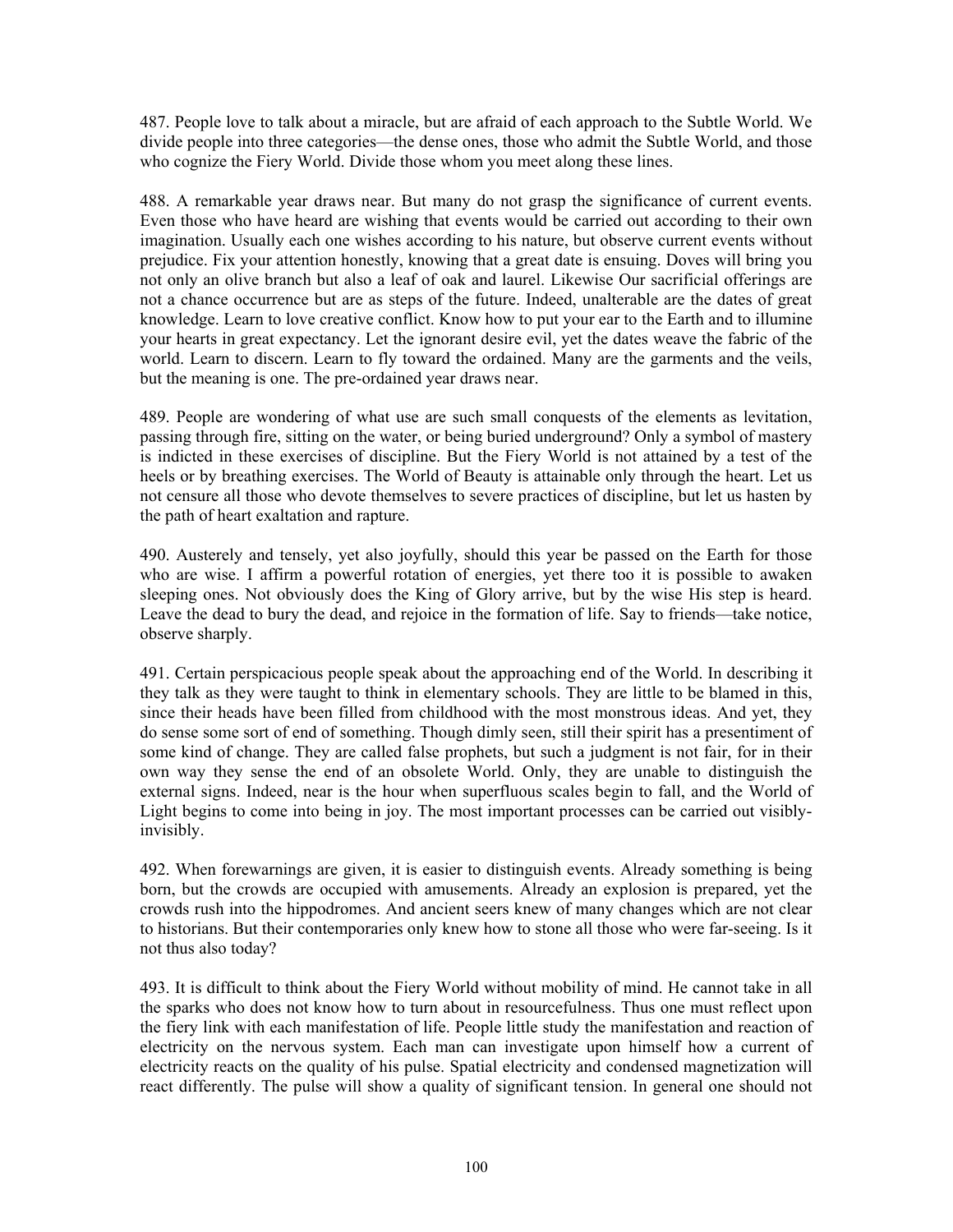487. People love to talk about a miracle, but are afraid of each approach to the Subtle World. We divide people into three categories—the dense ones, those who admit the Subtle World, and those who cognize the Fiery World. Divide those whom you meet along these lines.

488. A remarkable year draws near. But many do not grasp the significance of current events. Even those who have heard are wishing that events would be carried out according to their own imagination. Usually each one wishes according to his nature, but observe current events without prejudice. Fix your attention honestly, knowing that a great date is ensuing. Doves will bring you not only an olive branch but also a leaf of oak and laurel. Likewise Our sacrificial offerings are not a chance occurrence but are as steps of the future. Indeed, unalterable are the dates of great knowledge. Learn to love creative conflict. Know how to put your ear to the Earth and to illumine your hearts in great expectancy. Let the ignorant desire evil, yet the dates weave the fabric of the world. Learn to discern. Learn to fly toward the ordained. Many are the garments and the veils, but the meaning is one. The pre-ordained year draws near.

489. People are wondering of what use are such small conquests of the elements as levitation, passing through fire, sitting on the water, or being buried underground? Only a symbol of mastery is indicted in these exercises of discipline. But the Fiery World is not attained by a test of the heels or by breathing exercises. The World of Beauty is attainable only through the heart. Let us not censure all those who devote themselves to severe practices of discipline, but let us hasten by the path of heart exaltation and rapture.

490. Austerely and tensely, yet also joyfully, should this year be passed on the Earth for those who are wise. I affirm a powerful rotation of energies, yet there too it is possible to awaken sleeping ones. Not obviously does the King of Glory arrive, but by the wise His step is heard. Leave the dead to bury the dead, and rejoice in the formation of life. Say to friends—take notice, observe sharply.

491. Certain perspicacious people speak about the approaching end of the World. In describing it they talk as they were taught to think in elementary schools. They are little to be blamed in this, since their heads have been filled from childhood with the most monstrous ideas. And yet, they do sense some sort of end of something. Though dimly seen, still their spirit has a presentiment of some kind of change. They are called false prophets, but such a judgment is not fair, for in their own way they sense the end of an obsolete World. Only, they are unable to distinguish the external signs. Indeed, near is the hour when superfluous scales begin to fall, and the World of Light begins to come into being in joy. The most important processes can be carried out visibly-invisibly.

492. When forewarnings are given, it is easier to distinguish events. Already something is being born, but the crowds are occupied with amusements. Already an explosion is prepared, yet the crowds rush into the hippodromes. And ancient seers knew of many changes which are not clear to historians. But their contemporaries only knew how to stone all those who were far-seeing. Is it not thus also today?

493. It is difficult to think about the Fiery World without mobility of mind. He cannot take in all the sparks who does not know how to turn about in resourcefulness. Thus one must reflect upon the fiery link with each manifestation of life. People little study the manifestation and reaction of electricity on the nervous system. Each man can investigate upon himself how a current of electricity reacts on the quality of his pulse. Spatial electricity and condensed magnetization will react differently. The pulse will show a quality of significant tension. In general one should not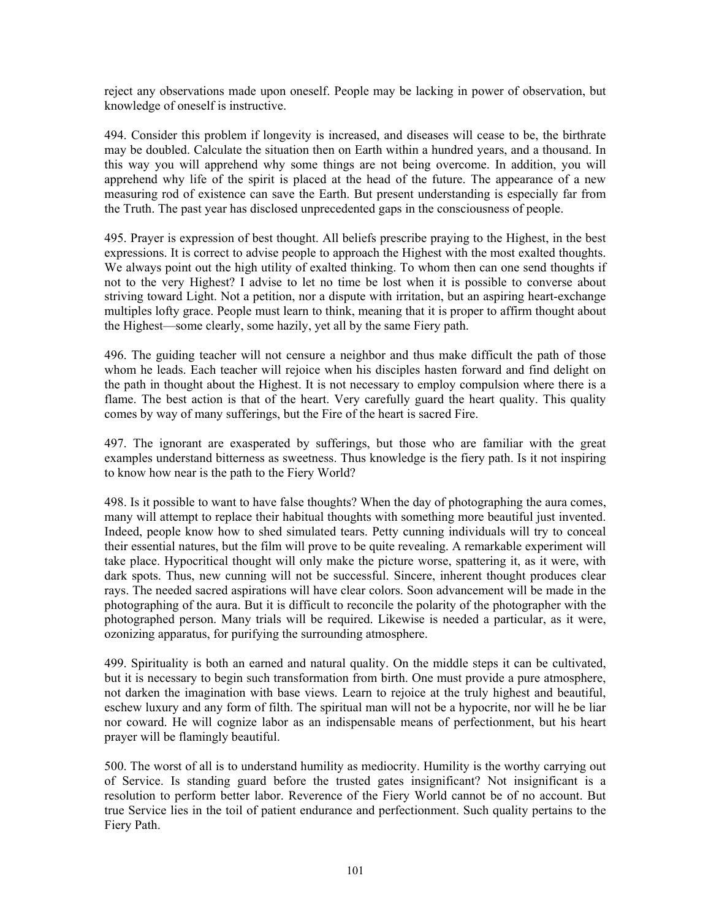reject any observations made upon oneself. People may be lacking in power of observation, but knowledge of oneself is instructive.

494. Consider this problem if longevity is increased, and diseases will cease to be, the birthrate may be doubled. Calculate the situation then on Earth within a hundred years, and a thousand. In this way you will apprehend why some things are not being overcome. In addition, you will apprehend why life of the spirit is placed at the head of the future. The appearance of a new measuring rod of existence can save the Earth. But present understanding is especially far from the Truth. The past year has disclosed unprecedented gaps in the consciousness of people.

495. Prayer is expression of best thought. All beliefs prescribe praying to the Highest, in the best expressions. It is correct to advise people to approach the Highest with the most exalted thoughts. We always point out the high utility of exalted thinking. To whom then can one send thoughts if not to the very Highest? I advise to let no time be lost when it is possible to converse about striving toward Light. Not a petition, nor a dispute with irritation, but an aspiring heart-exchange multiples lofty grace. People must learn to think, meaning that it is proper to affirm thought about the Highest—some clearly, some hazily, yet all by the same Fiery path.

496. The guiding teacher will not censure a neighbor and thus make difficult the path of those whom he leads. Each teacher will rejoice when his disciples hasten forward and find delight on the path in thought about the Highest. It is not necessary to employ compulsion where there is a flame. The best action is that of the heart. Very carefully guard the heart quality. This quality comes by way of many sufferings, but the Fire of the heart is sacred Fire.

497. The ignorant are exasperated by sufferings, but those who are familiar with the great examples understand bitterness as sweetness. Thus knowledge is the fiery path. Is it not inspiring to know how near is the path to the Fiery World?

498. Is it possible to want to have false thoughts? When the day of photographing the aura comes, many will attempt to replace their habitual thoughts with something more beautiful just invented. Indeed, people know how to shed simulated tears. Petty cunning individuals will try to conceal their essential natures, but the film will prove to be quite revealing. A remarkable experiment will take place. Hypocritical thought will only make the picture worse, spattering it, as it were, with dark spots. Thus, new cunning will not be successful. Sincere, inherent thought produces clear rays. The needed sacred aspirations will have clear colors. Soon advancement will be made in the photographing of the aura. But it is difficult to reconcile the polarity of the photographer with the photographed person. Many trials will be required. Likewise is needed a particular, as it were, ozonizing apparatus, for purifying the surrounding atmosphere.

499. Spirituality is both an earned and natural quality. On the middle steps it can be cultivated, but it is necessary to begin such transformation from birth. One must provide a pure atmosphere, not darken the imagination with base views. Learn to rejoice at the truly highest and beautiful, eschew luxury and any form of filth. The spiritual man will not be a hypocrite, nor will he be liar nor coward. He will cognize labor as an indispensable means of perfectionment, but his heart prayer will be flamingly beautiful.

500. The worst of all is to understand humility as mediocrity. Humility is the worthy carrying out of Service. Is standing guard before the trusted gates insignificant? Not insignificant is a resolution to perform better labor. Reverence of the Fiery World cannot be of no account. But true Service lies in the toil of patient endurance and perfectionment. Such quality pertains to the Fiery Path.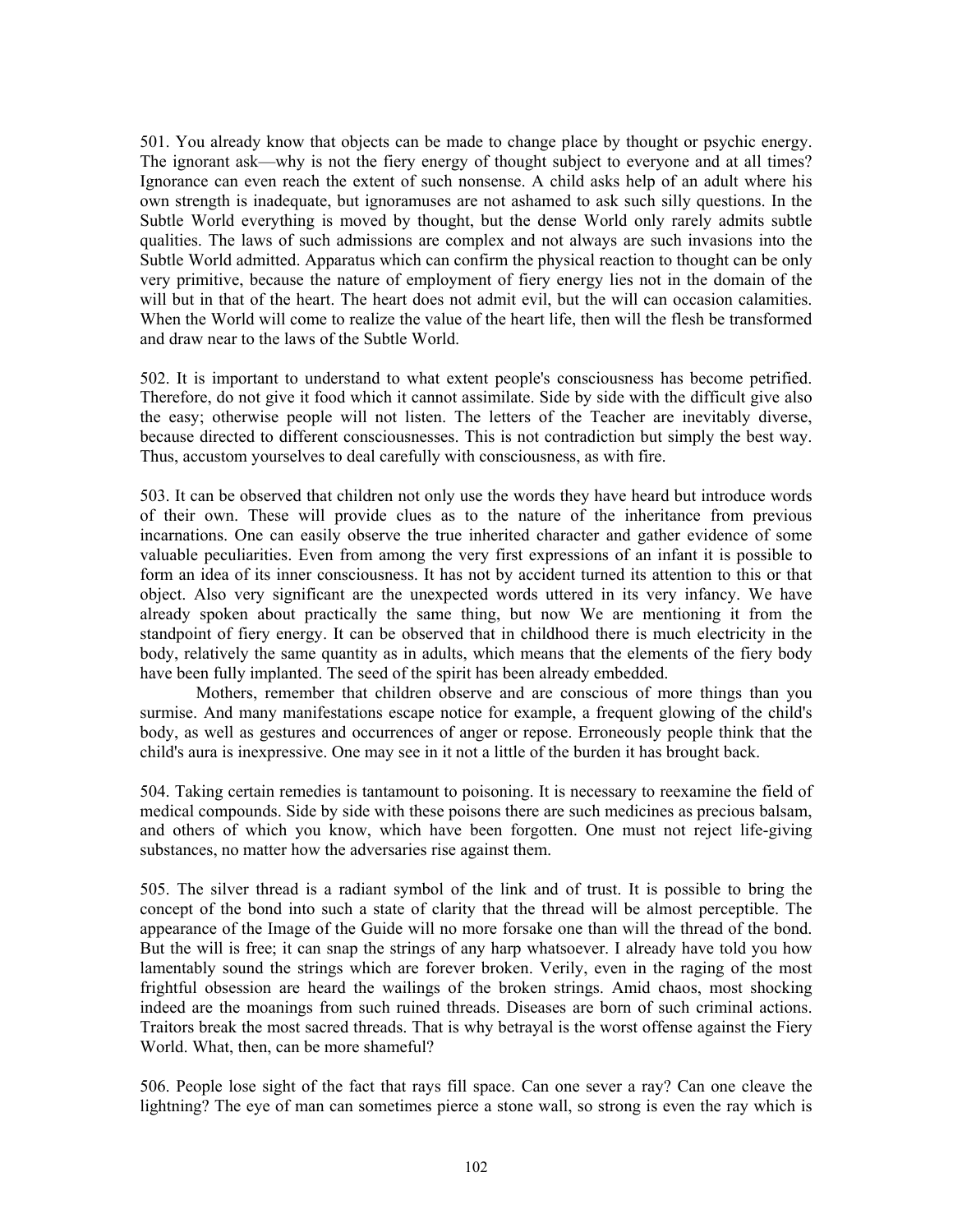501. You already know that objects can be made to change place by thought or psychic energy. The ignorant ask—why is not the fiery energy of thought subject to everyone and at all times? Ignorance can even reach the extent of such nonsense. A child asks help of an adult where his own strength is inadequate, but ignoramuses are not ashamed to ask such silly questions. In the Subtle World everything is moved by thought, but the dense World only rarely admits subtle qualities. The laws of such admissions are complex and not always are such invasions into the Subtle World admitted. Apparatus which can confirm the physical reaction to thought can be only very primitive, because the nature of employment of fiery energy lies not in the domain of the will but in that of the heart. The heart does not admit evil, but the will can occasion calamities. When the World will come to realize the value of the heart life, then will the flesh be transformed and draw near to the laws of the Subtle World.

502. It is important to understand to what extent people's consciousness has become petrified. Therefore, do not give it food which it cannot assimilate. Side by side with the difficult give also the easy; otherwise people will not listen. The letters of the Teacher are inevitably diverse, because directed to different consciousnesses. This is not contradiction but simply the best way. Thus, accustom yourselves to deal carefully with consciousness, as with fire.

503. It can be observed that children not only use the words they have heard but introduce words of their own. These will provide clues as to the nature of the inheritance from previous incarnations. One can easily observe the true inherited character and gather evidence of some valuable peculiarities. Even from among the very first expressions of an infant it is possible to form an idea of its inner consciousness. It has not by accident turned its attention to this or that object. Also very significant are the unexpected words uttered in its very infancy. We have already spoken about practically the same thing, but now We are mentioning it from the standpoint of fiery energy. It can be observed that in childhood there is much electricity in the body, relatively the same quantity as in adults, which means that the elements of the fiery body have been fully implanted. The seed of the spirit has been already embedded.

Mothers, remember that children observe and are conscious of more things than you surmise. And many manifestations escape notice for example, a frequent glowing of the child's body, as well as gestures and occurrences of anger or repose. Erroneously people think that the child's aura is inexpressive. One may see in it not a little of the burden it has brought back.

504. Taking certain remedies is tantamount to poisoning. It is necessary to reexamine the field of medical compounds. Side by side with these poisons there are such medicines as precious balsam, and others of which you know, which have been forgotten. One must not reject life-giving substances, no matter how the adversaries rise against them.

505. The silver thread is a radiant symbol of the link and of trust. It is possible to bring the concept of the bond into such a state of clarity that the thread will be almost perceptible. The appearance of the Image of the Guide will no more forsake one than will the thread of the bond. But the will is free; it can snap the strings of any harp whatsoever. I already have told you how lamentably sound the strings which are forever broken. Verily, even in the raging of the most frightful obsession are heard the wailings of the broken strings. Amid chaos, most shocking indeed are the moanings from such ruined threads. Diseases are born of such criminal actions. Traitors break the most sacred threads. That is why betrayal is the worst offense against the Fiery World. What, then, can be more shameful?

506. People lose sight of the fact that rays fill space. Can one sever a ray? Can one cleave the lightning? The eye of man can sometimes pierce a stone wall, so strong is even the ray which is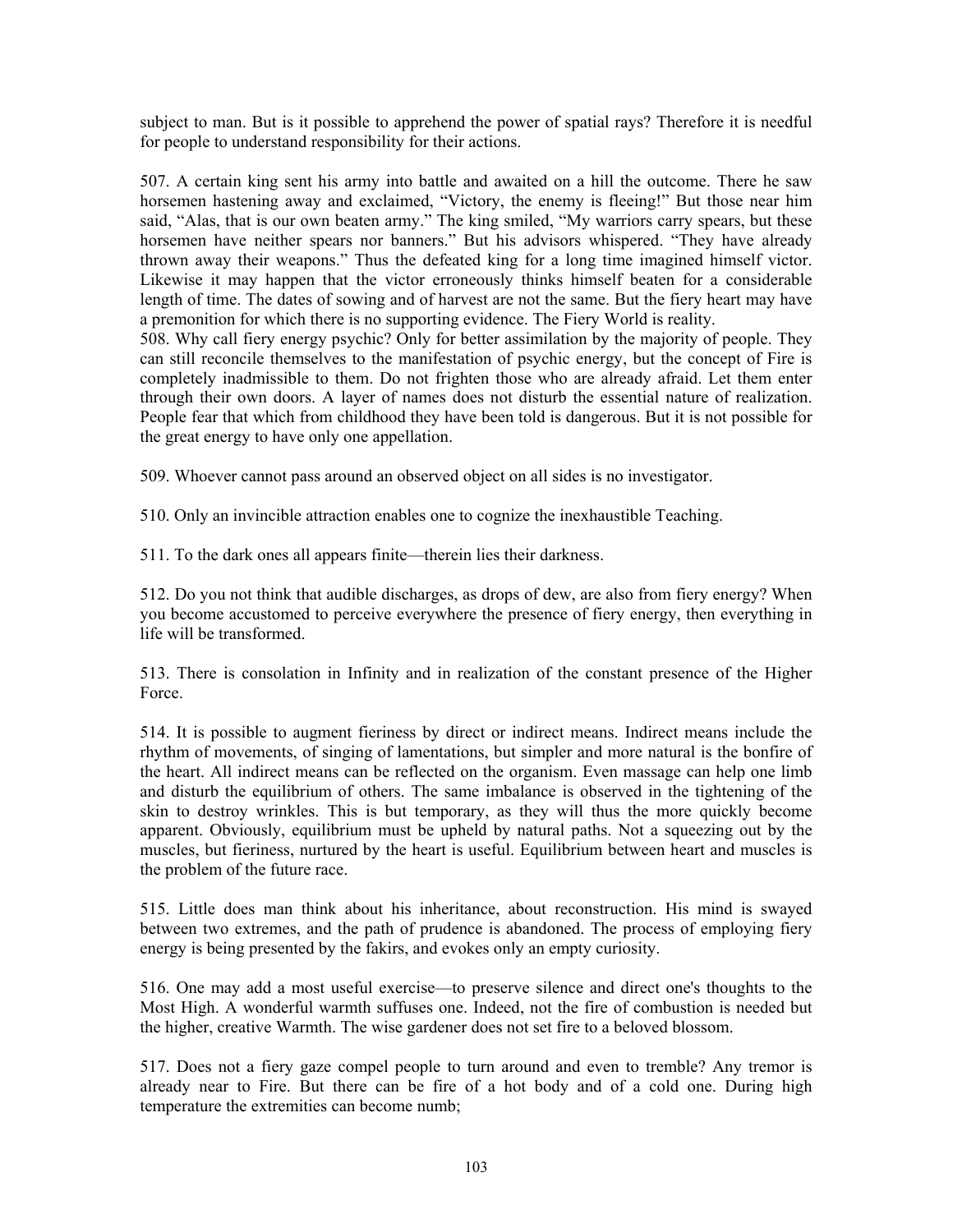subject to man. But is it possible to apprehend the power of spatial rays? Therefore it is needful for people to understand responsibility for their actions.

507. A certain king sent his army into battle and awaited on a hill the outcome. There he saw horsemen hastening away and exclaimed, "Victory, the enemy is fleeing!" But those near him said, "Alas, that is our own beaten army." The king smiled, "My warriors carry spears, but these horsemen have neither spears nor banners." But his advisors whispered. "They have already thrown away their weapons." Thus the defeated king for a long time imagined himself victor. Likewise it may happen that the victor erroneously thinks himself beaten for a considerable length of time. The dates of sowing and of harvest are not the same. But the fiery heart may have a premonition for which there is no supporting evidence. The Fiery World is reality.

508. Why call fiery energy psychic? Only for better assimilation by the majority of people. They can still reconcile themselves to the manifestation of psychic energy, but the concept of Fire is completely inadmissible to them. Do not frighten those who are already afraid. Let them enter through their own doors. A layer of names does not disturb the essential nature of realization. People fear that which from childhood they have been told is dangerous. But it is not possible for the great energy to have only one appellation.

509. Whoever cannot pass around an observed object on all sides is no investigator.

510. Only an invincible attraction enables one to cognize the inexhaustible Teaching.

511. To the dark ones all appears finite—therein lies their darkness.

512. Do you not think that audible discharges, as drops of dew, are also from fiery energy? When you become accustomed to perceive everywhere the presence of fiery energy, then everything in life will be transformed.

513. There is consolation in Infinity and in realization of the constant presence of the Higher Force.

514. It is possible to augment fieriness by direct or indirect means. Indirect means include the rhythm of movements, of singing of lamentations, but simpler and more natural is the bonfire of the heart. All indirect means can be reflected on the organism. Even massage can help one limb and disturb the equilibrium of others. The same imbalance is observed in the tightening of the skin to destroy wrinkles. This is but temporary, as they will thus the more quickly become apparent. Obviously, equilibrium must be upheld by natural paths. Not a squeezing out by the muscles, but fieriness, nurtured by the heart is useful. Equilibrium between heart and muscles is the problem of the future race.

515. Little does man think about his inheritance, about reconstruction. His mind is swayed between two extremes, and the path of prudence is abandoned. The process of employing fiery energy is being presented by the fakirs, and evokes only an empty curiosity.

516. One may add a most useful exercise—to preserve silence and direct one's thoughts to the Most High. A wonderful warmth suffuses one. Indeed, not the fire of combustion is needed but the higher, creative Warmth. The wise gardener does not set fire to a beloved blossom.

517. Does not a fiery gaze compel people to turn around and even to tremble? Any tremor is already near to Fire. But there can be fire of a hot body and of a cold one. During high temperature the extremities can become numb;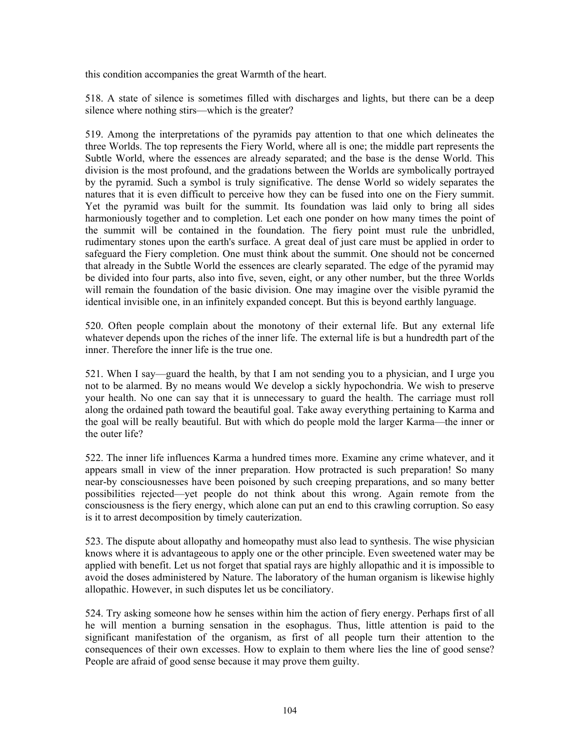this condition accompanies the great Warmth of the heart.

518. A state of silence is sometimes filled with discharges and lights, but there can be a deep silence where nothing stirs—which is the greater?

519. Among the interpretations of the pyramids pay attention to that one which delineates the three Worlds. The top represents the Fiery World, where all is one; the middle part represents the Subtle World, where the essences are already separated; and the base is the dense World. This division is the most profound, and the gradations between the Worlds are symbolically portrayed by the pyramid. Such a symbol is truly significative. The dense World so widely separates the natures that it is even difficult to perceive how they can be fused into one on the Fiery summit. Yet the pyramid was built for the summit. Its foundation was laid only to bring all sides harmoniously together and to completion. Let each one ponder on how many times the point of the summit will be contained in the foundation. The fiery point must rule the unbridled, rudimentary stones upon the earth's surface. A great deal of just care must be applied in order to safeguard the Fiery completion. One must think about the summit. One should not be concerned that already in the Subtle World the essences are clearly separated. The edge of the pyramid may be divided into four parts, also into five, seven, eight, or any other number, but the three Worlds will remain the foundation of the basic division. One may imagine over the visible pyramid the identical invisible one, in an infinitely expanded concept. But this is beyond earthly language.

520. Often people complain about the monotony of their external life. But any external life whatever depends upon the riches of the inner life. The external life is but a hundredth part of the inner. Therefore the inner life is the true one.

521. When I say—guard the health, by that I am not sending you to a physician, and I urge you not to be alarmed. By no means would We develop a sickly hypochondria. We wish to preserve your health. No one can say that it is unnecessary to guard the health. The carriage must roll along the ordained path toward the beautiful goal. Take away everything pertaining to Karma and the goal will be really beautiful. But with which do people mold the larger Karma—the inner or the outer life?

522. The inner life influences Karma a hundred times more. Examine any crime whatever, and it appears small in view of the inner preparation. How protracted is such preparation! So many near-by consciousnesses have been poisoned by such creeping preparations, and so many better possibilities rejected—yet people do not think about this wrong. Again remote from the consciousness is the fiery energy, which alone can put an end to this crawling corruption. So easy is it to arrest decomposition by timely cauterization.

523. The dispute about allopathy and homeopathy must also lead to synthesis. The wise physician knows where it is advantageous to apply one or the other principle. Even sweetened water may be applied with benefit. Let us not forget that spatial rays are highly allopathic and it is impossible to avoid the doses administered by Nature. The laboratory of the human organism is likewise highly allopathic. However, in such disputes let us be conciliatory.

524. Try asking someone how he senses within him the action of fiery energy. Perhaps first of all he will mention a burning sensation in the esophagus. Thus, little attention is paid to the significant manifestation of the organism, as first of all people turn their attention to the consequences of their own excesses. How to explain to them where lies the line of good sense? People are afraid of good sense because it may prove them guilty.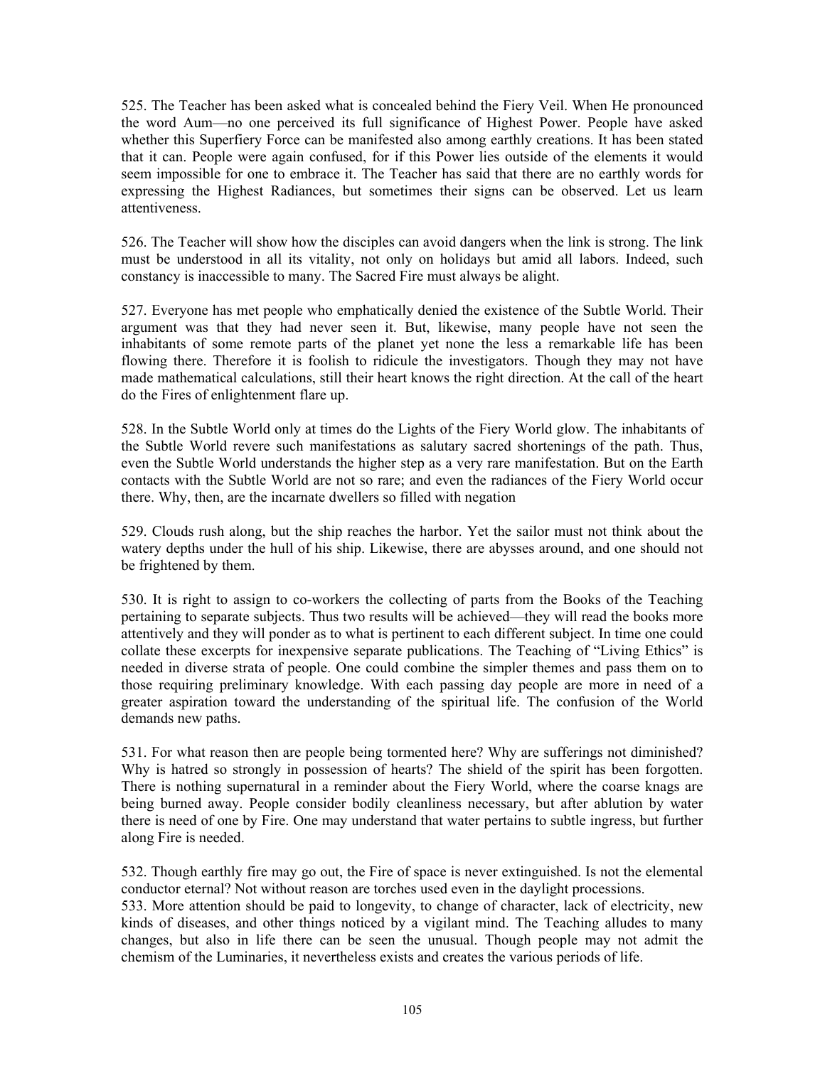525. The Teacher has been asked what is concealed behind the Fiery Veil. When He pronounced the word Aum—no one perceived its full significance of Highest Power. People have asked whether this Superfiery Force can be manifested also among earthly creations. It has been stated that it can. People were again confused, for if this Power lies outside of the elements it would seem impossible for one to embrace it. The Teacher has said that there are no earthly words for expressing the Highest Radiances, but sometimes their signs can be observed. Let us learn attentiveness.

526. The Teacher will show how the disciples can avoid dangers when the link is strong. The link must be understood in all its vitality, not only on holidays but amid all labors. Indeed, such constancy is inaccessible to many. The Sacred Fire must always be alight.

527. Everyone has met people who emphatically denied the existence of the Subtle World. Their argument was that they had never seen it. But, likewise, many people have not seen the inhabitants of some remote parts of the planet yet none the less a remarkable life has been flowing there. Therefore it is foolish to ridicule the investigators. Though they may not have made mathematical calculations, still their heart knows the right direction. At the call of the heart do the Fires of enlightenment flare up.

528. In the Subtle World only at times do the Lights of the Fiery World glow. The inhabitants of the Subtle World revere such manifestations as salutary sacred shortenings of the path. Thus, even the Subtle World understands the higher step as a very rare manifestation. But on the Earth contacts with the Subtle World are not so rare; and even the radiances of the Fiery World occur there. Why, then, are the incarnate dwellers so filled with negation

529. Clouds rush along, but the ship reaches the harbor. Yet the sailor must not think about the watery depths under the hull of his ship. Likewise, there are abysses around, and one should not be frightened by them.

530. It is right to assign to co-workers the collecting of parts from the Books of the Teaching pertaining to separate subjects. Thus two results will be achieved—they will read the books more attentively and they will ponder as to what is pertinent to each different subject. In time one could collate these excerpts for inexpensive separate publications. The Teaching of "Living Ethics" is needed in diverse strata of people. One could combine the simpler themes and pass them on to those requiring preliminary knowledge. With each passing day people are more in need of a greater aspiration toward the understanding of the spiritual life. The confusion of the World demands new paths.

531. For what reason then are people being tormented here? Why are sufferings not diminished? Why is hatred so strongly in possession of hearts? The shield of the spirit has been forgotten. There is nothing supernatural in a reminder about the Fiery World, where the coarse knags are being burned away. People consider bodily cleanliness necessary, but after ablution by water there is need of one by Fire. One may understand that water pertains to subtle ingress, but further along Fire is needed.

532. Though earthly fire may go out, the Fire of space is never extinguished. Is not the elemental conductor eternal? Not without reason are torches used even in the daylight processions.

533. More attention should be paid to longevity, to change of character, lack of electricity, new kinds of diseases, and other things noticed by a vigilant mind. The Teaching alludes to many changes, but also in life there can be seen the unusual. Though people may not admit the chemism of the Luminaries, it nevertheless exists and creates the various periods of life.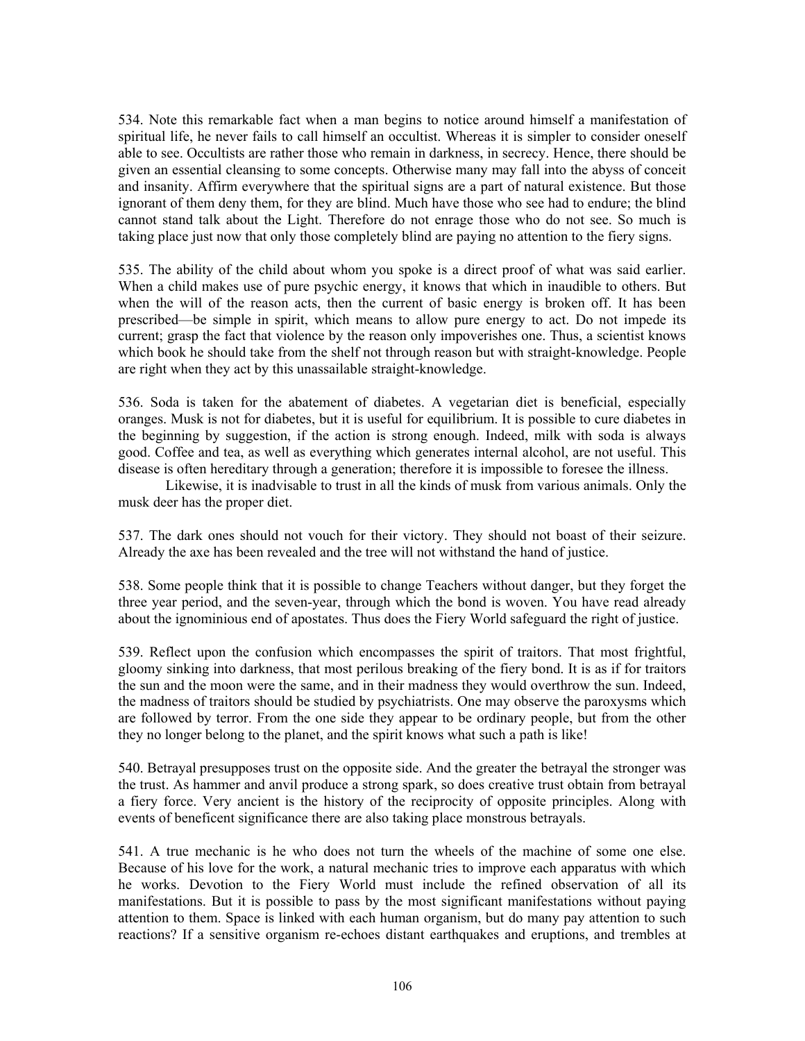534. Note this remarkable fact when a man begins to notice around himself a manifestation of spiritual life, he never fails to call himself an occultist. Whereas it is simpler to consider oneself able to see. Occultists are rather those who remain in darkness, in secrecy. Hence, there should be given an essential cleansing to some concepts. Otherwise many may fall into the abyss of conceit and insanity. Affirm everywhere that the spiritual signs are a part of natural existence. But those ignorant of them deny them, for they are blind. Much have those who see had to endure; the blind cannot stand talk about the Light. Therefore do not enrage those who do not see. So much is taking place just now that only those completely blind are paying no attention to the fiery signs.

535. The ability of the child about whom you spoke is a direct proof of what was said earlier. When a child makes use of pure psychic energy, it knows that which in inaudible to others. But when the will of the reason acts, then the current of basic energy is broken off. It has been prescribed—be simple in spirit, which means to allow pure energy to act. Do not impede its current; grasp the fact that violence by the reason only impoverishes one. Thus, a scientist knows which book he should take from the shelf not through reason but with straight-knowledge. People are right when they act by this unassailable straight-knowledge.

536. Soda is taken for the abatement of diabetes. A vegetarian diet is beneficial, especially oranges. Musk is not for diabetes, but it is useful for equilibrium. It is possible to cure diabetes in the beginning by suggestion, if the action is strong enough. Indeed, milk with soda is always good. Coffee and tea, as well as everything which generates internal alcohol, are not useful. This disease is often hereditary through a generation; therefore it is impossible to foresee the illness.

Likewise, it is inadvisable to trust in all the kinds of musk from various animals. Only the musk deer has the proper diet.

537. The dark ones should not vouch for their victory. They should not boast of their seizure. Already the axe has been revealed and the tree will not withstand the hand of justice.

538. Some people think that it is possible to change Teachers without danger, but they forget the three year period, and the seven-year, through which the bond is woven. You have read already about the ignominious end of apostates. Thus does the Fiery World safeguard the right of justice.

539. Reflect upon the confusion which encompasses the spirit of traitors. That most frightful, gloomy sinking into darkness, that most perilous breaking of the fiery bond. It is as if for traitors the sun and the moon were the same, and in their madness they would overthrow the sun. Indeed, the madness of traitors should be studied by psychiatrists. One may observe the paroxysms which are followed by terror. From the one side they appear to be ordinary people, but from the other they no longer belong to the planet, and the spirit knows what such a path is like!

540. Betrayal presupposes trust on the opposite side. And the greater the betrayal the stronger was the trust. As hammer and anvil produce a strong spark, so does creative trust obtain from betrayal a fiery force. Very ancient is the history of the reciprocity of opposite principles. Along with events of beneficent significance there are also taking place monstrous betrayals.

541. A true mechanic is he who does not turn the wheels of the machine of some one else. Because of his love for the work, a natural mechanic tries to improve each apparatus with which he works. Devotion to the Fiery World must include the refined observation of all its manifestations. But it is possible to pass by the most significant manifestations without paying attention to them. Space is linked with each human organism, but do many pay attention to such reactions? If a sensitive organism re-echoes distant earthquakes and eruptions, and trembles at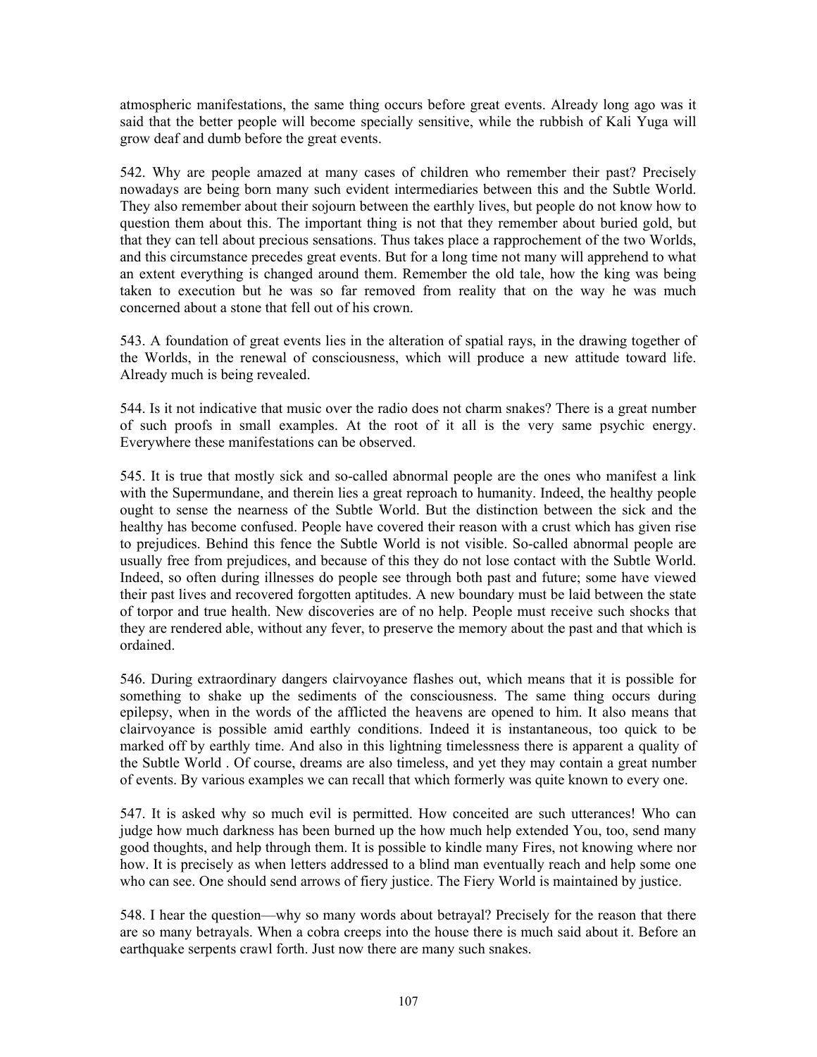atmospheric manifestations, the same thing occurs before great events. Already long ago was it said that the better people will become specially sensitive, while the rubbish of Kali Yuga will grow deaf and dumb before the great events.

542. Why are people amazed at many cases of children who remember their past? Precisely nowadays are being born many such evident intermediaries between this and the Subtle World. They also remember about their sojourn between the earthly lives, but people do not know how to question them about this. The important thing is not that they remember about buried gold, but that they can tell about precious sensations. Thus takes place a rapprochement of the two Worlds, and this circumstance precedes great events. But for a long time not many will apprehend to what an extent everything is changed around them. Remember the old tale, how the king was being taken to execution but he was so far removed from reality that on the way he was much concerned about a stone that fell out of his crown.

543. A foundation of great events lies in the alteration of spatial rays, in the drawing together of the Worlds, in the renewal of consciousness, which will produce a new attitude toward life. Already much is being revealed.

544. Is it not indicative that music over the radio does not charm snakes? There is a great number of such proofs in small examples. At the root of it all is the very same psychic energy. Everywhere these manifestations can be observed.

545. It is true that mostly sick and so-called abnormal people are the ones who manifest a link with the Supermundane, and therein lies a great reproach to humanity. Indeed, the healthy people ought to sense the nearness of the Subtle World. But the distinction between the sick and the healthy has become confused. People have covered their reason with a crust which has given rise to prejudices. Behind this fence the Subtle World is not visible. So-called abnormal people are usually free from prejudices, and because of this they do not lose contact with the Subtle World. Indeed, so often during illnesses do people see through both past and future; some have viewed their past lives and recovered forgotten aptitudes. A new boundary must be laid between the state of torpor and true health. New discoveries are of no help. People must receive such shocks that they are rendered able, without any fever, to preserve the memory about the past and that which is ordained.

546. During extraordinary dangers clairvoyance flashes out, which means that it is possible for something to shake up the sediments of the consciousness. The same thing occurs during epilepsy, when in the words of the afflicted the heavens are opened to him. It also means that clairvoyance is possible amid earthly conditions. Indeed it is instantaneous, too quick to be marked off by earthly time. And also in this lightning timelessness there is apparent a quality of the Subtle World . Of course, dreams are also timeless, and yet they may contain a great number of events. By various examples we can recall that which formerly was quite known to every one.

547. It is asked why so much evil is permitted. How conceited are such utterances! Who can judge how much darkness has been burned up the how much help extended You, too, send many good thoughts, and help through them. It is possible to kindle many Fires, not knowing where nor how. It is precisely as when letters addressed to a blind man eventually reach and help some one who can see. One should send arrows of fiery justice. The Fiery World is maintained by justice.

548. I hear the question—why so many words about betrayal? Precisely for the reason that there are so many betrayals. When a cobra creeps into the house there is much said about it. Before an earthquake serpents crawl forth. Just now there are many such snakes.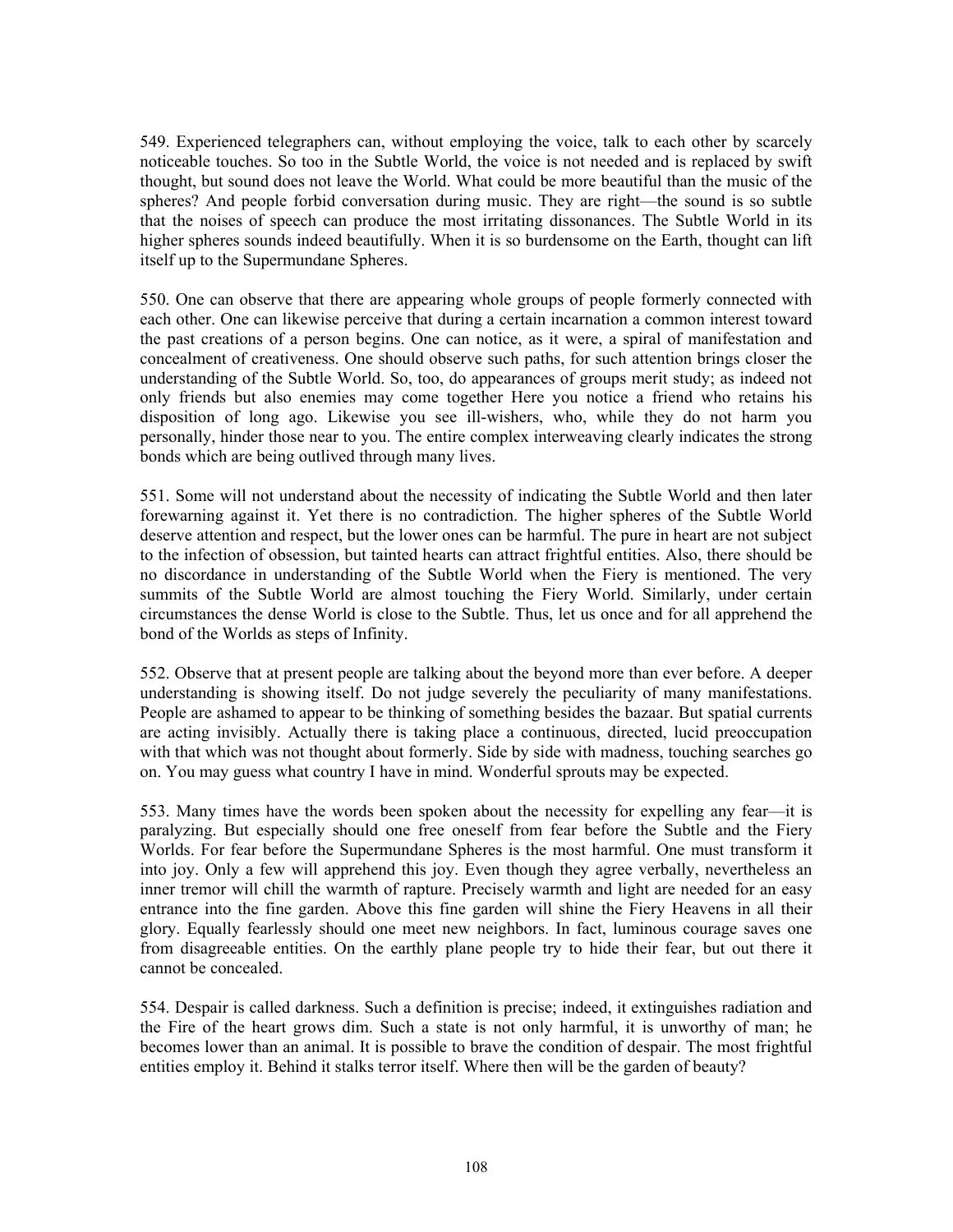549. Experienced telegraphers can, without employing the voice, talk to each other by scarcely noticeable touches. So too in the Subtle World, the voice is not needed and is replaced by swift thought, but sound does not leave the World. What could be more beautiful than the music of the spheres? And people forbid conversation during music. They are right—the sound is so subtle that the noises of speech can produce the most irritating dissonances. The Subtle World in its higher spheres sounds indeed beautifully. When it is so burdensome on the Earth, thought can lift itself up to the Supermundane Spheres.

550. One can observe that there are appearing whole groups of people formerly connected with each other. One can likewise perceive that during a certain incarnation a common interest toward the past creations of a person begins. One can notice, as it were, a spiral of manifestation and concealment of creativeness. One should observe such paths, for such attention brings closer the understanding of the Subtle World. So, too, do appearances of groups merit study; as indeed not only friends but also enemies may come together Here you notice a friend who retains his disposition of long ago. Likewise you see ill-wishers, who, while they do not harm you personally, hinder those near to you. The entire complex interweaving clearly indicates the strong bonds which are being outlived through many lives.

551. Some will not understand about the necessity of indicating the Subtle World and then later forewarning against it. Yet there is no contradiction. The higher spheres of the Subtle World deserve attention and respect, but the lower ones can be harmful. The pure in heart are not subject to the infection of obsession, but tainted hearts can attract frightful entities. Also, there should be no discordance in understanding of the Subtle World when the Fiery is mentioned. The very summits of the Subtle World are almost touching the Fiery World. Similarly, under certain circumstances the dense World is close to the Subtle. Thus, let us once and for all apprehend the bond of the Worlds as steps of Infinity.

552. Observe that at present people are talking about the beyond more than ever before. A deeper understanding is showing itself. Do not judge severely the peculiarity of many manifestations. People are ashamed to appear to be thinking of something besides the bazaar. But spatial currents are acting invisibly. Actually there is taking place a continuous, directed, lucid preoccupation with that which was not thought about formerly. Side by side with madness, touching searches go on. You may guess what country I have in mind. Wonderful sprouts may be expected.

553. Many times have the words been spoken about the necessity for expelling any fear—it is paralyzing. But especially should one free oneself from fear before the Subtle and the Fiery Worlds. For fear before the Supermundane Spheres is the most harmful. One must transform it into joy. Only a few will apprehend this joy. Even though they agree verbally, nevertheless an inner tremor will chill the warmth of rapture. Precisely warmth and light are needed for an easy entrance into the fine garden. Above this fine garden will shine the Fiery Heavens in all their glory. Equally fearlessly should one meet new neighbors. In fact, luminous courage saves one from disagreeable entities. On the earthly plane people try to hide their fear, but out there it cannot be concealed.

554. Despair is called darkness. Such a definition is precise; indeed, it extinguishes radiation and the Fire of the heart grows dim. Such a state is not only harmful, it is unworthy of man; he becomes lower than an animal. It is possible to brave the condition of despair. The most frightful entities employ it. Behind it stalks terror itself. Where then will be the garden of beauty?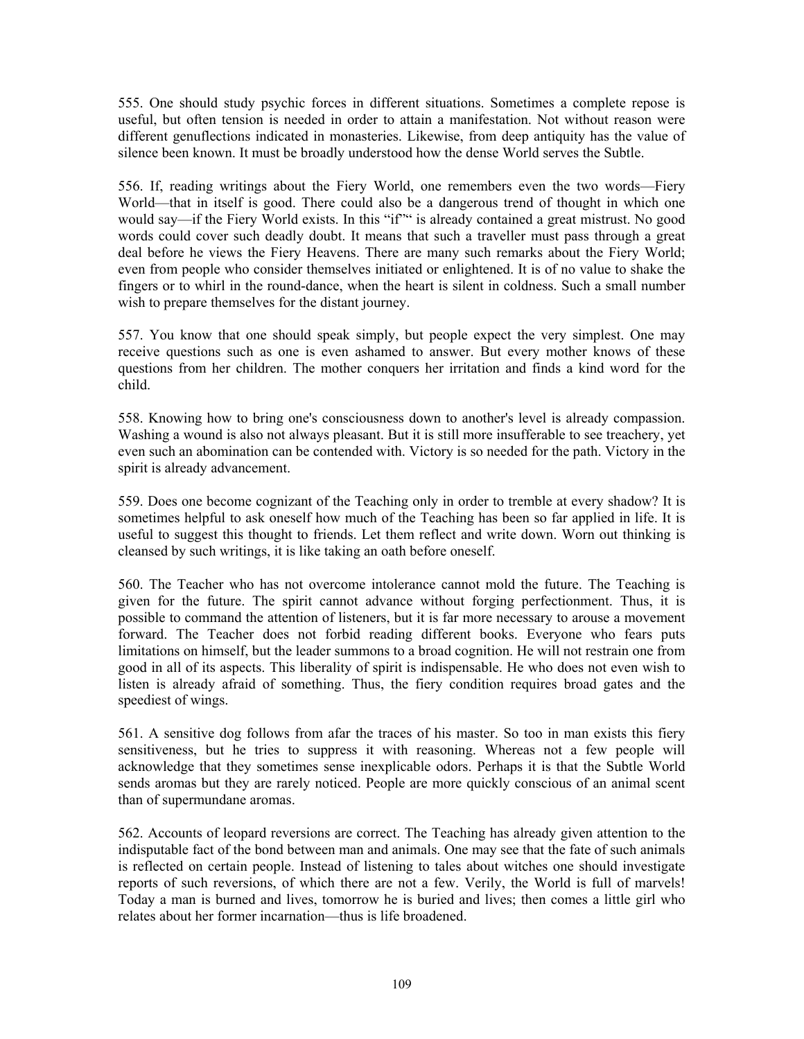555. One should study psychic forces in different situations. Sometimes a complete repose is useful, but often tension is needed in order to attain a manifestation. Not without reason were different genuflections indicated in monasteries. Likewise, from deep antiquity has the value of silence been known. It must be broadly understood how the dense World serves the Subtle.

556. If, reading writings about the Fiery World, one remembers even the two words—Fiery World—that in itself is good. There could also be a dangerous trend of thought in which one would say—if the Fiery World exists. In this "if"" is already contained a great mistrust. No good words could cover such deadly doubt. It means that such a traveller must pass through a great deal before he views the Fiery Heavens. There are many such remarks about the Fiery World; even from people who consider themselves initiated or enlightened. It is of no value to shake the fingers or to whirl in the round-dance, when the heart is silent in coldness. Such a small number wish to prepare themselves for the distant journey.

557. You know that one should speak simply, but people expect the very simplest. One may receive questions such as one is even ashamed to answer. But every mother knows of these questions from her children. The mother conquers her irritation and finds a kind word for the child.

558. Knowing how to bring one's consciousness down to another's level is already compassion. Washing a wound is also not always pleasant. But it is still more insufferable to see treachery, yet even such an abomination can be contended with. Victory is so needed for the path. Victory in the spirit is already advancement.

559. Does one become cognizant of the Teaching only in order to tremble at every shadow? It is sometimes helpful to ask oneself how much of the Teaching has been so far applied in life. It is useful to suggest this thought to friends. Let them reflect and write down. Worn out thinking is cleansed by such writings, it is like taking an oath before oneself.

560. The Teacher who has not overcome intolerance cannot mold the future. The Teaching is given for the future. The spirit cannot advance without forging perfectionment. Thus, it is possible to command the attention of listeners, but it is far more necessary to arouse a movement forward. The Teacher does not forbid reading different books. Everyone who fears puts limitations on himself, but the leader summons to a broad cognition. He will not restrain one from good in all of its aspects. This liberality of spirit is indispensable. He who does not even wish to listen is already afraid of something. Thus, the fiery condition requires broad gates and the speediest of wings.

561. A sensitive dog follows from afar the traces of his master. So too in man exists this fiery sensitiveness, but he tries to suppress it with reasoning. Whereas not a few people will acknowledge that they sometimes sense inexplicable odors. Perhaps it is that the Subtle World sends aromas but they are rarely noticed. People are more quickly conscious of an animal scent than of supermundane aromas.

562. Accounts of leopard reversions are correct. The Teaching has already given attention to the indisputable fact of the bond between man and animals. One may see that the fate of such animals is reflected on certain people. Instead of listening to tales about witches one should investigate reports of such reversions, of which there are not a few. Verily, the World is full of marvels! Today a man is burned and lives, tomorrow he is buried and lives; then comes a little girl who relates about her former incarnation—thus is life broadened.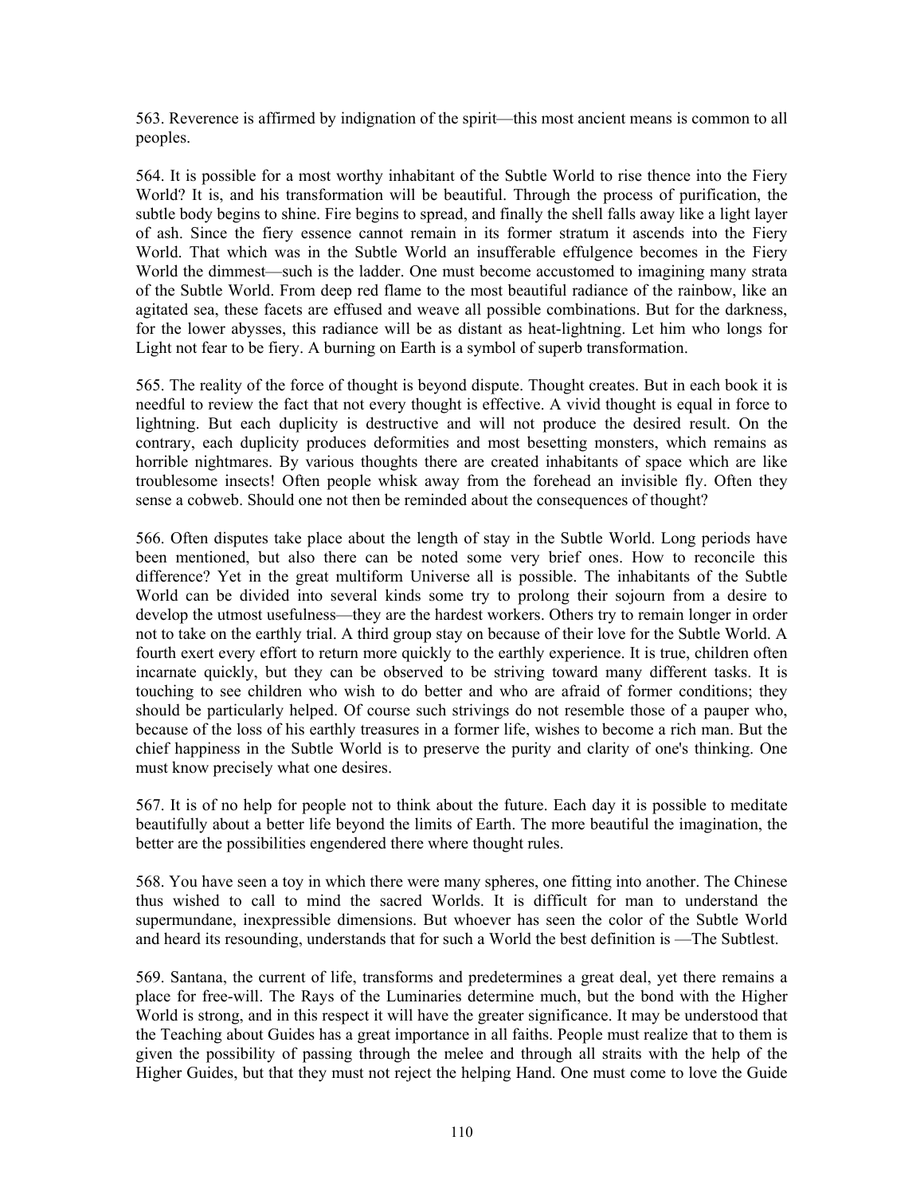563. Reverence is affirmed by indignation of the spirit—this most ancient means is common to all peoples.

564. It is possible for a most worthy inhabitant of the Subtle World to rise thence into the Fiery World? It is, and his transformation will be beautiful. Through the process of purification, the subtle body begins to shine. Fire begins to spread, and finally the shell falls away like a light layer of ash. Since the fiery essence cannot remain in its former stratum it ascends into the Fiery World. That which was in the Subtle World an insufferable effulgence becomes in the Fiery World the dimmest—such is the ladder. One must become accustomed to imagining many strata of the Subtle World. From deep red flame to the most beautiful radiance of the rainbow, like an agitated sea, these facets are effused and weave all possible combinations. But for the darkness, for the lower abysses, this radiance will be as distant as heat-lightning. Let him who longs for Light not fear to be fiery. A burning on Earth is a symbol of superb transformation.

565. The reality of the force of thought is beyond dispute. Thought creates. But in each book it is needful to review the fact that not every thought is effective. A vivid thought is equal in force to lightning. But each duplicity is destructive and will not produce the desired result. On the contrary, each duplicity produces deformities and most besetting monsters, which remains as horrible nightmares. By various thoughts there are created inhabitants of space which are like troublesome insects! Often people whisk away from the forehead an invisible fly. Often they sense a cobweb. Should one not then be reminded about the consequences of thought?

566. Often disputes take place about the length of stay in the Subtle World. Long periods have been mentioned, but also there can be noted some very brief ones. How to reconcile this difference? Yet in the great multiform Universe all is possible. The inhabitants of the Subtle World can be divided into several kinds some try to prolong their sojourn from a desire to develop the utmost usefulness—they are the hardest workers. Others try to remain longer in order not to take on the earthly trial. A third group stay on because of their love for the Subtle World. A fourth exert every effort to return more quickly to the earthly experience. It is true, children often incarnate quickly, but they can be observed to be striving toward many different tasks. It is touching to see children who wish to do better and who are afraid of former conditions; they should be particularly helped. Of course such strivings do not resemble those of a pauper who, because of the loss of his earthly treasures in a former life, wishes to become a rich man. But the chief happiness in the Subtle World is to preserve the purity and clarity of one's thinking. One must know precisely what one desires.

567. It is of no help for people not to think about the future. Each day it is possible to meditate beautifully about a better life beyond the limits of Earth. The more beautiful the imagination, the better are the possibilities engendered there where thought rules.

568. You have seen a toy in which there were many spheres, one fitting into another. The Chinese thus wished to call to mind the sacred Worlds. It is difficult for man to understand the supermundane, inexpressible dimensions. But whoever has seen the color of the Subtle World and heard its resounding, understands that for such a World the best definition is —The Subtlest.

569. Santana, the current of life, transforms and predetermines a great deal, yet there remains a place for free-will. The Rays of the Luminaries determine much, but the bond with the Higher World is strong, and in this respect it will have the greater significance. It may be understood that the Teaching about Guides has a great importance in all faiths. People must realize that to them is given the possibility of passing through the melee and through all straits with the help of the Higher Guides, but that they must not reject the helping Hand. One must come to love the Guide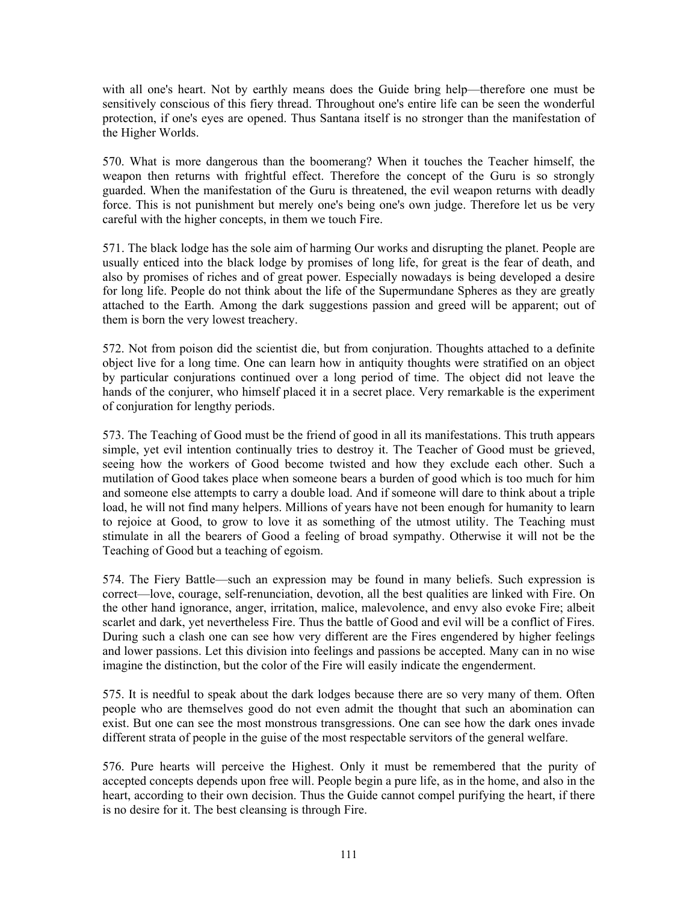with all one's heart. Not by earthly means does the Guide bring help—therefore one must be sensitively conscious of this fiery thread. Throughout one's entire life can be seen the wonderful protection, if one's eyes are opened. Thus Santana itself is no stronger than the manifestation of the Higher Worlds.

570. What is more dangerous than the boomerang? When it touches the Teacher himself, the weapon then returns with frightful effect. Therefore the concept of the Guru is so strongly guarded. When the manifestation of the Guru is threatened, the evil weapon returns with deadly force. This is not punishment but merely one's being one's own judge. Therefore let us be very careful with the higher concepts, in them we touch Fire.

571. The black lodge has the sole aim of harming Our works and disrupting the planet. People are usually enticed into the black lodge by promises of long life, for great is the fear of death, and also by promises of riches and of great power. Especially nowadays is being developed a desire for long life. People do not think about the life of the Supermundane Spheres as they are greatly attached to the Earth. Among the dark suggestions passion and greed will be apparent; out of them is born the very lowest treachery.

572. Not from poison did the scientist die, but from conjuration. Thoughts attached to a definite object live for a long time. One can learn how in antiquity thoughts were stratified on an object by particular conjurations continued over a long period of time. The object did not leave the hands of the conjurer, who himself placed it in a secret place. Very remarkable is the experiment of conjuration for lengthy periods.

573. The Teaching of Good must be the friend of good in all its manifestations. This truth appears simple, yet evil intention continually tries to destroy it. The Teacher of Good must be grieved, seeing how the workers of Good become twisted and how they exclude each other. Such a mutilation of Good takes place when someone bears a burden of good which is too much for him and someone else attempts to carry a double load. And if someone will dare to think about a triple load, he will not find many helpers. Millions of years have not been enough for humanity to learn to rejoice at Good, to grow to love it as something of the utmost utility. The Teaching must stimulate in all the bearers of Good a feeling of broad sympathy. Otherwise it will not be the Teaching of Good but a teaching of egoism.

574. The Fiery Battle—such an expression may be found in many beliefs. Such expression is correct—love, courage, self-renunciation, devotion, all the best qualities are linked with Fire. On the other hand ignorance, anger, irritation, malice, malevolence, and envy also evoke Fire; albeit scarlet and dark, yet nevertheless Fire. Thus the battle of Good and evil will be a conflict of Fires. During such a clash one can see how very different are the Fires engendered by higher feelings and lower passions. Let this division into feelings and passions be accepted. Many can in no wise imagine the distinction, but the color of the Fire will easily indicate the engenderment.

575. It is needful to speak about the dark lodges because there are so very many of them. Often people who are themselves good do not even admit the thought that such an abomination can exist. But one can see the most monstrous transgressions. One can see how the dark ones invade different strata of people in the guise of the most respectable servitors of the general welfare.

576. Pure hearts will perceive the Highest. Only it must be remembered that the purity of accepted concepts depends upon free will. People begin a pure life, as in the home, and also in the heart, according to their own decision. Thus the Guide cannot compel purifying the heart, if there is no desire for it. The best cleansing is through Fire.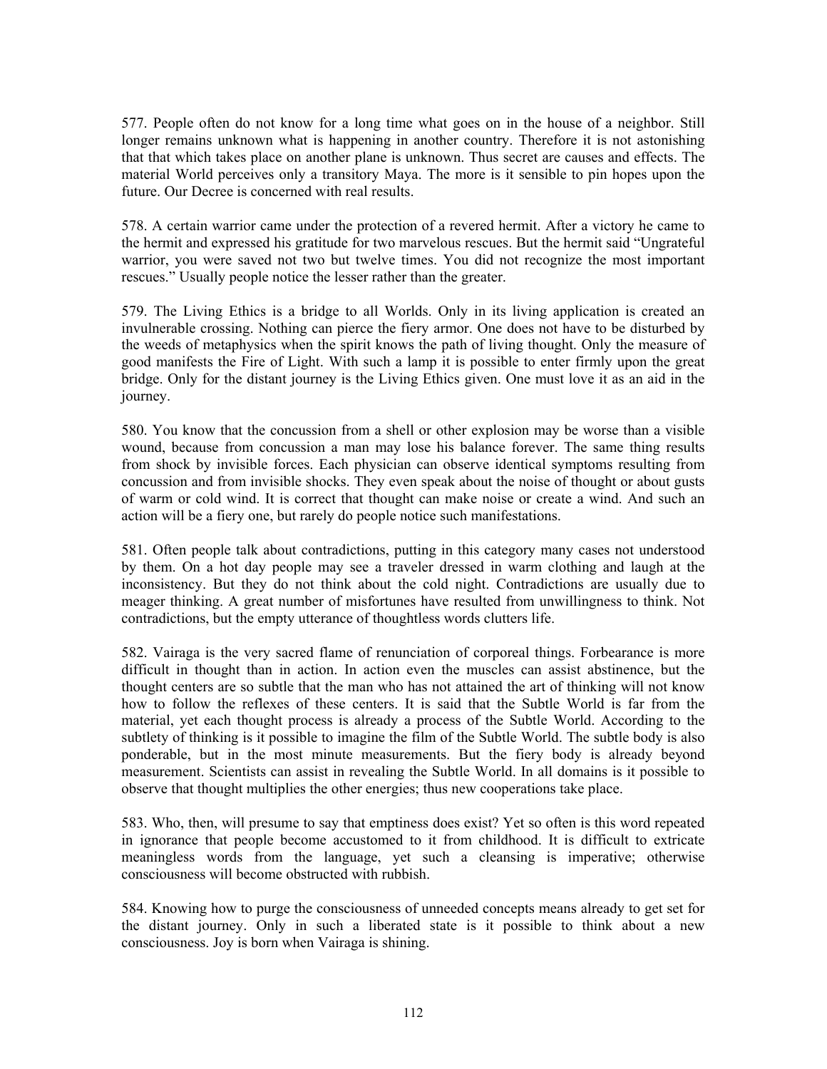577. People often do not know for a long time what goes on in the house of a neighbor. Still longer remains unknown what is happening in another country. Therefore it is not astonishing that that which takes place on another plane is unknown. Thus secret are causes and effects. The material World perceives only a transitory Maya. The more is it sensible to pin hopes upon the future. Our Decree is concerned with real results.

578. A certain warrior came under the protection of a revered hermit. After a victory he came to the hermit and expressed his gratitude for two marvelous rescues. But the hermit said "Ungrateful warrior, you were saved not two but twelve times. You did not recognize the most important rescues." Usually people notice the lesser rather than the greater.

579. The Living Ethics is a bridge to all Worlds. Only in its living application is created an invulnerable crossing. Nothing can pierce the fiery armor. One does not have to be disturbed by the weeds of metaphysics when the spirit knows the path of living thought. Only the measure of good manifests the Fire of Light. With such a lamp it is possible to enter firmly upon the great bridge. Only for the distant journey is the Living Ethics given. One must love it as an aid in the journey.

580. You know that the concussion from a shell or other explosion may be worse than a visible wound, because from concussion a man may lose his balance forever. The same thing results from shock by invisible forces. Each physician can observe identical symptoms resulting from concussion and from invisible shocks. They even speak about the noise of thought or about gusts of warm or cold wind. It is correct that thought can make noise or create a wind. And such an action will be a fiery one, but rarely do people notice such manifestations.

581. Often people talk about contradictions, putting in this category many cases not understood by them. On a hot day people may see a traveler dressed in warm clothing and laugh at the inconsistency. But they do not think about the cold night. Contradictions are usually due to meager thinking. A great number of misfortunes have resulted from unwillingness to think. Not contradictions, but the empty utterance of thoughtless words clutters life.

582. Vairaga is the very sacred flame of renunciation of corporeal things. Forbearance is more difficult in thought than in action. In action even the muscles can assist abstinence, but the thought centers are so subtle that the man who has not attained the art of thinking will not know how to follow the reflexes of these centers. It is said that the Subtle World is far from the material, yet each thought process is already a process of the Subtle World. According to the subtlety of thinking is it possible to imagine the film of the Subtle World. The subtle body is also ponderable, but in the most minute measurements. But the fiery body is already beyond measurement. Scientists can assist in revealing the Subtle World. In all domains is it possible to observe that thought multiplies the other energies; thus new cooperations take place.

583. Who, then, will presume to say that emptiness does exist? Yet so often is this word repeated in ignorance that people become accustomed to it from childhood. It is difficult to extricate meaningless words from the language, yet such a cleansing is imperative; otherwise consciousness will become obstructed with rubbish.

584. Knowing how to purge the consciousness of unneeded concepts means already to get set for the distant journey. Only in such a liberated state is it possible to think about a new consciousness. Joy is born when Vairaga is shining.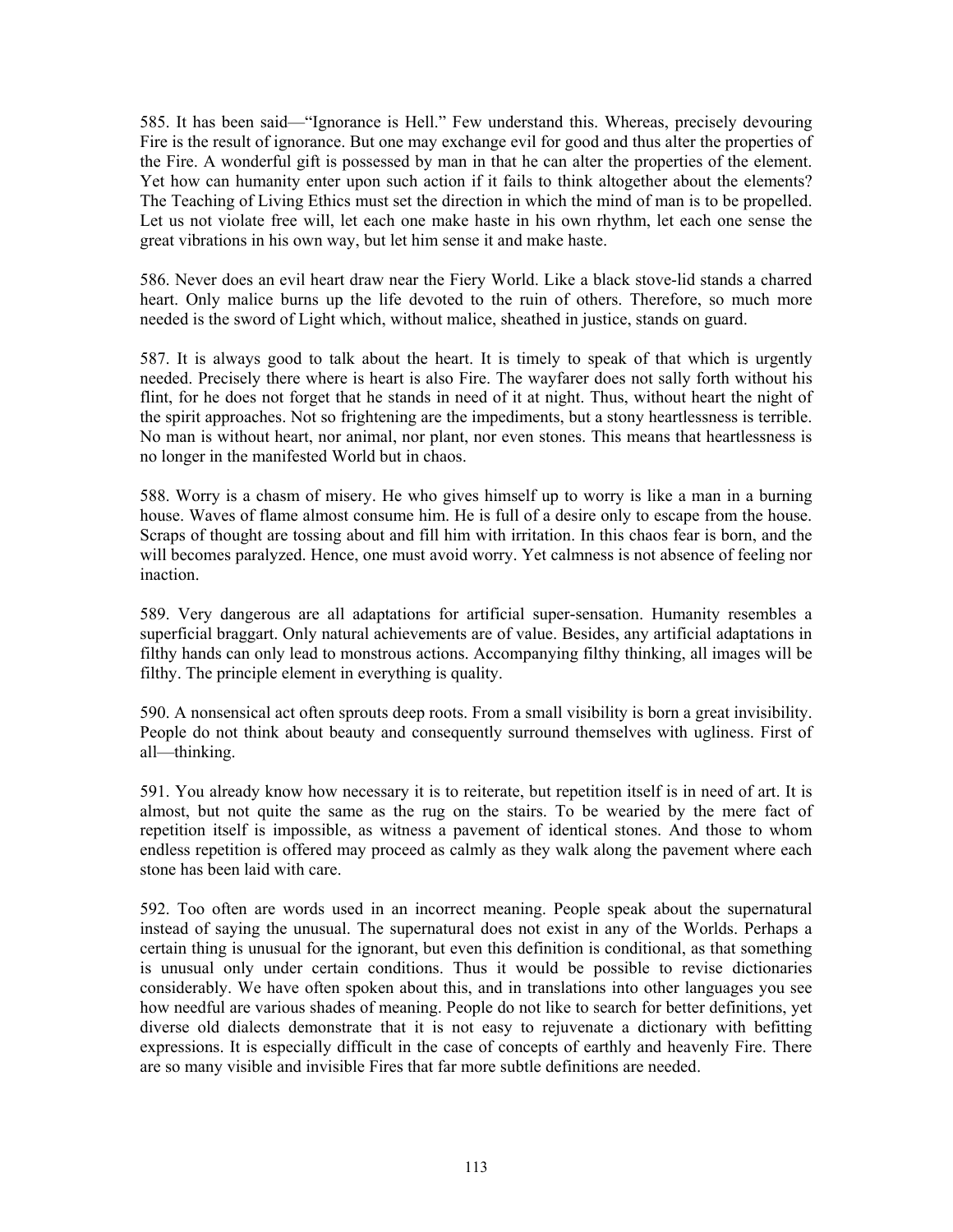585. It has been said—"Ignorance is Hell." Few understand this. Whereas, precisely devouring Fire is the result of ignorance. But one may exchange evil for good and thus alter the properties of the Fire. A wonderful gift is possessed by man in that he can alter the properties of the element. Yet how can humanity enter upon such action if it fails to think altogether about the elements? The Teaching of Living Ethics must set the direction in which the mind of man is to be propelled. Let us not violate free will, let each one make haste in his own rhythm, let each one sense the great vibrations in his own way, but let him sense it and make haste.

586. Never does an evil heart draw near the Fiery World. Like a black stove-lid stands a charred heart. Only malice burns up the life devoted to the ruin of others. Therefore, so much more needed is the sword of Light which, without malice, sheathed in justice, stands on guard.

587. It is always good to talk about the heart. It is timely to speak of that which is urgently needed. Precisely there where is heart is also Fire. The wayfarer does not sally forth without his flint, for he does not forget that he stands in need of it at night. Thus, without heart the night of the spirit approaches. Not so frightening are the impediments, but a stony heartlessness is terrible. No man is without heart, nor animal, nor plant, nor even stones. This means that heartlessness is no longer in the manifested World but in chaos.

588. Worry is a chasm of misery. He who gives himself up to worry is like a man in a burning house. Waves of flame almost consume him. He is full of a desire only to escape from the house. Scraps of thought are tossing about and fill him with irritation. In this chaos fear is born, and the will becomes paralyzed. Hence, one must avoid worry. Yet calmness is not absence of feeling nor inaction.

589. Very dangerous are all adaptations for artificial super-sensation. Humanity resembles a superficial braggart. Only natural achievements are of value. Besides, any artificial adaptations in filthy hands can only lead to monstrous actions. Accompanying filthy thinking, all images will be filthy. The principle element in everything is quality.

590. A nonsensical act often sprouts deep roots. From a small visibility is born a great invisibility. People do not think about beauty and consequently surround themselves with ugliness. First of all—thinking.

591. You already know how necessary it is to reiterate, but repetition itself is in need of art. It is almost, but not quite the same as the rug on the stairs. To be wearied by the mere fact of repetition itself is impossible, as witness a pavement of identical stones. And those to whom endless repetition is offered may proceed as calmly as they walk along the pavement where each stone has been laid with care.

592. Too often are words used in an incorrect meaning. People speak about the supernatural instead of saying the unusual. The supernatural does not exist in any of the Worlds. Perhaps a certain thing is unusual for the ignorant, but even this definition is conditional, as that something is unusual only under certain conditions. Thus it would be possible to revise dictionaries considerably. We have often spoken about this, and in translations into other languages you see how needful are various shades of meaning. People do not like to search for better definitions, yet diverse old dialects demonstrate that it is not easy to rejuvenate a dictionary with befitting expressions. It is especially difficult in the case of concepts of earthly and heavenly Fire. There are so many visible and invisible Fires that far more subtle definitions are needed.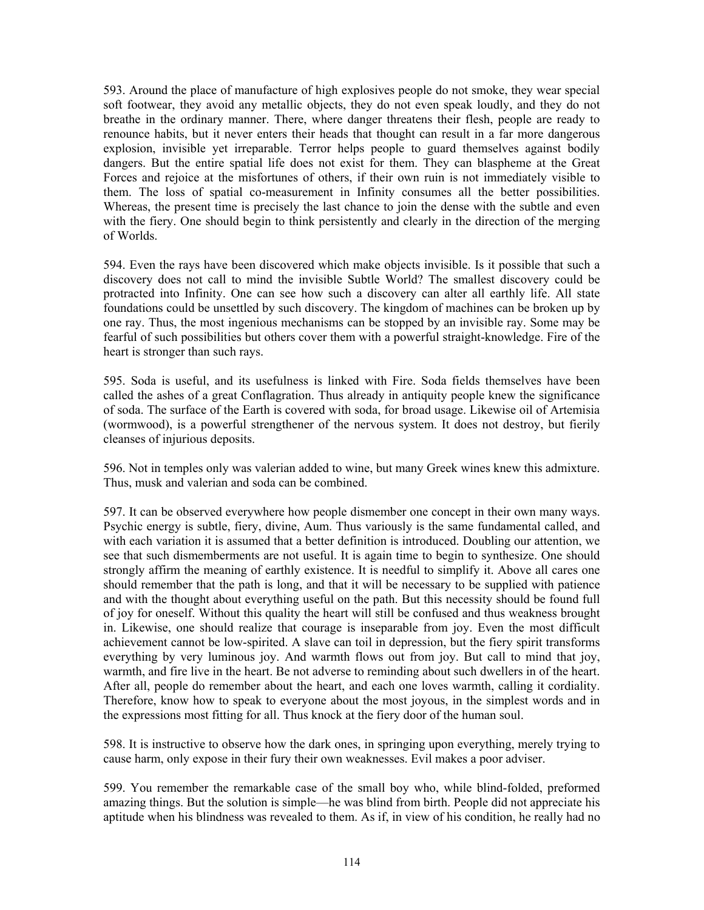593. Around the place of manufacture of high explosives people do not smoke, they wear special soft footwear, they avoid any metallic objects, they do not even speak loudly, and they do not breathe in the ordinary manner. There, where danger threatens their flesh, people are ready to renounce habits, but it never enters their heads that thought can result in a far more dangerous explosion, invisible yet irreparable. Terror helps people to guard themselves against bodily dangers. But the entire spatial life does not exist for them. They can blaspheme at the Great Forces and rejoice at the misfortunes of others, if their own ruin is not immediately visible to them. The loss of spatial co-measurement in Infinity consumes all the better possibilities. Whereas, the present time is precisely the last chance to join the dense with the subtle and even with the fiery. One should begin to think persistently and clearly in the direction of the merging of Worlds.

594. Even the rays have been discovered which make objects invisible. Is it possible that such a discovery does not call to mind the invisible Subtle World? The smallest discovery could be protracted into Infinity. One can see how such a discovery can alter all earthly life. All state foundations could be unsettled by such discovery. The kingdom of machines can be broken up by one ray. Thus, the most ingenious mechanisms can be stopped by an invisible ray. Some may be fearful of such possibilities but others cover them with a powerful straight-knowledge. Fire of the heart is stronger than such rays.

595. Soda is useful, and its usefulness is linked with Fire. Soda fields themselves have been called the ashes of a great Conflagration. Thus already in antiquity people knew the significance of soda. The surface of the Earth is covered with soda, for broad usage. Likewise oil of Artemisia (wormwood), is a powerful strengthener of the nervous system. It does not destroy, but fierily cleanses of injurious deposits.

596. Not in temples only was valerian added to wine, but many Greek wines knew this admixture. Thus, musk and valerian and soda can be combined.

597. It can be observed everywhere how people dismember one concept in their own many ways. Psychic energy is subtle, fiery, divine, Aum. Thus variously is the same fundamental called, and with each variation it is assumed that a better definition is introduced. Doubling our attention, we see that such dismemberments are not useful. It is again time to begin to synthesize. One should strongly affirm the meaning of earthly existence. It is needful to simplify it. Above all cares one should remember that the path is long, and that it will be necessary to be supplied with patience and with the thought about everything useful on the path. But this necessity should be found full of joy for oneself. Without this quality the heart will still be confused and thus weakness brought in. Likewise, one should realize that courage is inseparable from joy. Even the most difficult achievement cannot be low-spirited. A slave can toil in depression, but the fiery spirit transforms everything by very luminous joy. And warmth flows out from joy. But call to mind that joy, warmth, and fire live in the heart. Be not adverse to reminding about such dwellers in of the heart. After all, people do remember about the heart, and each one loves warmth, calling it cordiality. Therefore, know how to speak to everyone about the most joyous, in the simplest words and in the expressions most fitting for all. Thus knock at the fiery door of the human soul.

598. It is instructive to observe how the dark ones, in springing upon everything, merely trying to cause harm, only expose in their fury their own weaknesses. Evil makes a poor adviser.

599. You remember the remarkable case of the small boy who, while blind-folded, preformed amazing things. But the solution is simple—he was blind from birth. People did not appreciate his aptitude when his blindness was revealed to them. As if, in view of his condition, he really had no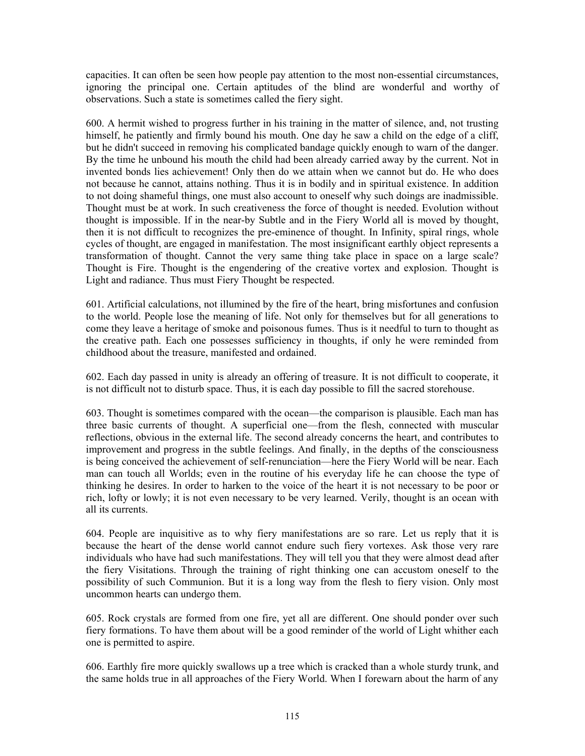capacities. It can often be seen how people pay attention to the most non-essential circumstances, ignoring the principal one. Certain aptitudes of the blind are wonderful and worthy of observations. Such a state is sometimes called the fiery sight.

600. A hermit wished to progress further in his training in the matter of silence, and, not trusting himself, he patiently and firmly bound his mouth. One day he saw a child on the edge of a cliff, but he didn't succeed in removing his complicated bandage quickly enough to warn of the danger. By the time he unbound his mouth the child had been already carried away by the current. Not in invented bonds lies achievement! Only then do we attain when we cannot but do. He who does not because he cannot, attains nothing. Thus it is in bodily and in spiritual existence. In addition to not doing shameful things, one must also account to oneself why such doings are inadmissible. Thought must be at work. In such creativeness the force of thought is needed. Evolution without thought is impossible. If in the near-by Subtle and in the Fiery World all is moved by thought, then it is not difficult to recognizes the pre-eminence of thought. In Infinity, spiral rings, whole cycles of thought, are engaged in manifestation. The most insignificant earthly object represents a transformation of thought. Cannot the very same thing take place in space on a large scale? Thought is Fire. Thought is the engendering of the creative vortex and explosion. Thought is Light and radiance. Thus must Fiery Thought be respected.

601. Artificial calculations, not illumined by the fire of the heart, bring misfortunes and confusion to the world. People lose the meaning of life. Not only for themselves but for all generations to come they leave a heritage of smoke and poisonous fumes. Thus is it needful to turn to thought as the creative path. Each one possesses sufficiency in thoughts, if only he were reminded from childhood about the treasure, manifested and ordained.

602. Each day passed in unity is already an offering of treasure. It is not difficult to cooperate, it is not difficult not to disturb space. Thus, it is each day possible to fill the sacred storehouse.

603. Thought is sometimes compared with the ocean—the comparison is plausible. Each man has three basic currents of thought. A superficial one—from the flesh, connected with muscular reflections, obvious in the external life. The second already concerns the heart, and contributes to improvement and progress in the subtle feelings. And finally, in the depths of the consciousness is being conceived the achievement of self-renunciation—here the Fiery World will be near. Each man can touch all Worlds; even in the routine of his everyday life he can choose the type of thinking he desires. In order to harken to the voice of the heart it is not necessary to be poor or rich, lofty or lowly; it is not even necessary to be very learned. Verily, thought is an ocean with all its currents.

604. People are inquisitive as to why fiery manifestations are so rare. Let us reply that it is because the heart of the dense world cannot endure such fiery vortexes. Ask those very rare individuals who have had such manifestations. They will tell you that they were almost dead after the fiery Visitations. Through the training of right thinking one can accustom oneself to the possibility of such Communion. But it is a long way from the flesh to fiery vision. Only most uncommon hearts can undergo them.

605. Rock crystals are formed from one fire, yet all are different. One should ponder over such fiery formations. To have them about will be a good reminder of the world of Light whither each one is permitted to aspire.

606. Earthly fire more quickly swallows up a tree which is cracked than a whole sturdy trunk, and the same holds true in all approaches of the Fiery World. When I forewarn about the harm of any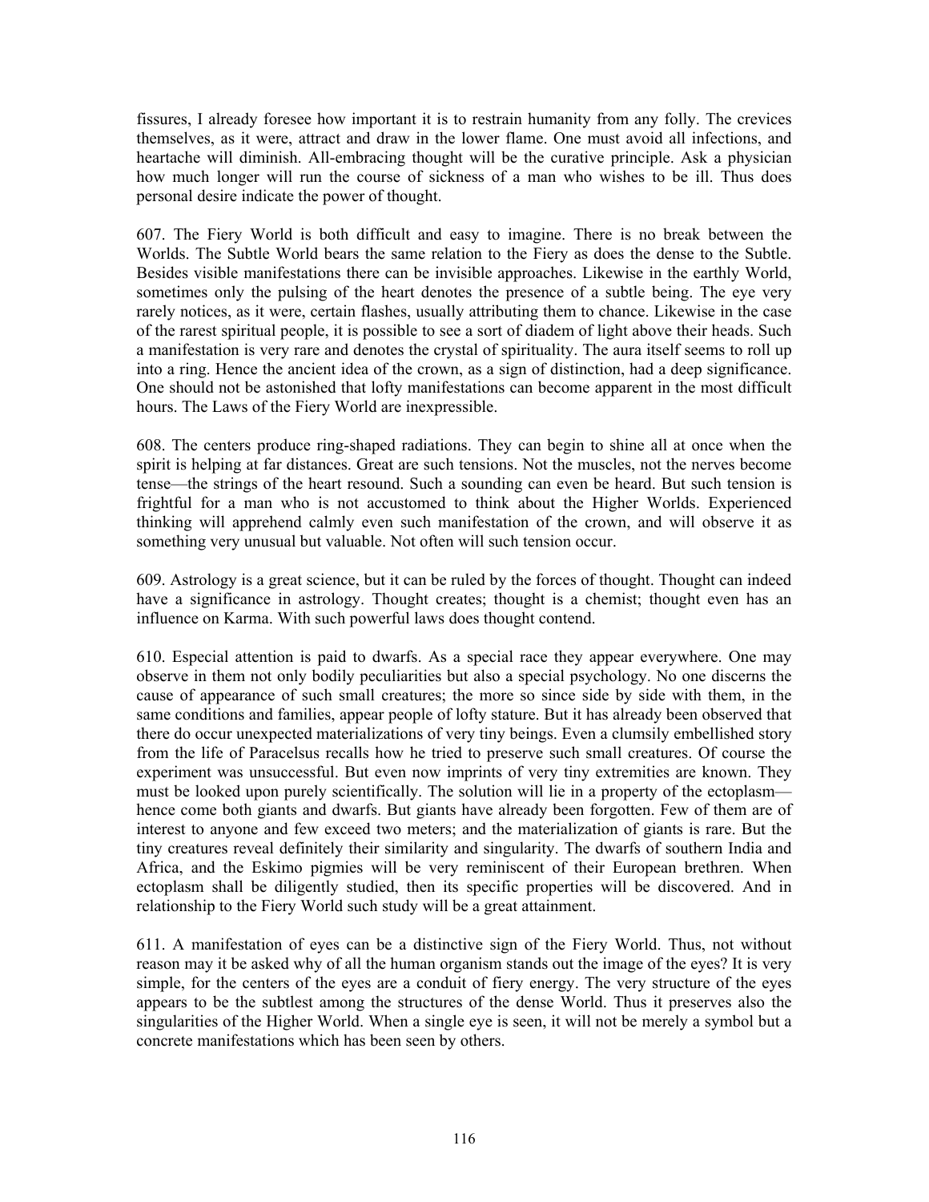fissures, I already foresee how important it is to restrain humanity from any folly. The crevices themselves, as it were, attract and draw in the lower flame. One must avoid all infections, and heartache will diminish. All-embracing thought will be the curative principle. Ask a physician how much longer will run the course of sickness of a man who wishes to be ill. Thus does personal desire indicate the power of thought.

607. The Fiery World is both difficult and easy to imagine. There is no break between the Worlds. The Subtle World bears the same relation to the Fiery as does the dense to the Subtle. Besides visible manifestations there can be invisible approaches. Likewise in the earthly World, sometimes only the pulsing of the heart denotes the presence of a subtle being. The eye very rarely notices, as it were, certain flashes, usually attributing them to chance. Likewise in the case of the rarest spiritual people, it is possible to see a sort of diadem of light above their heads. Such a manifestation is very rare and denotes the crystal of spirituality. The aura itself seems to roll up into a ring. Hence the ancient idea of the crown, as a sign of distinction, had a deep significance. One should not be astonished that lofty manifestations can become apparent in the most difficult hours. The Laws of the Fiery World are inexpressible.

608. The centers produce ring-shaped radiations. They can begin to shine all at once when the spirit is helping at far distances. Great are such tensions. Not the muscles, not the nerves become tense—the strings of the heart resound. Such a sounding can even be heard. But such tension is frightful for a man who is not accustomed to think about the Higher Worlds. Experienced thinking will apprehend calmly even such manifestation of the crown, and will observe it as something very unusual but valuable. Not often will such tension occur.

609. Astrology is a great science, but it can be ruled by the forces of thought. Thought can indeed have a significance in astrology. Thought creates; thought is a chemist; thought even has an influence on Karma. With such powerful laws does thought contend.

610. Especial attention is paid to dwarfs. As a special race they appear everywhere. One may observe in them not only bodily peculiarities but also a special psychology. No one discerns the cause of appearance of such small creatures; the more so since side by side with them, in the same conditions and families, appear people of lofty stature. But it has already been observed that there do occur unexpected materializations of very tiny beings. Even a clumsily embellished story from the life of Paracelsus recalls how he tried to preserve such small creatures. Of course the experiment was unsuccessful. But even now imprints of very tiny extremities are known. They must be looked upon purely scientifically. The solution will lie in a property of the ectoplasm—hence come both giants and dwarfs. But giants have already been forgotten. Few of them are of interest to anyone and few exceed two meters; and the materialization of giants is rare. But the tiny creatures reveal definitely their similarity and singularity. The dwarfs of southern India and Africa, and the Eskimo pigmies will be very reminiscent of their European brethren. When ectoplasm shall be diligently studied, then its specific properties will be discovered. And in relationship to the Fiery World such study will be a great attainment.

611. A manifestation of eyes can be a distinctive sign of the Fiery World. Thus, not without reason may it be asked why of all the human organism stands out the image of the eyes? It is very simple, for the centers of the eyes are a conduit of fiery energy. The very structure of the eyes appears to be the subtlest among the structures of the dense World. Thus it preserves also the singularities of the Higher World. When a single eye is seen, it will not be merely a symbol but a concrete manifestations which has been seen by others.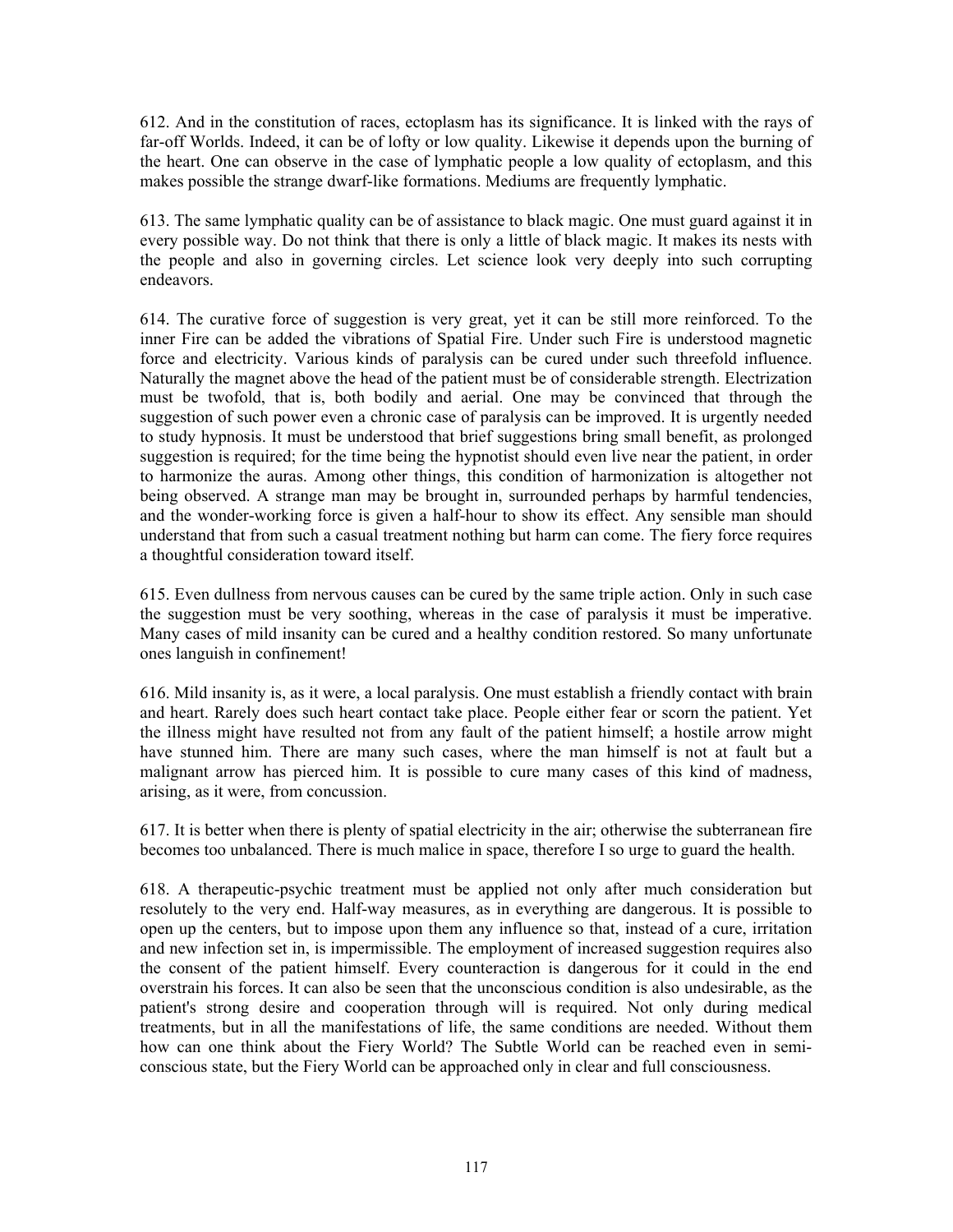612. And in the constitution of races, ectoplasm has its significance. It is linked with the rays of far-off Worlds. Indeed, it can be of lofty or low quality. Likewise it depends upon the burning of the heart. One can observe in the case of lymphatic people a low quality of ectoplasm, and this makes possible the strange dwarf-like formations. Mediums are frequently lymphatic.

613. The same lymphatic quality can be of assistance to black magic. One must guard against it in every possible way. Do not think that there is only a little of black magic. It makes its nests with the people and also in governing circles. Let science look very deeply into such corrupting endeavors.

614. The curative force of suggestion is very great, yet it can be still more reinforced. To the inner Fire can be added the vibrations of Spatial Fire. Under such Fire is understood magnetic force and electricity. Various kinds of paralysis can be cured under such threefold influence. Naturally the magnet above the head of the patient must be of considerable strength. Electrization must be twofold, that is, both bodily and aerial. One may be convinced that through the suggestion of such power even a chronic case of paralysis can be improved. It is urgently needed to study hypnosis. It must be understood that brief suggestions bring small benefit, as prolonged suggestion is required; for the time being the hypnotist should even live near the patient, in order to harmonize the auras. Among other things, this condition of harmonization is altogether not being observed. A strange man may be brought in, surrounded perhaps by harmful tendencies, and the wonder-working force is given a half-hour to show its effect. Any sensible man should understand that from such a casual treatment nothing but harm can come. The fiery force requires a thoughtful consideration toward itself.

615. Even dullness from nervous causes can be cured by the same triple action. Only in such case the suggestion must be very soothing, whereas in the case of paralysis it must be imperative. Many cases of mild insanity can be cured and a healthy condition restored. So many unfortunate ones languish in confinement!

616. Mild insanity is, as it were, a local paralysis. One must establish a friendly contact with brain and heart. Rarely does such heart contact take place. People either fear or scorn the patient. Yet the illness might have resulted not from any fault of the patient himself; a hostile arrow might have stunned him. There are many such cases, where the man himself is not at fault but a malignant arrow has pierced him. It is possible to cure many cases of this kind of madness, arising, as it were, from concussion.

617. It is better when there is plenty of spatial electricity in the air; otherwise the subterranean fire becomes too unbalanced. There is much malice in space, therefore I so urge to guard the health.

618. A therapeutic-psychic treatment must be applied not only after much consideration but resolutely to the very end. Half-way measures, as in everything are dangerous. It is possible to open up the centers, but to impose upon them any influence so that, instead of a cure, irritation and new infection set in, is impermissible. The employment of increased suggestion requires also the consent of the patient himself. Every counteraction is dangerous for it could in the end overstrain his forces. It can also be seen that the unconscious condition is also undesirable, as the patient's strong desire and cooperation through will is required. Not only during medical treatments, but in all the manifestations of life, the same conditions are needed. Without them how can one think about the Fiery World? The Subtle World can be reached even in semi-conscious state, but the Fiery World can be approached only in clear and full consciousness.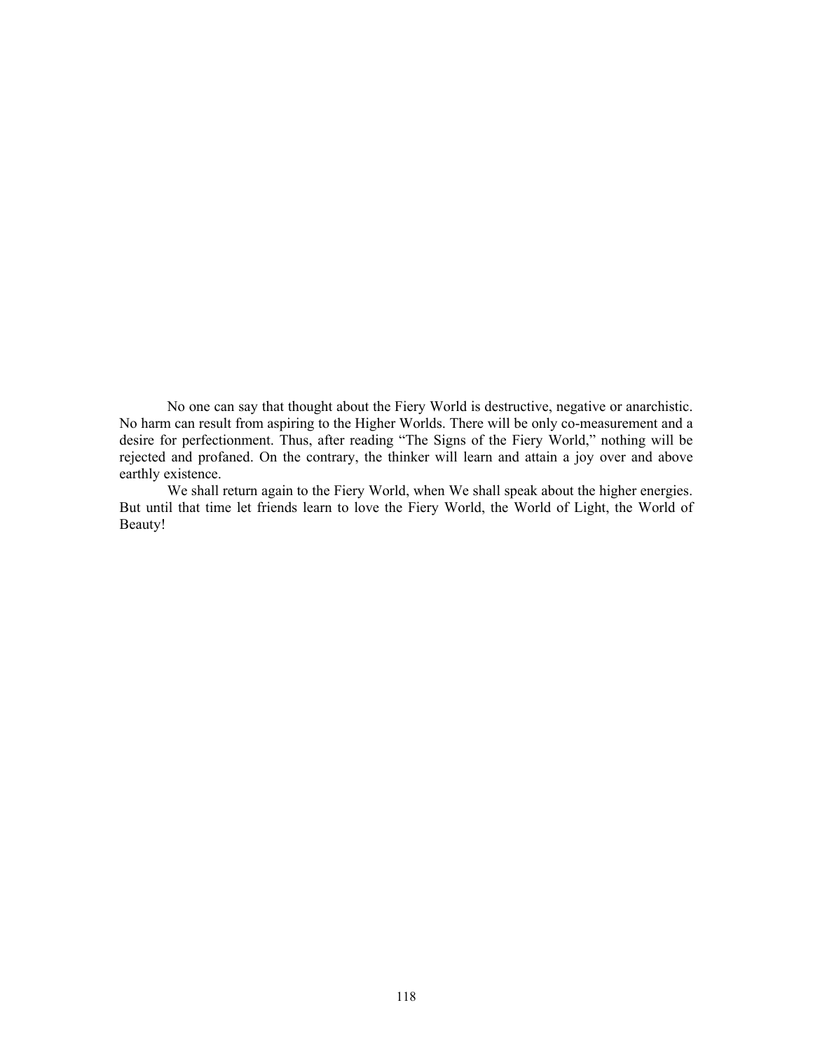No one can say that thought about the Fiery World is destructive, negative or anarchistic. No harm can result from aspiring to the Higher Worlds. There will be only co-measurement and a desire for perfectionment. Thus, after reading "The Signs of the Fiery World," nothing will be rejected and profaned. On the contrary, the thinker will learn and attain a joy over and above earthly existence.

We shall return again to the Fiery World, when We shall speak about the higher energies. But until that time let friends learn to love the Fiery World, the World of Light, the World of Beauty!